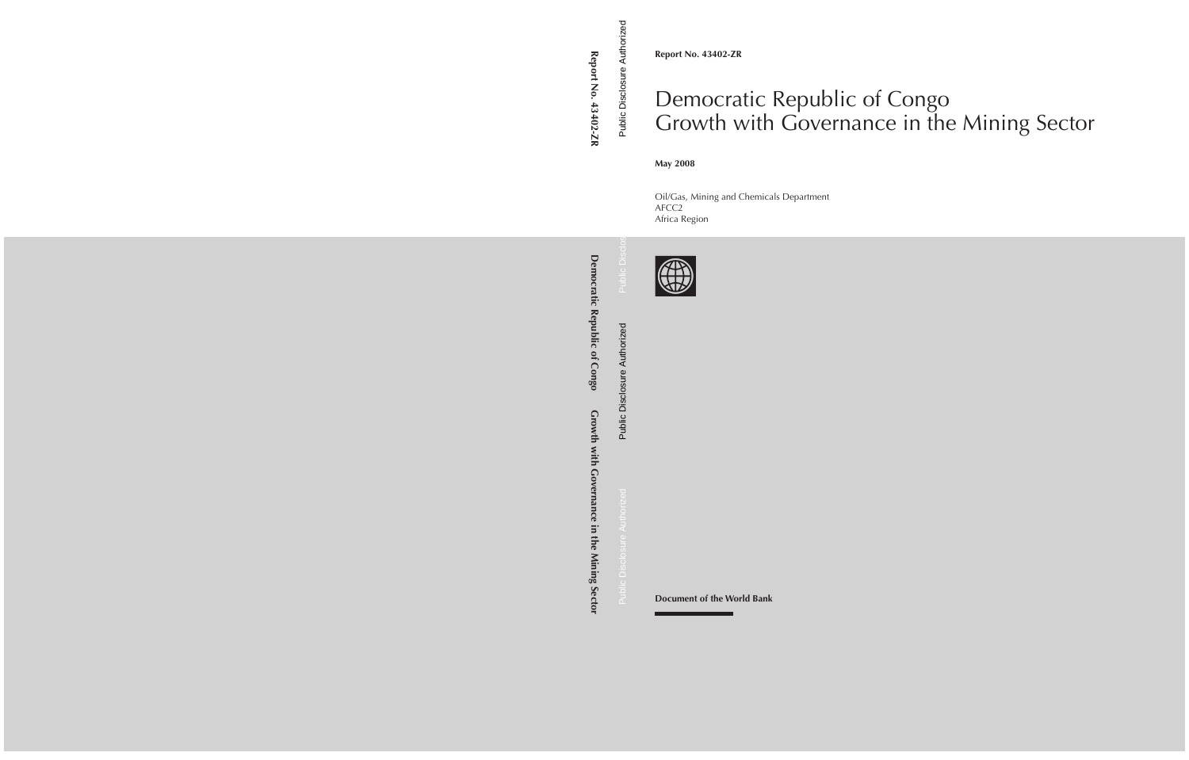**Report No. 43402-ZR**

# Democratic Republic of Congo
# Growth with Governance in the Mining Sector

**May 2008**

Oil/Gas, Mining and Chemicals Department
AFCC2
Africa Region

**Document of the World Bank**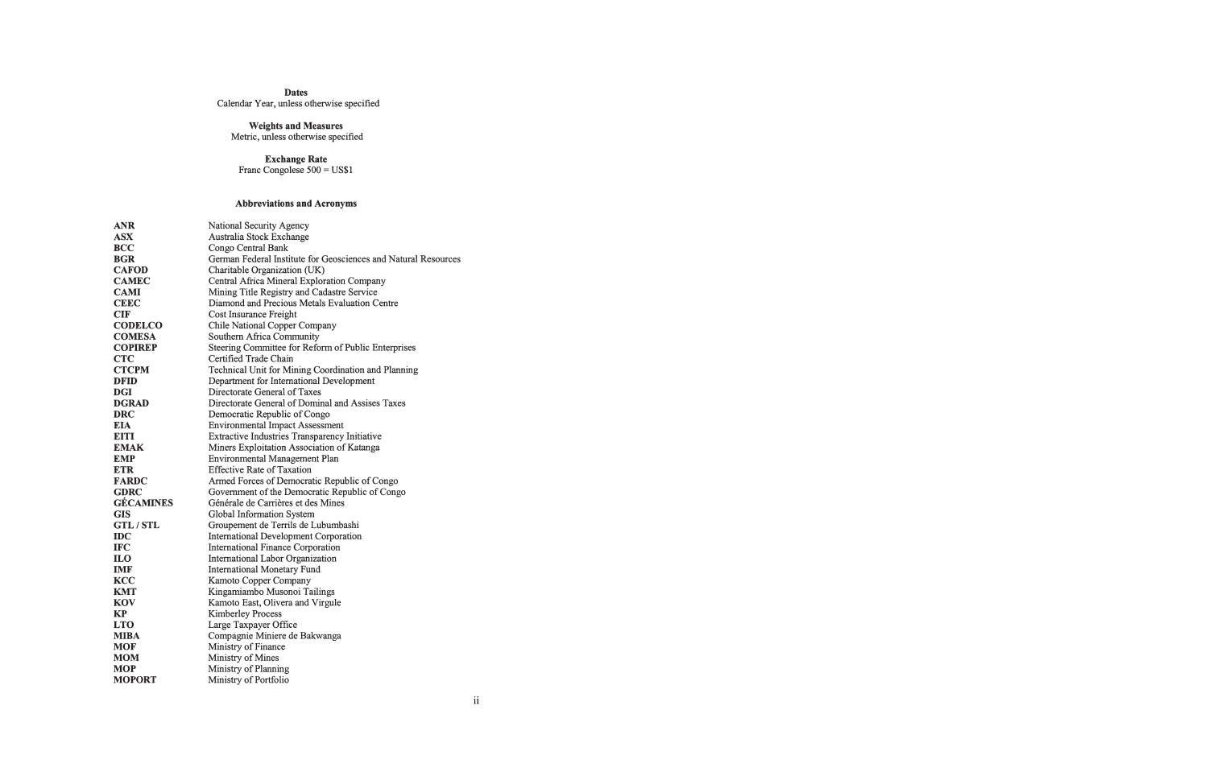**Dates**
Calendar Year, unless otherwise specified

**Weights and Measures**
Metric, unless otherwise specified

**Exchange Rate**
Franc Congolese 500 = US$1

**Abbreviations and Acronyms**

| | |
|---|---|
| **ANR** | National Security Agency |
| **ASX** | Australia Stock Exchange |
| **BCC** | Congo Central Bank |
| **BGR** | German Federal Institute for Geosciences and Natural Resources |
| **CAFOD** | Charitable Organization (UK) |
| **CAMEC** | Central Africa Mineral Exploration Company |
| **CAMI** | Mining Title Registry and Cadastre Service |
| **CEEC** | Diamond and Precious Metals Evaluation Centre |
| **CIF** | Cost Insurance Freight |
| **CODELCO** | Chile National Copper Company |
| **COMESA** | Southern Africa Community |
| **COPIREP** | Steering Committee for Reform of Public Enterprises |
| **CTC** | Certified Trade Chain |
| **CTCPM** | Technical Unit for Mining Coordination and Planning |
| **DFID** | Department for International Development |
| **DGI** | Directorate General of Taxes |
| **DGRAD** | Directorate General of Dominal and Assises Taxes |
| **DRC** | Democratic Republic of Congo |
| **EIA** | Environmental Impact Assessment |
| **EITI** | Extractive Industries Transparency Initiative |
| **EMAK** | Miners Exploitation Association of Katanga |
| **EMP** | Environmental Management Plan |
| **ETR** | Effective Rate of Taxation |
| **FARDC** | Armed Forces of Democratic Republic of Congo |
| **GDRC** | Government of the Democratic Republic of Congo |
| **GÉCAMINES** | Générale de Carrières et des Mines |
| **GIS** | Global Information System |
| **GTL / STL** | Groupement de Terrils de Lubumbashi |
| **IDC** | International Development Corporation |
| **IFC** | International Finance Corporation |
| **ILO** | International Labor Organization |
| **IMF** | International Monetary Fund |
| **KCC** | Kamoto Copper Company |
| **KMT** | Kingamiambo Musonoi Tailings |
| **KOV** | Kamoto East, Olivera and Virgule |
| **KP** | Kimberley Process |
| **LTO** | Large Taxpayer Office |
| **MIBA** | Compagnie Miniere de Bakwanga |
| **MOF** | Ministry of Finance |
| **MOM** | Ministry of Mines |
| **MOP** | Ministry of Planning |
| **MOPORT** | Ministry of Portfolio |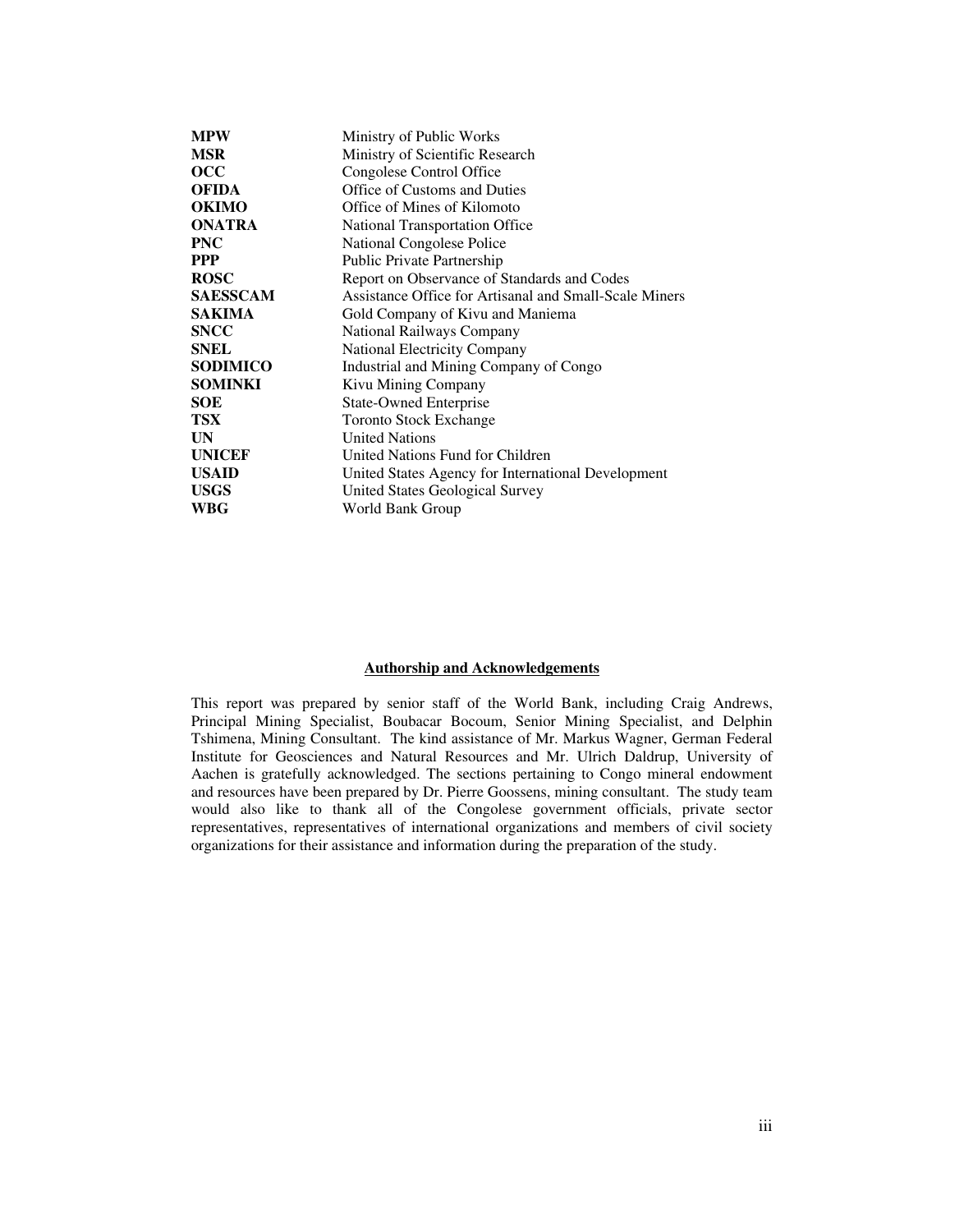| | |
|---|---|
| **MPW** | Ministry of Public Works |
| **MSR** | Ministry of Scientific Research |
| **OCC** | Congolese Control Office |
| **OFIDA** | Office of Customs and Duties |
| **OKIMO** | Office of Mines of Kilomoto |
| **ONATRA** | National Transportation Office |
| **PNC** | National Congolese Police |
| **PPP** | Public Private Partnership |
| **ROSC** | Report on Observance of Standards and Codes |
| **SAESSCAM** | Assistance Office for Artisanal and Small-Scale Miners |
| **SAKIMA** | Gold Company of Kivu and Maniema |
| **SNCC** | National Railways Company |
| **SNEL** | National Electricity Company |
| **SODIMICO** | Industrial and Mining Company of Congo |
| **SOMINKI** | Kivu Mining Company |
| **SOE** | State-Owned Enterprise |
| **TSX** | Toronto Stock Exchange |
| **UN** | United Nations |
| **UNICEF** | United Nations Fund for Children |
| **USAID** | United States Agency for International Development |
| **USGS** | United States Geological Survey |
| **WBG** | World Bank Group |

## Authorship and Acknowledgements

This report was prepared by senior staff of the World Bank, including Craig Andrews, Principal Mining Specialist, Boubacar Bocoum, Senior Mining Specialist, and Delphin Tshimena, Mining Consultant. The kind assistance of Mr. Markus Wagner, German Federal Institute for Geosciences and Natural Resources and Mr. Ulrich Daldrup, University of Aachen is gratefully acknowledged. The sections pertaining to Congo mineral endowment and resources have been prepared by Dr. Pierre Goossens, mining consultant. The study team would also like to thank all of the Congolese government officials, private sector representatives, representatives of international organizations and members of civil society organizations for their assistance and information during the preparation of the study.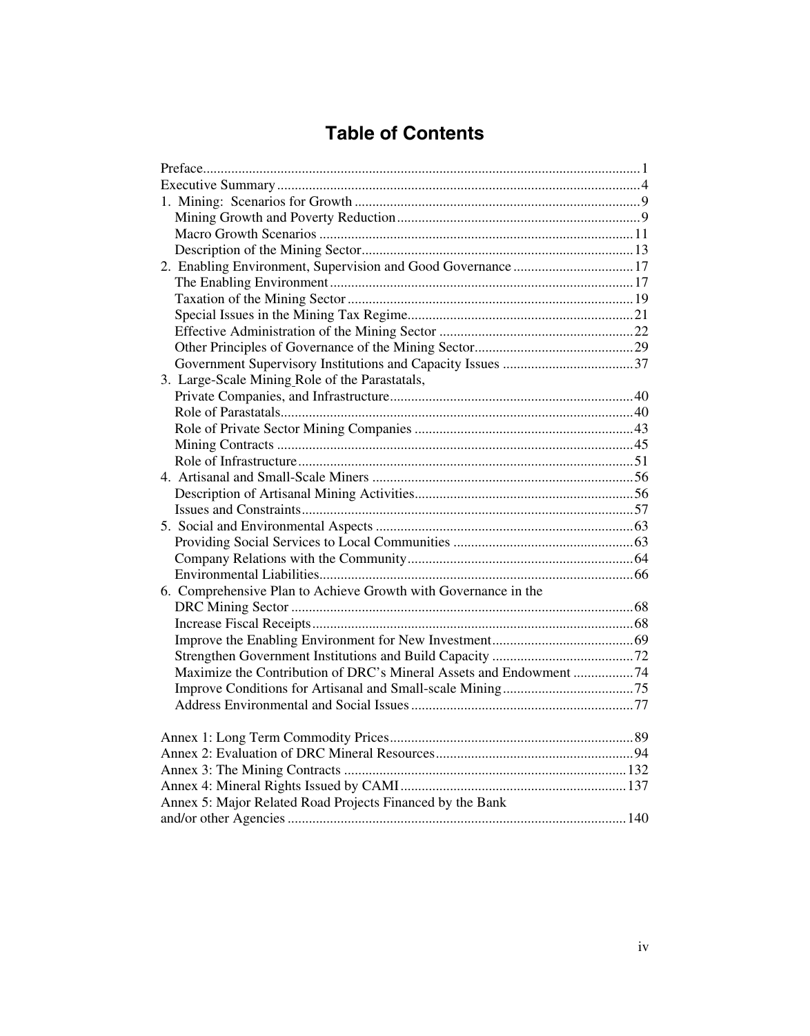# Table of Contents

Preface ... 1
Executive Summary ... 4
1. Mining: Scenarios for Growth ... 9
    Mining Growth and Poverty Reduction ... 9
    Macro Growth Scenarios ... 11
    Description of the Mining Sector ... 13
2. Enabling Environment, Supervision and Good Governance ... 17
    The Enabling Environment ... 17
    Taxation of the Mining Sector ... 19
    Special Issues in the Mining Tax Regime ... 21
    Effective Administration of the Mining Sector ... 22
    Other Principles of Governance of the Mining Sector ... 29
    Government Supervisory Institutions and Capacity Issues ... 37
3. Large-Scale Mining Role of the Parastatals, Private Companies, and Infrastructure ... 40
    Role of Parastatals ... 40
    Role of Private Sector Mining Companies ... 43
    Mining Contracts ... 45
    Role of Infrastructure ... 51
4. Artisanal and Small-Scale Miners ... 56
    Description of Artisanal Mining Activities ... 56
    Issues and Constraints ... 57
5. Social and Environmental Aspects ... 63
    Providing Social Services to Local Communities ... 63
    Company Relations with the Community ... 64
    Environmental Liabilities ... 66
6. Comprehensive Plan to Achieve Growth with Governance in the DRC Mining Sector ... 68
    Increase Fiscal Receipts ... 68
    Improve the Enabling Environment for New Investment ... 69
    Strengthen Government Institutions and Build Capacity ... 72
    Maximize the Contribution of DRC's Mineral Assets and Endowment ... 74
    Improve Conditions for Artisanal and Small-scale Mining ... 75
    Address Environmental and Social Issues ... 77

Annex 1: Long Term Commodity Prices ... 89
Annex 2: Evaluation of DRC Mineral Resources ... 94
Annex 3: The Mining Contracts ... 132
Annex 4: Mineral Rights Issued by CAMI ... 137
Annex 5: Major Related Road Projects Financed by the Bank and/or other Agencies ... 140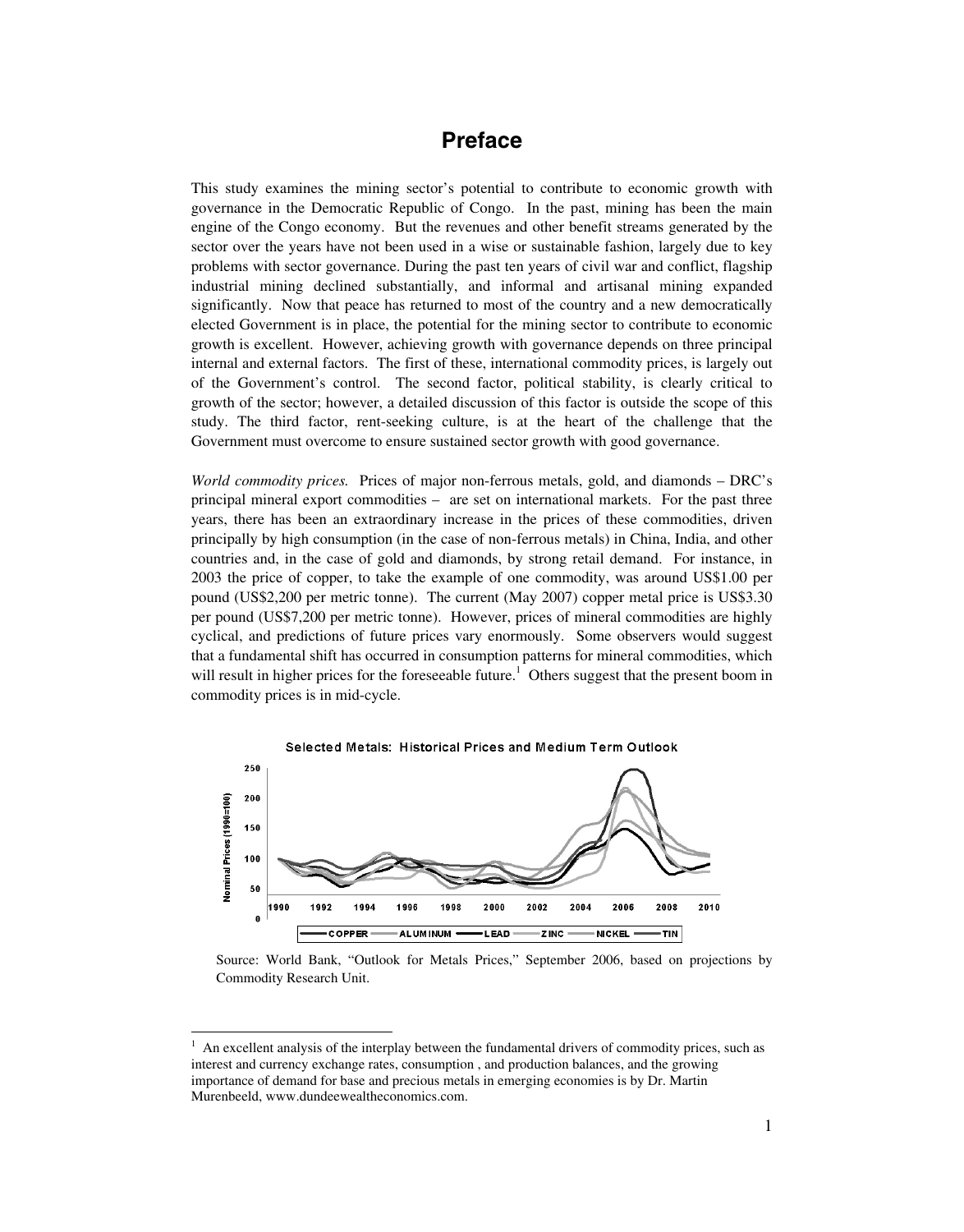# Preface

This study examines the mining sector's potential to contribute to economic growth with governance in the Democratic Republic of Congo. In the past, mining has been the main engine of the Congo economy. But the revenues and other benefit streams generated by the sector over the years have not been used in a wise or sustainable fashion, largely due to key problems with sector governance. During the past ten years of civil war and conflict, flagship industrial mining declined substantially, and informal and artisanal mining expanded significantly. Now that peace has returned to most of the country and a new democratically elected Government is in place, the potential for the mining sector to contribute to economic growth is excellent. However, achieving growth with governance depends on three principal internal and external factors. The first of these, international commodity prices, is largely out of the Government's control. The second factor, political stability, is clearly critical to growth of the sector; however, a detailed discussion of this factor is outside the scope of this study. The third factor, rent-seeking culture, is at the heart of the challenge that the Government must overcome to ensure sustained sector growth with good governance.

*World commodity prices.* Prices of major non-ferrous metals, gold, and diamonds – DRC's principal mineral export commodities – are set on international markets. For the past three years, there has been an extraordinary increase in the prices of these commodities, driven principally by high consumption (in the case of non-ferrous metals) in China, India, and other countries and, in the case of gold and diamonds, by strong retail demand. For instance, in 2003 the price of copper, to take the example of one commodity, was around US$1.00 per pound (US$2,200 per metric tonne). The current (May 2007) copper metal price is US$3.30 per pound (US$7,200 per metric tonne). However, prices of mineral commodities are highly cyclical, and predictions of future prices vary enormously. Some observers would suggest that a fundamental shift has occurred in consumption patterns for mineral commodities, which will result in higher prices for the foreseeable future.[1] Others suggest that the present boom in commodity prices is in mid-cycle.

**Selected Metals: Historical Prices and Medium Term Outlook**

Source: World Bank, "Outlook for Metals Prices," September 2006, based on projections by Commodity Research Unit.

[1] An excellent analysis of the interplay between the fundamental drivers of commodity prices, such as interest and currency exchange rates, consumption, and production balances, and the growing importance of demand for base and precious metals in emerging economies is by Dr. Martin Murenbeeld, www.dundeewealtheconomics.com.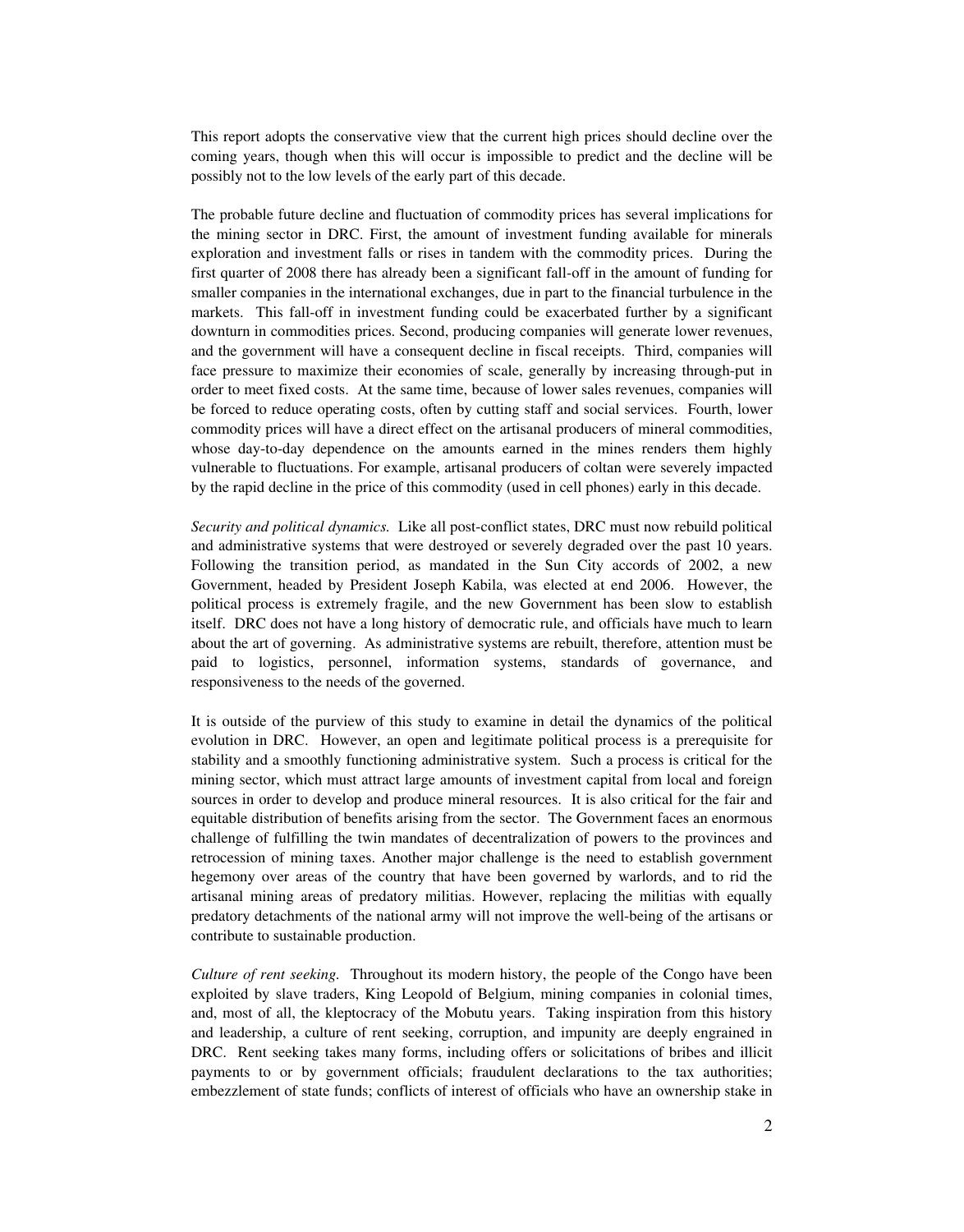This report adopts the conservative view that the current high prices should decline over the coming years, though when this will occur is impossible to predict and the decline will be possibly not to the low levels of the early part of this decade.

The probable future decline and fluctuation of commodity prices has several implications for the mining sector in DRC. First, the amount of investment funding available for minerals exploration and investment falls or rises in tandem with the commodity prices. During the first quarter of 2008 there has already been a significant fall-off in the amount of funding for smaller companies in the international exchanges, due in part to the financial turbulence in the markets. This fall-off in investment funding could be exacerbated further by a significant downturn in commodities prices. Second, producing companies will generate lower revenues, and the government will have a consequent decline in fiscal receipts. Third, companies will face pressure to maximize their economies of scale, generally by increasing through-put in order to meet fixed costs. At the same time, because of lower sales revenues, companies will be forced to reduce operating costs, often by cutting staff and social services. Fourth, lower commodity prices will have a direct effect on the artisanal producers of mineral commodities, whose day-to-day dependence on the amounts earned in the mines renders them highly vulnerable to fluctuations. For example, artisanal producers of coltan were severely impacted by the rapid decline in the price of this commodity (used in cell phones) early in this decade.

*Security and political dynamics.* Like all post-conflict states, DRC must now rebuild political and administrative systems that were destroyed or severely degraded over the past 10 years. Following the transition period, as mandated in the Sun City accords of 2002, a new Government, headed by President Joseph Kabila, was elected at end 2006. However, the political process is extremely fragile, and the new Government has been slow to establish itself. DRC does not have a long history of democratic rule, and officials have much to learn about the art of governing. As administrative systems are rebuilt, therefore, attention must be paid to logistics, personnel, information systems, standards of governance, and responsiveness to the needs of the governed.

It is outside of the purview of this study to examine in detail the dynamics of the political evolution in DRC. However, an open and legitimate political process is a prerequisite for stability and a smoothly functioning administrative system. Such a process is critical for the mining sector, which must attract large amounts of investment capital from local and foreign sources in order to develop and produce mineral resources. It is also critical for the fair and equitable distribution of benefits arising from the sector. The Government faces an enormous challenge of fulfilling the twin mandates of decentralization of powers to the provinces and retrocession of mining taxes. Another major challenge is the need to establish government hegemony over areas of the country that have been governed by warlords, and to rid the artisanal mining areas of predatory militias. However, replacing the militias with equally predatory detachments of the national army will not improve the well-being of the artisans or contribute to sustainable production.

*Culture of rent seeking.* Throughout its modern history, the people of the Congo have been exploited by slave traders, King Leopold of Belgium, mining companies in colonial times, and, most of all, the kleptocracy of the Mobutu years. Taking inspiration from this history and leadership, a culture of rent seeking, corruption, and impunity are deeply engrained in DRC. Rent seeking takes many forms, including offers or solicitations of bribes and illicit payments to or by government officials; fraudulent declarations to the tax authorities; embezzlement of state funds; conflicts of interest of officials who have an ownership stake in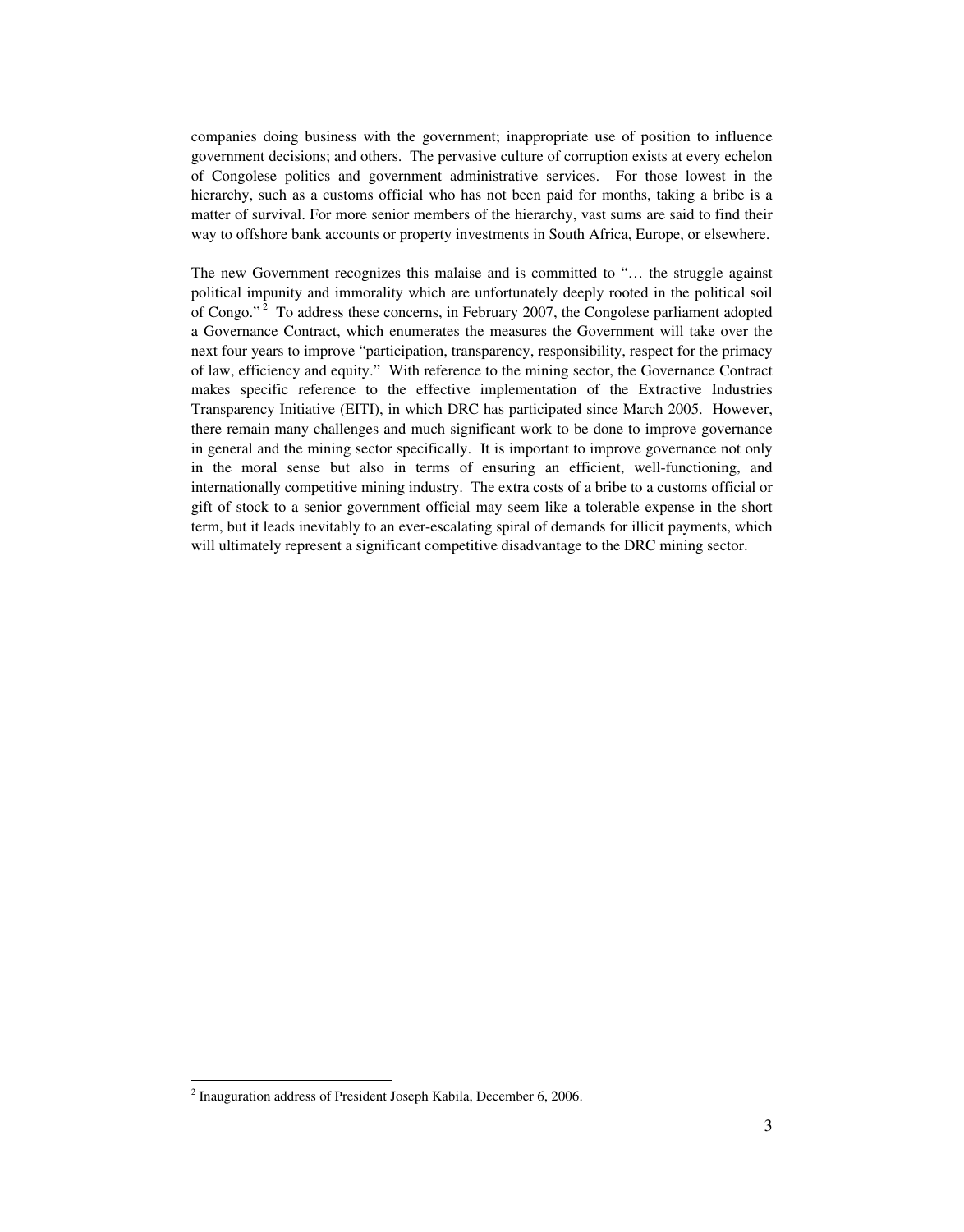companies doing business with the government; inappropriate use of position to influence government decisions; and others. The pervasive culture of corruption exists at every echelon of Congolese politics and government administrative services. For those lowest in the hierarchy, such as a customs official who has not been paid for months, taking a bribe is a matter of survival. For more senior members of the hierarchy, vast sums are said to find their way to offshore bank accounts or property investments in South Africa, Europe, or elsewhere.

The new Government recognizes this malaise and is committed to "… the struggle against political impunity and immorality which are unfortunately deeply rooted in the political soil of Congo."[2] To address these concerns, in February 2007, the Congolese parliament adopted a Governance Contract, which enumerates the measures the Government will take over the next four years to improve "participation, transparency, responsibility, respect for the primacy of law, efficiency and equity." With reference to the mining sector, the Governance Contract makes specific reference to the effective implementation of the Extractive Industries Transparency Initiative (EITI), in which DRC has participated since March 2005. However, there remain many challenges and much significant work to be done to improve governance in general and the mining sector specifically. It is important to improve governance not only in the moral sense but also in terms of ensuring an efficient, well-functioning, and internationally competitive mining industry. The extra costs of a bribe to a customs official or gift of stock to a senior government official may seem like a tolerable expense in the short term, but it leads inevitably to an ever-escalating spiral of demands for illicit payments, which will ultimately represent a significant competitive disadvantage to the DRC mining sector.

[2] Inauguration address of President Joseph Kabila, December 6, 2006.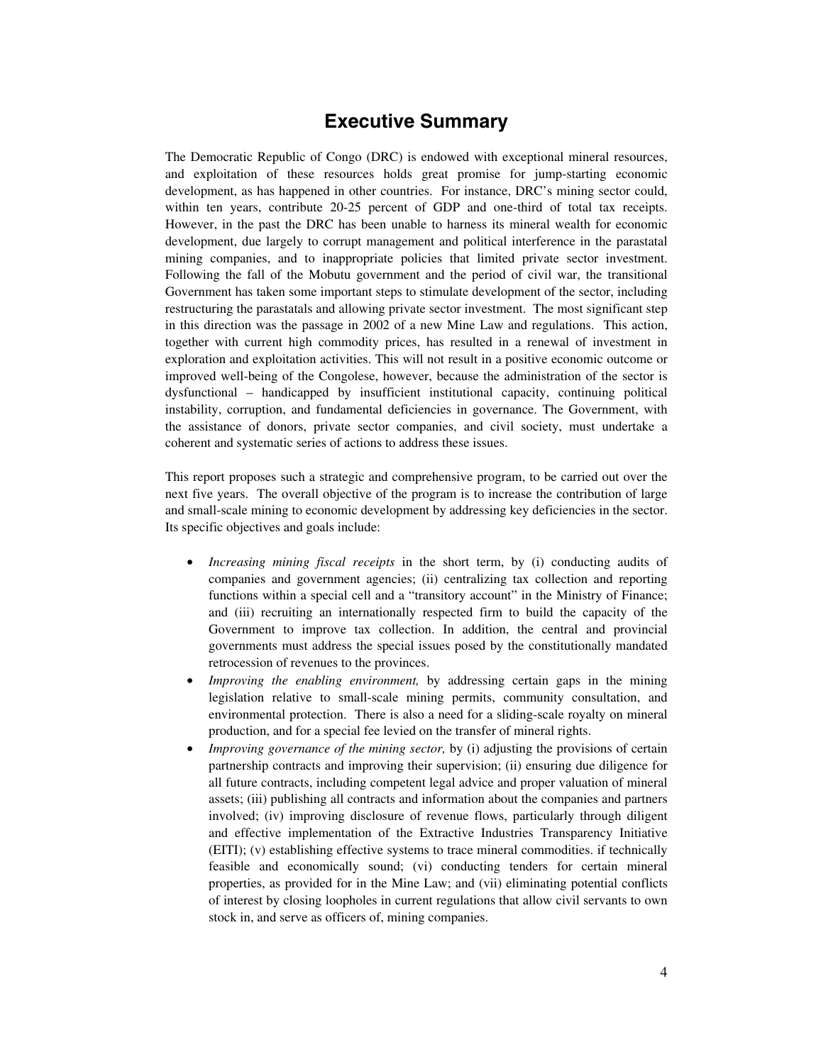# Executive Summary

The Democratic Republic of Congo (DRC) is endowed with exceptional mineral resources, and exploitation of these resources holds great promise for jump-starting economic development, as has happened in other countries. For instance, DRC's mining sector could, within ten years, contribute 20-25 percent of GDP and one-third of total tax receipts. However, in the past the DRC has been unable to harness its mineral wealth for economic development, due largely to corrupt management and political interference in the parastatal mining companies, and to inappropriate policies that limited private sector investment. Following the fall of the Mobutu government and the period of civil war, the transitional Government has taken some important steps to stimulate development of the sector, including restructuring the parastatals and allowing private sector investment. The most significant step in this direction was the passage in 2002 of a new Mine Law and regulations. This action, together with current high commodity prices, has resulted in a renewal of investment in exploration and exploitation activities. This will not result in a positive economic outcome or improved well-being of the Congolese, however, because the administration of the sector is dysfunctional – handicapped by insufficient institutional capacity, continuing political instability, corruption, and fundamental deficiencies in governance. The Government, with the assistance of donors, private sector companies, and civil society, must undertake a coherent and systematic series of actions to address these issues.

This report proposes such a strategic and comprehensive program, to be carried out over the next five years. The overall objective of the program is to increase the contribution of large and small-scale mining to economic development by addressing key deficiencies in the sector. Its specific objectives and goals include:

- *Increasing mining fiscal receipts* in the short term, by (i) conducting audits of companies and government agencies; (ii) centralizing tax collection and reporting functions within a special cell and a "transitory account" in the Ministry of Finance; and (iii) recruiting an internationally respected firm to build the capacity of the Government to improve tax collection. In addition, the central and provincial governments must address the special issues posed by the constitutionally mandated retrocession of revenues to the provinces.
- *Improving the enabling environment,* by addressing certain gaps in the mining legislation relative to small-scale mining permits, community consultation, and environmental protection. There is also a need for a sliding-scale royalty on mineral production, and for a special fee levied on the transfer of mineral rights.
- *Improving governance of the mining sector,* by (i) adjusting the provisions of certain partnership contracts and improving their supervision; (ii) ensuring due diligence for all future contracts, including competent legal advice and proper valuation of mineral assets; (iii) publishing all contracts and information about the companies and partners involved; (iv) improving disclosure of revenue flows, particularly through diligent and effective implementation of the Extractive Industries Transparency Initiative (EITI); (v) establishing effective systems to trace mineral commodities. if technically feasible and economically sound; (vi) conducting tenders for certain mineral properties, as provided for in the Mine Law; and (vii) eliminating potential conflicts of interest by closing loopholes in current regulations that allow civil servants to own stock in, and serve as officers of, mining companies.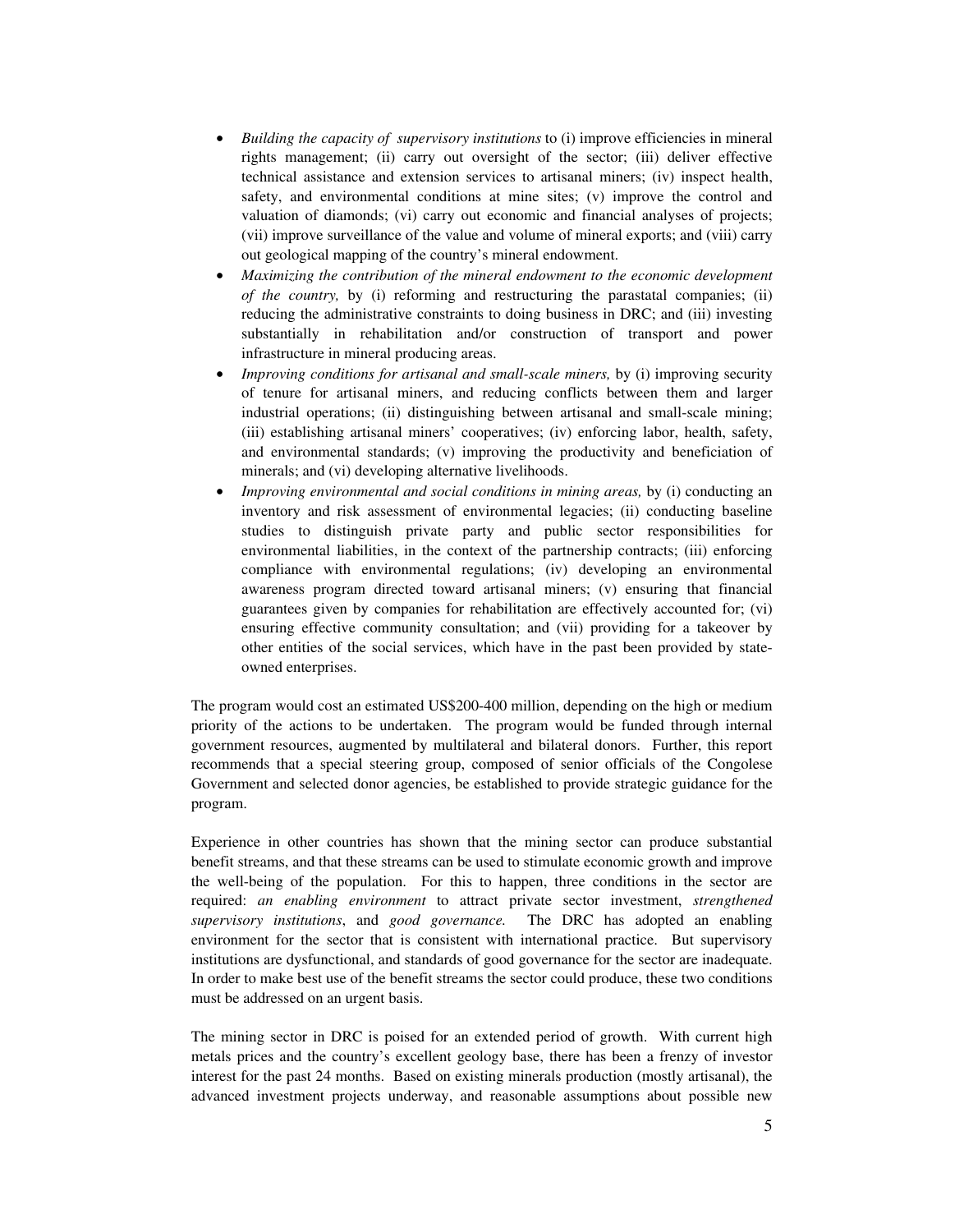- *Building the capacity of supervisory institutions* to (i) improve efficiencies in mineral rights management; (ii) carry out oversight of the sector; (iii) deliver effective technical assistance and extension services to artisanal miners; (iv) inspect health, safety, and environmental conditions at mine sites; (v) improve the control and valuation of diamonds; (vi) carry out economic and financial analyses of projects; (vii) improve surveillance of the value and volume of mineral exports; and (viii) carry out geological mapping of the country's mineral endowment.
- *Maximizing the contribution of the mineral endowment to the economic development of the country,* by (i) reforming and restructuring the parastatal companies; (ii) reducing the administrative constraints to doing business in DRC; and (iii) investing substantially in rehabilitation and/or construction of transport and power infrastructure in mineral producing areas.
- *Improving conditions for artisanal and small-scale miners,* by (i) improving security of tenure for artisanal miners, and reducing conflicts between them and larger industrial operations; (ii) distinguishing between artisanal and small-scale mining; (iii) establishing artisanal miners' cooperatives; (iv) enforcing labor, health, safety, and environmental standards; (v) improving the productivity and beneficiation of minerals; and (vi) developing alternative livelihoods.
- *Improving environmental and social conditions in mining areas,* by (i) conducting an inventory and risk assessment of environmental legacies; (ii) conducting baseline studies to distinguish private party and public sector responsibilities for environmental liabilities, in the context of the partnership contracts; (iii) enforcing compliance with environmental regulations; (iv) developing an environmental awareness program directed toward artisanal miners; (v) ensuring that financial guarantees given by companies for rehabilitation are effectively accounted for; (vi) ensuring effective community consultation; and (vii) providing for a takeover by other entities of the social services, which have in the past been provided by state-owned enterprises.

The program would cost an estimated US$200-400 million, depending on the high or medium priority of the actions to be undertaken. The program would be funded through internal government resources, augmented by multilateral and bilateral donors. Further, this report recommends that a special steering group, composed of senior officials of the Congolese Government and selected donor agencies, be established to provide strategic guidance for the program.

Experience in other countries has shown that the mining sector can produce substantial benefit streams, and that these streams can be used to stimulate economic growth and improve the well-being of the population. For this to happen, three conditions in the sector are required: *an enabling environment* to attract private sector investment, *strengthened supervisory institutions*, and *good governance.* The DRC has adopted an enabling environment for the sector that is consistent with international practice. But supervisory institutions are dysfunctional, and standards of good governance for the sector are inadequate. In order to make best use of the benefit streams the sector could produce, these two conditions must be addressed on an urgent basis.

The mining sector in DRC is poised for an extended period of growth. With current high metals prices and the country's excellent geology base, there has been a frenzy of investor interest for the past 24 months. Based on existing minerals production (mostly artisanal), the advanced investment projects underway, and reasonable assumptions about possible new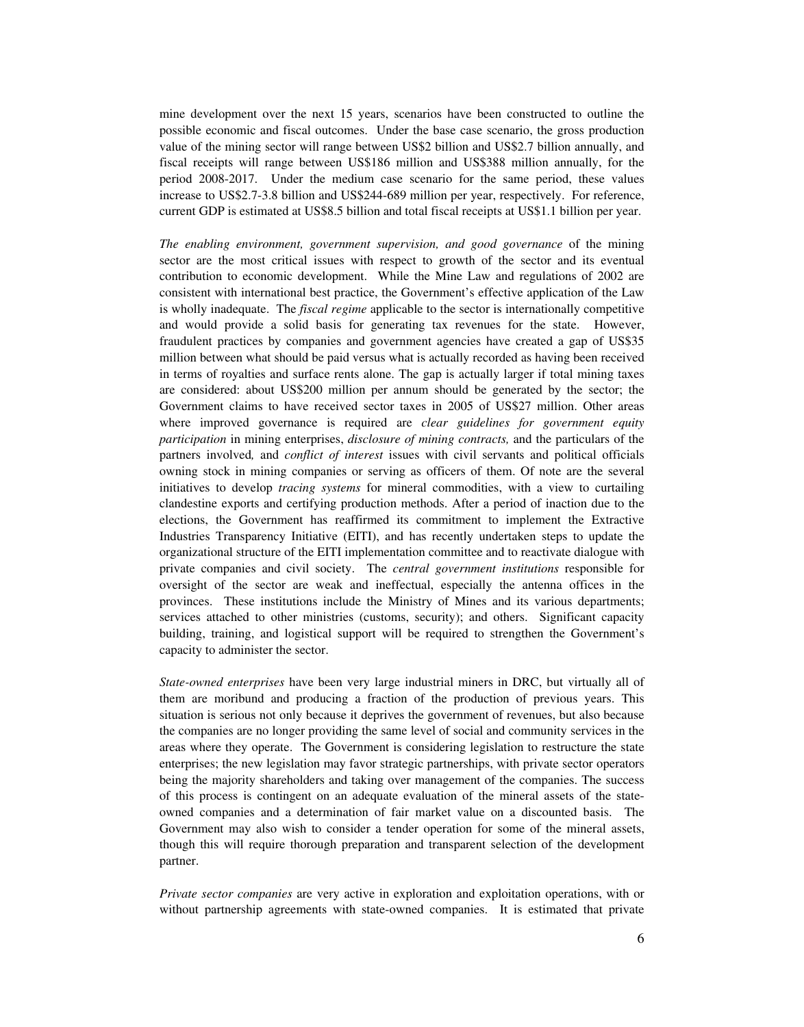mine development over the next 15 years, scenarios have been constructed to outline the possible economic and fiscal outcomes. Under the base case scenario, the gross production value of the mining sector will range between US$2 billion and US$2.7 billion annually, and fiscal receipts will range between US$186 million and US$388 million annually, for the period 2008-2017. Under the medium case scenario for the same period, these values increase to US$2.7-3.8 billion and US$244-689 million per year, respectively. For reference, current GDP is estimated at US$8.5 billion and total fiscal receipts at US$1.1 billion per year.

*The enabling environment, government supervision, and good governance* of the mining sector are the most critical issues with respect to growth of the sector and its eventual contribution to economic development. While the Mine Law and regulations of 2002 are consistent with international best practice, the Government's effective application of the Law is wholly inadequate. The *fiscal regime* applicable to the sector is internationally competitive and would provide a solid basis for generating tax revenues for the state. However, fraudulent practices by companies and government agencies have created a gap of US$35 million between what should be paid versus what is actually recorded as having been received in terms of royalties and surface rents alone. The gap is actually larger if total mining taxes are considered: about US$200 million per annum should be generated by the sector; the Government claims to have received sector taxes in 2005 of US$27 million. Other areas where improved governance is required are *clear guidelines for government equity participation* in mining enterprises, *disclosure of mining contracts,* and the particulars of the partners involved*,* and *conflict of interest* issues with civil servants and political officials owning stock in mining companies or serving as officers of them. Of note are the several initiatives to develop *tracing systems* for mineral commodities, with a view to curtailing clandestine exports and certifying production methods. After a period of inaction due to the elections, the Government has reaffirmed its commitment to implement the Extractive Industries Transparency Initiative (EITI), and has recently undertaken steps to update the organizational structure of the EITI implementation committee and to reactivate dialogue with private companies and civil society. The *central government institutions* responsible for oversight of the sector are weak and ineffectual, especially the antenna offices in the provinces. These institutions include the Ministry of Mines and its various departments; services attached to other ministries (customs, security); and others. Significant capacity building, training, and logistical support will be required to strengthen the Government's capacity to administer the sector.

*State-owned enterprises* have been very large industrial miners in DRC, but virtually all of them are moribund and producing a fraction of the production of previous years. This situation is serious not only because it deprives the government of revenues, but also because the companies are no longer providing the same level of social and community services in the areas where they operate. The Government is considering legislation to restructure the state enterprises; the new legislation may favor strategic partnerships, with private sector operators being the majority shareholders and taking over management of the companies. The success of this process is contingent on an adequate evaluation of the mineral assets of the state-owned companies and a determination of fair market value on a discounted basis. The Government may also wish to consider a tender operation for some of the mineral assets, though this will require thorough preparation and transparent selection of the development partner.

*Private sector companies* are very active in exploration and exploitation operations, with or without partnership agreements with state-owned companies. It is estimated that private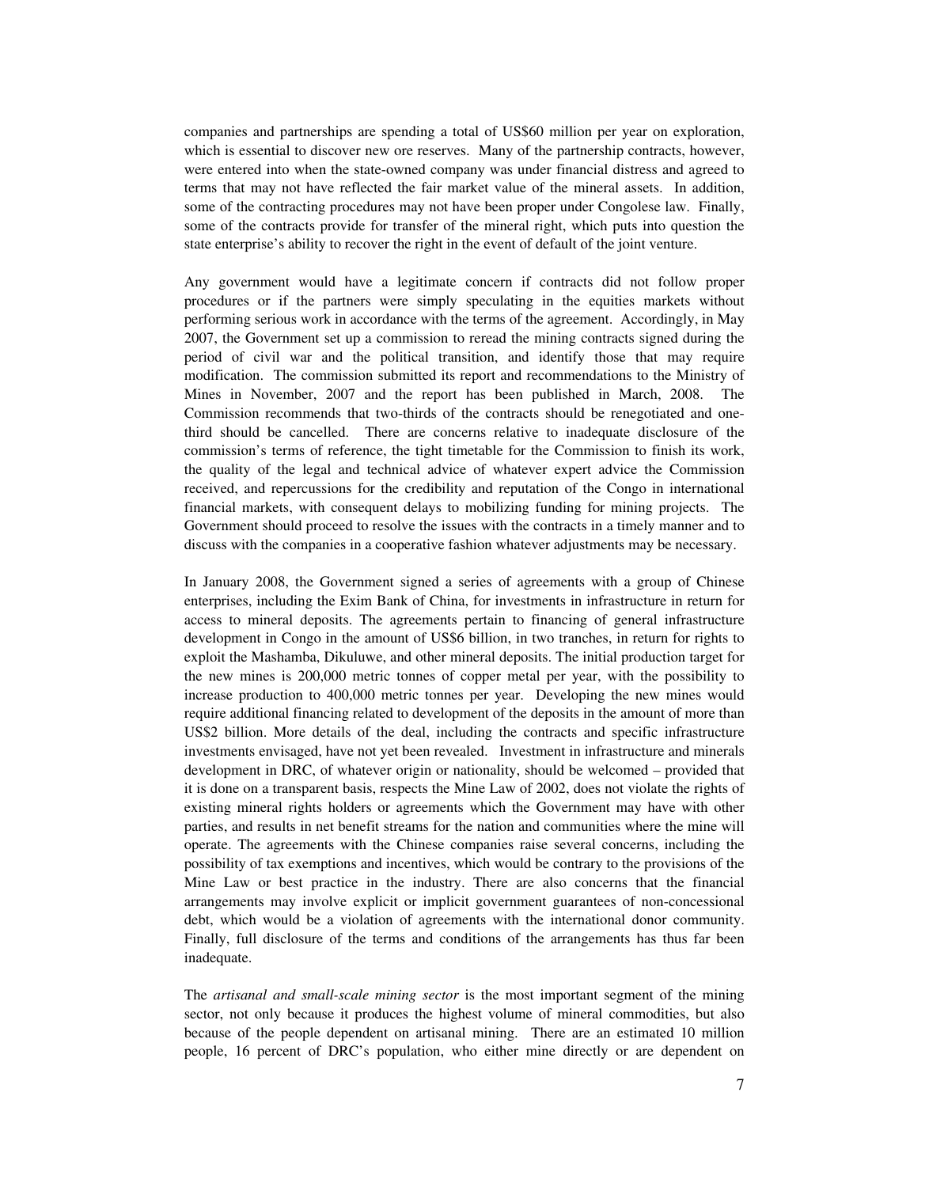companies and partnerships are spending a total of US$60 million per year on exploration, which is essential to discover new ore reserves. Many of the partnership contracts, however, were entered into when the state-owned company was under financial distress and agreed to terms that may not have reflected the fair market value of the mineral assets. In addition, some of the contracting procedures may not have been proper under Congolese law. Finally, some of the contracts provide for transfer of the mineral right, which puts into question the state enterprise's ability to recover the right in the event of default of the joint venture.

Any government would have a legitimate concern if contracts did not follow proper procedures or if the partners were simply speculating in the equities markets without performing serious work in accordance with the terms of the agreement. Accordingly, in May 2007, the Government set up a commission to reread the mining contracts signed during the period of civil war and the political transition, and identify those that may require modification. The commission submitted its report and recommendations to the Ministry of Mines in November, 2007 and the report has been published in March, 2008. The Commission recommends that two-thirds of the contracts should be renegotiated and one-third should be cancelled. There are concerns relative to inadequate disclosure of the commission's terms of reference, the tight timetable for the Commission to finish its work, the quality of the legal and technical advice of whatever expert advice the Commission received, and repercussions for the credibility and reputation of the Congo in international financial markets, with consequent delays to mobilizing funding for mining projects. The Government should proceed to resolve the issues with the contracts in a timely manner and to discuss with the companies in a cooperative fashion whatever adjustments may be necessary.

In January 2008, the Government signed a series of agreements with a group of Chinese enterprises, including the Exim Bank of China, for investments in infrastructure in return for access to mineral deposits. The agreements pertain to financing of general infrastructure development in Congo in the amount of US$6 billion, in two tranches, in return for rights to exploit the Mashamba, Dikuluwe, and other mineral deposits. The initial production target for the new mines is 200,000 metric tonnes of copper metal per year, with the possibility to increase production to 400,000 metric tonnes per year. Developing the new mines would require additional financing related to development of the deposits in the amount of more than US$2 billion. More details of the deal, including the contracts and specific infrastructure investments envisaged, have not yet been revealed. Investment in infrastructure and minerals development in DRC, of whatever origin or nationality, should be welcomed – provided that it is done on a transparent basis, respects the Mine Law of 2002, does not violate the rights of existing mineral rights holders or agreements which the Government may have with other parties, and results in net benefit streams for the nation and communities where the mine will operate. The agreements with the Chinese companies raise several concerns, including the possibility of tax exemptions and incentives, which would be contrary to the provisions of the Mine Law or best practice in the industry. There are also concerns that the financial arrangements may involve explicit or implicit government guarantees of non-concessional debt, which would be a violation of agreements with the international donor community. Finally, full disclosure of the terms and conditions of the arrangements has thus far been inadequate.

The *artisanal and small-scale mining sector* is the most important segment of the mining sector, not only because it produces the highest volume of mineral commodities, but also because of the people dependent on artisanal mining. There are an estimated 10 million people, 16 percent of DRC's population, who either mine directly or are dependent on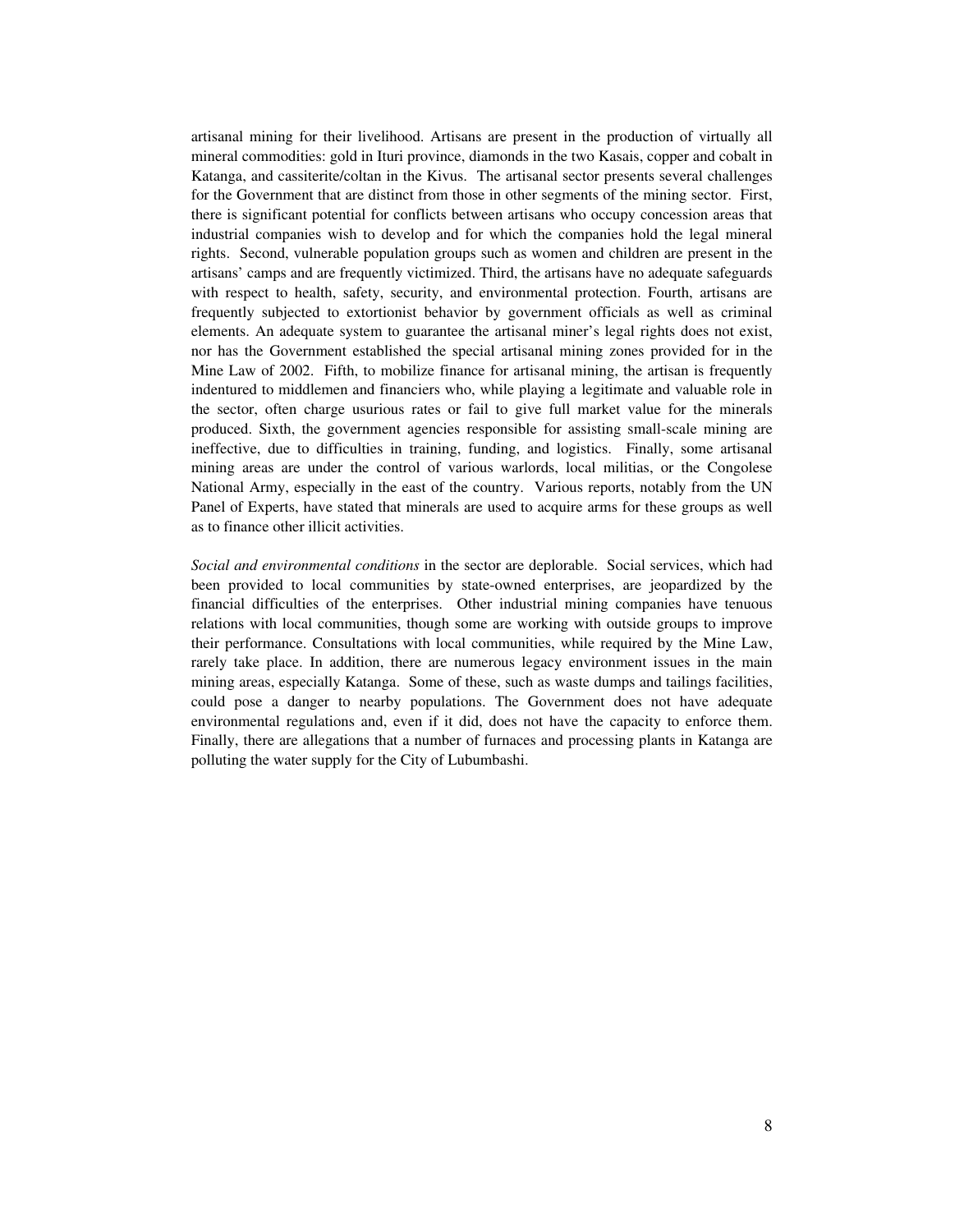artisanal mining for their livelihood. Artisans are present in the production of virtually all mineral commodities: gold in Ituri province, diamonds in the two Kasais, copper and cobalt in Katanga, and cassiterite/coltan in the Kivus. The artisanal sector presents several challenges for the Government that are distinct from those in other segments of the mining sector. First, there is significant potential for conflicts between artisans who occupy concession areas that industrial companies wish to develop and for which the companies hold the legal mineral rights. Second, vulnerable population groups such as women and children are present in the artisans' camps and are frequently victimized. Third, the artisans have no adequate safeguards with respect to health, safety, security, and environmental protection. Fourth, artisans are frequently subjected to extortionist behavior by government officials as well as criminal elements. An adequate system to guarantee the artisanal miner's legal rights does not exist, nor has the Government established the special artisanal mining zones provided for in the Mine Law of 2002. Fifth, to mobilize finance for artisanal mining, the artisan is frequently indentured to middlemen and financiers who, while playing a legitimate and valuable role in the sector, often charge usurious rates or fail to give full market value for the minerals produced. Sixth, the government agencies responsible for assisting small-scale mining are ineffective, due to difficulties in training, funding, and logistics. Finally, some artisanal mining areas are under the control of various warlords, local militias, or the Congolese National Army, especially in the east of the country. Various reports, notably from the UN Panel of Experts, have stated that minerals are used to acquire arms for these groups as well as to finance other illicit activities.

*Social and environmental conditions* in the sector are deplorable. Social services, which had been provided to local communities by state-owned enterprises, are jeopardized by the financial difficulties of the enterprises. Other industrial mining companies have tenuous relations with local communities, though some are working with outside groups to improve their performance. Consultations with local communities, while required by the Mine Law, rarely take place. In addition, there are numerous legacy environment issues in the main mining areas, especially Katanga. Some of these, such as waste dumps and tailings facilities, could pose a danger to nearby populations. The Government does not have adequate environmental regulations and, even if it did, does not have the capacity to enforce them. Finally, there are allegations that a number of furnaces and processing plants in Katanga are polluting the water supply for the City of Lubumbashi.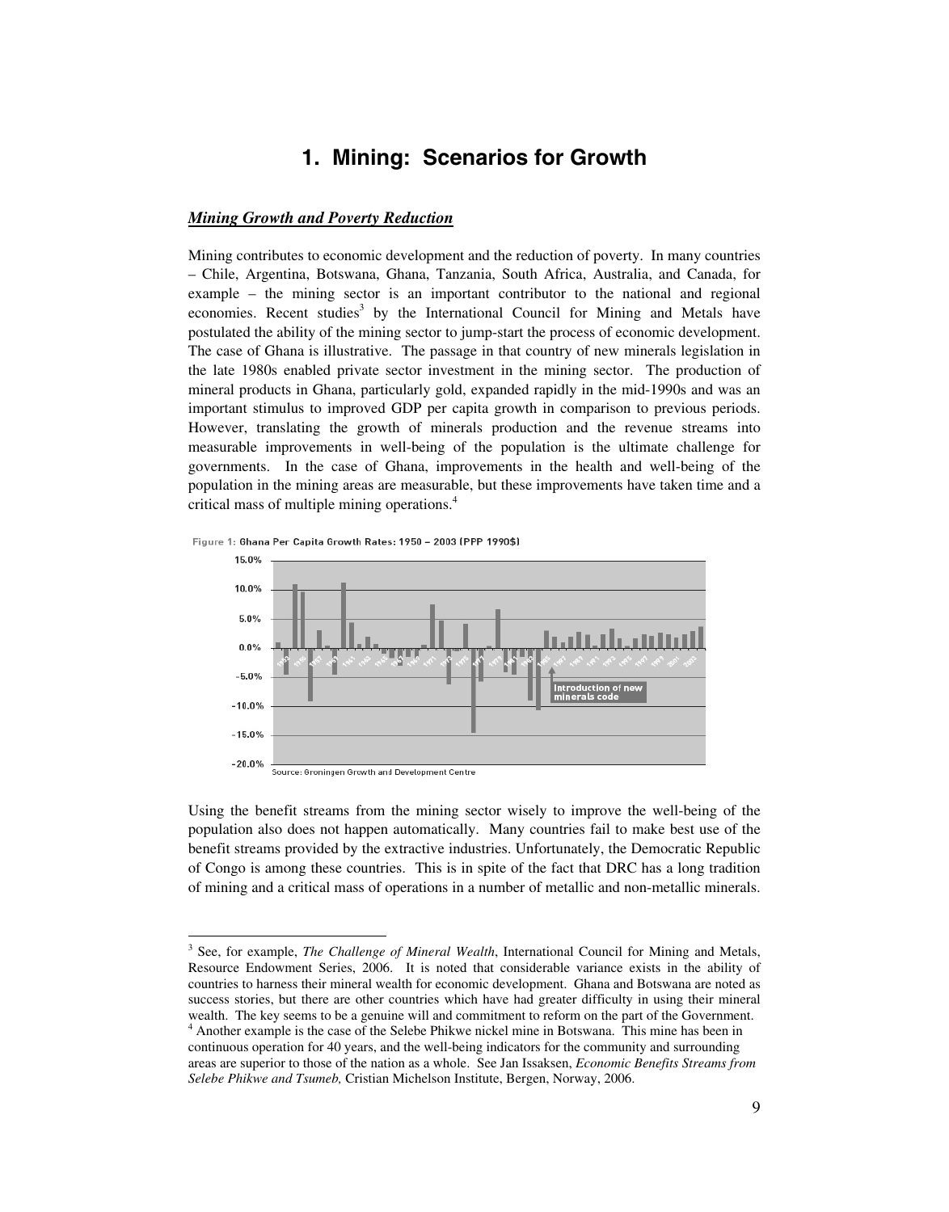# 1. Mining: Scenarios for Growth

***Mining Growth and Poverty Reduction***

Mining contributes to economic development and the reduction of poverty. In many countries – Chile, Argentina, Botswana, Ghana, Tanzania, South Africa, Australia, and Canada, for example – the mining sector is an important contributor to the national and regional economies. Recent studies[3] by the International Council for Mining and Metals have postulated the ability of the mining sector to jump-start the process of economic development. The case of Ghana is illustrative. The passage in that country of new minerals legislation in the late 1980s enabled private sector investment in the mining sector. The production of mineral products in Ghana, particularly gold, expanded rapidly in the mid-1990s and was an important stimulus to improved GDP per capita growth in comparison to previous periods. However, translating the growth of minerals production and the revenue streams into measurable improvements in well-being of the population is the ultimate challenge for governments. In the case of Ghana, improvements in the health and well-being of the population in the mining areas are measurable, but these improvements have taken time and a critical mass of multiple mining operations.[4]

Figure 1: Ghana Per Capita Growth Rates: 1950 – 2003 (PPP 1990$)

Source: Groningen Growth and Development Centre

Using the benefit streams from the mining sector wisely to improve the well-being of the population also does not happen automatically. Many countries fail to make best use of the benefit streams provided by the extractive industries. Unfortunately, the Democratic Republic of Congo is among these countries. This is in spite of the fact that DRC has a long tradition of mining and a critical mass of operations in a number of metallic and non-metallic minerals.

---

[3] See, for example, *The Challenge of Mineral Wealth*, International Council for Mining and Metals, Resource Endowment Series, 2006. It is noted that considerable variance exists in the ability of countries to harness their mineral wealth for economic development. Ghana and Botswana are noted as success stories, but there are other countries which have had greater difficulty in using their mineral wealth. The key seems to be a genuine will and commitment to reform on the part of the Government.

[4] Another example is the case of the Selebe Phikwe nickel mine in Botswana. This mine has been in continuous operation for 40 years, and the well-being indicators for the community and surrounding areas are superior to those of the nation as a whole. See Jan Issaksen, *Economic Benefits Streams from Selebe Phikwe and Tsumeb,* Cristian Michelson Institute, Bergen, Norway, 2006.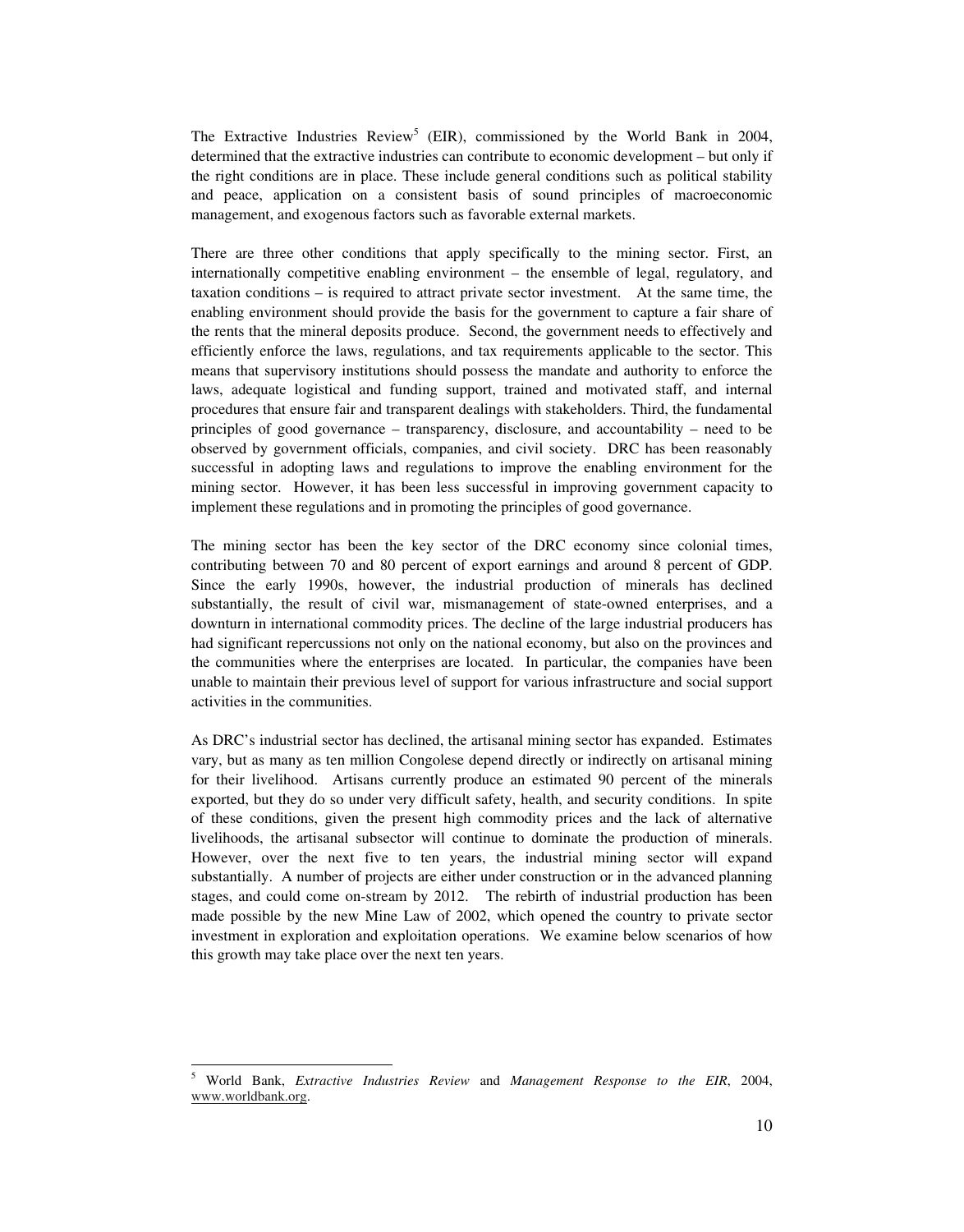The Extractive Industries Review[5] (EIR), commissioned by the World Bank in 2004, determined that the extractive industries can contribute to economic development – but only if the right conditions are in place. These include general conditions such as political stability and peace, application on a consistent basis of sound principles of macroeconomic management, and exogenous factors such as favorable external markets.

There are three other conditions that apply specifically to the mining sector. First, an internationally competitive enabling environment – the ensemble of legal, regulatory, and taxation conditions – is required to attract private sector investment. At the same time, the enabling environment should provide the basis for the government to capture a fair share of the rents that the mineral deposits produce. Second, the government needs to effectively and efficiently enforce the laws, regulations, and tax requirements applicable to the sector. This means that supervisory institutions should possess the mandate and authority to enforce the laws, adequate logistical and funding support, trained and motivated staff, and internal procedures that ensure fair and transparent dealings with stakeholders. Third, the fundamental principles of good governance – transparency, disclosure, and accountability – need to be observed by government officials, companies, and civil society. DRC has been reasonably successful in adopting laws and regulations to improve the enabling environment for the mining sector. However, it has been less successful in improving government capacity to implement these regulations and in promoting the principles of good governance.

The mining sector has been the key sector of the DRC economy since colonial times, contributing between 70 and 80 percent of export earnings and around 8 percent of GDP. Since the early 1990s, however, the industrial production of minerals has declined substantially, the result of civil war, mismanagement of state-owned enterprises, and a downturn in international commodity prices. The decline of the large industrial producers has had significant repercussions not only on the national economy, but also on the provinces and the communities where the enterprises are located. In particular, the companies have been unable to maintain their previous level of support for various infrastructure and social support activities in the communities.

As DRC's industrial sector has declined, the artisanal mining sector has expanded. Estimates vary, but as many as ten million Congolese depend directly or indirectly on artisanal mining for their livelihood. Artisans currently produce an estimated 90 percent of the minerals exported, but they do so under very difficult safety, health, and security conditions. In spite of these conditions, given the present high commodity prices and the lack of alternative livelihoods, the artisanal subsector will continue to dominate the production of minerals. However, over the next five to ten years, the industrial mining sector will expand substantially. A number of projects are either under construction or in the advanced planning stages, and could come on-stream by 2012. The rebirth of industrial production has been made possible by the new Mine Law of 2002, which opened the country to private sector investment in exploration and exploitation operations. We examine below scenarios of how this growth may take place over the next ten years.

---

[5] World Bank, *Extractive Industries Review* and *Management Response to the EIR*, 2004, www.worldbank.org.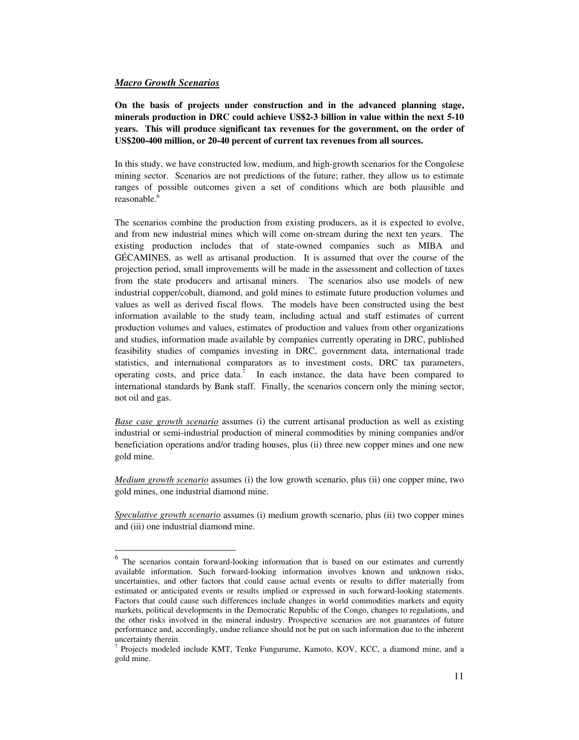***Macro Growth Scenarios***

**On the basis of projects under construction and in the advanced planning stage, minerals production in DRC could achieve US$2-3 billion in value within the next 5-10 years. This will produce significant tax revenues for the government, on the order of US$200-400 million, or 20-40 percent of current tax revenues from all sources.**

In this study, we have constructed low, medium, and high-growth scenarios for the Congolese mining sector. Scenarios are not predictions of the future; rather, they allow us to estimate ranges of possible outcomes given a set of conditions which are both plausible and reasonable.[6]

The scenarios combine the production from existing producers, as it is expected to evolve, and from new industrial mines which will come on-stream during the next ten years. The existing production includes that of state-owned companies such as MIBA and GÉCAMINES, as well as artisanal production. It is assumed that over the course of the projection period, small improvements will be made in the assessment and collection of taxes from the state producers and artisanal miners. The scenarios also use models of new industrial copper/cobalt, diamond, and gold mines to estimate future production volumes and values as well as derived fiscal flows. The models have been constructed using the best information available to the study team, including actual and staff estimates of current production volumes and values, estimates of production and values from other organizations and studies, information made available by companies currently operating in DRC, published feasibility studies of companies investing in DRC, government data, international trade statistics, and international comparators as to investment costs, DRC tax parameters, operating costs, and price data.[7] In each instance, the data have been compared to international standards by Bank staff. Finally, the scenarios concern only the mining sector, not oil and gas.

*Base case growth scenario* assumes (i) the current artisanal production as well as existing industrial or semi-industrial production of mineral commodities by mining companies and/or beneficiation operations and/or trading houses, plus (ii) three new copper mines and one new gold mine.

*Medium growth scenario* assumes (i) the low growth scenario, plus (ii) one copper mine, two gold mines, one industrial diamond mine.

*Speculative growth scenario* assumes (i) medium growth scenario, plus (ii) two copper mines and (iii) one industrial diamond mine.

---

[6] The scenarios contain forward-looking information that is based on our estimates and currently available information. Such forward-looking information involves known and unknown risks, uncertainties, and other factors that could cause actual events or results to differ materially from estimated or anticipated events or results implied or expressed in such forward-looking statements. Factors that could cause such differences include changes in world commodities markets and equity markets, political developments in the Democratic Republic of the Congo, changes to regulations, and the other risks involved in the mineral industry. Prospective scenarios are not guarantees of future performance and, accordingly, undue reliance should not be put on such information due to the inherent uncertainty therein.

[7] Projects modeled include KMT, Tenke Fungurume, Kamoto, KOV, KCC, a diamond mine, and a gold mine.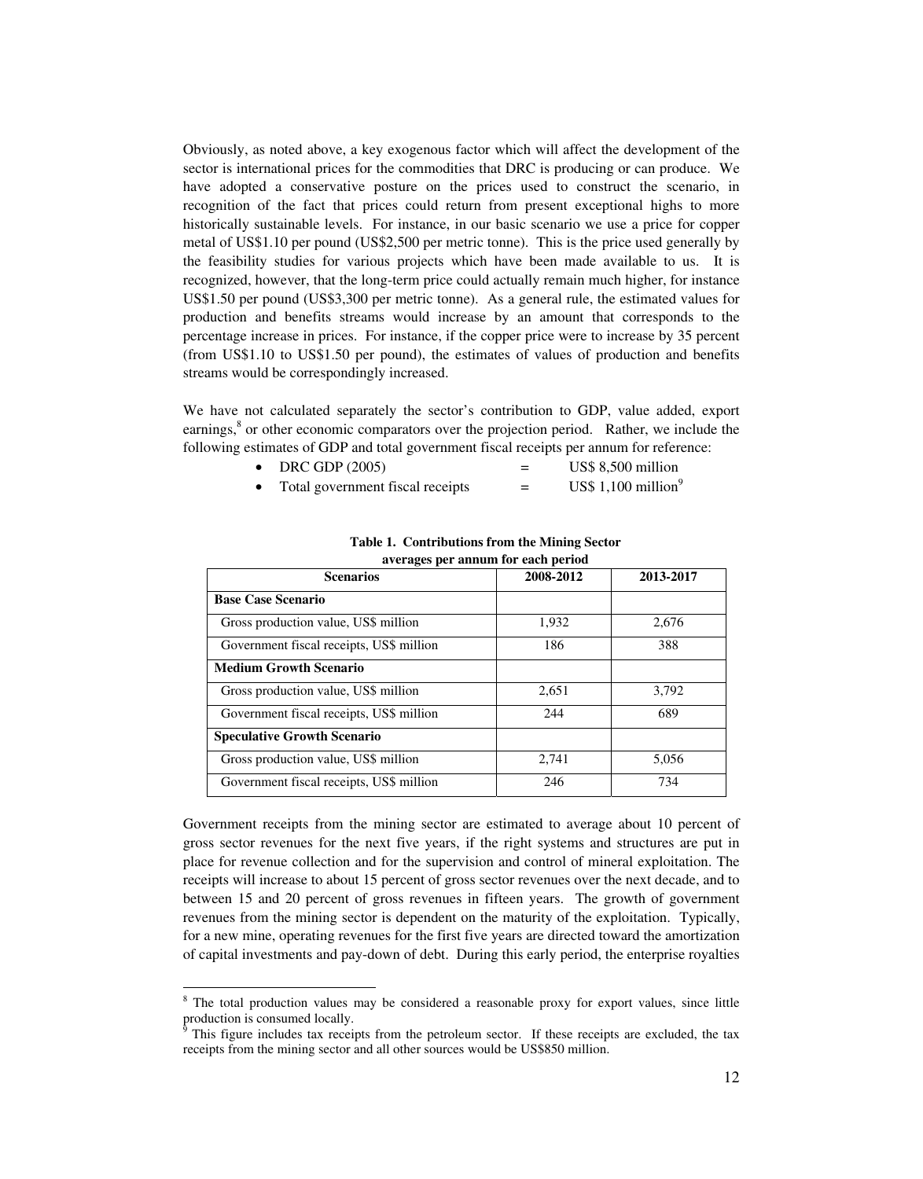Obviously, as noted above, a key exogenous factor which will affect the development of the sector is international prices for the commodities that DRC is producing or can produce. We have adopted a conservative posture on the prices used to construct the scenario, in recognition of the fact that prices could return from present exceptional highs to more historically sustainable levels. For instance, in our basic scenario we use a price for copper metal of US$1.10 per pound (US$2,500 per metric tonne). This is the price used generally by the feasibility studies for various projects which have been made available to us. It is recognized, however, that the long-term price could actually remain much higher, for instance US$1.50 per pound (US$3,300 per metric tonne). As a general rule, the estimated values for production and benefits streams would increase by an amount that corresponds to the percentage increase in prices. For instance, if the copper price were to increase by 35 percent (from US$1.10 to US$1.50 per pound), the estimates of values of production and benefits streams would be correspondingly increased.

We have not calculated separately the sector's contribution to GDP, value added, export earnings,[8] or other economic comparators over the projection period. Rather, we include the following estimates of GDP and total government fiscal receipts per annum for reference:

- DRC GDP (2005) = US$ 8,500 million
- Total government fiscal receipts = US$ 1,100 million[9]

**Table 1. Contributions from the Mining Sector**
**averages per annum for each period**

| Scenarios | 2008-2012 | 2013-2017 |
|---|---|---|
| **Base Case Scenario** | | |
| Gross production value, US$ million | 1,932 | 2,676 |
| Government fiscal receipts, US$ million | 186 | 388 |
| **Medium Growth Scenario** | | |
| Gross production value, US$ million | 2,651 | 3,792 |
| Government fiscal receipts, US$ million | 244 | 689 |
| **Speculative Growth Scenario** | | |
| Gross production value, US$ million | 2,741 | 5,056 |
| Government fiscal receipts, US$ million | 246 | 734 |

Government receipts from the mining sector are estimated to average about 10 percent of gross sector revenues for the next five years, if the right systems and structures are put in place for revenue collection and for the supervision and control of mineral exploitation. The receipts will increase to about 15 percent of gross sector revenues over the next decade, and to between 15 and 20 percent of gross revenues in fifteen years. The growth of government revenues from the mining sector is dependent on the maturity of the exploitation. Typically, for a new mine, operating revenues for the first five years are directed toward the amortization of capital investments and pay-down of debt. During this early period, the enterprise royalties

[8] The total production values may be considered a reasonable proxy for export values, since little production is consumed locally.

[9] This figure includes tax receipts from the petroleum sector. If these receipts are excluded, the tax receipts from the mining sector and all other sources would be US$850 million.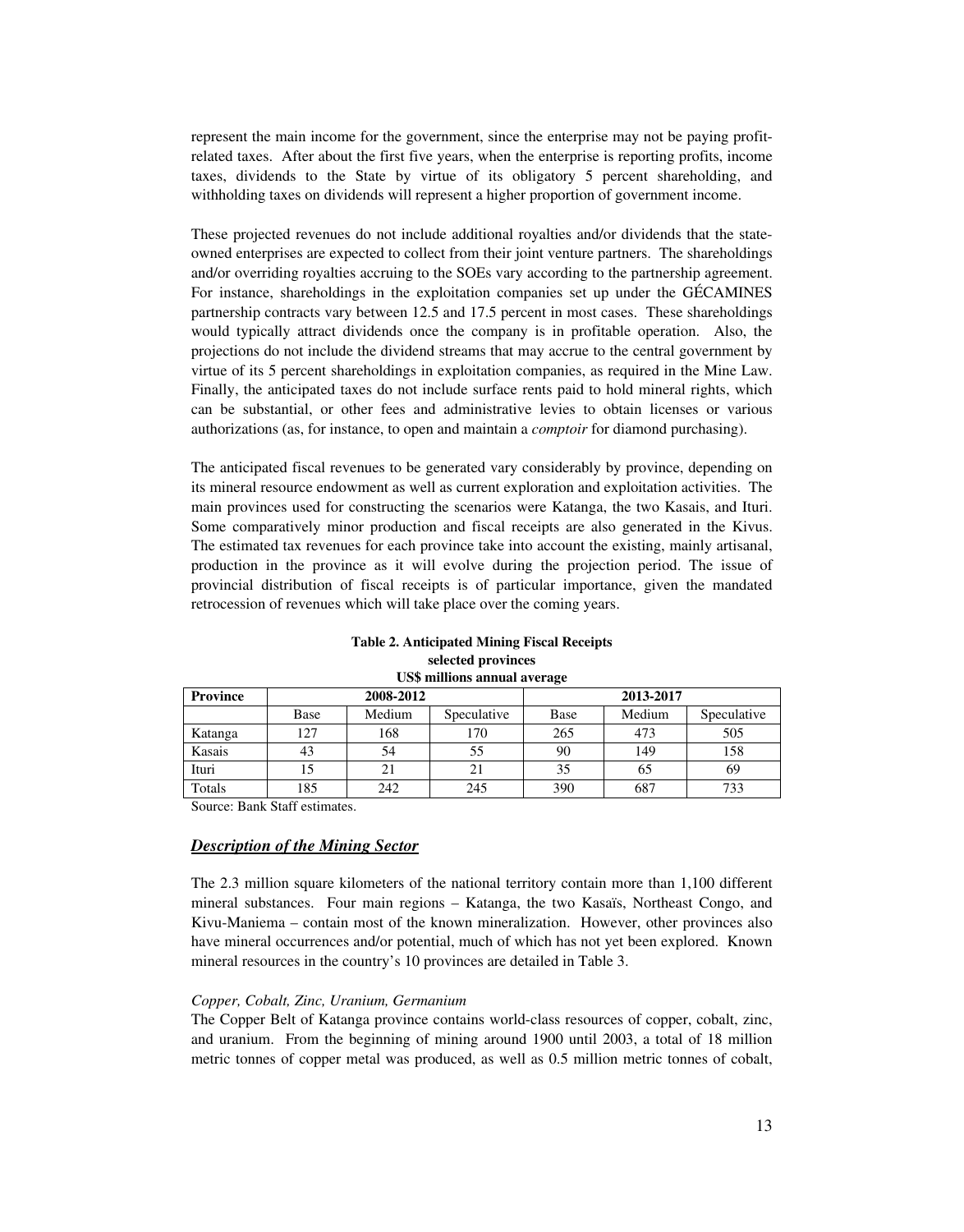represent the main income for the government, since the enterprise may not be paying profit-related taxes. After about the first five years, when the enterprise is reporting profits, income taxes, dividends to the State by virtue of its obligatory 5 percent shareholding, and withholding taxes on dividends will represent a higher proportion of government income.

These projected revenues do not include additional royalties and/or dividends that the state-owned enterprises are expected to collect from their joint venture partners. The shareholdings and/or overriding royalties accruing to the SOEs vary according to the partnership agreement. For instance, shareholdings in the exploitation companies set up under the GÉCAMINES partnership contracts vary between 12.5 and 17.5 percent in most cases. These shareholdings would typically attract dividends once the company is in profitable operation. Also, the projections do not include the dividend streams that may accrue to the central government by virtue of its 5 percent shareholdings in exploitation companies, as required in the Mine Law. Finally, the anticipated taxes do not include surface rents paid to hold mineral rights, which can be substantial, or other fees and administrative levies to obtain licenses or various authorizations (as, for instance, to open and maintain a *comptoir* for diamond purchasing).

The anticipated fiscal revenues to be generated vary considerably by province, depending on its mineral resource endowment as well as current exploration and exploitation activities. The main provinces used for constructing the scenarios were Katanga, the two Kasais, and Ituri. Some comparatively minor production and fiscal receipts are also generated in the Kivus. The estimated tax revenues for each province take into account the existing, mainly artisanal, production in the province as it will evolve during the projection period. The issue of provincial distribution of fiscal receipts is of particular importance, given the mandated retrocession of revenues which will take place over the coming years.

**Table 2. Anticipated Mining Fiscal Receipts**
**selected provinces**
**US$ millions annual average**

| Province | 2008-2012 | | | 2013-2017 | | |
|---|---|---|---|---|---|---|
| | Base | Medium | Speculative | Base | Medium | Speculative |
| Katanga | 127 | 168 | 170 | 265 | 473 | 505 |
| Kasais | 43 | 54 | 55 | 90 | 149 | 158 |
| Ituri | 15 | 21 | 21 | 35 | 65 | 69 |
| Totals | 185 | 242 | 245 | 390 | 687 | 733 |

Source: Bank Staff estimates.

## ***Description of the Mining Sector***

The 2.3 million square kilometers of the national territory contain more than 1,100 different mineral substances. Four main regions – Katanga, the two Kasaïs, Northeast Congo, and Kivu-Maniema – contain most of the known mineralization. However, other provinces also have mineral occurrences and/or potential, much of which has not yet been explored. Known mineral resources in the country's 10 provinces are detailed in Table 3.

*Copper, Cobalt, Zinc, Uranium, Germanium*

The Copper Belt of Katanga province contains world-class resources of copper, cobalt, zinc, and uranium. From the beginning of mining around 1900 until 2003, a total of 18 million metric tonnes of copper metal was produced, as well as 0.5 million metric tonnes of cobalt,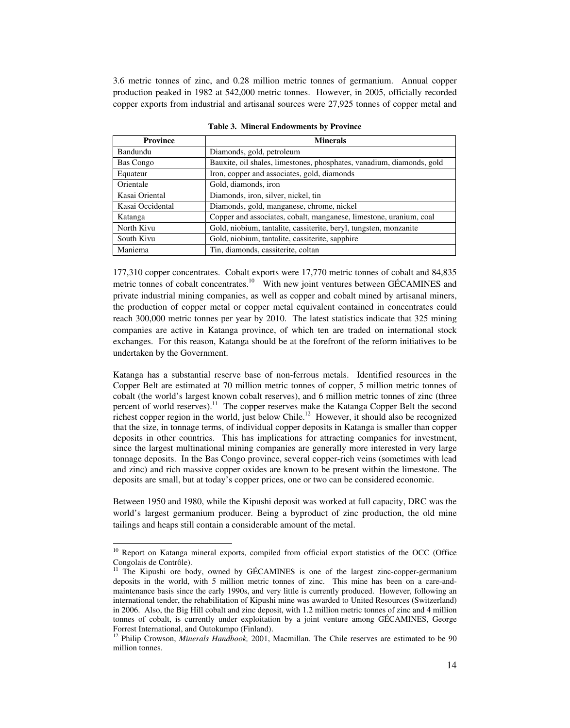3.6 metric tonnes of zinc, and 0.28 million metric tonnes of germanium. Annual copper production peaked in 1982 at 542,000 metric tonnes. However, in 2005, officially recorded copper exports from industrial and artisanal sources were 27,925 tonnes of copper metal and

**Table 3. Mineral Endowments by Province**

| Province | Minerals |
|---|---|
| Bandundu | Diamonds, gold, petroleum |
| Bas Congo | Bauxite, oil shales, limestones, phosphates, vanadium, diamonds, gold |
| Equateur | Iron, copper and associates, gold, diamonds |
| Orientale | Gold, diamonds, iron |
| Kasai Oriental | Diamonds, iron, silver, nickel, tin |
| Kasai Occidental | Diamonds, gold, manganese, chrome, nickel |
| Katanga | Copper and associates, cobalt, manganese, limestone, uranium, coal |
| North Kivu | Gold, niobium, tantalite, cassiterite, beryl, tungsten, monzanite |
| South Kivu | Gold, niobium, tantalite, cassiterite, sapphire |
| Maniema | Tin, diamonds, cassiterite, coltan |

177,310 copper concentrates. Cobalt exports were 17,770 metric tonnes of cobalt and 84,835 metric tonnes of cobalt concentrates.[10] With new joint ventures between GÉCAMINES and private industrial mining companies, as well as copper and cobalt mined by artisanal miners, the production of copper metal or copper metal equivalent contained in concentrates could reach 300,000 metric tonnes per year by 2010. The latest statistics indicate that 325 mining companies are active in Katanga province, of which ten are traded on international stock exchanges. For this reason, Katanga should be at the forefront of the reform initiatives to be undertaken by the Government.

Katanga has a substantial reserve base of non-ferrous metals. Identified resources in the Copper Belt are estimated at 70 million metric tonnes of copper, 5 million metric tonnes of cobalt (the world's largest known cobalt reserves), and 6 million metric tonnes of zinc (three percent of world reserves).[11] The copper reserves make the Katanga Copper Belt the second richest copper region in the world, just below Chile.[12] However, it should also be recognized that the size, in tonnage terms, of individual copper deposits in Katanga is smaller than copper deposits in other countries. This has implications for attracting companies for investment, since the largest multinational mining companies are generally more interested in very large tonnage deposits. In the Bas Congo province, several copper-rich veins (sometimes with lead and zinc) and rich massive copper oxides are known to be present within the limestone. The deposits are small, but at today's copper prices, one or two can be considered economic.

Between 1950 and 1980, while the Kipushi deposit was worked at full capacity, DRC was the world's largest germanium producer. Being a byproduct of zinc production, the old mine tailings and heaps still contain a considerable amount of the metal.

---

[10] Report on Katanga mineral exports, compiled from official export statistics of the OCC (Office Congolais de Contrôle).

[11] The Kipushi ore body, owned by GÉCAMINES is one of the largest zinc-copper-germanium deposits in the world, with 5 million metric tonnes of zinc. This mine has been on a care-and-maintenance basis since the early 1990s, and very little is currently produced. However, following an international tender, the rehabilitation of Kipushi mine was awarded to United Resources (Switzerland) in 2006. Also, the Big Hill cobalt and zinc deposit, with 1.2 million metric tonnes of zinc and 4 million tonnes of cobalt, is currently under exploitation by a joint venture among GÉCAMINES, George Forrest International, and Outokumpo (Finland).

[12] Philip Crowson, *Minerals Handbook,* 2001, Macmillan. The Chile reserves are estimated to be 90 million tonnes.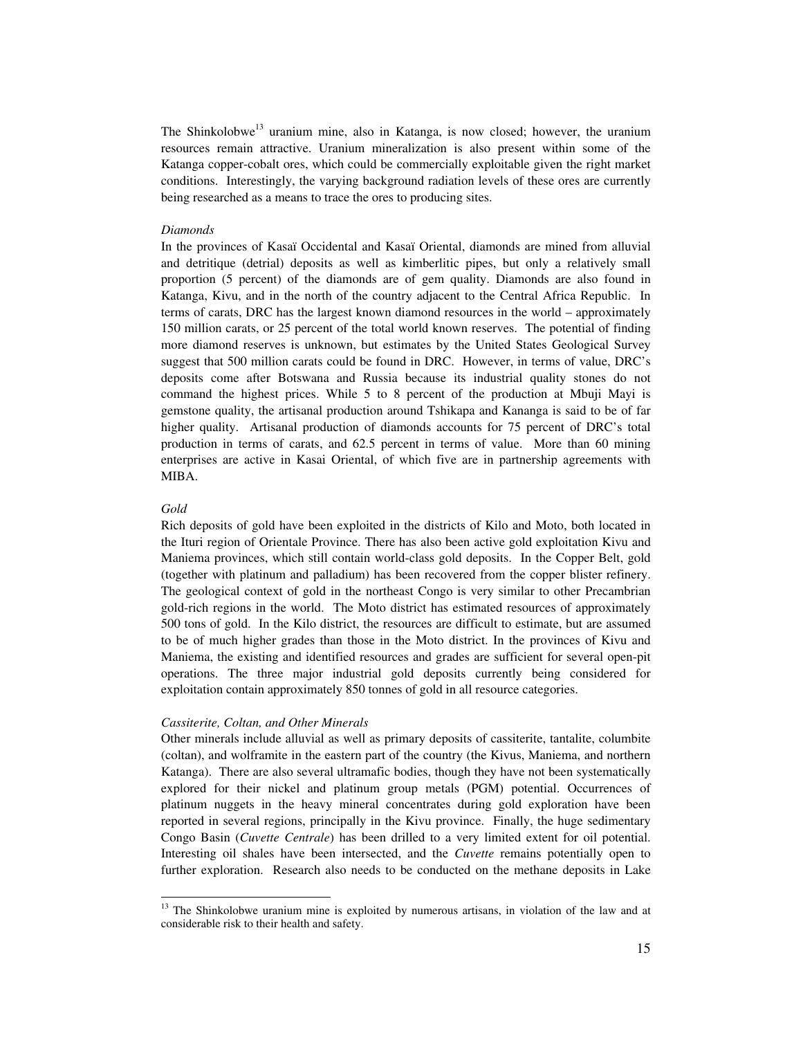The Shinkolobwe[13] uranium mine, also in Katanga, is now closed; however, the uranium resources remain attractive. Uranium mineralization is also present within some of the Katanga copper-cobalt ores, which could be commercially exploitable given the right market conditions. Interestingly, the varying background radiation levels of these ores are currently being researched as a means to trace the ores to producing sites.

*Diamonds*

In the provinces of Kasaï Occidental and Kasaï Oriental, diamonds are mined from alluvial and detritique (detrial) deposits as well as kimberlitic pipes, but only a relatively small proportion (5 percent) of the diamonds are of gem quality. Diamonds are also found in Katanga, Kivu, and in the north of the country adjacent to the Central Africa Republic. In terms of carats, DRC has the largest known diamond resources in the world – approximately 150 million carats, or 25 percent of the total world known reserves. The potential of finding more diamond reserves is unknown, but estimates by the United States Geological Survey suggest that 500 million carats could be found in DRC. However, in terms of value, DRC's deposits come after Botswana and Russia because its industrial quality stones do not command the highest prices. While 5 to 8 percent of the production at Mbuji Mayi is gemstone quality, the artisanal production around Tshikapa and Kananga is said to be of far higher quality. Artisanal production of diamonds accounts for 75 percent of DRC's total production in terms of carats, and 62.5 percent in terms of value. More than 60 mining enterprises are active in Kasai Oriental, of which five are in partnership agreements with MIBA.

*Gold*

Rich deposits of gold have been exploited in the districts of Kilo and Moto, both located in the Ituri region of Orientale Province. There has also been active gold exploitation Kivu and Maniema provinces, which still contain world-class gold deposits. In the Copper Belt, gold (together with platinum and palladium) has been recovered from the copper blister refinery. The geological context of gold in the northeast Congo is very similar to other Precambrian gold-rich regions in the world. The Moto district has estimated resources of approximately 500 tons of gold. In the Kilo district, the resources are difficult to estimate, but are assumed to be of much higher grades than those in the Moto district. In the provinces of Kivu and Maniema, the existing and identified resources and grades are sufficient for several open-pit operations. The three major industrial gold deposits currently being considered for exploitation contain approximately 850 tonnes of gold in all resource categories.

*Cassiterite, Coltan, and Other Minerals*

Other minerals include alluvial as well as primary deposits of cassiterite, tantalite, columbite (coltan), and wolframite in the eastern part of the country (the Kivus, Maniema, and northern Katanga). There are also several ultramafic bodies, though they have not been systematically explored for their nickel and platinum group metals (PGM) potential. Occurrences of platinum nuggets in the heavy mineral concentrates during gold exploration have been reported in several regions, principally in the Kivu province. Finally, the huge sedimentary Congo Basin (*Cuvette Centrale*) has been drilled to a very limited extent for oil potential. Interesting oil shales have been intersected, and the *Cuvette* remains potentially open to further exploration. Research also needs to be conducted on the methane deposits in Lake

[13] The Shinkolobwe uranium mine is exploited by numerous artisans, in violation of the law and at considerable risk to their health and safety.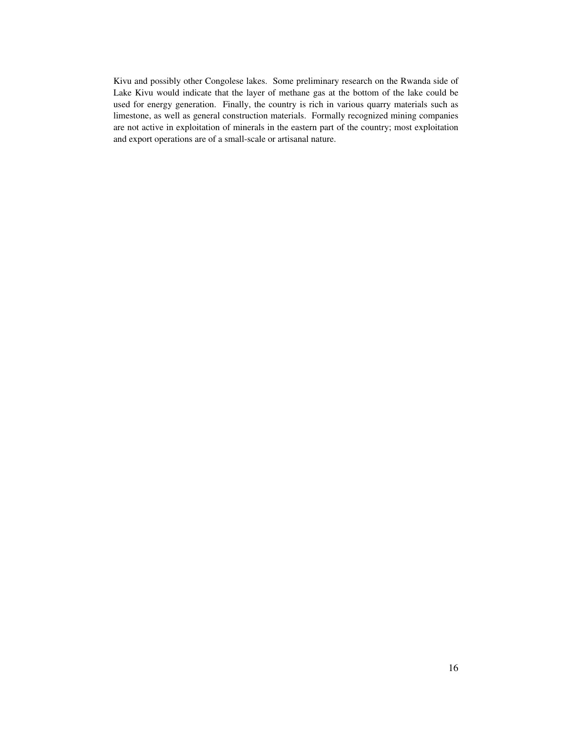Kivu and possibly other Congolese lakes. Some preliminary research on the Rwanda side of Lake Kivu would indicate that the layer of methane gas at the bottom of the lake could be used for energy generation. Finally, the country is rich in various quarry materials such as limestone, as well as general construction materials. Formally recognized mining companies are not active in exploitation of minerals in the eastern part of the country; most exploitation and export operations are of a small-scale or artisanal nature.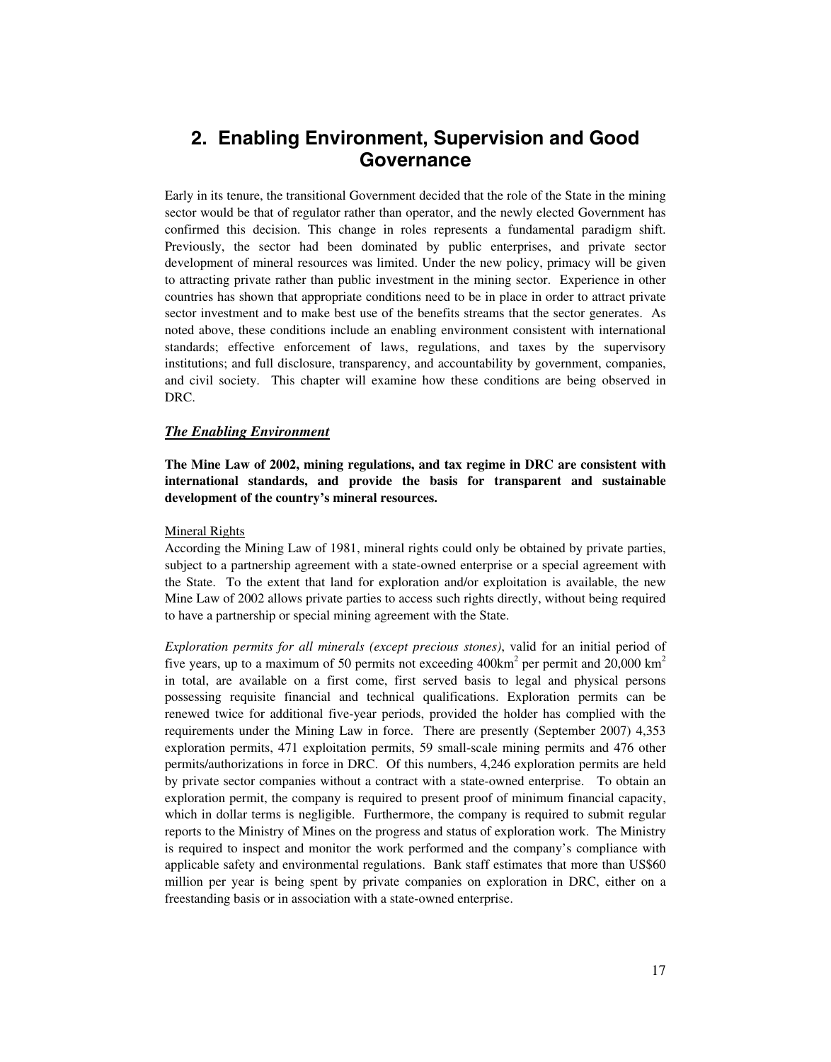# 2. Enabling Environment, Supervision and Good Governance

Early in its tenure, the transitional Government decided that the role of the State in the mining sector would be that of regulator rather than operator, and the newly elected Government has confirmed this decision. This change in roles represents a fundamental paradigm shift. Previously, the sector had been dominated by public enterprises, and private sector development of mineral resources was limited. Under the new policy, primacy will be given to attracting private rather than public investment in the mining sector. Experience in other countries has shown that appropriate conditions need to be in place in order to attract private sector investment and to make best use of the benefits streams that the sector generates. As noted above, these conditions include an enabling environment consistent with international standards; effective enforcement of laws, regulations, and taxes by the supervisory institutions; and full disclosure, transparency, and accountability by government, companies, and civil society. This chapter will examine how these conditions are being observed in DRC.

## ***The Enabling Environment***

**The Mine Law of 2002, mining regulations, and tax regime in DRC are consistent with international standards, and provide the basis for transparent and sustainable development of the country's mineral resources.**

### Mineral Rights

According the Mining Law of 1981, mineral rights could only be obtained by private parties, subject to a partnership agreement with a state-owned enterprise or a special agreement with the State. To the extent that land for exploration and/or exploitation is available, the new Mine Law of 2002 allows private parties to access such rights directly, without being required to have a partnership or special mining agreement with the State.

*Exploration permits for all minerals (except precious stones)*, valid for an initial period of five years, up to a maximum of 50 permits not exceeding 400km$^2$ per permit and 20,000 km$^2$ in total, are available on a first come, first served basis to legal and physical persons possessing requisite financial and technical qualifications. Exploration permits can be renewed twice for additional five-year periods, provided the holder has complied with the requirements under the Mining Law in force. There are presently (September 2007) 4,353 exploration permits, 471 exploitation permits, 59 small-scale mining permits and 476 other permits/authorizations in force in DRC. Of this numbers, 4,246 exploration permits are held by private sector companies without a contract with a state-owned enterprise. To obtain an exploration permit, the company is required to present proof of minimum financial capacity, which in dollar terms is negligible. Furthermore, the company is required to submit regular reports to the Ministry of Mines on the progress and status of exploration work. The Ministry is required to inspect and monitor the work performed and the company's compliance with applicable safety and environmental regulations. Bank staff estimates that more than US$60 million per year is being spent by private companies on exploration in DRC, either on a freestanding basis or in association with a state-owned enterprise.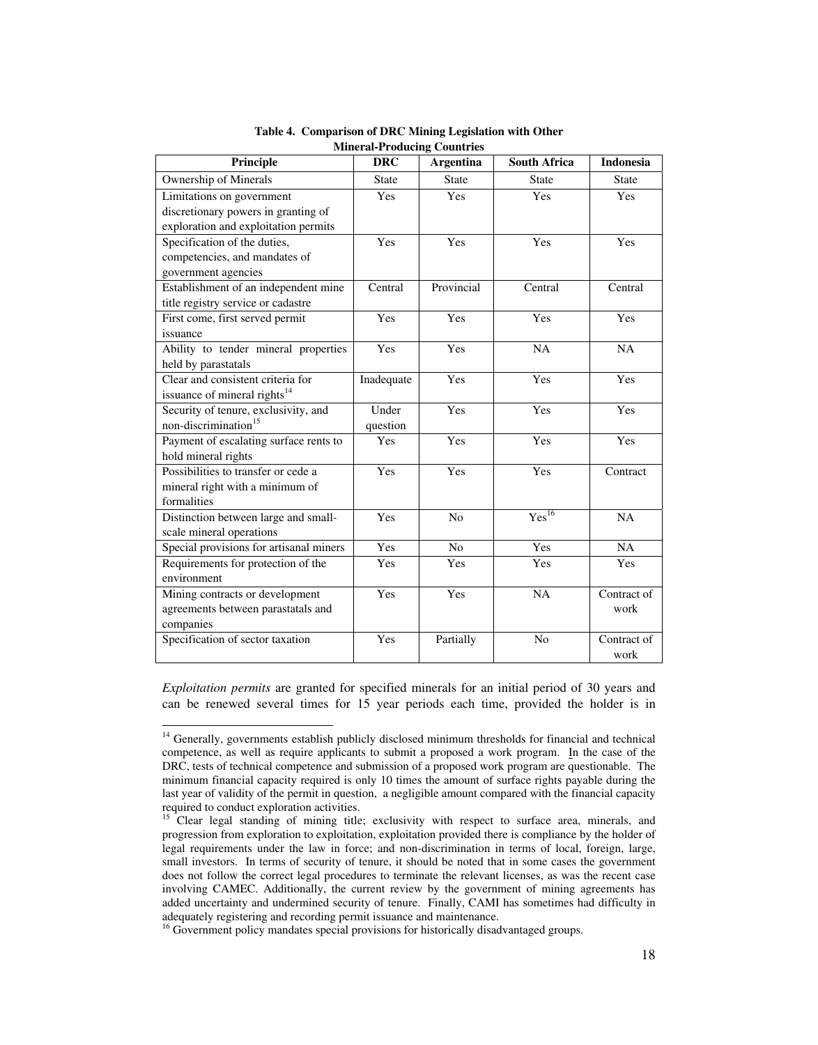**Table 4. Comparison of DRC Mining Legislation with Other Mineral-Producing Countries**

| Principle | DRC | Argentina | South Africa | Indonesia |
|---|---|---|---|---|
| Ownership of Minerals | State | State | State | State |
| Limitations on government discretionary powers in granting of exploration and exploitation permits | Yes | Yes | Yes | Yes |
| Specification of the duties, competencies, and mandates of government agencies | Yes | Yes | Yes | Yes |
| Establishment of an independent mine title registry service or cadastre | Central | Provincial | Central | Central |
| First come, first served permit issuance | Yes | Yes | Yes | Yes |
| Ability to tender mineral properties held by parastatals | Yes | Yes | NA | NA |
| Clear and consistent criteria for issuance of mineral rights[14] | Inadequate | Yes | Yes | Yes |
| Security of tenure, exclusivity, and non-discrimination[15] | Under question | Yes | Yes | Yes |
| Payment of escalating surface rents to hold mineral rights | Yes | Yes | Yes | Yes |
| Possibilities to transfer or cede a mineral right with a minimum of formalities | Yes | Yes | Yes | Contract |
| Distinction between large and small-scale mineral operations | Yes | No | Yes[16] | NA |
| Special provisions for artisanal miners | Yes | No | Yes | NA |
| Requirements for protection of the environment | Yes | Yes | Yes | Yes |
| Mining contracts or development agreements between parastatals and companies | Yes | Yes | NA | Contract of work |
| Specification of sector taxation | Yes | Partially | No | Contract of work |

*Exploitation permits* are granted for specified minerals for an initial period of 30 years and can be renewed several times for 15 year periods each time, provided the holder is in

---

[14] Generally, governments establish publicly disclosed minimum thresholds for financial and technical competence, as well as require applicants to submit a proposed a work program. In the case of the DRC, tests of technical competence and submission of a proposed work program are questionable. The minimum financial capacity required is only 10 times the amount of surface rights payable during the last year of validity of the permit in question, a negligible amount compared with the financial capacity required to conduct exploration activities.

[15] Clear legal standing of mining title; exclusivity with respect to surface area, minerals, and progression from exploration to exploitation, exploitation provided there is compliance by the holder of legal requirements under the law in force; and non-discrimination in terms of local, foreign, large, small investors. In terms of security of tenure, it should be noted that in some cases the government does not follow the correct legal procedures to terminate the relevant licenses, as was the recent case involving CAMEC. Additionally, the current review by the government of mining agreements has added uncertainty and undermined security of tenure. Finally, CAMI has sometimes had difficulty in adequately registering and recording permit issuance and maintenance.

[16] Government policy mandates special provisions for historically disadvantaged groups.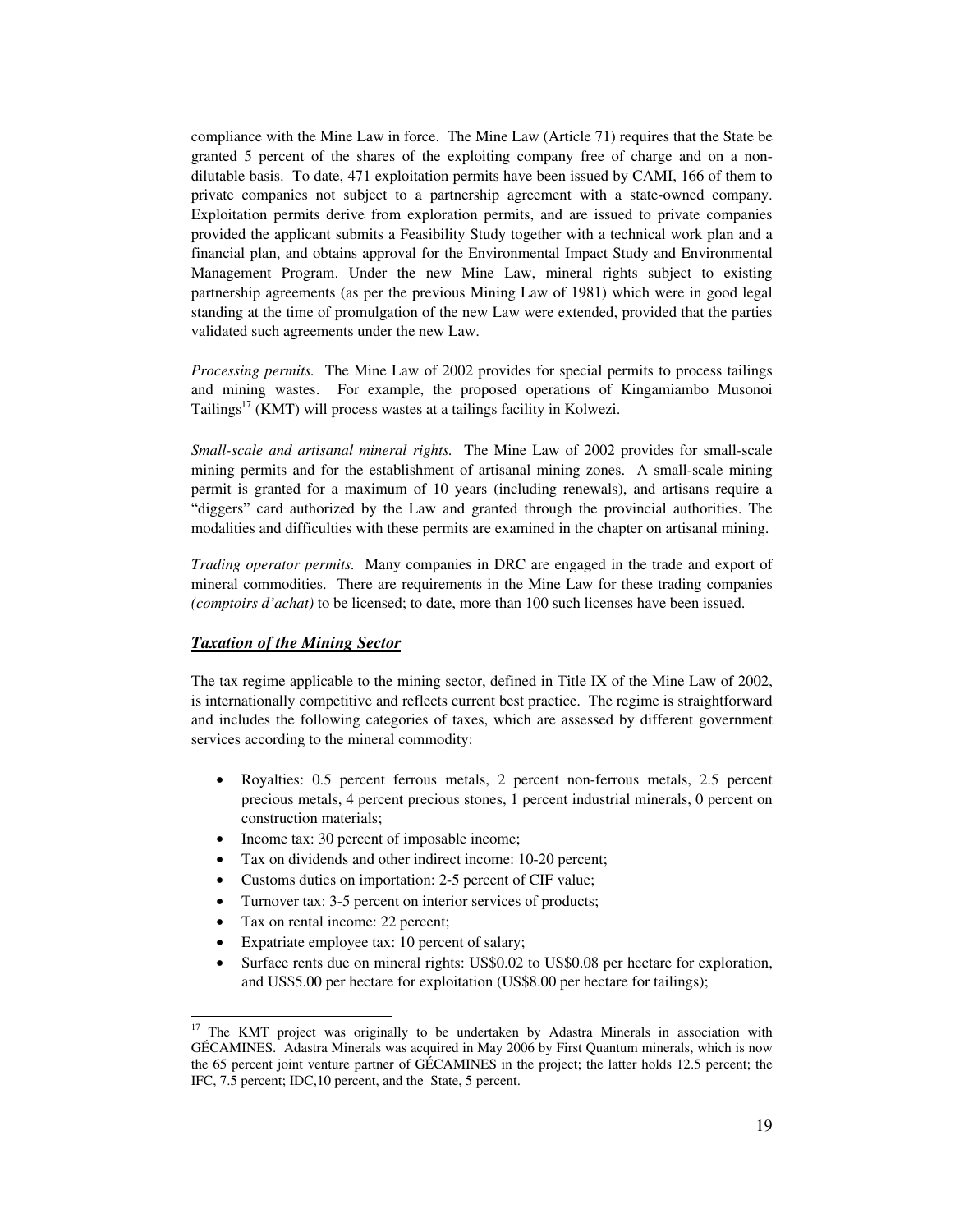compliance with the Mine Law in force. The Mine Law (Article 71) requires that the State be granted 5 percent of the shares of the exploiting company free of charge and on a non-dilutable basis. To date, 471 exploitation permits have been issued by CAMI, 166 of them to private companies not subject to a partnership agreement with a state-owned company. Exploitation permits derive from exploration permits, and are issued to private companies provided the applicant submits a Feasibility Study together with a technical work plan and a financial plan, and obtains approval for the Environmental Impact Study and Environmental Management Program. Under the new Mine Law, mineral rights subject to existing partnership agreements (as per the previous Mining Law of 1981) which were in good legal standing at the time of promulgation of the new Law were extended, provided that the parties validated such agreements under the new Law.

*Processing permits.* The Mine Law of 2002 provides for special permits to process tailings and mining wastes. For example, the proposed operations of Kingamiambo Musonoi Tailings[17] (KMT) will process wastes at a tailings facility in Kolwezi.

*Small-scale and artisanal mineral rights.* The Mine Law of 2002 provides for small-scale mining permits and for the establishment of artisanal mining zones. A small-scale mining permit is granted for a maximum of 10 years (including renewals), and artisans require a "diggers" card authorized by the Law and granted through the provincial authorities. The modalities and difficulties with these permits are examined in the chapter on artisanal mining.

*Trading operator permits.* Many companies in DRC are engaged in the trade and export of mineral commodities. There are requirements in the Mine Law for these trading companies *(comptoirs d'achat)* to be licensed; to date, more than 100 such licenses have been issued.

## ***Taxation of the Mining Sector***

The tax regime applicable to the mining sector, defined in Title IX of the Mine Law of 2002, is internationally competitive and reflects current best practice. The regime is straightforward and includes the following categories of taxes, which are assessed by different government services according to the mineral commodity:

- Royalties: 0.5 percent ferrous metals, 2 percent non-ferrous metals, 2.5 percent precious metals, 4 percent precious stones, 1 percent industrial minerals, 0 percent on construction materials;
- Income tax: 30 percent of imposable income;
- Tax on dividends and other indirect income: 10-20 percent;
- Customs duties on importation: 2-5 percent of CIF value;
- Turnover tax: 3-5 percent on interior services of products;
- Tax on rental income: 22 percent;
- Expatriate employee tax: 10 percent of salary;
- Surface rents due on mineral rights: US$0.02 to US$0.08 per hectare for exploration, and US$5.00 per hectare for exploitation (US$8.00 per hectare for tailings);

[17] The KMT project was originally to be undertaken by Adastra Minerals in association with GÉCAMINES. Adastra Minerals was acquired in May 2006 by First Quantum minerals, which is now the 65 percent joint venture partner of GÉCAMINES in the project; the latter holds 12.5 percent; the IFC, 7.5 percent; IDC,10 percent, and the State, 5 percent.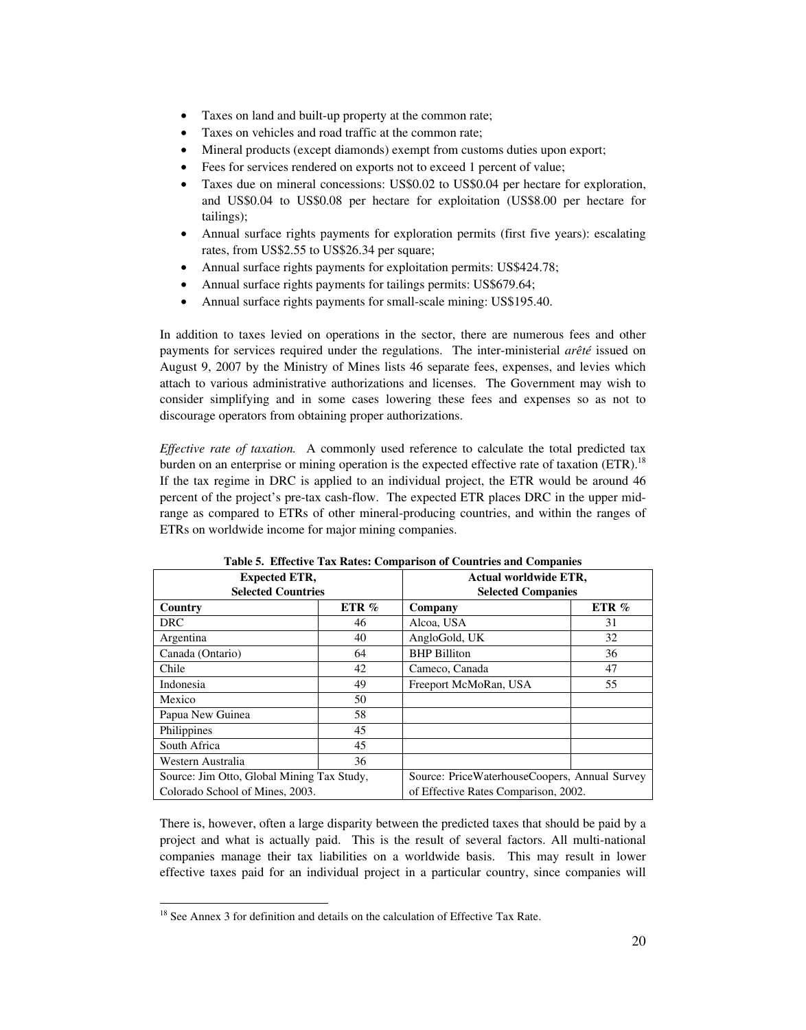- Taxes on land and built-up property at the common rate;
- Taxes on vehicles and road traffic at the common rate;
- Mineral products (except diamonds) exempt from customs duties upon export;
- Fees for services rendered on exports not to exceed 1 percent of value;
- Taxes due on mineral concessions: US$0.02 to US$0.04 per hectare for exploration, and US$0.04 to US$0.08 per hectare for exploitation (US$8.00 per hectare for tailings);
- Annual surface rights payments for exploration permits (first five years): escalating rates, from US$2.55 to US$26.34 per square;
- Annual surface rights payments for exploitation permits: US$424.78;
- Annual surface rights payments for tailings permits: US$679.64;
- Annual surface rights payments for small-scale mining: US$195.40.

In addition to taxes levied on operations in the sector, there are numerous fees and other payments for services required under the regulations. The inter-ministerial *arêté* issued on August 9, 2007 by the Ministry of Mines lists 46 separate fees, expenses, and levies which attach to various administrative authorizations and licenses. The Government may wish to consider simplifying and in some cases lowering these fees and expenses so as not to discourage operators from obtaining proper authorizations.

*Effective rate of taxation.* A commonly used reference to calculate the total predicted tax burden on an enterprise or mining operation is the expected effective rate of taxation (ETR).[18] If the tax regime in DRC is applied to an individual project, the ETR would be around 46 percent of the project's pre-tax cash-flow. The expected ETR places DRC in the upper mid-range as compared to ETRs of other mineral-producing countries, and within the ranges of ETRs on worldwide income for major mining companies.

**Table 5. Effective Tax Rates: Comparison of Countries and Companies**

| Expected ETR, Selected Countries | | Actual worldwide ETR, Selected Companies | |
|---|---|---|---|
| **Country** | **ETR %** | **Company** | **ETR %** |
| DRC | 46 | Alcoa, USA | 31 |
| Argentina | 40 | AngloGold, UK | 32 |
| Canada (Ontario) | 64 | BHP Billiton | 36 |
| Chile | 42 | Cameco, Canada | 47 |
| Indonesia | 49 | Freeport McMoRan, USA | 55 |
| Mexico | 50 | | |
| Papua New Guinea | 58 | | |
| Philippines | 45 | | |
| South Africa | 45 | | |
| Western Australia | 36 | | |
| Source: Jim Otto, Global Mining Tax Study, Colorado School of Mines, 2003. | | Source: PriceWaterhouseCoopers, Annual Survey of Effective Rates Comparison, 2002. | |

There is, however, often a large disparity between the predicted taxes that should be paid by a project and what is actually paid. This is the result of several factors. All multi-national companies manage their tax liabilities on a worldwide basis. This may result in lower effective taxes paid for an individual project in a particular country, since companies will

[18] See Annex 3 for definition and details on the calculation of Effective Tax Rate.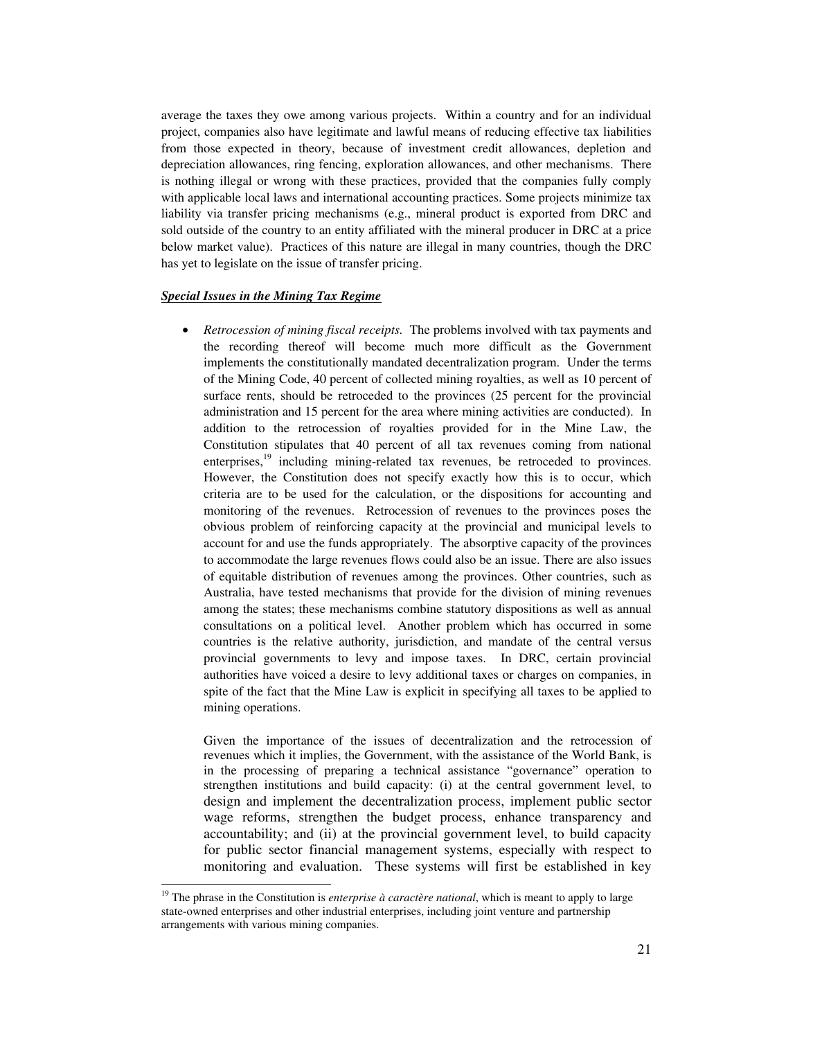average the taxes they owe among various projects. Within a country and for an individual project, companies also have legitimate and lawful means of reducing effective tax liabilities from those expected in theory, because of investment credit allowances, depletion and depreciation allowances, ring fencing, exploration allowances, and other mechanisms. There is nothing illegal or wrong with these practices, provided that the companies fully comply with applicable local laws and international accounting practices. Some projects minimize tax liability via transfer pricing mechanisms (e.g., mineral product is exported from DRC and sold outside of the country to an entity affiliated with the mineral producer in DRC at a price below market value). Practices of this nature are illegal in many countries, though the DRC has yet to legislate on the issue of transfer pricing.

***Special Issues in the Mining Tax Regime***

- *Retrocession of mining fiscal receipts.* The problems involved with tax payments and the recording thereof will become much more difficult as the Government implements the constitutionally mandated decentralization program. Under the terms of the Mining Code, 40 percent of collected mining royalties, as well as 10 percent of surface rents, should be retroceded to the provinces (25 percent for the provincial administration and 15 percent for the area where mining activities are conducted). In addition to the retrocession of royalties provided for in the Mine Law, the Constitution stipulates that 40 percent of all tax revenues coming from national enterprises,[19] including mining-related tax revenues, be retroceded to provinces. However, the Constitution does not specify exactly how this is to occur, which criteria are to be used for the calculation, or the dispositions for accounting and monitoring of the revenues. Retrocession of revenues to the provinces poses the obvious problem of reinforcing capacity at the provincial and municipal levels to account for and use the funds appropriately. The absorptive capacity of the provinces to accommodate the large revenues flows could also be an issue. There are also issues of equitable distribution of revenues among the provinces. Other countries, such as Australia, have tested mechanisms that provide for the division of mining revenues among the states; these mechanisms combine statutory dispositions as well as annual consultations on a political level. Another problem which has occurred in some countries is the relative authority, jurisdiction, and mandate of the central versus provincial governments to levy and impose taxes. In DRC, certain provincial authorities have voiced a desire to levy additional taxes or charges on companies, in spite of the fact that the Mine Law is explicit in specifying all taxes to be applied to mining operations.

  Given the importance of the issues of decentralization and the retrocession of revenues which it implies, the Government, with the assistance of the World Bank, is in the processing of preparing a technical assistance "governance" operation to strengthen institutions and build capacity: (i) at the central government level, to design and implement the decentralization process, implement public sector wage reforms, strengthen the budget process, enhance transparency and accountability; and (ii) at the provincial government level, to build capacity for public sector financial management systems, especially with respect to monitoring and evaluation. These systems will first be established in key

[19] The phrase in the Constitution is *enterprise à caractère national*, which is meant to apply to large state-owned enterprises and other industrial enterprises, including joint venture and partnership arrangements with various mining companies.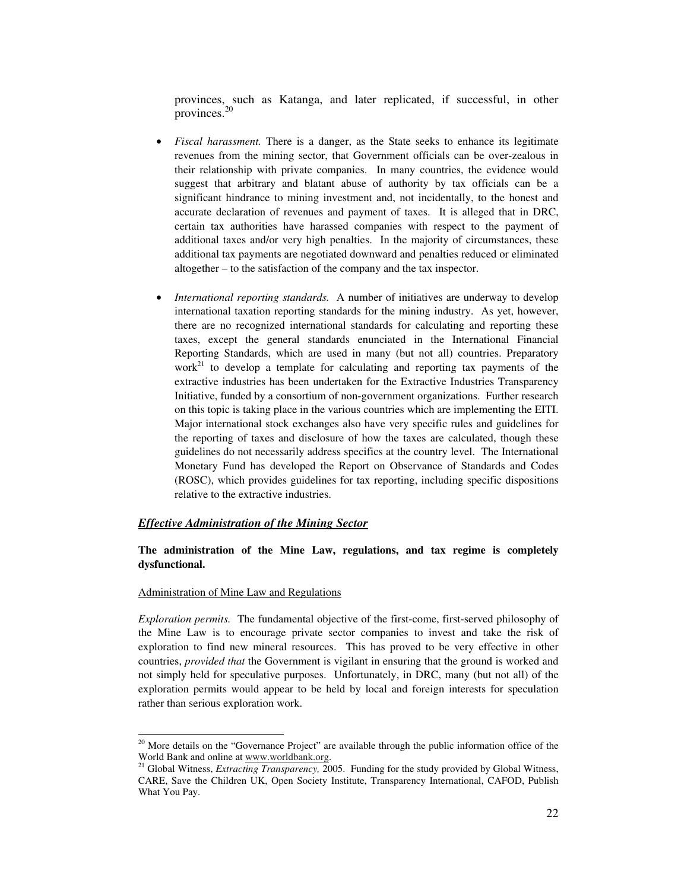provinces, such as Katanga, and later replicated, if successful, in other provinces.[20]

- *Fiscal harassment.* There is a danger, as the State seeks to enhance its legitimate revenues from the mining sector, that Government officials can be over-zealous in their relationship with private companies. In many countries, the evidence would suggest that arbitrary and blatant abuse of authority by tax officials can be a significant hindrance to mining investment and, not incidentally, to the honest and accurate declaration of revenues and payment of taxes. It is alleged that in DRC, certain tax authorities have harassed companies with respect to the payment of additional taxes and/or very high penalties. In the majority of circumstances, these additional tax payments are negotiated downward and penalties reduced or eliminated altogether – to the satisfaction of the company and the tax inspector.

- *International reporting standards.* A number of initiatives are underway to develop international taxation reporting standards for the mining industry. As yet, however, there are no recognized international standards for calculating and reporting these taxes, except the general standards enunciated in the International Financial Reporting Standards, which are used in many (but not all) countries. Preparatory work[21] to develop a template for calculating and reporting tax payments of the extractive industries has been undertaken for the Extractive Industries Transparency Initiative, funded by a consortium of non-government organizations. Further research on this topic is taking place in the various countries which are implementing the EITI. Major international stock exchanges also have very specific rules and guidelines for the reporting of taxes and disclosure of how the taxes are calculated, though these guidelines do not necessarily address specifics at the country level. The International Monetary Fund has developed the Report on Observance of Standards and Codes (ROSC), which provides guidelines for tax reporting, including specific dispositions relative to the extractive industries.

### ***Effective Administration of the Mining Sector***

**The administration of the Mine Law, regulations, and tax regime is completely dysfunctional.**

Administration of Mine Law and Regulations

*Exploration permits.* The fundamental objective of the first-come, first-served philosophy of the Mine Law is to encourage private sector companies to invest and take the risk of exploration to find new mineral resources. This has proved to be very effective in other countries, *provided that* the Government is vigilant in ensuring that the ground is worked and not simply held for speculative purposes. Unfortunately, in DRC, many (but not all) of the exploration permits would appear to be held by local and foreign interests for speculation rather than serious exploration work.

---

[20] More details on the "Governance Project" are available through the public information office of the World Bank and online at www.worldbank.org.

[21] Global Witness, *Extracting Transparency,* 2005. Funding for the study provided by Global Witness, CARE, Save the Children UK, Open Society Institute, Transparency International, CAFOD, Publish What You Pay.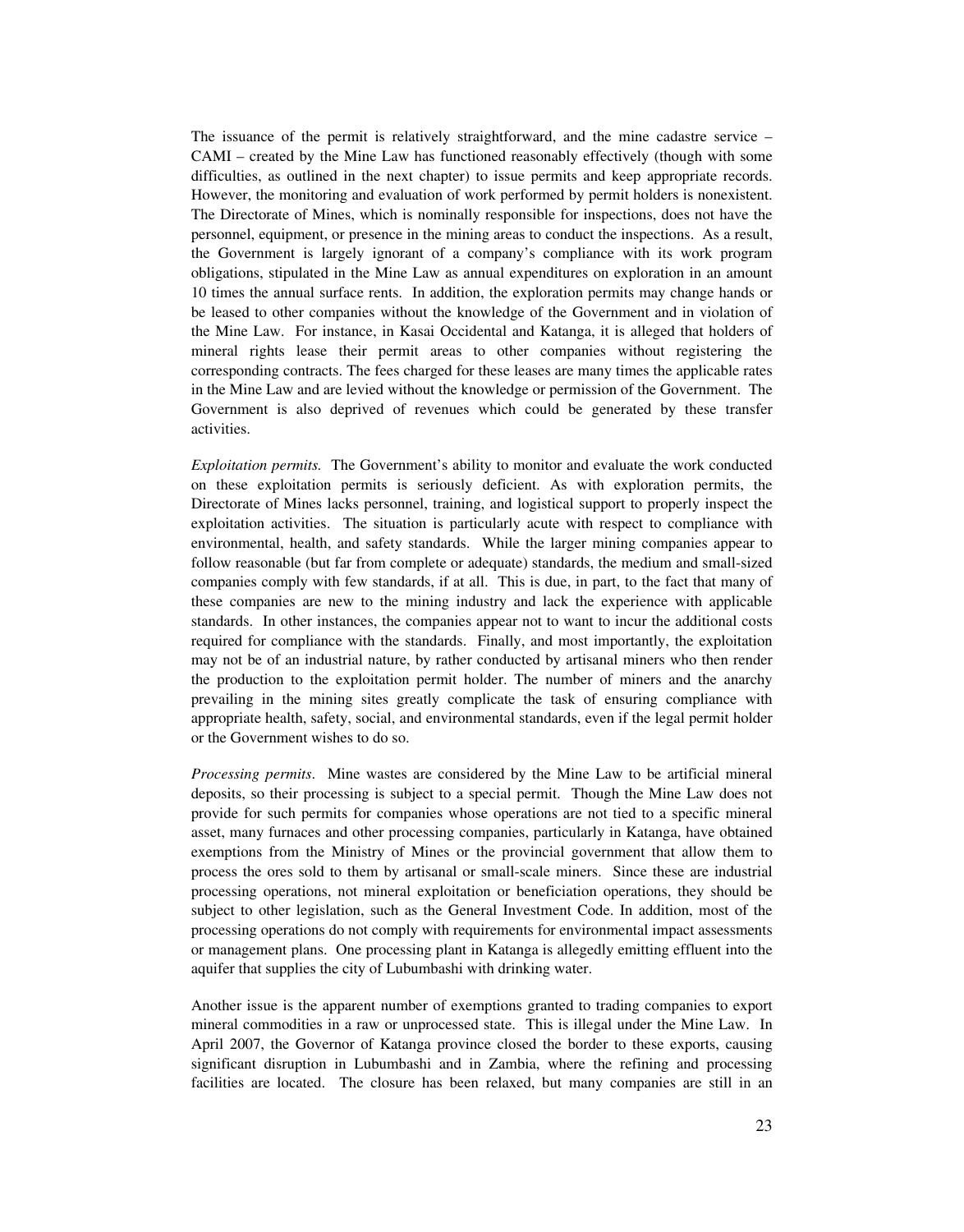The issuance of the permit is relatively straightforward, and the mine cadastre service – CAMI – created by the Mine Law has functioned reasonably effectively (though with some difficulties, as outlined in the next chapter) to issue permits and keep appropriate records. However, the monitoring and evaluation of work performed by permit holders is nonexistent. The Directorate of Mines, which is nominally responsible for inspections, does not have the personnel, equipment, or presence in the mining areas to conduct the inspections. As a result, the Government is largely ignorant of a company's compliance with its work program obligations, stipulated in the Mine Law as annual expenditures on exploration in an amount 10 times the annual surface rents. In addition, the exploration permits may change hands or be leased to other companies without the knowledge of the Government and in violation of the Mine Law. For instance, in Kasai Occidental and Katanga, it is alleged that holders of mineral rights lease their permit areas to other companies without registering the corresponding contracts. The fees charged for these leases are many times the applicable rates in the Mine Law and are levied without the knowledge or permission of the Government. The Government is also deprived of revenues which could be generated by these transfer activities.

*Exploitation permits.* The Government's ability to monitor and evaluate the work conducted on these exploitation permits is seriously deficient. As with exploration permits, the Directorate of Mines lacks personnel, training, and logistical support to properly inspect the exploitation activities. The situation is particularly acute with respect to compliance with environmental, health, and safety standards. While the larger mining companies appear to follow reasonable (but far from complete or adequate) standards, the medium and small-sized companies comply with few standards, if at all. This is due, in part, to the fact that many of these companies are new to the mining industry and lack the experience with applicable standards. In other instances, the companies appear not to want to incur the additional costs required for compliance with the standards. Finally, and most importantly, the exploitation may not be of an industrial nature, by rather conducted by artisanal miners who then render the production to the exploitation permit holder. The number of miners and the anarchy prevailing in the mining sites greatly complicate the task of ensuring compliance with appropriate health, safety, social, and environmental standards, even if the legal permit holder or the Government wishes to do so.

*Processing permits*. Mine wastes are considered by the Mine Law to be artificial mineral deposits, so their processing is subject to a special permit. Though the Mine Law does not provide for such permits for companies whose operations are not tied to a specific mineral asset, many furnaces and other processing companies, particularly in Katanga, have obtained exemptions from the Ministry of Mines or the provincial government that allow them to process the ores sold to them by artisanal or small-scale miners. Since these are industrial processing operations, not mineral exploitation or beneficiation operations, they should be subject to other legislation, such as the General Investment Code. In addition, most of the processing operations do not comply with requirements for environmental impact assessments or management plans. One processing plant in Katanga is allegedly emitting effluent into the aquifer that supplies the city of Lubumbashi with drinking water.

Another issue is the apparent number of exemptions granted to trading companies to export mineral commodities in a raw or unprocessed state. This is illegal under the Mine Law. In April 2007, the Governor of Katanga province closed the border to these exports, causing significant disruption in Lubumbashi and in Zambia, where the refining and processing facilities are located. The closure has been relaxed, but many companies are still in an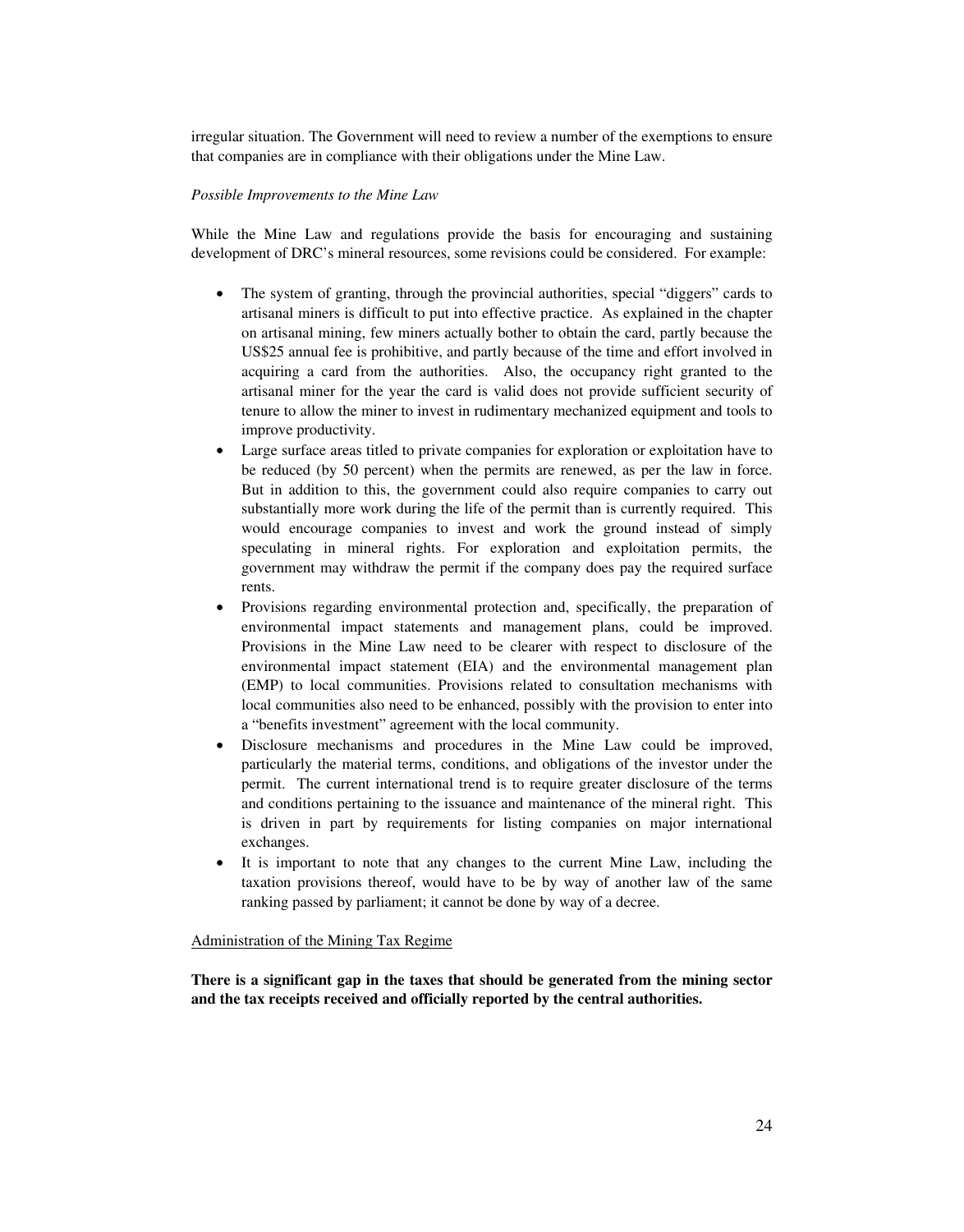irregular situation. The Government will need to review a number of the exemptions to ensure that companies are in compliance with their obligations under the Mine Law.

*Possible Improvements to the Mine Law*

While the Mine Law and regulations provide the basis for encouraging and sustaining development of DRC's mineral resources, some revisions could be considered. For example:

- The system of granting, through the provincial authorities, special "diggers" cards to artisanal miners is difficult to put into effective practice. As explained in the chapter on artisanal mining, few miners actually bother to obtain the card, partly because the US$25 annual fee is prohibitive, and partly because of the time and effort involved in acquiring a card from the authorities. Also, the occupancy right granted to the artisanal miner for the year the card is valid does not provide sufficient security of tenure to allow the miner to invest in rudimentary mechanized equipment and tools to improve productivity.
- Large surface areas titled to private companies for exploration or exploitation have to be reduced (by 50 percent) when the permits are renewed, as per the law in force. But in addition to this, the government could also require companies to carry out substantially more work during the life of the permit than is currently required. This would encourage companies to invest and work the ground instead of simply speculating in mineral rights. For exploration and exploitation permits, the government may withdraw the permit if the company does pay the required surface rents.
- Provisions regarding environmental protection and, specifically, the preparation of environmental impact statements and management plans, could be improved. Provisions in the Mine Law need to be clearer with respect to disclosure of the environmental impact statement (EIA) and the environmental management plan (EMP) to local communities. Provisions related to consultation mechanisms with local communities also need to be enhanced, possibly with the provision to enter into a "benefits investment" agreement with the local community.
- Disclosure mechanisms and procedures in the Mine Law could be improved, particularly the material terms, conditions, and obligations of the investor under the permit. The current international trend is to require greater disclosure of the terms and conditions pertaining to the issuance and maintenance of the mineral right. This is driven in part by requirements for listing companies on major international exchanges.
- It is important to note that any changes to the current Mine Law, including the taxation provisions thereof, would have to be by way of another law of the same ranking passed by parliament; it cannot be done by way of a decree.

Administration of the Mining Tax Regime

**There is a significant gap in the taxes that should be generated from the mining sector and the tax receipts received and officially reported by the central authorities.**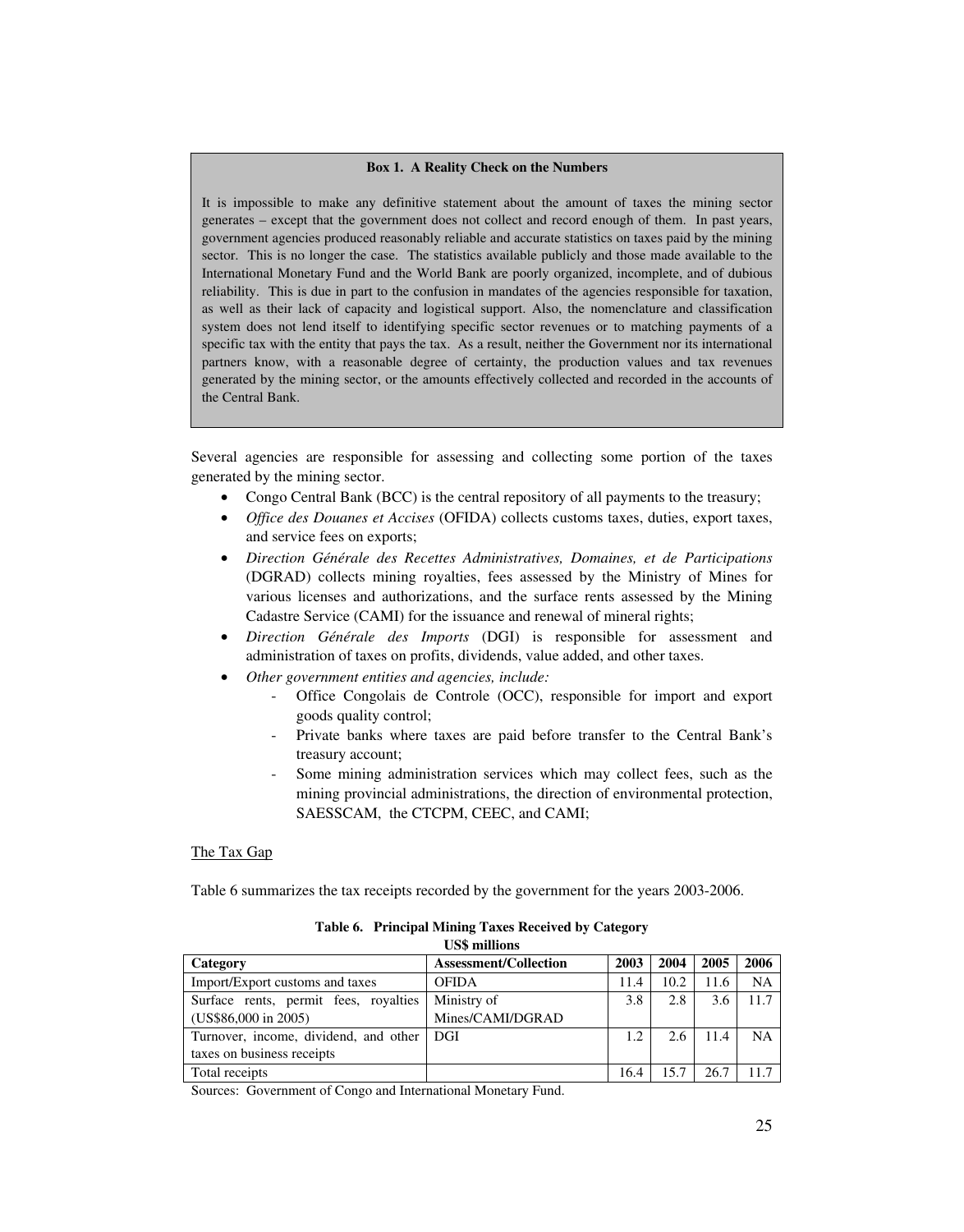**Box 1. A Reality Check on the Numbers**

It is impossible to make any definitive statement about the amount of taxes the mining sector generates – except that the government does not collect and record enough of them. In past years, government agencies produced reasonably reliable and accurate statistics on taxes paid by the mining sector. This is no longer the case. The statistics available publicly and those made available to the International Monetary Fund and the World Bank are poorly organized, incomplete, and of dubious reliability. This is due in part to the confusion in mandates of the agencies responsible for taxation, as well as their lack of capacity and logistical support. Also, the nomenclature and classification system does not lend itself to identifying specific sector revenues or to matching payments of a specific tax with the entity that pays the tax. As a result, neither the Government nor its international partners know, with a reasonable degree of certainty, the production values and tax revenues generated by the mining sector, or the amounts effectively collected and recorded in the accounts of the Central Bank.

Several agencies are responsible for assessing and collecting some portion of the taxes generated by the mining sector.

- Congo Central Bank (BCC) is the central repository of all payments to the treasury;
- *Office des Douanes et Accises* (OFIDA) collects customs taxes, duties, export taxes, and service fees on exports;
- *Direction Générale des Recettes Administratives, Domaines, et de Participations* (DGRAD) collects mining royalties, fees assessed by the Ministry of Mines for various licenses and authorizations, and the surface rents assessed by the Mining Cadastre Service (CAMI) for the issuance and renewal of mineral rights;
- *Direction Générale des Imports* (DGI) is responsible for assessment and administration of taxes on profits, dividends, value added, and other taxes.
- *Other government entities and agencies, include:*
    - Office Congolais de Controle (OCC), responsible for import and export goods quality control;
    - Private banks where taxes are paid before transfer to the Central Bank's treasury account;
    - Some mining administration services which may collect fees, such as the mining provincial administrations, the direction of environmental protection, SAESSCAM, the CTCPM, CEEC, and CAMI;

The Tax Gap

Table 6 summarizes the tax receipts recorded by the government for the years 2003-2006.

**Table 6. Principal Mining Taxes Received by Category**
**US$ millions**

| Category | Assessment/Collection | 2003 | 2004 | 2005 | 2006 |
|---|---|---|---|---|---|
| Import/Export customs and taxes | OFIDA | 11.4 | 10.2 | 11.6 | NA |
| Surface rents, permit fees, royalties (US$86,000 in 2005) | Ministry of Mines/CAMI/DGRAD | 3.8 | 2.8 | 3.6 | 11.7 |
| Turnover, income, dividend, and other taxes on business receipts | DGI | 1.2 | 2.6 | 11.4 | NA |
| Total receipts | | 16.4 | 15.7 | 26.7 | 11.7 |

Sources: Government of Congo and International Monetary Fund.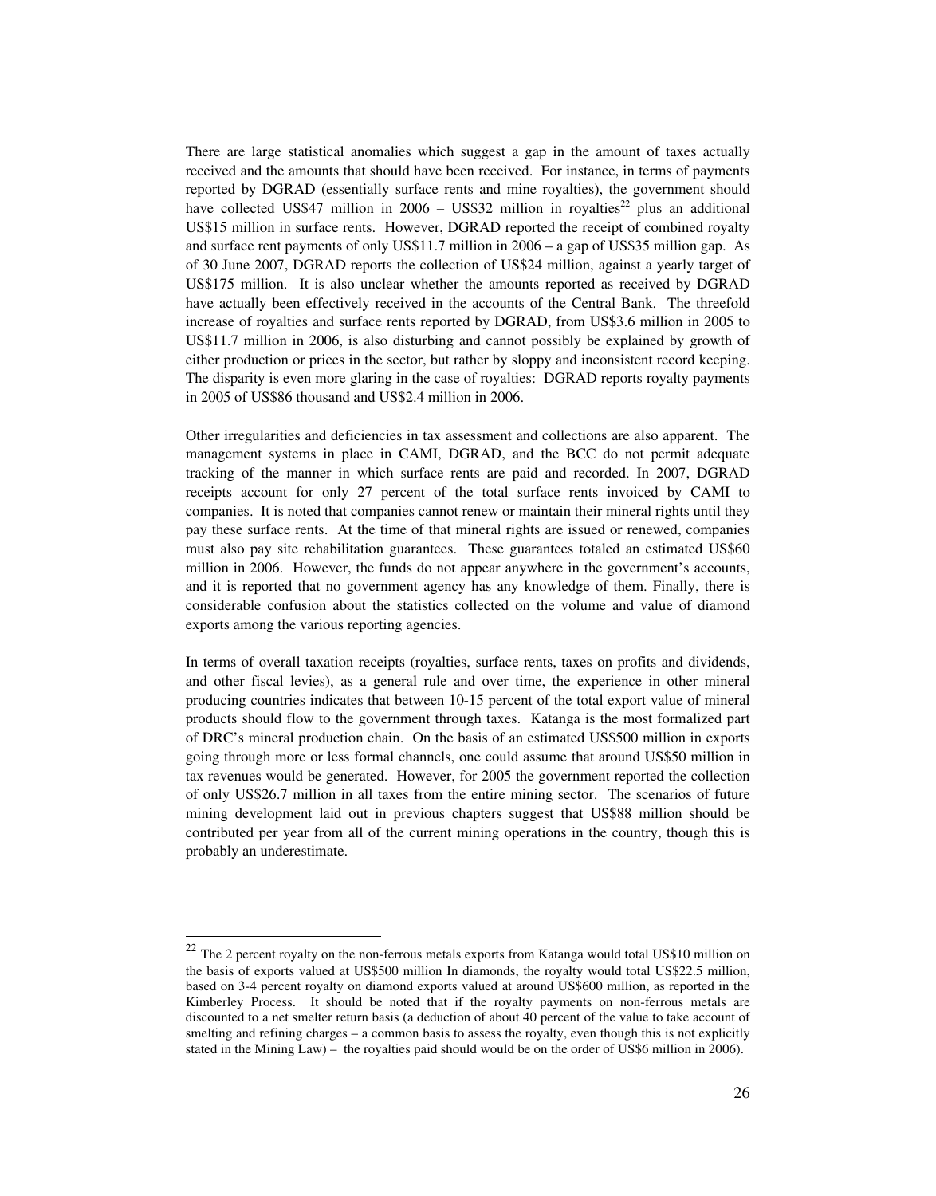There are large statistical anomalies which suggest a gap in the amount of taxes actually received and the amounts that should have been received. For instance, in terms of payments reported by DGRAD (essentially surface rents and mine royalties), the government should have collected US$47 million in 2006 – US$32 million in royalties[22] plus an additional US$15 million in surface rents. However, DGRAD reported the receipt of combined royalty and surface rent payments of only US$11.7 million in 2006 – a gap of US$35 million gap. As of 30 June 2007, DGRAD reports the collection of US$24 million, against a yearly target of US$175 million. It is also unclear whether the amounts reported as received by DGRAD have actually been effectively received in the accounts of the Central Bank. The threefold increase of royalties and surface rents reported by DGRAD, from US$3.6 million in 2005 to US$11.7 million in 2006, is also disturbing and cannot possibly be explained by growth of either production or prices in the sector, but rather by sloppy and inconsistent record keeping. The disparity is even more glaring in the case of royalties: DGRAD reports royalty payments in 2005 of US$86 thousand and US$2.4 million in 2006.

Other irregularities and deficiencies in tax assessment and collections are also apparent. The management systems in place in CAMI, DGRAD, and the BCC do not permit adequate tracking of the manner in which surface rents are paid and recorded. In 2007, DGRAD receipts account for only 27 percent of the total surface rents invoiced by CAMI to companies. It is noted that companies cannot renew or maintain their mineral rights until they pay these surface rents. At the time of that mineral rights are issued or renewed, companies must also pay site rehabilitation guarantees. These guarantees totaled an estimated US$60 million in 2006. However, the funds do not appear anywhere in the government's accounts, and it is reported that no government agency has any knowledge of them. Finally, there is considerable confusion about the statistics collected on the volume and value of diamond exports among the various reporting agencies.

In terms of overall taxation receipts (royalties, surface rents, taxes on profits and dividends, and other fiscal levies), as a general rule and over time, the experience in other mineral producing countries indicates that between 10-15 percent of the total export value of mineral products should flow to the government through taxes. Katanga is the most formalized part of DRC's mineral production chain. On the basis of an estimated US$500 million in exports going through more or less formal channels, one could assume that around US$50 million in tax revenues would be generated. However, for 2005 the government reported the collection of only US$26.7 million in all taxes from the entire mining sector. The scenarios of future mining development laid out in previous chapters suggest that US$88 million should be contributed per year from all of the current mining operations in the country, though this is probably an underestimate.

---

[22] The 2 percent royalty on the non-ferrous metals exports from Katanga would total US$10 million on the basis of exports valued at US$500 million In diamonds, the royalty would total US$22.5 million, based on 3-4 percent royalty on diamond exports valued at around US$600 million, as reported in the Kimberley Process. It should be noted that if the royalty payments on non-ferrous metals are discounted to a net smelter return basis (a deduction of about 40 percent of the value to take account of smelting and refining charges – a common basis to assess the royalty, even though this is not explicitly stated in the Mining Law) – the royalties paid should would be on the order of US$6 million in 2006).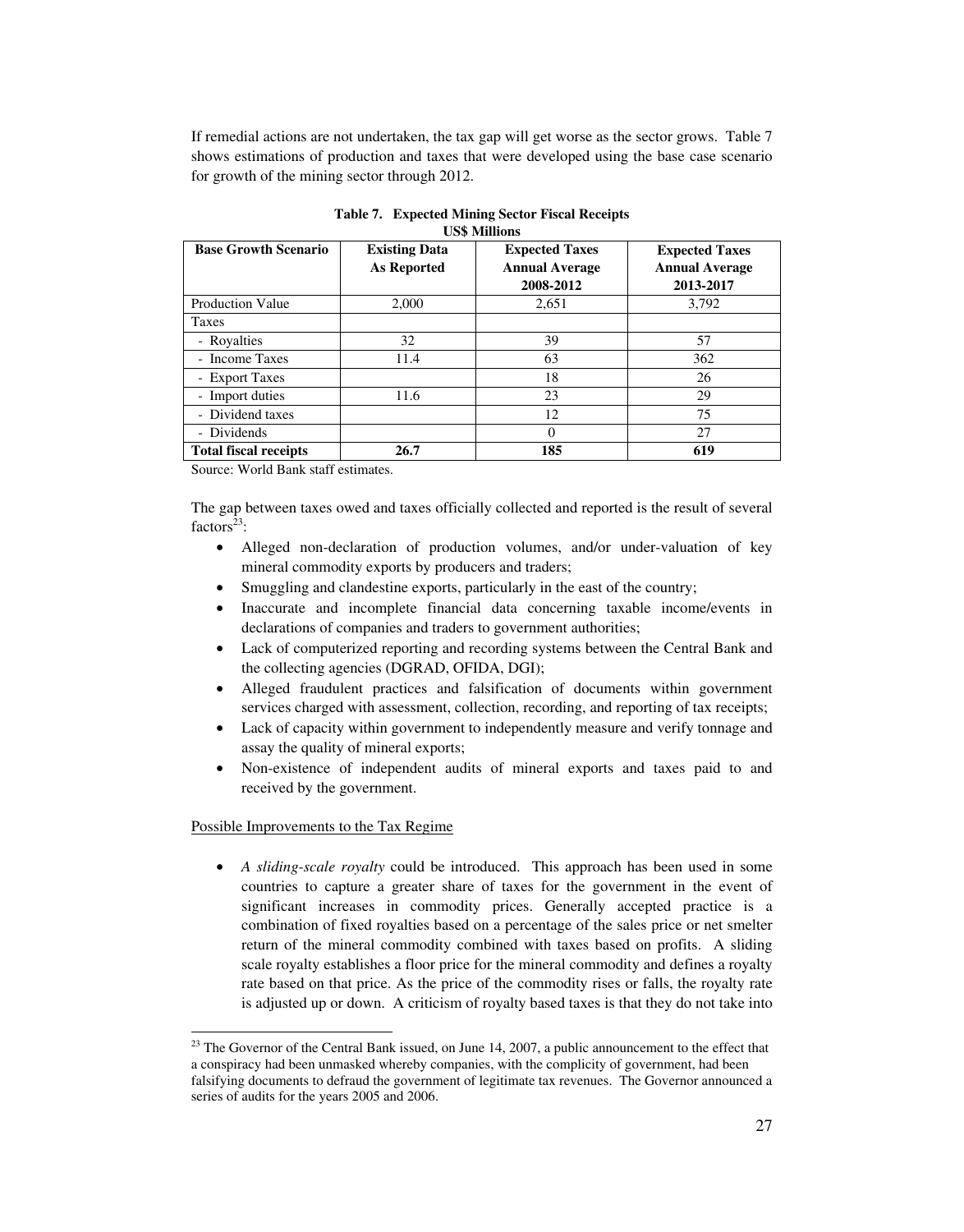If remedial actions are not undertaken, the tax gap will get worse as the sector grows. Table 7 shows estimations of production and taxes that were developed using the base case scenario for growth of the mining sector through 2012.

**Table 7. Expected Mining Sector Fiscal Receipts**
**US$ Millions**

| Base Growth Scenario | Existing Data As Reported | Expected Taxes Annual Average 2008-2012 | Expected Taxes Annual Average 2013-2017 |
|---|---|---|---|
| Production Value | 2,000 | 2,651 | 3,792 |
| Taxes | | | |
| - Royalties | 32 | 39 | 57 |
| - Income Taxes | 11.4 | 63 | 362 |
| - Export Taxes | | 18 | 26 |
| - Import duties | 11.6 | 23 | 29 |
| - Dividend taxes | | 12 | 75 |
| - Dividends | | 0 | 27 |
| **Total fiscal receipts** | **26.7** | **185** | **619** |

Source: World Bank staff estimates.

The gap between taxes owed and taxes officially collected and reported is the result of several factors[23]:

- Alleged non-declaration of production volumes, and/or under-valuation of key mineral commodity exports by producers and traders;
- Smuggling and clandestine exports, particularly in the east of the country;
- Inaccurate and incomplete financial data concerning taxable income/events in declarations of companies and traders to government authorities;
- Lack of computerized reporting and recording systems between the Central Bank and the collecting agencies (DGRAD, OFIDA, DGI);
- Alleged fraudulent practices and falsification of documents within government services charged with assessment, collection, recording, and reporting of tax receipts;
- Lack of capacity within government to independently measure and verify tonnage and assay the quality of mineral exports;
- Non-existence of independent audits of mineral exports and taxes paid to and received by the government.

Possible Improvements to the Tax Regime

- *A sliding-scale royalty* could be introduced. This approach has been used in some countries to capture a greater share of taxes for the government in the event of significant increases in commodity prices. Generally accepted practice is a combination of fixed royalties based on a percentage of the sales price or net smelter return of the mineral commodity combined with taxes based on profits. A sliding scale royalty establishes a floor price for the mineral commodity and defines a royalty rate based on that price. As the price of the commodity rises or falls, the royalty rate is adjusted up or down. A criticism of royalty based taxes is that they do not take into

[23] The Governor of the Central Bank issued, on June 14, 2007, a public announcement to the effect that a conspiracy had been unmasked whereby companies, with the complicity of government, had been falsifying documents to defraud the government of legitimate tax revenues. The Governor announced a series of audits for the years 2005 and 2006.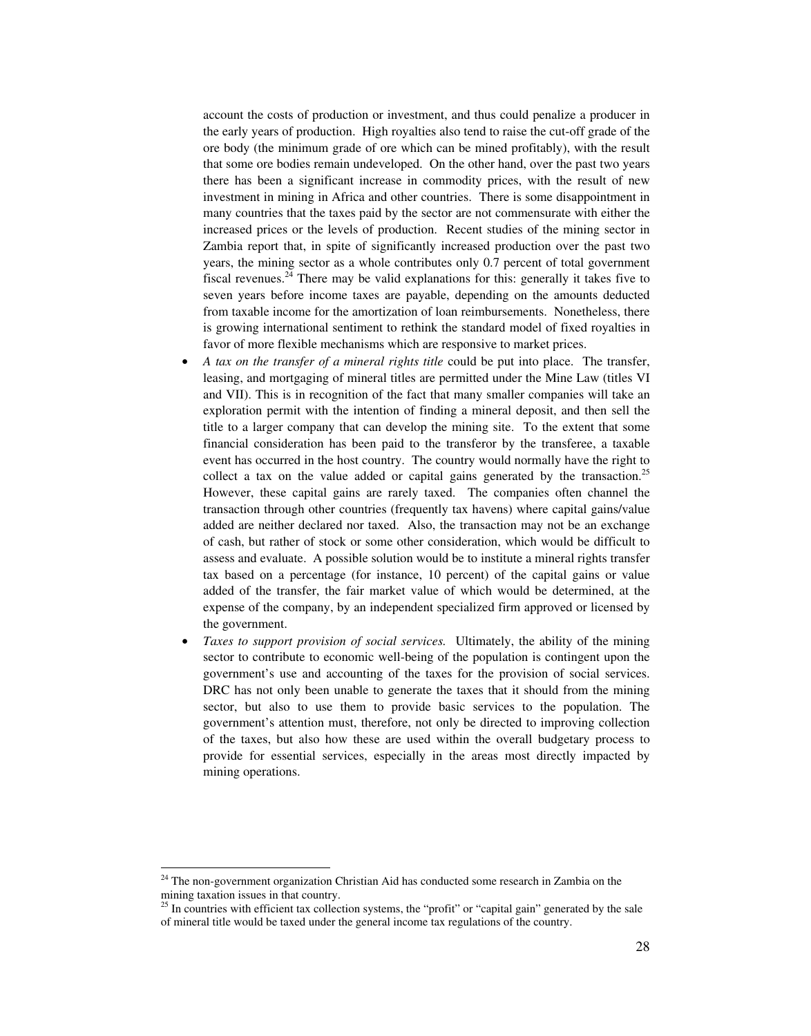account the costs of production or investment, and thus could penalize a producer in the early years of production. High royalties also tend to raise the cut-off grade of the ore body (the minimum grade of ore which can be mined profitably), with the result that some ore bodies remain undeveloped. On the other hand, over the past two years there has been a significant increase in commodity prices, with the result of new investment in mining in Africa and other countries. There is some disappointment in many countries that the taxes paid by the sector are not commensurate with either the increased prices or the levels of production. Recent studies of the mining sector in Zambia report that, in spite of significantly increased production over the past two years, the mining sector as a whole contributes only 0.7 percent of total government fiscal revenues.[24] There may be valid explanations for this: generally it takes five to seven years before income taxes are payable, depending on the amounts deducted from taxable income for the amortization of loan reimbursements. Nonetheless, there is growing international sentiment to rethink the standard model of fixed royalties in favor of more flexible mechanisms which are responsive to market prices.

- *A tax on the transfer of a mineral rights title* could be put into place. The transfer, leasing, and mortgaging of mineral titles are permitted under the Mine Law (titles VI and VII). This is in recognition of the fact that many smaller companies will take an exploration permit with the intention of finding a mineral deposit, and then sell the title to a larger company that can develop the mining site. To the extent that some financial consideration has been paid to the transferor by the transferee, a taxable event has occurred in the host country. The country would normally have the right to collect a tax on the value added or capital gains generated by the transaction.[25] However, these capital gains are rarely taxed. The companies often channel the transaction through other countries (frequently tax havens) where capital gains/value added are neither declared nor taxed. Also, the transaction may not be an exchange of cash, but rather of stock or some other consideration, which would be difficult to assess and evaluate. A possible solution would be to institute a mineral rights transfer tax based on a percentage (for instance, 10 percent) of the capital gains or value added of the transfer, the fair market value of which would be determined, at the expense of the company, by an independent specialized firm approved or licensed by the government.
- *Taxes to support provision of social services.* Ultimately, the ability of the mining sector to contribute to economic well-being of the population is contingent upon the government's use and accounting of the taxes for the provision of social services. DRC has not only been unable to generate the taxes that it should from the mining sector, but also to use them to provide basic services to the population. The government's attention must, therefore, not only be directed to improving collection of the taxes, but also how these are used within the overall budgetary process to provide for essential services, especially in the areas most directly impacted by mining operations.

---

[24] The non-government organization Christian Aid has conducted some research in Zambia on the mining taxation issues in that country.

[25] In countries with efficient tax collection systems, the "profit" or "capital gain" generated by the sale of mineral title would be taxed under the general income tax regulations of the country.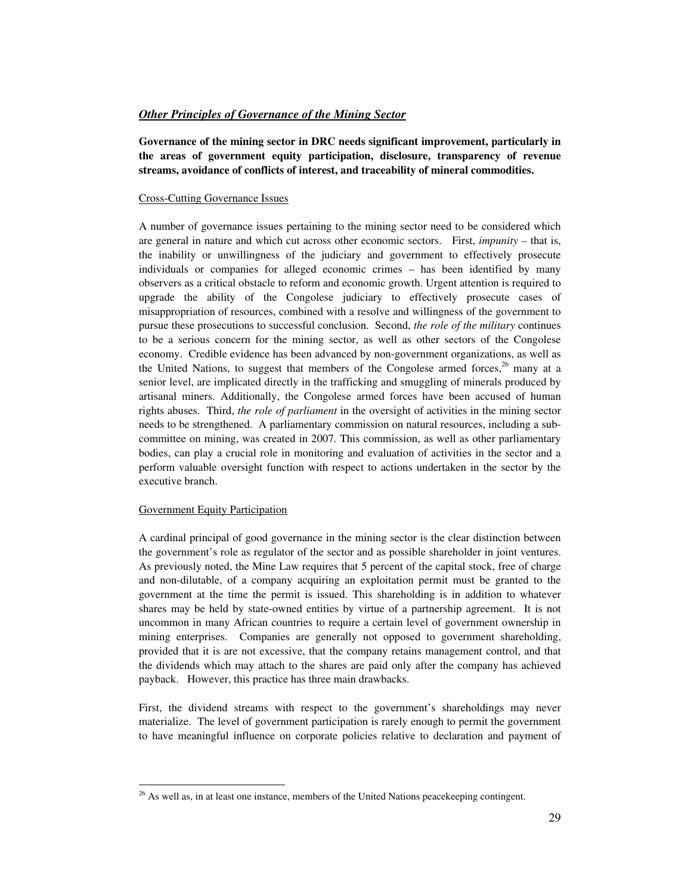***Other Principles of Governance of the Mining Sector***

**Governance of the mining sector in DRC needs significant improvement, particularly in the areas of government equity participation, disclosure, transparency of revenue streams, avoidance of conflicts of interest, and traceability of mineral commodities.**

Cross-Cutting Governance Issues

A number of governance issues pertaining to the mining sector need to be considered which are general in nature and which cut across other economic sectors. First, *impunity* – that is, the inability or unwillingness of the judiciary and government to effectively prosecute individuals or companies for alleged economic crimes – has been identified by many observers as a critical obstacle to reform and economic growth. Urgent attention is required to upgrade the ability of the Congolese judiciary to effectively prosecute cases of misappropriation of resources, combined with a resolve and willingness of the government to pursue these prosecutions to successful conclusion. Second, *the role of the military* continues to be a serious concern for the mining sector, as well as other sectors of the Congolese economy. Credible evidence has been advanced by non-government organizations, as well as the United Nations, to suggest that members of the Congolese armed forces,[26] many at a senior level, are implicated directly in the trafficking and smuggling of minerals produced by artisanal miners. Additionally, the Congolese armed forces have been accused of human rights abuses. Third, *the role of parliament* in the oversight of activities in the mining sector needs to be strengthened. A parliamentary commission on natural resources, including a sub-committee on mining, was created in 2007. This commission, as well as other parliamentary bodies, can play a crucial role in monitoring and evaluation of activities in the sector and a perform valuable oversight function with respect to actions undertaken in the sector by the executive branch.

Government Equity Participation

A cardinal principal of good governance in the mining sector is the clear distinction between the government's role as regulator of the sector and as possible shareholder in joint ventures. As previously noted, the Mine Law requires that 5 percent of the capital stock, free of charge and non-dilutable, of a company acquiring an exploitation permit must be granted to the government at the time the permit is issued. This shareholding is in addition to whatever shares may be held by state-owned entities by virtue of a partnership agreement. It is not uncommon in many African countries to require a certain level of government ownership in mining enterprises. Companies are generally not opposed to government shareholding, provided that it is are not excessive, that the company retains management control, and that the dividends which may attach to the shares are paid only after the company has achieved payback. However, this practice has three main drawbacks.

First, the dividend streams with respect to the government's shareholdings may never materialize. The level of government participation is rarely enough to permit the government to have meaningful influence on corporate policies relative to declaration and payment of

[26] As well as, in at least one instance, members of the United Nations peacekeeping contingent.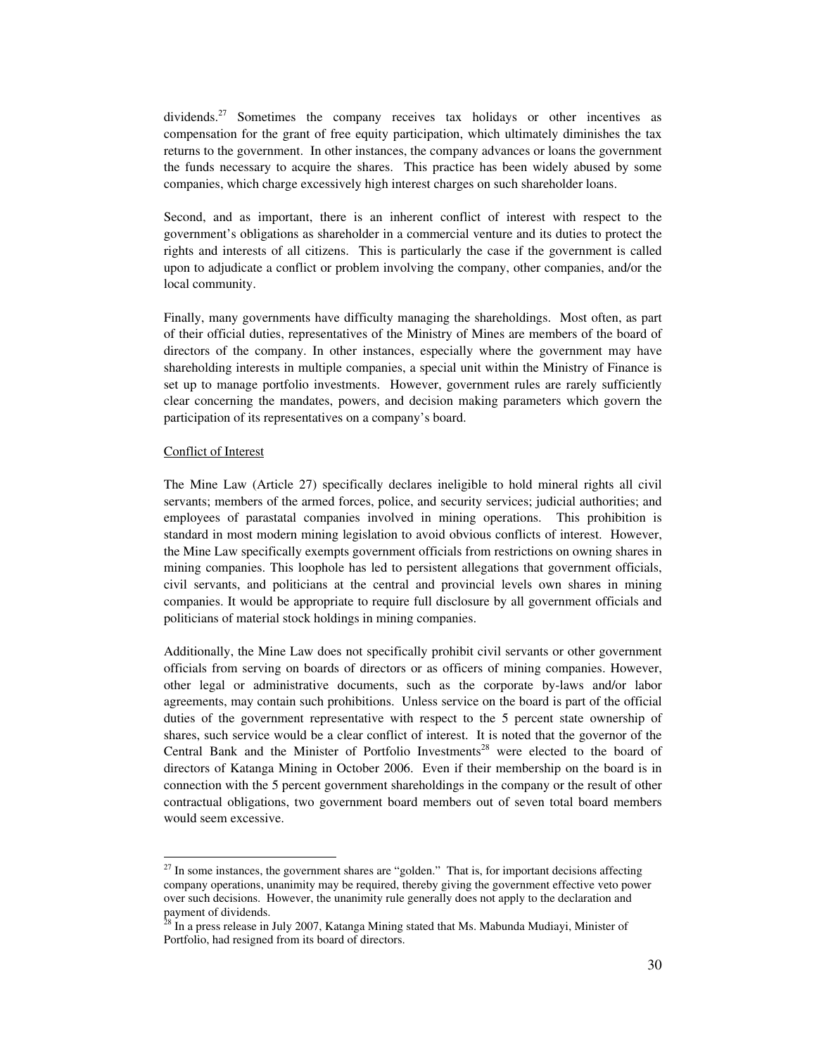dividends.[27] Sometimes the company receives tax holidays or other incentives as compensation for the grant of free equity participation, which ultimately diminishes the tax returns to the government. In other instances, the company advances or loans the government the funds necessary to acquire the shares. This practice has been widely abused by some companies, which charge excessively high interest charges on such shareholder loans.

Second, and as important, there is an inherent conflict of interest with respect to the government's obligations as shareholder in a commercial venture and its duties to protect the rights and interests of all citizens. This is particularly the case if the government is called upon to adjudicate a conflict or problem involving the company, other companies, and/or the local community.

Finally, many governments have difficulty managing the shareholdings. Most often, as part of their official duties, representatives of the Ministry of Mines are members of the board of directors of the company. In other instances, especially where the government may have shareholding interests in multiple companies, a special unit within the Ministry of Finance is set up to manage portfolio investments. However, government rules are rarely sufficiently clear concerning the mandates, powers, and decision making parameters which govern the participation of its representatives on a company's board.

<u>Conflict of Interest</u>

The Mine Law (Article 27) specifically declares ineligible to hold mineral rights all civil servants; members of the armed forces, police, and security services; judicial authorities; and employees of parastatal companies involved in mining operations. This prohibition is standard in most modern mining legislation to avoid obvious conflicts of interest. However, the Mine Law specifically exempts government officials from restrictions on owning shares in mining companies. This loophole has led to persistent allegations that government officials, civil servants, and politicians at the central and provincial levels own shares in mining companies. It would be appropriate to require full disclosure by all government officials and politicians of material stock holdings in mining companies.

Additionally, the Mine Law does not specifically prohibit civil servants or other government officials from serving on boards of directors or as officers of mining companies. However, other legal or administrative documents, such as the corporate by-laws and/or labor agreements, may contain such prohibitions. Unless service on the board is part of the official duties of the government representative with respect to the 5 percent state ownership of shares, such service would be a clear conflict of interest. It is noted that the governor of the Central Bank and the Minister of Portfolio Investments[28] were elected to the board of directors of Katanga Mining in October 2006. Even if their membership on the board is in connection with the 5 percent government shareholdings in the company or the result of other contractual obligations, two government board members out of seven total board members would seem excessive.

---

[27] In some instances, the government shares are "golden." That is, for important decisions affecting company operations, unanimity may be required, thereby giving the government effective veto power over such decisions. However, the unanimity rule generally does not apply to the declaration and payment of dividends.

[28] In a press release in July 2007, Katanga Mining stated that Ms. Mabunda Mudiayi, Minister of Portfolio, had resigned from its board of directors.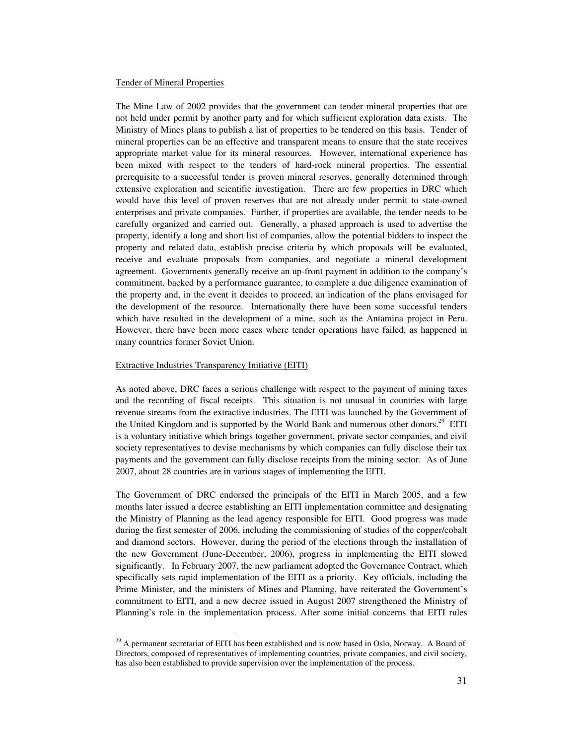Tender of Mineral Properties

The Mine Law of 2002 provides that the government can tender mineral properties that are not held under permit by another party and for which sufficient exploration data exists. The Ministry of Mines plans to publish a list of properties to be tendered on this basis. Tender of mineral properties can be an effective and transparent means to ensure that the state receives appropriate market value for its mineral resources. However, international experience has been mixed with respect to the tenders of hard-rock mineral properties. The essential prerequisite to a successful tender is proven mineral reserves, generally determined through extensive exploration and scientific investigation. There are few properties in DRC which would have this level of proven reserves that are not already under permit to state-owned enterprises and private companies. Further, if properties are available, the tender needs to be carefully organized and carried out. Generally, a phased approach is used to advertise the property, identify a long and short list of companies, allow the potential bidders to inspect the property and related data, establish precise criteria by which proposals will be evaluated, receive and evaluate proposals from companies, and negotiate a mineral development agreement. Governments generally receive an up-front payment in addition to the company's commitment, backed by a performance guarantee, to complete a due diligence examination of the property and, in the event it decides to proceed, an indication of the plans envisaged for the development of the resource. Internationally there have been some successful tenders which have resulted in the development of a mine, such as the Antamina project in Peru. However, there have been more cases where tender operations have failed, as happened in many countries former Soviet Union.

Extractive Industries Transparency Initiative (EITI)

As noted above, DRC faces a serious challenge with respect to the payment of mining taxes and the recording of fiscal receipts. This situation is not unusual in countries with large revenue streams from the extractive industries. The EITI was launched by the Government of the United Kingdom and is supported by the World Bank and numerous other donors.[29] EITI is a voluntary initiative which brings together government, private sector companies, and civil society representatives to devise mechanisms by which companies can fully disclose their tax payments and the government can fully disclose receipts from the mining sector. As of June 2007, about 28 countries are in various stages of implementing the EITI.

The Government of DRC endorsed the principals of the EITI in March 2005, and a few months later issued a decree establishing an EITI implementation committee and designating the Ministry of Planning as the lead agency responsible for EITI. Good progress was made during the first semester of 2006, including the commissioning of studies of the copper/cobalt and diamond sectors. However, during the period of the elections through the installation of the new Government (June-December, 2006), progress in implementing the EITI slowed significantly. In February 2007, the new parliament adopted the Governance Contract, which specifically sets rapid implementation of the EITI as a priority. Key officials, including the Prime Minister, and the ministers of Mines and Planning, have reiterated the Government's commitment to EITI, and a new decree issued in August 2007 strengthened the Ministry of Planning's role in the implementation process. After some initial concerns that EITI rules

[29] A permanent secretariat of EITI has been established and is now based in Oslo, Norway. A Board of Directors, composed of representatives of implementing countries, private companies, and civil society, has also been established to provide supervision over the implementation of the process.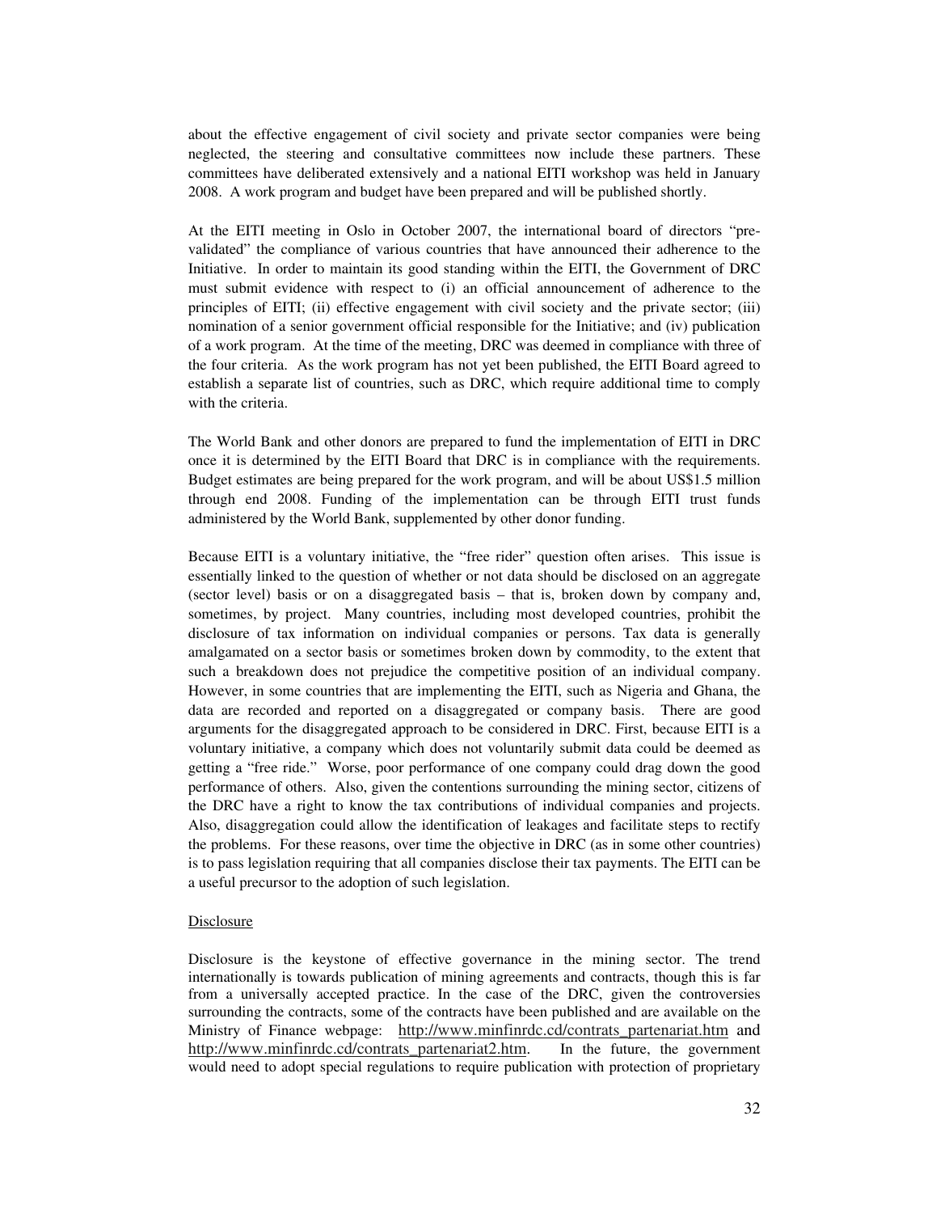about the effective engagement of civil society and private sector companies were being neglected, the steering and consultative committees now include these partners. These committees have deliberated extensively and a national EITI workshop was held in January 2008. A work program and budget have been prepared and will be published shortly.

At the EITI meeting in Oslo in October 2007, the international board of directors "pre-validated" the compliance of various countries that have announced their adherence to the Initiative. In order to maintain its good standing within the EITI, the Government of DRC must submit evidence with respect to (i) an official announcement of adherence to the principles of EITI; (ii) effective engagement with civil society and the private sector; (iii) nomination of a senior government official responsible for the Initiative; and (iv) publication of a work program. At the time of the meeting, DRC was deemed in compliance with three of the four criteria. As the work program has not yet been published, the EITI Board agreed to establish a separate list of countries, such as DRC, which require additional time to comply with the criteria.

The World Bank and other donors are prepared to fund the implementation of EITI in DRC once it is determined by the EITI Board that DRC is in compliance with the requirements. Budget estimates are being prepared for the work program, and will be about US$1.5 million through end 2008. Funding of the implementation can be through EITI trust funds administered by the World Bank, supplemented by other donor funding.

Because EITI is a voluntary initiative, the "free rider" question often arises. This issue is essentially linked to the question of whether or not data should be disclosed on an aggregate (sector level) basis or on a disaggregated basis – that is, broken down by company and, sometimes, by project. Many countries, including most developed countries, prohibit the disclosure of tax information on individual companies or persons. Tax data is generally amalgamated on a sector basis or sometimes broken down by commodity, to the extent that such a breakdown does not prejudice the competitive position of an individual company. However, in some countries that are implementing the EITI, such as Nigeria and Ghana, the data are recorded and reported on a disaggregated or company basis. There are good arguments for the disaggregated approach to be considered in DRC. First, because EITI is a voluntary initiative, a company which does not voluntarily submit data could be deemed as getting a "free ride." Worse, poor performance of one company could drag down the good performance of others. Also, given the contentions surrounding the mining sector, citizens of the DRC have a right to know the tax contributions of individual companies and projects. Also, disaggregation could allow the identification of leakages and facilitate steps to rectify the problems. For these reasons, over time the objective in DRC (as in some other countries) is to pass legislation requiring that all companies disclose their tax payments. The EITI can be a useful precursor to the adoption of such legislation.

Disclosure

Disclosure is the keystone of effective governance in the mining sector. The trend internationally is towards publication of mining agreements and contracts, though this is far from a universally accepted practice. In the case of the DRC, given the controversies surrounding the contracts, some of the contracts have been published and are available on the Ministry of Finance webpage: http://www.minfinrdc.cd/contrats_partenariat.htm and http://www.minfinrdc.cd/contrats_partenariat2.htm. In the future, the government would need to adopt special regulations to require publication with protection of proprietary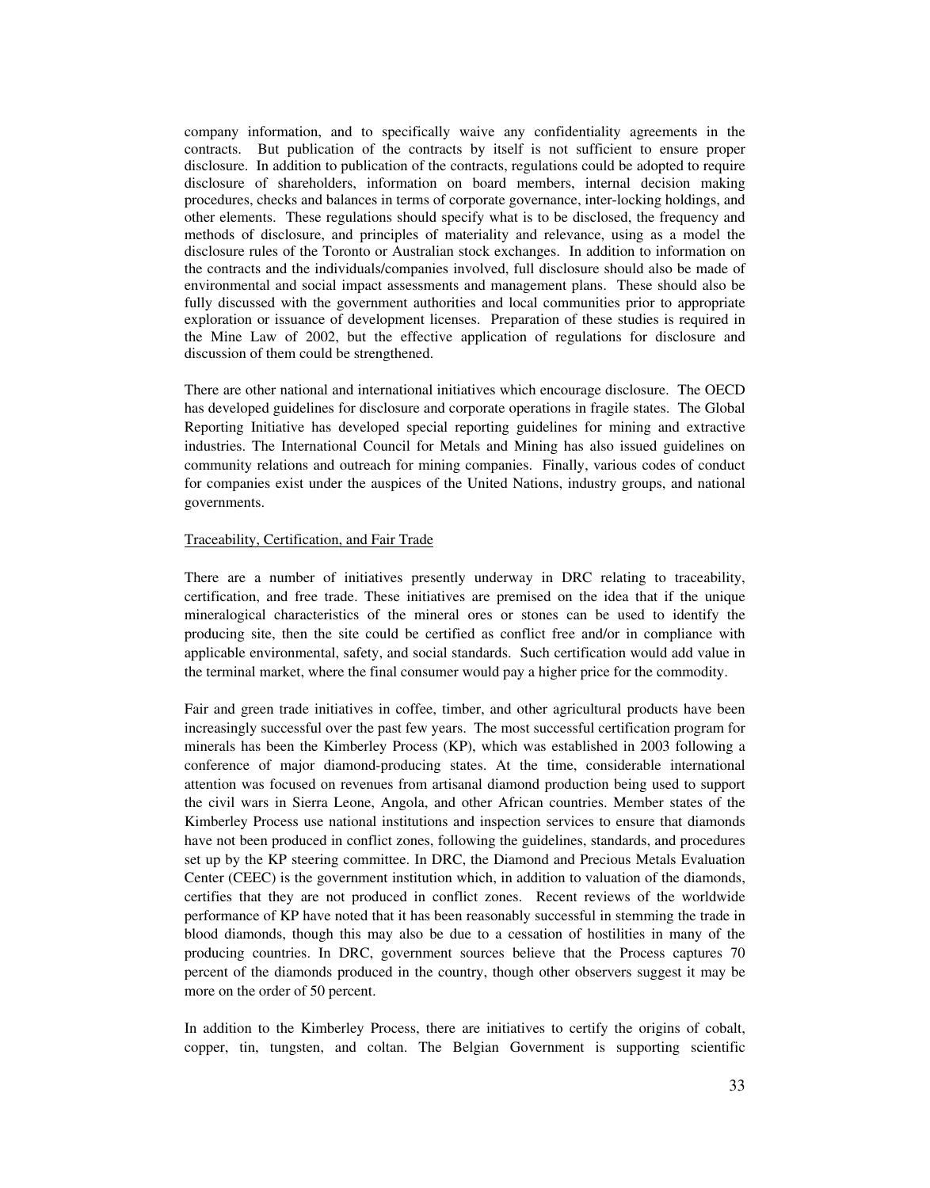company information, and to specifically waive any confidentiality agreements in the contracts. But publication of the contracts by itself is not sufficient to ensure proper disclosure. In addition to publication of the contracts, regulations could be adopted to require disclosure of shareholders, information on board members, internal decision making procedures, checks and balances in terms of corporate governance, inter-locking holdings, and other elements. These regulations should specify what is to be disclosed, the frequency and methods of disclosure, and principles of materiality and relevance, using as a model the disclosure rules of the Toronto or Australian stock exchanges. In addition to information on the contracts and the individuals/companies involved, full disclosure should also be made of environmental and social impact assessments and management plans. These should also be fully discussed with the government authorities and local communities prior to appropriate exploration or issuance of development licenses. Preparation of these studies is required in the Mine Law of 2002, but the effective application of regulations for disclosure and discussion of them could be strengthened.

There are other national and international initiatives which encourage disclosure. The OECD has developed guidelines for disclosure and corporate operations in fragile states. The Global Reporting Initiative has developed special reporting guidelines for mining and extractive industries. The International Council for Metals and Mining has also issued guidelines on community relations and outreach for mining companies. Finally, various codes of conduct for companies exist under the auspices of the United Nations, industry groups, and national governments.

Traceability, Certification, and Fair Trade

There are a number of initiatives presently underway in DRC relating to traceability, certification, and free trade. These initiatives are premised on the idea that if the unique mineralogical characteristics of the mineral ores or stones can be used to identify the producing site, then the site could be certified as conflict free and/or in compliance with applicable environmental, safety, and social standards. Such certification would add value in the terminal market, where the final consumer would pay a higher price for the commodity.

Fair and green trade initiatives in coffee, timber, and other agricultural products have been increasingly successful over the past few years. The most successful certification program for minerals has been the Kimberley Process (KP), which was established in 2003 following a conference of major diamond-producing states. At the time, considerable international attention was focused on revenues from artisanal diamond production being used to support the civil wars in Sierra Leone, Angola, and other African countries. Member states of the Kimberley Process use national institutions and inspection services to ensure that diamonds have not been produced in conflict zones, following the guidelines, standards, and procedures set up by the KP steering committee. In DRC, the Diamond and Precious Metals Evaluation Center (CEEC) is the government institution which, in addition to valuation of the diamonds, certifies that they are not produced in conflict zones. Recent reviews of the worldwide performance of KP have noted that it has been reasonably successful in stemming the trade in blood diamonds, though this may also be due to a cessation of hostilities in many of the producing countries. In DRC, government sources believe that the Process captures 70 percent of the diamonds produced in the country, though other observers suggest it may be more on the order of 50 percent.

In addition to the Kimberley Process, there are initiatives to certify the origins of cobalt, copper, tin, tungsten, and coltan. The Belgian Government is supporting scientific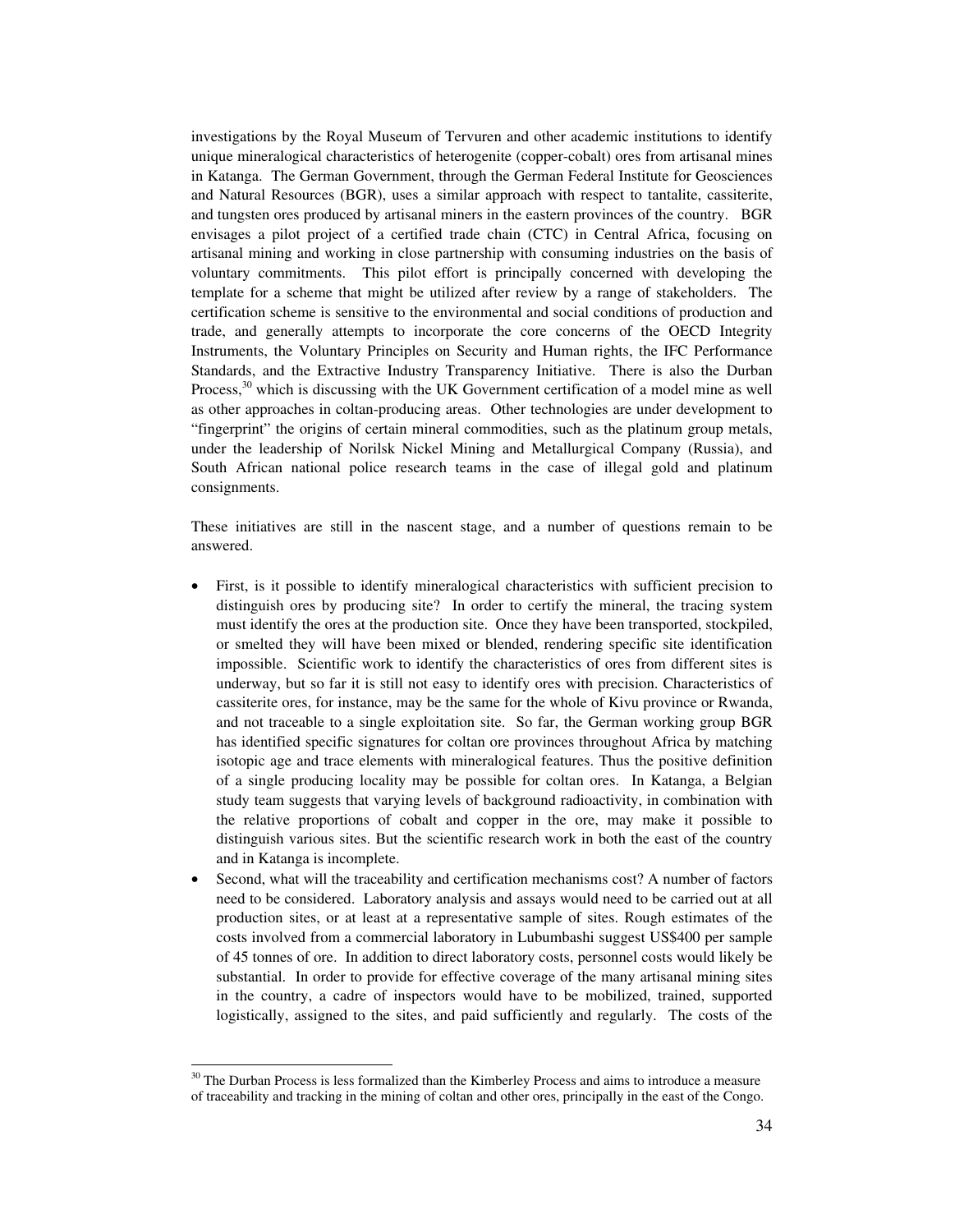investigations by the Royal Museum of Tervuren and other academic institutions to identify unique mineralogical characteristics of heterogenite (copper-cobalt) ores from artisanal mines in Katanga. The German Government, through the German Federal Institute for Geosciences and Natural Resources (BGR), uses a similar approach with respect to tantalite, cassiterite, and tungsten ores produced by artisanal miners in the eastern provinces of the country. BGR envisages a pilot project of a certified trade chain (CTC) in Central Africa, focusing on artisanal mining and working in close partnership with consuming industries on the basis of voluntary commitments. This pilot effort is principally concerned with developing the template for a scheme that might be utilized after review by a range of stakeholders. The certification scheme is sensitive to the environmental and social conditions of production and trade, and generally attempts to incorporate the core concerns of the OECD Integrity Instruments, the Voluntary Principles on Security and Human rights, the IFC Performance Standards, and the Extractive Industry Transparency Initiative. There is also the Durban Process,[30] which is discussing with the UK Government certification of a model mine as well as other approaches in coltan-producing areas. Other technologies are under development to "fingerprint" the origins of certain mineral commodities, such as the platinum group metals, under the leadership of Norilsk Nickel Mining and Metallurgical Company (Russia), and South African national police research teams in the case of illegal gold and platinum consignments.

These initiatives are still in the nascent stage, and a number of questions remain to be answered.

- First, is it possible to identify mineralogical characteristics with sufficient precision to distinguish ores by producing site? In order to certify the mineral, the tracing system must identify the ores at the production site. Once they have been transported, stockpiled, or smelted they will have been mixed or blended, rendering specific site identification impossible. Scientific work to identify the characteristics of ores from different sites is underway, but so far it is still not easy to identify ores with precision. Characteristics of cassiterite ores, for instance, may be the same for the whole of Kivu province or Rwanda, and not traceable to a single exploitation site. So far, the German working group BGR has identified specific signatures for coltan ore provinces throughout Africa by matching isotopic age and trace elements with mineralogical features. Thus the positive definition of a single producing locality may be possible for coltan ores. In Katanga, a Belgian study team suggests that varying levels of background radioactivity, in combination with the relative proportions of cobalt and copper in the ore, may make it possible to distinguish various sites. But the scientific research work in both the east of the country and in Katanga is incomplete.
- Second, what will the traceability and certification mechanisms cost? A number of factors need to be considered. Laboratory analysis and assays would need to be carried out at all production sites, or at least at a representative sample of sites. Rough estimates of the costs involved from a commercial laboratory in Lubumbashi suggest US$400 per sample of 45 tonnes of ore. In addition to direct laboratory costs, personnel costs would likely be substantial. In order to provide for effective coverage of the many artisanal mining sites in the country, a cadre of inspectors would have to be mobilized, trained, supported logistically, assigned to the sites, and paid sufficiently and regularly. The costs of the

[30] The Durban Process is less formalized than the Kimberley Process and aims to introduce a measure of traceability and tracking in the mining of coltan and other ores, principally in the east of the Congo.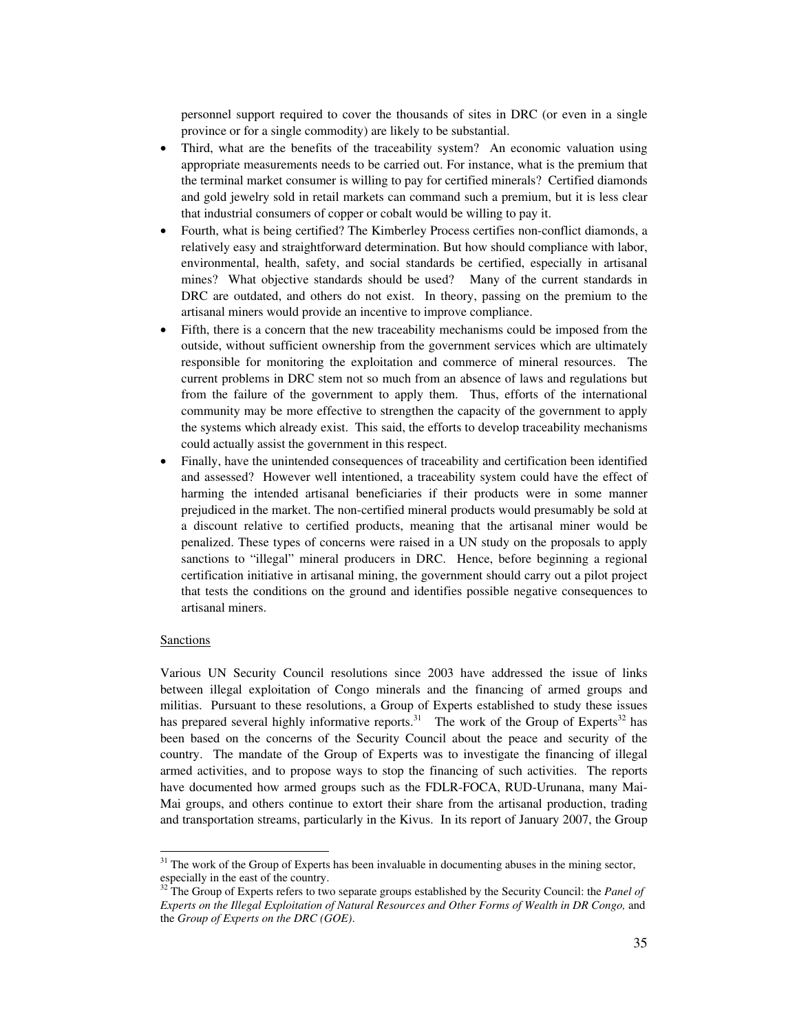personnel support required to cover the thousands of sites in DRC (or even in a single province or for a single commodity) are likely to be substantial.

- Third, what are the benefits of the traceability system? An economic valuation using appropriate measurements needs to be carried out. For instance, what is the premium that the terminal market consumer is willing to pay for certified minerals? Certified diamonds and gold jewelry sold in retail markets can command such a premium, but it is less clear that industrial consumers of copper or cobalt would be willing to pay it.
- Fourth, what is being certified? The Kimberley Process certifies non-conflict diamonds, a relatively easy and straightforward determination. But how should compliance with labor, environmental, health, safety, and social standards be certified, especially in artisanal mines? What objective standards should be used? Many of the current standards in DRC are outdated, and others do not exist. In theory, passing on the premium to the artisanal miners would provide an incentive to improve compliance.
- Fifth, there is a concern that the new traceability mechanisms could be imposed from the outside, without sufficient ownership from the government services which are ultimately responsible for monitoring the exploitation and commerce of mineral resources. The current problems in DRC stem not so much from an absence of laws and regulations but from the failure of the government to apply them. Thus, efforts of the international community may be more effective to strengthen the capacity of the government to apply the systems which already exist. This said, the efforts to develop traceability mechanisms could actually assist the government in this respect.
- Finally, have the unintended consequences of traceability and certification been identified and assessed? However well intentioned, a traceability system could have the effect of harming the intended artisanal beneficiaries if their products were in some manner prejudiced in the market. The non-certified mineral products would presumably be sold at a discount relative to certified products, meaning that the artisanal miner would be penalized. These types of concerns were raised in a UN study on the proposals to apply sanctions to "illegal" mineral producers in DRC. Hence, before beginning a regional certification initiative in artisanal mining, the government should carry out a pilot project that tests the conditions on the ground and identifies possible negative consequences to artisanal miners.

Sanctions

Various UN Security Council resolutions since 2003 have addressed the issue of links between illegal exploitation of Congo minerals and the financing of armed groups and militias. Pursuant to these resolutions, a Group of Experts established to study these issues has prepared several highly informative reports.[31] The work of the Group of Experts[32] has been based on the concerns of the Security Council about the peace and security of the country. The mandate of the Group of Experts was to investigate the financing of illegal armed activities, and to propose ways to stop the financing of such activities. The reports have documented how armed groups such as the FDLR-FOCA, RUD-Urunana, many Mai-Mai groups, and others continue to extort their share from the artisanal production, trading and transportation streams, particularly in the Kivus. In its report of January 2007, the Group

[31] The work of the Group of Experts has been invaluable in documenting abuses in the mining sector, especially in the east of the country.

[32] The Group of Experts refers to two separate groups established by the Security Council: the *Panel of Experts on the Illegal Exploitation of Natural Resources and Other Forms of Wealth in DR Congo,* and the *Group of Experts on the DRC (GOE).*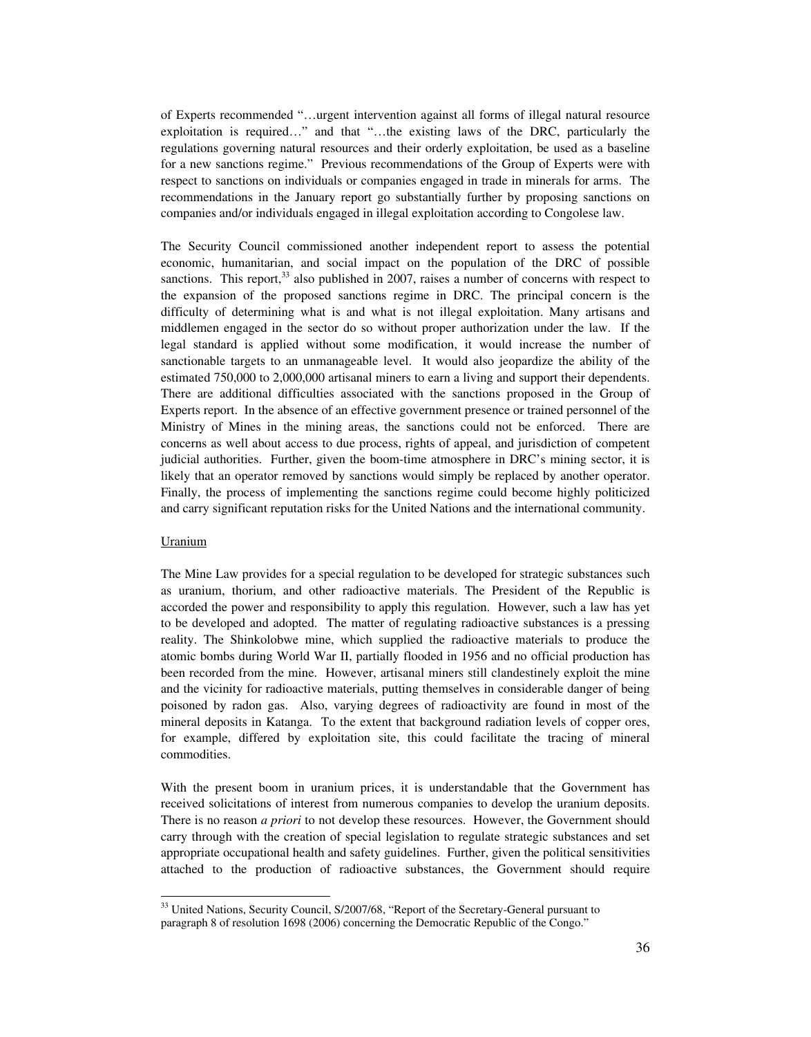of Experts recommended "…urgent intervention against all forms of illegal natural resource exploitation is required…" and that "…the existing laws of the DRC, particularly the regulations governing natural resources and their orderly exploitation, be used as a baseline for a new sanctions regime." Previous recommendations of the Group of Experts were with respect to sanctions on individuals or companies engaged in trade in minerals for arms. The recommendations in the January report go substantially further by proposing sanctions on companies and/or individuals engaged in illegal exploitation according to Congolese law.

The Security Council commissioned another independent report to assess the potential economic, humanitarian, and social impact on the population of the DRC of possible sanctions. This report,[33] also published in 2007, raises a number of concerns with respect to the expansion of the proposed sanctions regime in DRC. The principal concern is the difficulty of determining what is and what is not illegal exploitation. Many artisans and middlemen engaged in the sector do so without proper authorization under the law. If the legal standard is applied without some modification, it would increase the number of sanctionable targets to an unmanageable level. It would also jeopardize the ability of the estimated 750,000 to 2,000,000 artisanal miners to earn a living and support their dependents. There are additional difficulties associated with the sanctions proposed in the Group of Experts report. In the absence of an effective government presence or trained personnel of the Ministry of Mines in the mining areas, the sanctions could not be enforced. There are concerns as well about access to due process, rights of appeal, and jurisdiction of competent judicial authorities. Further, given the boom-time atmosphere in DRC's mining sector, it is likely that an operator removed by sanctions would simply be replaced by another operator. Finally, the process of implementing the sanctions regime could become highly politicized and carry significant reputation risks for the United Nations and the international community.

Uranium

The Mine Law provides for a special regulation to be developed for strategic substances such as uranium, thorium, and other radioactive materials. The President of the Republic is accorded the power and responsibility to apply this regulation. However, such a law has yet to be developed and adopted. The matter of regulating radioactive substances is a pressing reality. The Shinkolobwe mine, which supplied the radioactive materials to produce the atomic bombs during World War II, partially flooded in 1956 and no official production has been recorded from the mine. However, artisanal miners still clandestinely exploit the mine and the vicinity for radioactive materials, putting themselves in considerable danger of being poisoned by radon gas. Also, varying degrees of radioactivity are found in most of the mineral deposits in Katanga. To the extent that background radiation levels of copper ores, for example, differed by exploitation site, this could facilitate the tracing of mineral commodities.

With the present boom in uranium prices, it is understandable that the Government has received solicitations of interest from numerous companies to develop the uranium deposits. There is no reason *a priori* to not develop these resources. However, the Government should carry through with the creation of special legislation to regulate strategic substances and set appropriate occupational health and safety guidelines. Further, given the political sensitivities attached to the production of radioactive substances, the Government should require

[33] United Nations, Security Council, S/2007/68, "Report of the Secretary-General pursuant to paragraph 8 of resolution 1698 (2006) concerning the Democratic Republic of the Congo."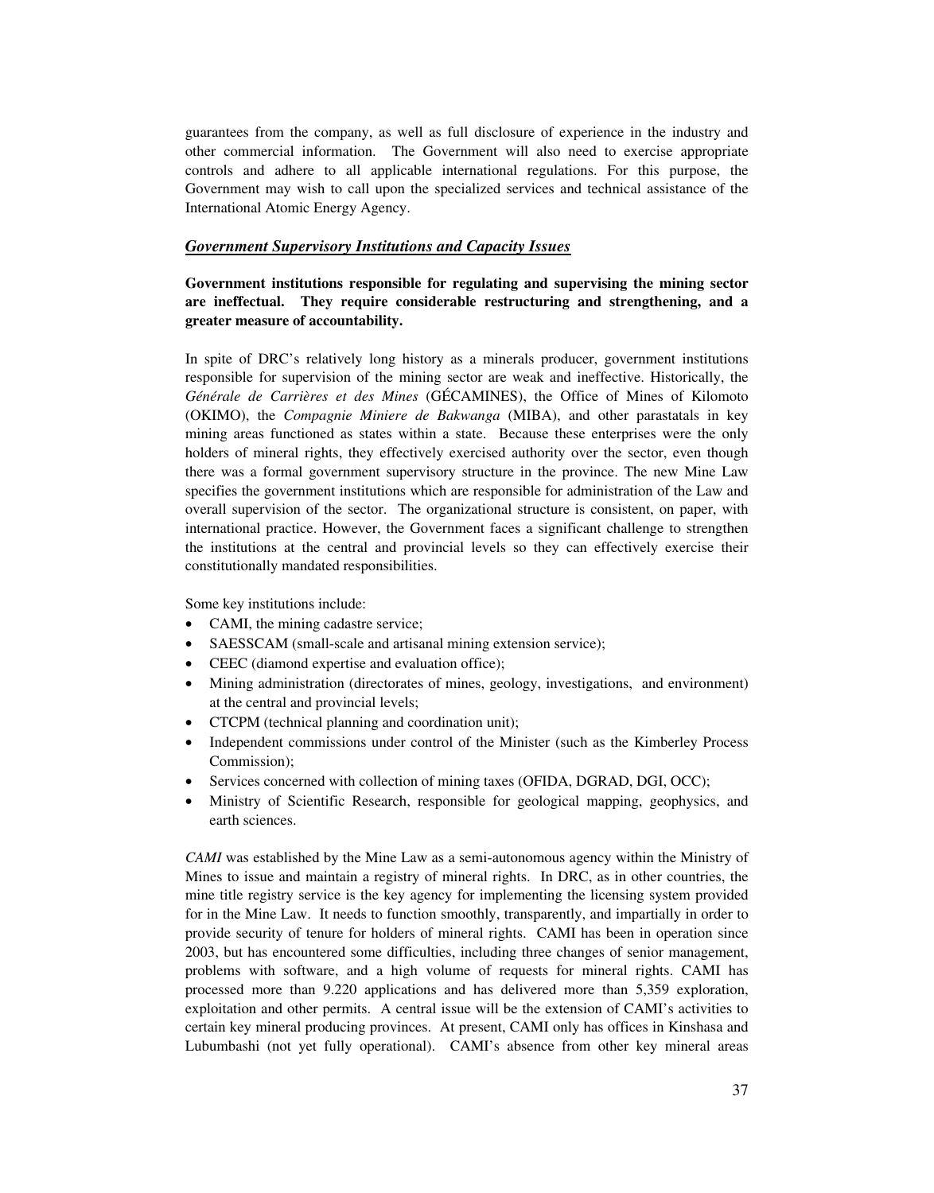guarantees from the company, as well as full disclosure of experience in the industry and other commercial information. The Government will also need to exercise appropriate controls and adhere to all applicable international regulations. For this purpose, the Government may wish to call upon the specialized services and technical assistance of the International Atomic Energy Agency.

***<u>Government Supervisory Institutions and Capacity Issues</u>***

**Government institutions responsible for regulating and supervising the mining sector are ineffectual. They require considerable restructuring and strengthening, and a greater measure of accountability.**

In spite of DRC's relatively long history as a minerals producer, government institutions responsible for supervision of the mining sector are weak and ineffective. Historically, the *Générale de Carrières et des Mines* (GÉCAMINES), the Office of Mines of Kilomoto (OKIMO), the *Compagnie Miniere de Bakwanga* (MIBA), and other parastatals in key mining areas functioned as states within a state. Because these enterprises were the only holders of mineral rights, they effectively exercised authority over the sector, even though there was a formal government supervisory structure in the province. The new Mine Law specifies the government institutions which are responsible for administration of the Law and overall supervision of the sector. The organizational structure is consistent, on paper, with international practice. However, the Government faces a significant challenge to strengthen the institutions at the central and provincial levels so they can effectively exercise their constitutionally mandated responsibilities.

Some key institutions include:

- CAMI, the mining cadastre service;
- SAESSCAM (small-scale and artisanal mining extension service);
- CEEC (diamond expertise and evaluation office);
- Mining administration (directorates of mines, geology, investigations, and environment) at the central and provincial levels;
- CTCPM (technical planning and coordination unit);
- Independent commissions under control of the Minister (such as the Kimberley Process Commission);
- Services concerned with collection of mining taxes (OFIDA, DGRAD, DGI, OCC);
- Ministry of Scientific Research, responsible for geological mapping, geophysics, and earth sciences.

*CAMI* was established by the Mine Law as a semi-autonomous agency within the Ministry of Mines to issue and maintain a registry of mineral rights. In DRC, as in other countries, the mine title registry service is the key agency for implementing the licensing system provided for in the Mine Law. It needs to function smoothly, transparently, and impartially in order to provide security of tenure for holders of mineral rights. CAMI has been in operation since 2003, but has encountered some difficulties, including three changes of senior management, problems with software, and a high volume of requests for mineral rights. CAMI has processed more than 9.220 applications and has delivered more than 5,359 exploration, exploitation and other permits. A central issue will be the extension of CAMI's activities to certain key mineral producing provinces. At present, CAMI only has offices in Kinshasa and Lubumbashi (not yet fully operational). CAMI's absence from other key mineral areas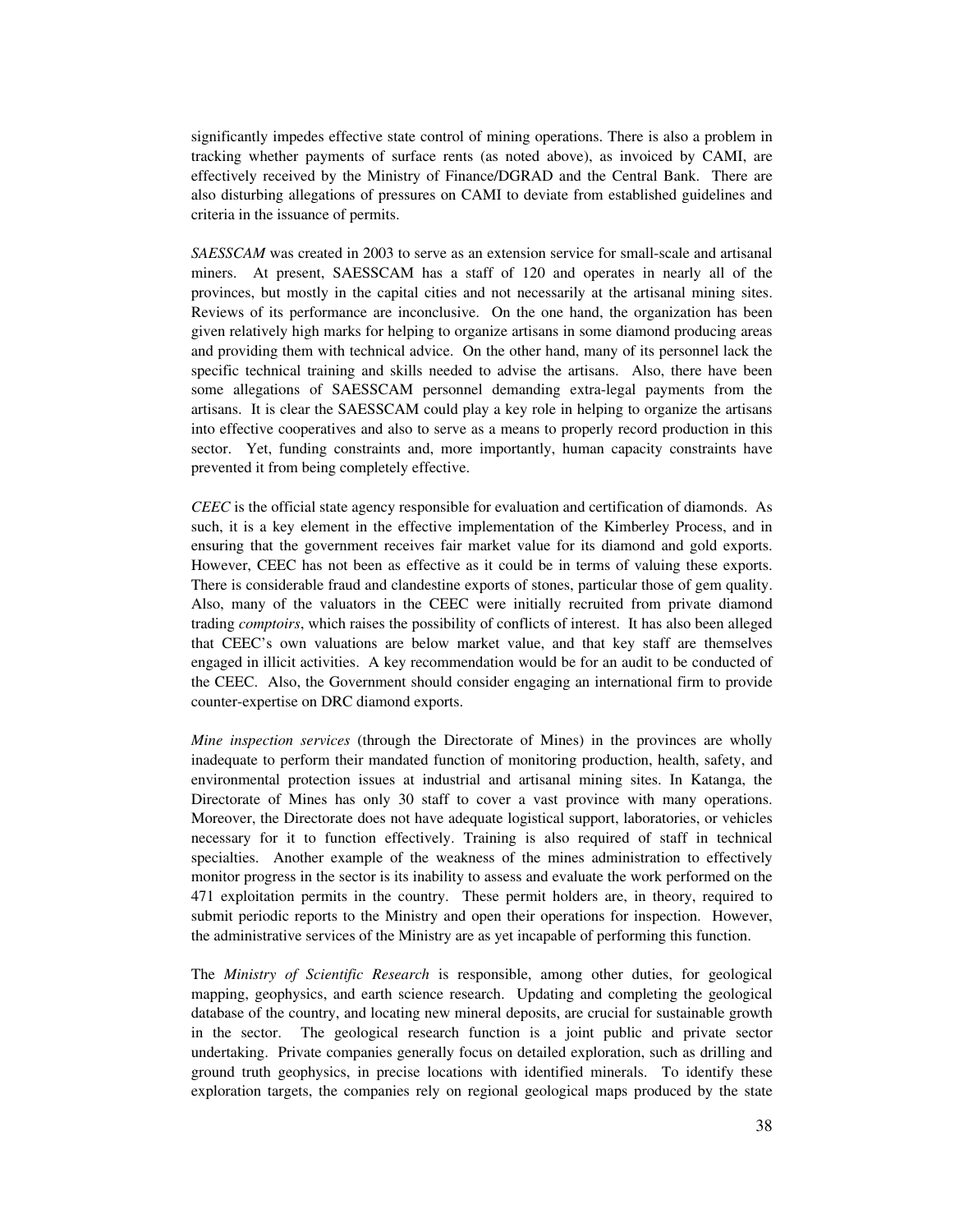significantly impedes effective state control of mining operations. There is also a problem in tracking whether payments of surface rents (as noted above), as invoiced by CAMI, are effectively received by the Ministry of Finance/DGRAD and the Central Bank. There are also disturbing allegations of pressures on CAMI to deviate from established guidelines and criteria in the issuance of permits.

*SAESSCAM* was created in 2003 to serve as an extension service for small-scale and artisanal miners. At present, SAESSCAM has a staff of 120 and operates in nearly all of the provinces, but mostly in the capital cities and not necessarily at the artisanal mining sites. Reviews of its performance are inconclusive. On the one hand, the organization has been given relatively high marks for helping to organize artisans in some diamond producing areas and providing them with technical advice. On the other hand, many of its personnel lack the specific technical training and skills needed to advise the artisans. Also, there have been some allegations of SAESSCAM personnel demanding extra-legal payments from the artisans. It is clear the SAESSCAM could play a key role in helping to organize the artisans into effective cooperatives and also to serve as a means to properly record production in this sector. Yet, funding constraints and, more importantly, human capacity constraints have prevented it from being completely effective.

*CEEC* is the official state agency responsible for evaluation and certification of diamonds. As such, it is a key element in the effective implementation of the Kimberley Process, and in ensuring that the government receives fair market value for its diamond and gold exports. However, CEEC has not been as effective as it could be in terms of valuing these exports. There is considerable fraud and clandestine exports of stones, particular those of gem quality. Also, many of the valuators in the CEEC were initially recruited from private diamond trading *comptoirs*, which raises the possibility of conflicts of interest. It has also been alleged that CEEC's own valuations are below market value, and that key staff are themselves engaged in illicit activities. A key recommendation would be for an audit to be conducted of the CEEC. Also, the Government should consider engaging an international firm to provide counter-expertise on DRC diamond exports.

*Mine inspection services* (through the Directorate of Mines) in the provinces are wholly inadequate to perform their mandated function of monitoring production, health, safety, and environmental protection issues at industrial and artisanal mining sites. In Katanga, the Directorate of Mines has only 30 staff to cover a vast province with many operations. Moreover, the Directorate does not have adequate logistical support, laboratories, or vehicles necessary for it to function effectively. Training is also required of staff in technical specialties. Another example of the weakness of the mines administration to effectively monitor progress in the sector is its inability to assess and evaluate the work performed on the 471 exploitation permits in the country. These permit holders are, in theory, required to submit periodic reports to the Ministry and open their operations for inspection. However, the administrative services of the Ministry are as yet incapable of performing this function.

The *Ministry of Scientific Research* is responsible, among other duties, for geological mapping, geophysics, and earth science research. Updating and completing the geological database of the country, and locating new mineral deposits, are crucial for sustainable growth in the sector. The geological research function is a joint public and private sector undertaking. Private companies generally focus on detailed exploration, such as drilling and ground truth geophysics, in precise locations with identified minerals. To identify these exploration targets, the companies rely on regional geological maps produced by the state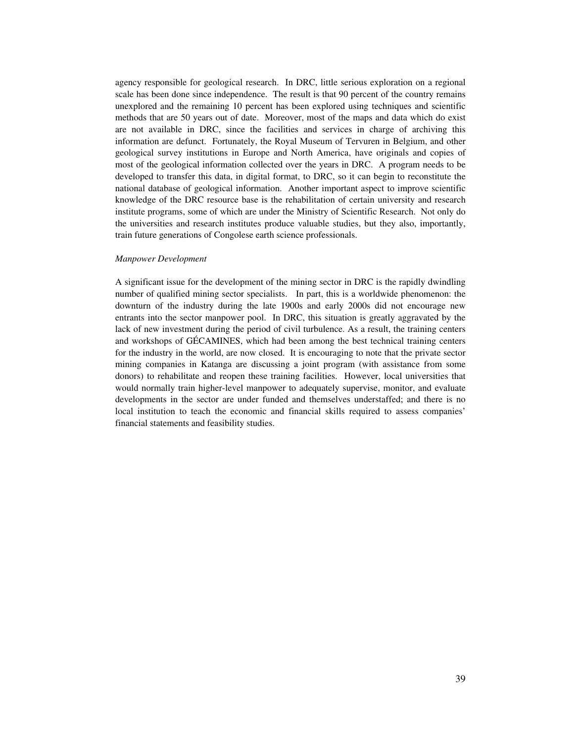agency responsible for geological research. In DRC, little serious exploration on a regional scale has been done since independence. The result is that 90 percent of the country remains unexplored and the remaining 10 percent has been explored using techniques and scientific methods that are 50 years out of date. Moreover, most of the maps and data which do exist are not available in DRC, since the facilities and services in charge of archiving this information are defunct. Fortunately, the Royal Museum of Tervuren in Belgium, and other geological survey institutions in Europe and North America, have originals and copies of most of the geological information collected over the years in DRC. A program needs to be developed to transfer this data, in digital format, to DRC, so it can begin to reconstitute the national database of geological information. Another important aspect to improve scientific knowledge of the DRC resource base is the rehabilitation of certain university and research institute programs, some of which are under the Ministry of Scientific Research. Not only do the universities and research institutes produce valuable studies, but they also, importantly, train future generations of Congolese earth science professionals.

*Manpower Development*

A significant issue for the development of the mining sector in DRC is the rapidly dwindling number of qualified mining sector specialists. In part, this is a worldwide phenomenon: the downturn of the industry during the late 1900s and early 2000s did not encourage new entrants into the sector manpower pool. In DRC, this situation is greatly aggravated by the lack of new investment during the period of civil turbulence. As a result, the training centers and workshops of GÉCAMINES, which had been among the best technical training centers for the industry in the world, are now closed. It is encouraging to note that the private sector mining companies in Katanga are discussing a joint program (with assistance from some donors) to rehabilitate and reopen these training facilities. However, local universities that would normally train higher-level manpower to adequately supervise, monitor, and evaluate developments in the sector are under funded and themselves understaffed; and there is no local institution to teach the economic and financial skills required to assess companies' financial statements and feasibility studies.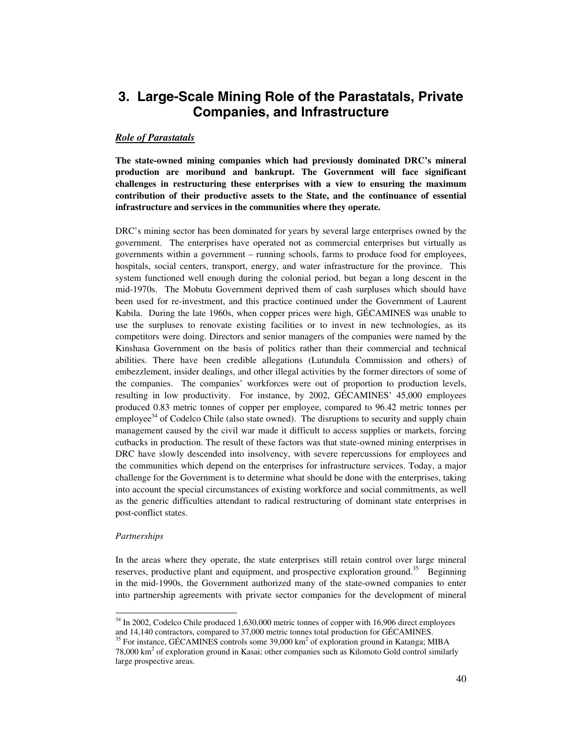# 3. Large-Scale Mining Role of the Parastatals, Private Companies, and Infrastructure

## *Role of Parastatals*

**The state-owned mining companies which had previously dominated DRC's mineral production are moribund and bankrupt. The Government will face significant challenges in restructuring these enterprises with a view to ensuring the maximum contribution of their productive assets to the State, and the continuance of essential infrastructure and services in the communities where they operate.**

DRC's mining sector has been dominated for years by several large enterprises owned by the government. The enterprises have operated not as commercial enterprises but virtually as governments within a government – running schools, farms to produce food for employees, hospitals, social centers, transport, energy, and water infrastructure for the province. This system functioned well enough during the colonial period, but began a long descent in the mid-1970s. The Mobutu Government deprived them of cash surpluses which should have been used for re-investment, and this practice continued under the Government of Laurent Kabila. During the late 1960s, when copper prices were high, GÉCAMINES was unable to use the surpluses to renovate existing facilities or to invest in new technologies, as its competitors were doing. Directors and senior managers of the companies were named by the Kinshasa Government on the basis of politics rather than their commercial and technical abilities. There have been credible allegations (Lutundula Commission and others) of embezzlement, insider dealings, and other illegal activities by the former directors of some of the companies. The companies' workforces were out of proportion to production levels, resulting in low productivity. For instance, by 2002, GÉCAMINES' 45,000 employees produced 0.83 metric tonnes of copper per employee, compared to 96.42 metric tonnes per employee[34] of Codelco Chile (also state owned). The disruptions to security and supply chain management caused by the civil war made it difficult to access supplies or markets, forcing cutbacks in production. The result of these factors was that state-owned mining enterprises in DRC have slowly descended into insolvency, with severe repercussions for employees and the communities which depend on the enterprises for infrastructure services. Today, a major challenge for the Government is to determine what should be done with the enterprises, taking into account the special circumstances of existing workforce and social commitments, as well as the generic difficulties attendant to radical restructuring of dominant state enterprises in post-conflict states.

*Partnerships*

In the areas where they operate, the state enterprises still retain control over large mineral reserves, productive plant and equipment, and prospective exploration ground.[35] Beginning in the mid-1990s, the Government authorized many of the state-owned companies to enter into partnership agreements with private sector companies for the development of mineral

---

[34] In 2002, Codelco Chile produced 1,630,000 metric tonnes of copper with 16,906 direct employees and 14,140 contractors, compared to 37,000 metric tonnes total production for GÉCAMINES.

[35] For instance, GÉCAMINES controls some 39,000 km$^2$ of exploration ground in Katanga; MIBA 78,000 km$^2$ of exploration ground in Kasai; other companies such as Kilomoto Gold control similarly large prospective areas.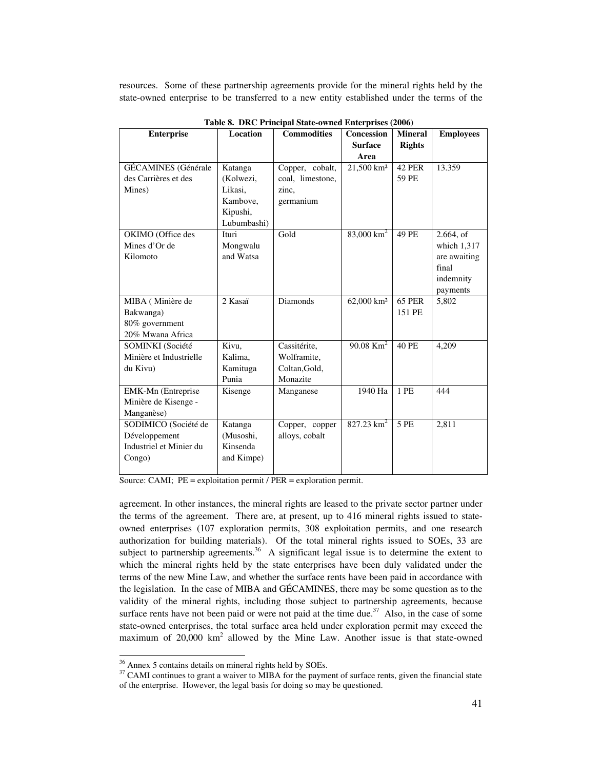resources. Some of these partnership agreements provide for the mineral rights held by the state-owned enterprise to be transferred to a new entity established under the terms of the

**Table 8. DRC Principal State-owned Enterprises (2006)**

| Enterprise | Location | Commodities | Concession Surface Area | Mineral Rights | Employees |
|---|---|---|---|---|---|
| GÉCAMINES (Générale des Carrières et des Mines) | Katanga (Kolwezi, Likasi, Kambove, Kipushi, Lubumbashi) | Copper, cobalt, coal, limestone, zinc, germanium | 21,500 km² | 42 PER 59 PE | 13.359 |
| OKIMO (Office des Mines d'Or de Kilomoto | Ituri Mongwalu and Watsa | Gold | 83,000 km$^2$ | 49 PE | 2.664, of which 1,317 are awaiting final indemnity payments |
| MIBA ( Minière de Bakwanga) 80% government 20% Mwana Africa | 2 Kasaï | Diamonds | 62,000 km² | 65 PER 151 PE | 5,802 |
| SOMINKI (Société Minière et Industrielle du Kivu) | Kivu, Kalima, Kamituga Punia | Cassitérite, Wolframite, Coltan,Gold, Monazite | 90.08 Km$^2$ | 40 PE | 4,209 |
| EMK-Mn (Entreprise Minière de Kisenge - Manganèse) | Kisenge | Manganese | 1940 Ha | 1 PE | 444 |
| SODIMICO (Société de Développement Industriel et Minier du Congo) | Katanga (Musoshi, Kinsenda and Kimpe) | Copper, copper alloys, cobalt | 827.23 km$^2$ | 5 PE | 2,811 |

Source: CAMI; PE = exploitation permit / PER = exploration permit.

agreement. In other instances, the mineral rights are leased to the private sector partner under the terms of the agreement. There are, at present, up to 416 mineral rights issued to state-owned enterprises (107 exploration permits, 308 exploitation permits, and one research authorization for building materials). Of the total mineral rights issued to SOEs, 33 are subject to partnership agreements.[36] A significant legal issue is to determine the extent to which the mineral rights held by the state enterprises have been duly validated under the terms of the new Mine Law, and whether the surface rents have been paid in accordance with the legislation. In the case of MIBA and GÉCAMINES, there may be some question as to the validity of the mineral rights, including those subject to partnership agreements, because surface rents have not been paid or were not paid at the time due.[37] Also, in the case of some state-owned enterprises, the total surface area held under exploration permit may exceed the maximum of 20,000 km$^2$ allowed by the Mine Law. Another issue is that state-owned

[36] Annex 5 contains details on mineral rights held by SOEs.

[37] CAMI continues to grant a waiver to MIBA for the payment of surface rents, given the financial state of the enterprise. However, the legal basis for doing so may be questioned.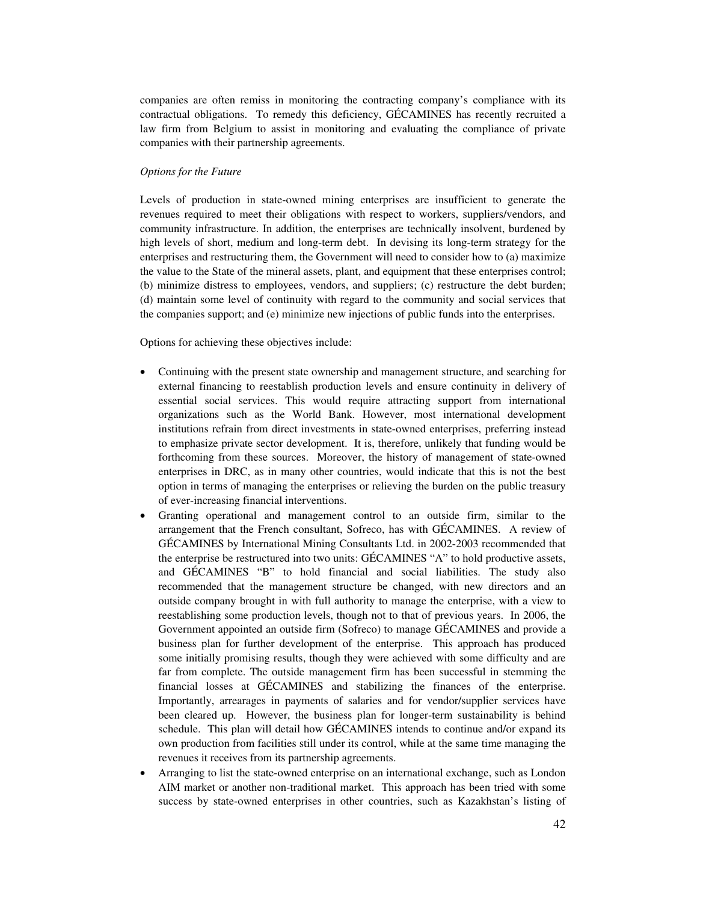companies are often remiss in monitoring the contracting company's compliance with its contractual obligations. To remedy this deficiency, GÉCAMINES has recently recruited a law firm from Belgium to assist in monitoring and evaluating the compliance of private companies with their partnership agreements.

*Options for the Future*

Levels of production in state-owned mining enterprises are insufficient to generate the revenues required to meet their obligations with respect to workers, suppliers/vendors, and community infrastructure. In addition, the enterprises are technically insolvent, burdened by high levels of short, medium and long-term debt. In devising its long-term strategy for the enterprises and restructuring them, the Government will need to consider how to (a) maximize the value to the State of the mineral assets, plant, and equipment that these enterprises control; (b) minimize distress to employees, vendors, and suppliers; (c) restructure the debt burden; (d) maintain some level of continuity with regard to the community and social services that the companies support; and (e) minimize new injections of public funds into the enterprises.

Options for achieving these objectives include:

- Continuing with the present state ownership and management structure, and searching for external financing to reestablish production levels and ensure continuity in delivery of essential social services. This would require attracting support from international organizations such as the World Bank. However, most international development institutions refrain from direct investments in state-owned enterprises, preferring instead to emphasize private sector development. It is, therefore, unlikely that funding would be forthcoming from these sources. Moreover, the history of management of state-owned enterprises in DRC, as in many other countries, would indicate that this is not the best option in terms of managing the enterprises or relieving the burden on the public treasury of ever-increasing financial interventions.
- Granting operational and management control to an outside firm, similar to the arrangement that the French consultant, Sofreco, has with GÉCAMINES. A review of GÉCAMINES by International Mining Consultants Ltd. in 2002-2003 recommended that the enterprise be restructured into two units: GÉCAMINES "A" to hold productive assets, and GÉCAMINES "B" to hold financial and social liabilities. The study also recommended that the management structure be changed, with new directors and an outside company brought in with full authority to manage the enterprise, with a view to reestablishing some production levels, though not to that of previous years. In 2006, the Government appointed an outside firm (Sofreco) to manage GÉCAMINES and provide a business plan for further development of the enterprise. This approach has produced some initially promising results, though they were achieved with some difficulty and are far from complete. The outside management firm has been successful in stemming the financial losses at GÉCAMINES and stabilizing the finances of the enterprise. Importantly, arrearages in payments of salaries and for vendor/supplier services have been cleared up. However, the business plan for longer-term sustainability is behind schedule. This plan will detail how GÉCAMINES intends to continue and/or expand its own production from facilities still under its control, while at the same time managing the revenues it receives from its partnership agreements.
- Arranging to list the state-owned enterprise on an international exchange, such as London AIM market or another non-traditional market. This approach has been tried with some success by state-owned enterprises in other countries, such as Kazakhstan's listing of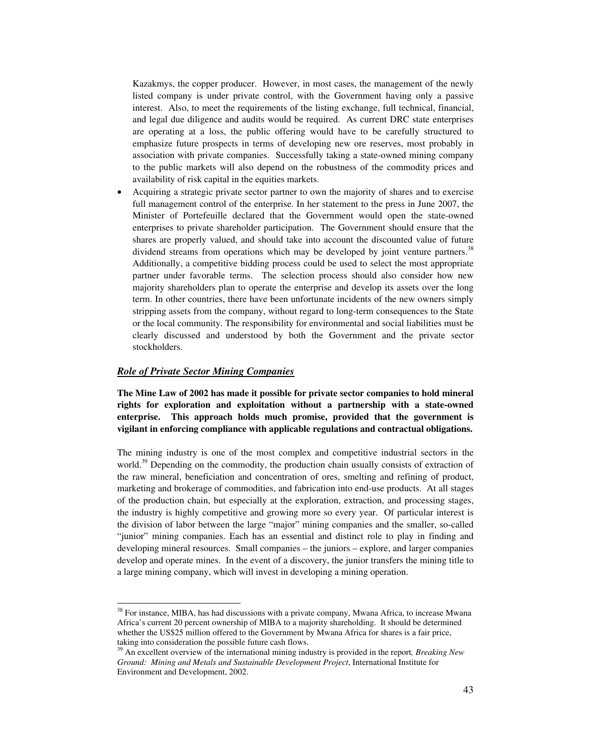Kazakmys, the copper producer. However, in most cases, the management of the newly listed company is under private control, with the Government having only a passive interest. Also, to meet the requirements of the listing exchange, full technical, financial, and legal due diligence and audits would be required. As current DRC state enterprises are operating at a loss, the public offering would have to be carefully structured to emphasize future prospects in terms of developing new ore reserves, most probably in association with private companies. Successfully taking a state-owned mining company to the public markets will also depend on the robustness of the commodity prices and availability of risk capital in the equities markets.

- Acquiring a strategic private sector partner to own the majority of shares and to exercise full management control of the enterprise. In her statement to the press in June 2007, the Minister of Portefeuille declared that the Government would open the state-owned enterprises to private shareholder participation. The Government should ensure that the shares are properly valued, and should take into account the discounted value of future dividend streams from operations which may be developed by joint venture partners.[38] Additionally, a competitive bidding process could be used to select the most appropriate partner under favorable terms. The selection process should also consider how new majority shareholders plan to operate the enterprise and develop its assets over the long term. In other countries, there have been unfortunate incidents of the new owners simply stripping assets from the company, without regard to long-term consequences to the State or the local community. The responsibility for environmental and social liabilities must be clearly discussed and understood by both the Government and the private sector stockholders.

### ***Role of Private Sector Mining Companies***

**The Mine Law of 2002 has made it possible for private sector companies to hold mineral rights for exploration and exploitation without a partnership with a state-owned enterprise. This approach holds much promise, provided that the government is vigilant in enforcing compliance with applicable regulations and contractual obligations.**

The mining industry is one of the most complex and competitive industrial sectors in the world.[39] Depending on the commodity, the production chain usually consists of extraction of the raw mineral, beneficiation and concentration of ores, smelting and refining of product, marketing and brokerage of commodities, and fabrication into end-use products. At all stages of the production chain, but especially at the exploration, extraction, and processing stages, the industry is highly competitive and growing more so every year. Of particular interest is the division of labor between the large "major" mining companies and the smaller, so-called "junior" mining companies. Each has an essential and distinct role to play in finding and developing mineral resources. Small companies – the juniors – explore, and larger companies develop and operate mines. In the event of a discovery, the junior transfers the mining title to a large mining company, which will invest in developing a mining operation.

---

[38] For instance, MIBA, has had discussions with a private company, Mwana Africa, to increase Mwana Africa's current 20 percent ownership of MIBA to a majority shareholding. It should be determined whether the US$25 million offered to the Government by Mwana Africa for shares is a fair price, taking into consideration the possible future cash flows.

[39] An excellent overview of the international mining industry is provided in the report, *Breaking New Ground: Mining and Metals and Sustainable Development Project*, International Institute for Environment and Development, 2002.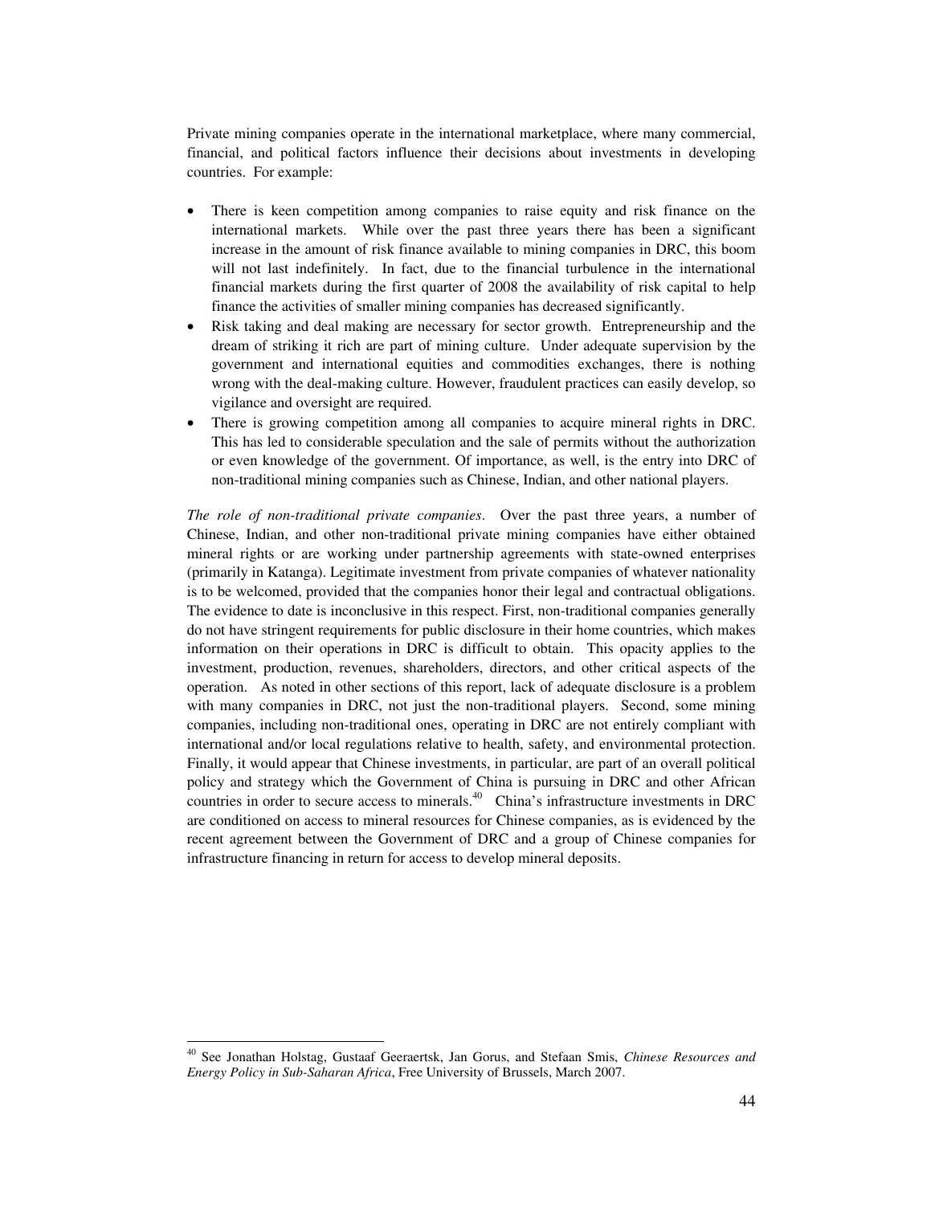Private mining companies operate in the international marketplace, where many commercial, financial, and political factors influence their decisions about investments in developing countries. For example:

- There is keen competition among companies to raise equity and risk finance on the international markets. While over the past three years there has been a significant increase in the amount of risk finance available to mining companies in DRC, this boom will not last indefinitely. In fact, due to the financial turbulence in the international financial markets during the first quarter of 2008 the availability of risk capital to help finance the activities of smaller mining companies has decreased significantly.
- Risk taking and deal making are necessary for sector growth. Entrepreneurship and the dream of striking it rich are part of mining culture. Under adequate supervision by the government and international equities and commodities exchanges, there is nothing wrong with the deal-making culture. However, fraudulent practices can easily develop, so vigilance and oversight are required.
- There is growing competition among all companies to acquire mineral rights in DRC. This has led to considerable speculation and the sale of permits without the authorization or even knowledge of the government. Of importance, as well, is the entry into DRC of non-traditional mining companies such as Chinese, Indian, and other national players.

*The role of non-traditional private companies*. Over the past three years, a number of Chinese, Indian, and other non-traditional private mining companies have either obtained mineral rights or are working under partnership agreements with state-owned enterprises (primarily in Katanga). Legitimate investment from private companies of whatever nationality is to be welcomed, provided that the companies honor their legal and contractual obligations. The evidence to date is inconclusive in this respect. First, non-traditional companies generally do not have stringent requirements for public disclosure in their home countries, which makes information on their operations in DRC is difficult to obtain. This opacity applies to the investment, production, revenues, shareholders, directors, and other critical aspects of the operation. As noted in other sections of this report, lack of adequate disclosure is a problem with many companies in DRC, not just the non-traditional players. Second, some mining companies, including non-traditional ones, operating in DRC are not entirely compliant with international and/or local regulations relative to health, safety, and environmental protection. Finally, it would appear that Chinese investments, in particular, are part of an overall political policy and strategy which the Government of China is pursuing in DRC and other African countries in order to secure access to minerals.[40] China's infrastructure investments in DRC are conditioned on access to mineral resources for Chinese companies, as is evidenced by the recent agreement between the Government of DRC and a group of Chinese companies for infrastructure financing in return for access to develop mineral deposits.

---

[40] See Jonathan Holstag, Gustaaf Geeraertsk, Jan Gorus, and Stefaan Smis, *Chinese Resources and Energy Policy in Sub-Saharan Africa*, Free University of Brussels, March 2007.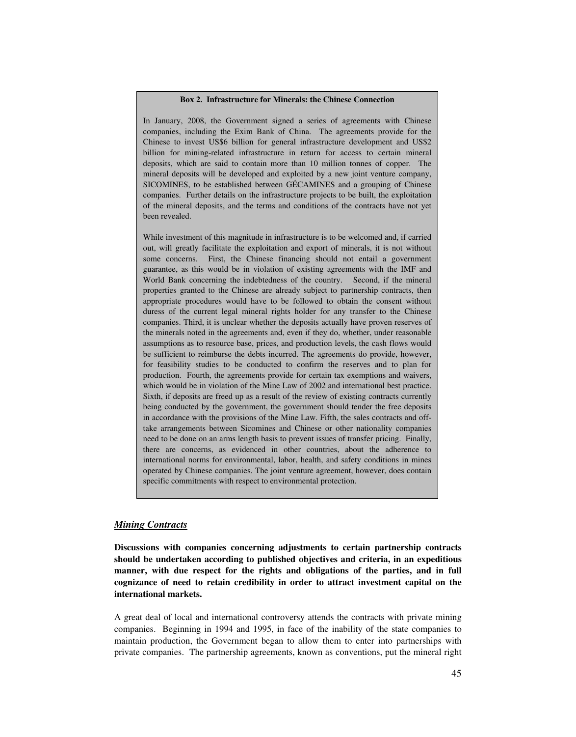**Box 2. Infrastructure for Minerals: the Chinese Connection**

In January, 2008, the Government signed a series of agreements with Chinese companies, including the Exim Bank of China. The agreements provide for the Chinese to invest US$6 billion for general infrastructure development and US$2 billion for mining-related infrastructure in return for access to certain mineral deposits, which are said to contain more than 10 million tonnes of copper. The mineral deposits will be developed and exploited by a new joint venture company, SICOMINES, to be established between GÉCAMINES and a grouping of Chinese companies. Further details on the infrastructure projects to be built, the exploitation of the mineral deposits, and the terms and conditions of the contracts have not yet been revealed.

While investment of this magnitude in infrastructure is to be welcomed and, if carried out, will greatly facilitate the exploitation and export of minerals, it is not without some concerns. First, the Chinese financing should not entail a government guarantee, as this would be in violation of existing agreements with the IMF and World Bank concerning the indebtedness of the country. Second, if the mineral properties granted to the Chinese are already subject to partnership contracts, then appropriate procedures would have to be followed to obtain the consent without duress of the current legal mineral rights holder for any transfer to the Chinese companies. Third, it is unclear whether the deposits actually have proven reserves of the minerals noted in the agreements and, even if they do, whether, under reasonable assumptions as to resource base, prices, and production levels, the cash flows would be sufficient to reimburse the debts incurred. The agreements do provide, however, for feasibility studies to be conducted to confirm the reserves and to plan for production. Fourth, the agreements provide for certain tax exemptions and waivers, which would be in violation of the Mine Law of 2002 and international best practice. Sixth, if deposits are freed up as a result of the review of existing contracts currently being conducted by the government, the government should tender the free deposits in accordance with the provisions of the Mine Law. Fifth, the sales contracts and off-take arrangements between Sicomines and Chinese or other nationality companies need to be done on an arms length basis to prevent issues of transfer pricing. Finally, there are concerns, as evidenced in other countries, about the adherence to international norms for environmental, labor, health, and safety conditions in mines operated by Chinese companies. The joint venture agreement, however, does contain specific commitments with respect to environmental protection.

### ***Mining Contracts***

**Discussions with companies concerning adjustments to certain partnership contracts should be undertaken according to published objectives and criteria, in an expeditious manner, with due respect for the rights and obligations of the parties, and in full cognizance of need to retain credibility in order to attract investment capital on the international markets.**

A great deal of local and international controversy attends the contracts with private mining companies. Beginning in 1994 and 1995, in face of the inability of the state companies to maintain production, the Government began to allow them to enter into partnerships with private companies. The partnership agreements, known as conventions, put the mineral right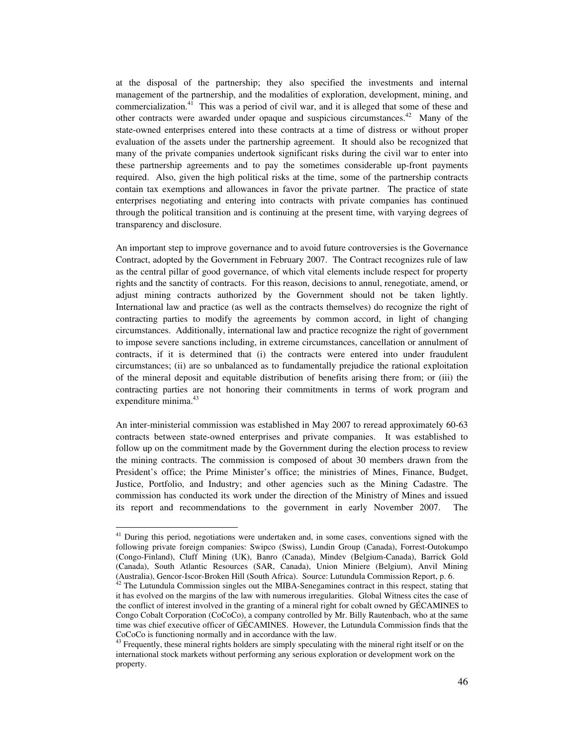at the disposal of the partnership; they also specified the investments and internal management of the partnership, and the modalities of exploration, development, mining, and commercialization.[41] This was a period of civil war, and it is alleged that some of these and other contracts were awarded under opaque and suspicious circumstances.[42] Many of the state-owned enterprises entered into these contracts at a time of distress or without proper evaluation of the assets under the partnership agreement. It should also be recognized that many of the private companies undertook significant risks during the civil war to enter into these partnership agreements and to pay the sometimes considerable up-front payments required. Also, given the high political risks at the time, some of the partnership contracts contain tax exemptions and allowances in favor the private partner. The practice of state enterprises negotiating and entering into contracts with private companies has continued through the political transition and is continuing at the present time, with varying degrees of transparency and disclosure.

An important step to improve governance and to avoid future controversies is the Governance Contract, adopted by the Government in February 2007. The Contract recognizes rule of law as the central pillar of good governance, of which vital elements include respect for property rights and the sanctity of contracts. For this reason, decisions to annul, renegotiate, amend, or adjust mining contracts authorized by the Government should not be taken lightly. International law and practice (as well as the contracts themselves) do recognize the right of contracting parties to modify the agreements by common accord, in light of changing circumstances. Additionally, international law and practice recognize the right of government to impose severe sanctions including, in extreme circumstances, cancellation or annulment of contracts, if it is determined that (i) the contracts were entered into under fraudulent circumstances; (ii) are so unbalanced as to fundamentally prejudice the rational exploitation of the mineral deposit and equitable distribution of benefits arising there from; or (iii) the contracting parties are not honoring their commitments in terms of work program and expenditure minima.[43]

An inter-ministerial commission was established in May 2007 to reread approximately 60-63 contracts between state-owned enterprises and private companies. It was established to follow up on the commitment made by the Government during the election process to review the mining contracts. The commission is composed of about 30 members drawn from the President's office; the Prime Minister's office; the ministries of Mines, Finance, Budget, Justice, Portfolio, and Industry; and other agencies such as the Mining Cadastre. The commission has conducted its work under the direction of the Ministry of Mines and issued its report and recommendations to the government in early November 2007. The

---

[41] During this period, negotiations were undertaken and, in some cases, conventions signed with the following private foreign companies: Swipco (Swiss), Lundin Group (Canada), Forrest-Outokumpo (Congo-Finland), Cluff Mining (UK), Banro (Canada), Mindev (Belgium-Canada), Barrick Gold (Canada), South Atlantic Resources (SAR, Canada), Union Miniere (Belgium), Anvil Mining (Australia), Gencor-Iscor-Broken Hill (South Africa). Source: Lutundula Commission Report, p. 6.

[42] The Lutundula Commission singles out the MIBA-Senegamines contract in this respect, stating that it has evolved on the margins of the law with numerous irregularities. Global Witness cites the case of the conflict of interest involved in the granting of a mineral right for cobalt owned by GÉCAMINES to Congo Cobalt Corporation (CoCoCo), a company controlled by Mr. Billy Rautenbach, who at the same time was chief executive officer of GÉCAMINES. However, the Lutundula Commission finds that the CoCoCo is functioning normally and in accordance with the law.

[43] Frequently, these mineral rights holders are simply speculating with the mineral right itself or on the international stock markets without performing any serious exploration or development work on the property.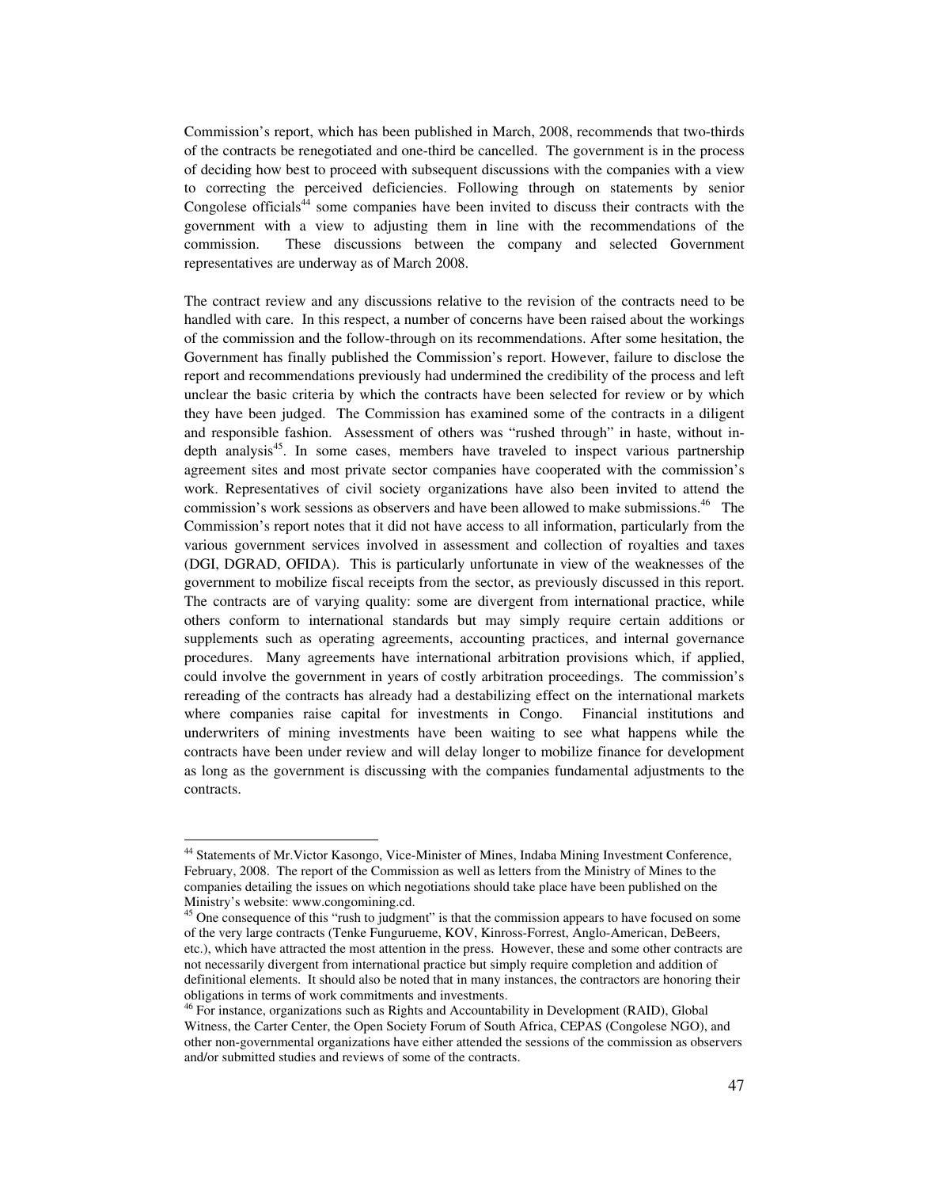Commission's report, which has been published in March, 2008, recommends that two-thirds of the contracts be renegotiated and one-third be cancelled. The government is in the process of deciding how best to proceed with subsequent discussions with the companies with a view to correcting the perceived deficiencies. Following through on statements by senior Congolese officials[44] some companies have been invited to discuss their contracts with the government with a view to adjusting them in line with the recommendations of the commission. These discussions between the company and selected Government representatives are underway as of March 2008.

The contract review and any discussions relative to the revision of the contracts need to be handled with care. In this respect, a number of concerns have been raised about the workings of the commission and the follow-through on its recommendations. After some hesitation, the Government has finally published the Commission's report. However, failure to disclose the report and recommendations previously had undermined the credibility of the process and left unclear the basic criteria by which the contracts have been selected for review or by which they have been judged. The Commission has examined some of the contracts in a diligent and responsible fashion. Assessment of others was "rushed through" in haste, without in-depth analysis[45]. In some cases, members have traveled to inspect various partnership agreement sites and most private sector companies have cooperated with the commission's work. Representatives of civil society organizations have also been invited to attend the commission's work sessions as observers and have been allowed to make submissions.[46] The Commission's report notes that it did not have access to all information, particularly from the various government services involved in assessment and collection of royalties and taxes (DGI, DGRAD, OFIDA). This is particularly unfortunate in view of the weaknesses of the government to mobilize fiscal receipts from the sector, as previously discussed in this report. The contracts are of varying quality: some are divergent from international practice, while others conform to international standards but may simply require certain additions or supplements such as operating agreements, accounting practices, and internal governance procedures. Many agreements have international arbitration provisions which, if applied, could involve the government in years of costly arbitration proceedings. The commission's rereading of the contracts has already had a destabilizing effect on the international markets where companies raise capital for investments in Congo. Financial institutions and underwriters of mining investments have been waiting to see what happens while the contracts have been under review and will delay longer to mobilize finance for development as long as the government is discussing with the companies fundamental adjustments to the contracts.

---

[44] Statements of Mr.Victor Kasongo, Vice-Minister of Mines, Indaba Mining Investment Conference, February, 2008. The report of the Commission as well as letters from the Ministry of Mines to the companies detailing the issues on which negotiations should take place have been published on the Ministry's website: www.congomining.cd.

[45] One consequence of this "rush to judgment" is that the commission appears to have focused on some of the very large contracts (Tenke Fungurueme, KOV, Kinross-Forrest, Anglo-American, DeBeers, etc.), which have attracted the most attention in the press. However, these and some other contracts are not necessarily divergent from international practice but simply require completion and addition of definitional elements. It should also be noted that in many instances, the contractors are honoring their obligations in terms of work commitments and investments.

[46] For instance, organizations such as Rights and Accountability in Development (RAID), Global Witness, the Carter Center, the Open Society Forum of South Africa, CEPAS (Congolese NGO), and other non-governmental organizations have either attended the sessions of the commission as observers and/or submitted studies and reviews of some of the contracts.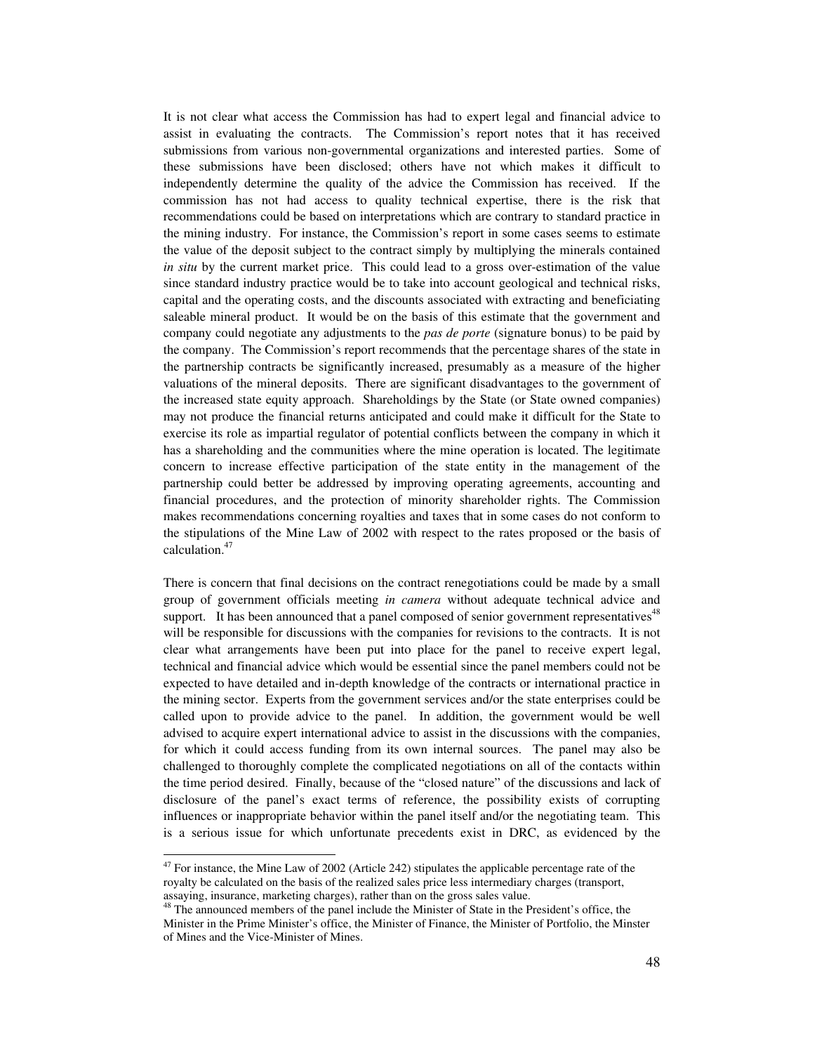It is not clear what access the Commission has had to expert legal and financial advice to assist in evaluating the contracts. The Commission's report notes that it has received submissions from various non-governmental organizations and interested parties. Some of these submissions have been disclosed; others have not which makes it difficult to independently determine the quality of the advice the Commission has received. If the commission has not had access to quality technical expertise, there is the risk that recommendations could be based on interpretations which are contrary to standard practice in the mining industry. For instance, the Commission's report in some cases seems to estimate the value of the deposit subject to the contract simply by multiplying the minerals contained *in situ* by the current market price. This could lead to a gross over-estimation of the value since standard industry practice would be to take into account geological and technical risks, capital and the operating costs, and the discounts associated with extracting and beneficiating saleable mineral product. It would be on the basis of this estimate that the government and company could negotiate any adjustments to the *pas de porte* (signature bonus) to be paid by the company. The Commission's report recommends that the percentage shares of the state in the partnership contracts be significantly increased, presumably as a measure of the higher valuations of the mineral deposits. There are significant disadvantages to the government of the increased state equity approach. Shareholdings by the State (or State owned companies) may not produce the financial returns anticipated and could make it difficult for the State to exercise its role as impartial regulator of potential conflicts between the company in which it has a shareholding and the communities where the mine operation is located. The legitimate concern to increase effective participation of the state entity in the management of the partnership could better be addressed by improving operating agreements, accounting and financial procedures, and the protection of minority shareholder rights. The Commission makes recommendations concerning royalties and taxes that in some cases do not conform to the stipulations of the Mine Law of 2002 with respect to the rates proposed or the basis of calculation.[47]

There is concern that final decisions on the contract renegotiations could be made by a small group of government officials meeting *in camera* without adequate technical advice and support. It has been announced that a panel composed of senior government representatives[48] will be responsible for discussions with the companies for revisions to the contracts. It is not clear what arrangements have been put into place for the panel to receive expert legal, technical and financial advice which would be essential since the panel members could not be expected to have detailed and in-depth knowledge of the contracts or international practice in the mining sector. Experts from the government services and/or the state enterprises could be called upon to provide advice to the panel. In addition, the government would be well advised to acquire expert international advice to assist in the discussions with the companies, for which it could access funding from its own internal sources. The panel may also be challenged to thoroughly complete the complicated negotiations on all of the contacts within the time period desired. Finally, because of the "closed nature" of the discussions and lack of disclosure of the panel's exact terms of reference, the possibility exists of corrupting influences or inappropriate behavior within the panel itself and/or the negotiating team. This is a serious issue for which unfortunate precedents exist in DRC, as evidenced by the

---

[47] For instance, the Mine Law of 2002 (Article 242) stipulates the applicable percentage rate of the royalty be calculated on the basis of the realized sales price less intermediary charges (transport, assaying, insurance, marketing charges), rather than on the gross sales value.

[48] The announced members of the panel include the Minister of State in the President's office, the Minister in the Prime Minister's office, the Minister of Finance, the Minister of Portfolio, the Minster of Mines and the Vice-Minister of Mines.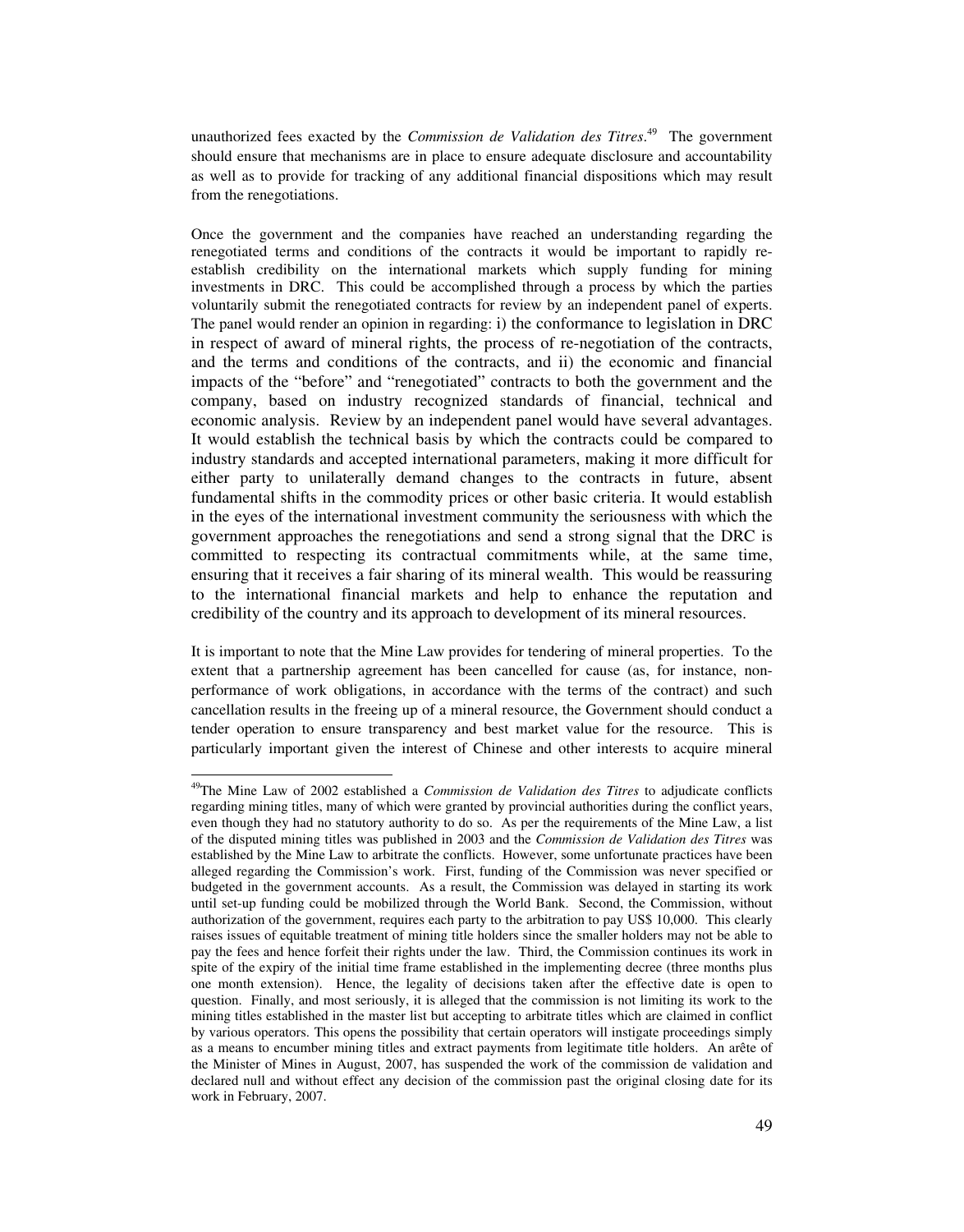unauthorized fees exacted by the *Commission de Validation des Titres*.[49] The government should ensure that mechanisms are in place to ensure adequate disclosure and accountability as well as to provide for tracking of any additional financial dispositions which may result from the renegotiations.

Once the government and the companies have reached an understanding regarding the renegotiated terms and conditions of the contracts it would be important to rapidly re-establish credibility on the international markets which supply funding for mining investments in DRC. This could be accomplished through a process by which the parties voluntarily submit the renegotiated contracts for review by an independent panel of experts. The panel would render an opinion in regarding: i) the conformance to legislation in DRC in respect of award of mineral rights, the process of re-negotiation of the contracts, and the terms and conditions of the contracts, and ii) the economic and financial impacts of the "before" and "renegotiated" contracts to both the government and the company, based on industry recognized standards of financial, technical and economic analysis. Review by an independent panel would have several advantages. It would establish the technical basis by which the contracts could be compared to industry standards and accepted international parameters, making it more difficult for either party to unilaterally demand changes to the contracts in future, absent fundamental shifts in the commodity prices or other basic criteria. It would establish in the eyes of the international investment community the seriousness with which the government approaches the renegotiations and send a strong signal that the DRC is committed to respecting its contractual commitments while, at the same time, ensuring that it receives a fair sharing of its mineral wealth. This would be reassuring to the international financial markets and help to enhance the reputation and credibility of the country and its approach to development of its mineral resources.

It is important to note that the Mine Law provides for tendering of mineral properties. To the extent that a partnership agreement has been cancelled for cause (as, for instance, non-performance of work obligations, in accordance with the terms of the contract) and such cancellation results in the freeing up of a mineral resource, the Government should conduct a tender operation to ensure transparency and best market value for the resource. This is particularly important given the interest of Chinese and other interests to acquire mineral

---

[49] The Mine Law of 2002 established a *Commission de Validation des Titres* to adjudicate conflicts regarding mining titles, many of which were granted by provincial authorities during the conflict years, even though they had no statutory authority to do so. As per the requirements of the Mine Law, a list of the disputed mining titles was published in 2003 and the *Commission de Validation des Titres* was established by the Mine Law to arbitrate the conflicts. However, some unfortunate practices have been alleged regarding the Commission's work. First, funding of the Commission was never specified or budgeted in the government accounts. As a result, the Commission was delayed in starting its work until set-up funding could be mobilized through the World Bank. Second, the Commission, without authorization of the government, requires each party to the arbitration to pay US$ 10,000. This clearly raises issues of equitable treatment of mining title holders since the smaller holders may not be able to pay the fees and hence forfeit their rights under the law. Third, the Commission continues its work in spite of the expiry of the initial time frame established in the implementing decree (three months plus one month extension). Hence, the legality of decisions taken after the effective date is open to question. Finally, and most seriously, it is alleged that the commission is not limiting its work to the mining titles established in the master list but accepting to arbitrate titles which are claimed in conflict by various operators. This opens the possibility that certain operators will instigate proceedings simply as a means to encumber mining titles and extract payments from legitimate title holders. An arête of the Minister of Mines in August, 2007, has suspended the work of the commission de validation and declared null and without effect any decision of the commission past the original closing date for its work in February, 2007.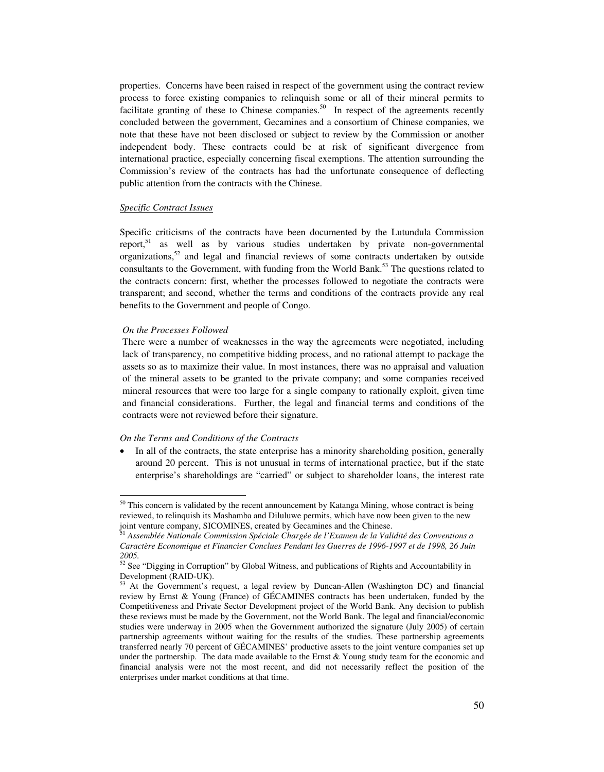properties. Concerns have been raised in respect of the government using the contract review process to force existing companies to relinquish some or all of their mineral permits to facilitate granting of these to Chinese companies.[50] In respect of the agreements recently concluded between the government, Gecamines and a consortium of Chinese companies, we note that these have not been disclosed or subject to review by the Commission or another independent body. These contracts could be at risk of significant divergence from international practice, especially concerning fiscal exemptions. The attention surrounding the Commission's review of the contracts has had the unfortunate consequence of deflecting public attention from the contracts with the Chinese.

*Specific Contract Issues*

Specific criticisms of the contracts have been documented by the Lutundula Commission report,[51] as well as by various studies undertaken by private non-governmental organizations,[52] and legal and financial reviews of some contracts undertaken by outside consultants to the Government, with funding from the World Bank.[53] The questions related to the contracts concern: first, whether the processes followed to negotiate the contracts were transparent; and second, whether the terms and conditions of the contracts provide any real benefits to the Government and people of Congo.

*On the Processes Followed*

There were a number of weaknesses in the way the agreements were negotiated, including lack of transparency, no competitive bidding process, and no rational attempt to package the assets so as to maximize their value. In most instances, there was no appraisal and valuation of the mineral assets to be granted to the private company; and some companies received mineral resources that were too large for a single company to rationally exploit, given time and financial considerations. Further, the legal and financial terms and conditions of the contracts were not reviewed before their signature.

*On the Terms and Conditions of the Contracts*

- In all of the contracts, the state enterprise has a minority shareholding position, generally around 20 percent. This is not unusual in terms of international practice, but if the state enterprise's shareholdings are "carried" or subject to shareholder loans, the interest rate

---

[50] This concern is validated by the recent announcement by Katanga Mining, whose contract is being reviewed, to relinquish its Mashamba and Diluluwe permits, which have now been given to the new joint venture company, SICOMINES, created by Gecamines and the Chinese.

[51] *Assemblée Nationale Commission Spéciale Chargée de l'Examen de la Validité des Conventions a Caractère Economique et Financier Conclues Pendant les Guerres de 1996-1997 et de 1998, 26 Juin 2005.*

[52] See "Digging in Corruption" by Global Witness, and publications of Rights and Accountability in Development (RAID-UK).

[53] At the Government's request, a legal review by Duncan-Allen (Washington DC) and financial review by Ernst & Young (France) of GÉCAMINES contracts has been undertaken, funded by the Competitiveness and Private Sector Development project of the World Bank. Any decision to publish these reviews must be made by the Government, not the World Bank. The legal and financial/economic studies were underway in 2005 when the Government authorized the signature (July 2005) of certain partnership agreements without waiting for the results of the studies. These partnership agreements transferred nearly 70 percent of GÉCAMINES' productive assets to the joint venture companies set up under the partnership. The data made available to the Ernst & Young study team for the economic and financial analysis were not the most recent, and did not necessarily reflect the position of the enterprises under market conditions at that time.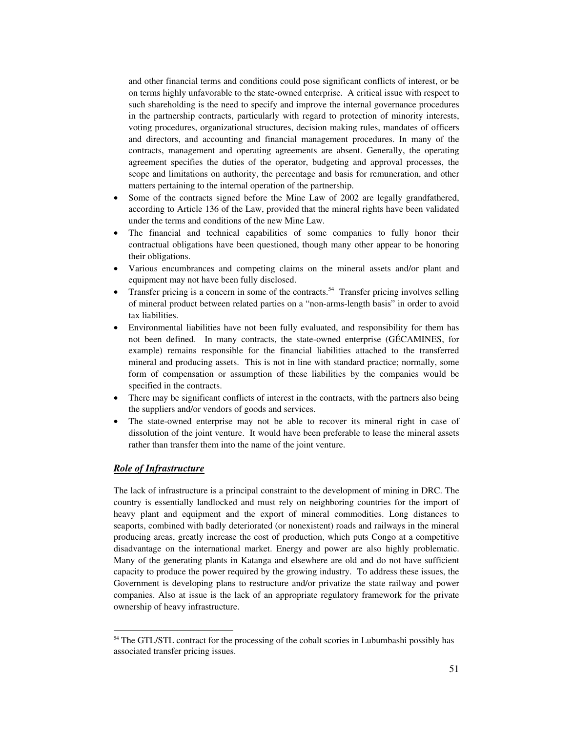and other financial terms and conditions could pose significant conflicts of interest, or be on terms highly unfavorable to the state-owned enterprise. A critical issue with respect to such shareholding is the need to specify and improve the internal governance procedures in the partnership contracts, particularly with regard to protection of minority interests, voting procedures, organizational structures, decision making rules, mandates of officers and directors, and accounting and financial management procedures. In many of the contracts, management and operating agreements are absent. Generally, the operating agreement specifies the duties of the operator, budgeting and approval processes, the scope and limitations on authority, the percentage and basis for remuneration, and other matters pertaining to the internal operation of the partnership.

- Some of the contracts signed before the Mine Law of 2002 are legally grandfathered, according to Article 136 of the Law, provided that the mineral rights have been validated under the terms and conditions of the new Mine Law.
- The financial and technical capabilities of some companies to fully honor their contractual obligations have been questioned, though many other appear to be honoring their obligations.
- Various encumbrances and competing claims on the mineral assets and/or plant and equipment may not have been fully disclosed.
- Transfer pricing is a concern in some of the contracts.[54] Transfer pricing involves selling of mineral product between related parties on a "non-arms-length basis" in order to avoid tax liabilities.
- Environmental liabilities have not been fully evaluated, and responsibility for them has not been defined. In many contracts, the state-owned enterprise (GÉCAMINES, for example) remains responsible for the financial liabilities attached to the transferred mineral and producing assets. This is not in line with standard practice; normally, some form of compensation or assumption of these liabilities by the companies would be specified in the contracts.
- There may be significant conflicts of interest in the contracts, with the partners also being the suppliers and/or vendors of goods and services.
- The state-owned enterprise may not be able to recover its mineral right in case of dissolution of the joint venture. It would have been preferable to lease the mineral assets rather than transfer them into the name of the joint venture.

### ***Role of Infrastructure***

The lack of infrastructure is a principal constraint to the development of mining in DRC. The country is essentially landlocked and must rely on neighboring countries for the import of heavy plant and equipment and the export of mineral commodities. Long distances to seaports, combined with badly deteriorated (or nonexistent) roads and railways in the mineral producing areas, greatly increase the cost of production, which puts Congo at a competitive disadvantage on the international market. Energy and power are also highly problematic. Many of the generating plants in Katanga and elsewhere are old and do not have sufficient capacity to produce the power required by the growing industry. To address these issues, the Government is developing plans to restructure and/or privatize the state railway and power companies. Also at issue is the lack of an appropriate regulatory framework for the private ownership of heavy infrastructure.

[54] The GTL/STL contract for the processing of the cobalt scories in Lubumbashi possibly has associated transfer pricing issues.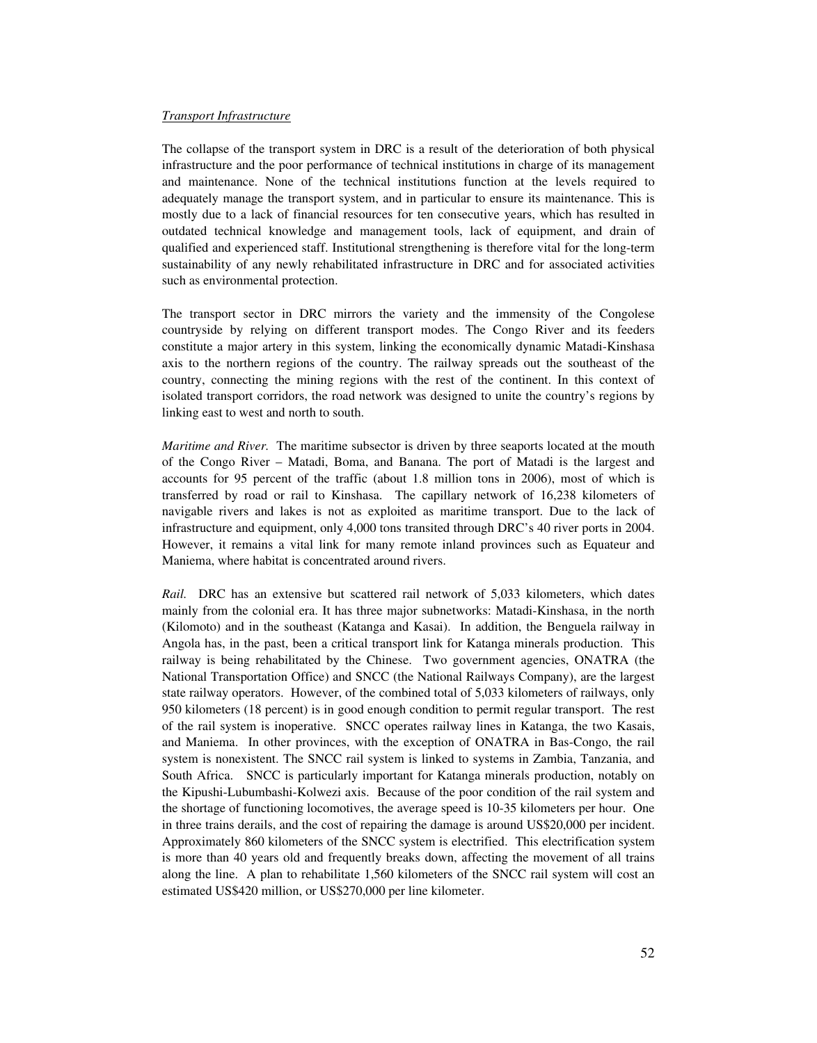*Transport Infrastructure*

The collapse of the transport system in DRC is a result of the deterioration of both physical infrastructure and the poor performance of technical institutions in charge of its management and maintenance. None of the technical institutions function at the levels required to adequately manage the transport system, and in particular to ensure its maintenance. This is mostly due to a lack of financial resources for ten consecutive years, which has resulted in outdated technical knowledge and management tools, lack of equipment, and drain of qualified and experienced staff. Institutional strengthening is therefore vital for the long-term sustainability of any newly rehabilitated infrastructure in DRC and for associated activities such as environmental protection.

The transport sector in DRC mirrors the variety and the immensity of the Congolese countryside by relying on different transport modes. The Congo River and its feeders constitute a major artery in this system, linking the economically dynamic Matadi-Kinshasa axis to the northern regions of the country. The railway spreads out the southeast of the country, connecting the mining regions with the rest of the continent. In this context of isolated transport corridors, the road network was designed to unite the country's regions by linking east to west and north to south.

*Maritime and River.* The maritime subsector is driven by three seaports located at the mouth of the Congo River – Matadi, Boma, and Banana. The port of Matadi is the largest and accounts for 95 percent of the traffic (about 1.8 million tons in 2006), most of which is transferred by road or rail to Kinshasa. The capillary network of 16,238 kilometers of navigable rivers and lakes is not as exploited as maritime transport. Due to the lack of infrastructure and equipment, only 4,000 tons transited through DRC's 40 river ports in 2004. However, it remains a vital link for many remote inland provinces such as Equateur and Maniema, where habitat is concentrated around rivers.

*Rail.* DRC has an extensive but scattered rail network of 5,033 kilometers, which dates mainly from the colonial era. It has three major subnetworks: Matadi-Kinshasa, in the north (Kilomoto) and in the southeast (Katanga and Kasai). In addition, the Benguela railway in Angola has, in the past, been a critical transport link for Katanga minerals production. This railway is being rehabilitated by the Chinese. Two government agencies, ONATRA (the National Transportation Office) and SNCC (the National Railways Company), are the largest state railway operators. However, of the combined total of 5,033 kilometers of railways, only 950 kilometers (18 percent) is in good enough condition to permit regular transport. The rest of the rail system is inoperative. SNCC operates railway lines in Katanga, the two Kasais, and Maniema. In other provinces, with the exception of ONATRA in Bas-Congo, the rail system is nonexistent. The SNCC rail system is linked to systems in Zambia, Tanzania, and South Africa. SNCC is particularly important for Katanga minerals production, notably on the Kipushi-Lubumbashi-Kolwezi axis. Because of the poor condition of the rail system and the shortage of functioning locomotives, the average speed is 10-35 kilometers per hour. One in three trains derails, and the cost of repairing the damage is around US$20,000 per incident. Approximately 860 kilometers of the SNCC system is electrified. This electrification system is more than 40 years old and frequently breaks down, affecting the movement of all trains along the line. A plan to rehabilitate 1,560 kilometers of the SNCC rail system will cost an estimated US$420 million, or US$270,000 per line kilometer.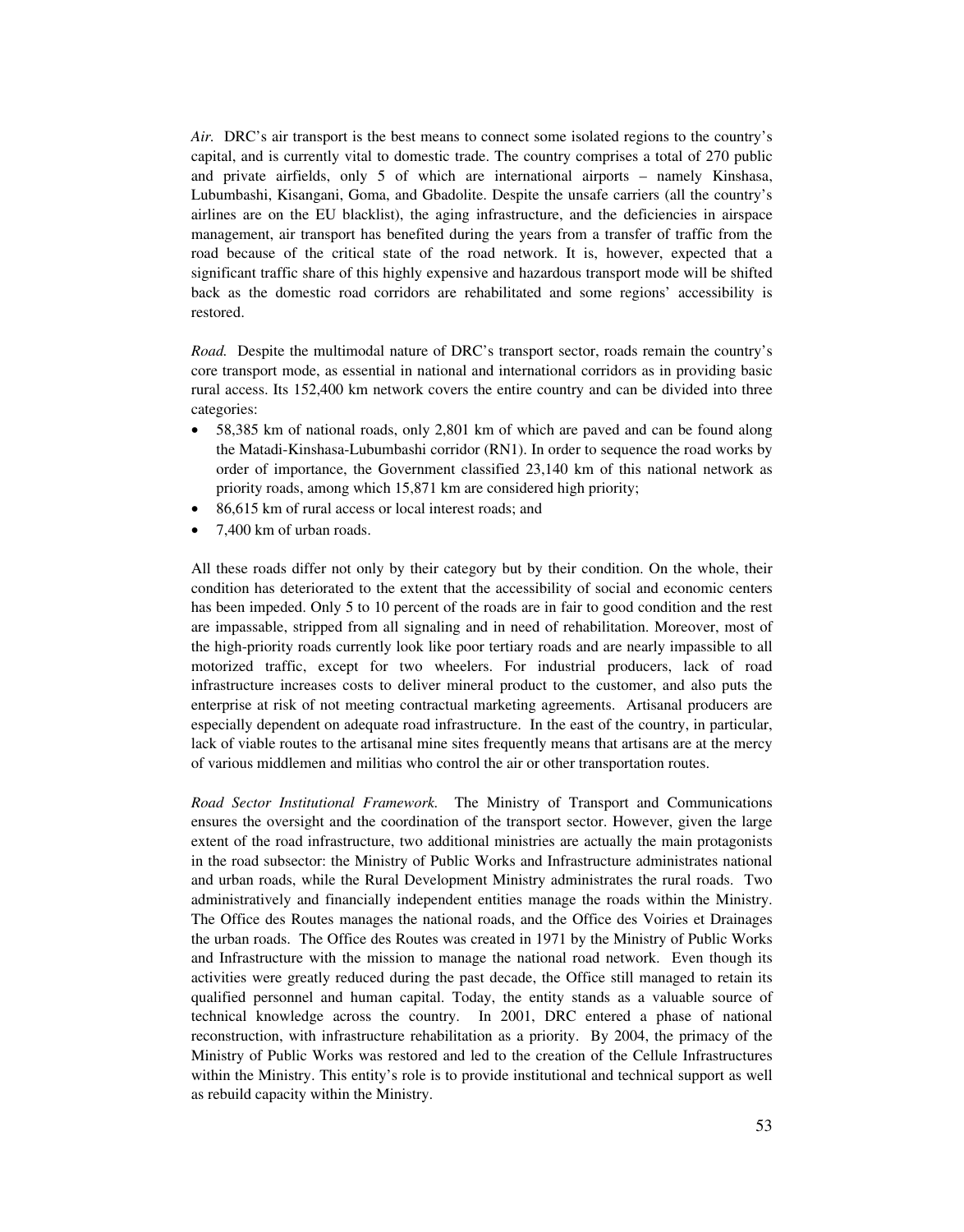*Air.* DRC's air transport is the best means to connect some isolated regions to the country's capital, and is currently vital to domestic trade. The country comprises a total of 270 public and private airfields, only 5 of which are international airports – namely Kinshasa, Lubumbashi, Kisangani, Goma, and Gbadolite. Despite the unsafe carriers (all the country's airlines are on the EU blacklist), the aging infrastructure, and the deficiencies in airspace management, air transport has benefited during the years from a transfer of traffic from the road because of the critical state of the road network. It is, however, expected that a significant traffic share of this highly expensive and hazardous transport mode will be shifted back as the domestic road corridors are rehabilitated and some regions' accessibility is restored.

*Road.* Despite the multimodal nature of DRC's transport sector, roads remain the country's core transport mode, as essential in national and international corridors as in providing basic rural access. Its 152,400 km network covers the entire country and can be divided into three categories:

- 58,385 km of national roads, only 2,801 km of which are paved and can be found along the Matadi-Kinshasa-Lubumbashi corridor (RN1). In order to sequence the road works by order of importance, the Government classified 23,140 km of this national network as priority roads, among which 15,871 km are considered high priority;
- 86,615 km of rural access or local interest roads; and
- 7,400 km of urban roads.

All these roads differ not only by their category but by their condition. On the whole, their condition has deteriorated to the extent that the accessibility of social and economic centers has been impeded. Only 5 to 10 percent of the roads are in fair to good condition and the rest are impassable, stripped from all signaling and in need of rehabilitation. Moreover, most of the high-priority roads currently look like poor tertiary roads and are nearly impassible to all motorized traffic, except for two wheelers. For industrial producers, lack of road infrastructure increases costs to deliver mineral product to the customer, and also puts the enterprise at risk of not meeting contractual marketing agreements. Artisanal producers are especially dependent on adequate road infrastructure. In the east of the country, in particular, lack of viable routes to the artisanal mine sites frequently means that artisans are at the mercy of various middlemen and militias who control the air or other transportation routes.

*Road Sector Institutional Framework.* The Ministry of Transport and Communications ensures the oversight and the coordination of the transport sector. However, given the large extent of the road infrastructure, two additional ministries are actually the main protagonists in the road subsector: the Ministry of Public Works and Infrastructure administrates national and urban roads, while the Rural Development Ministry administrates the rural roads. Two administratively and financially independent entities manage the roads within the Ministry. The Office des Routes manages the national roads, and the Office des Voiries et Drainages the urban roads. The Office des Routes was created in 1971 by the Ministry of Public Works and Infrastructure with the mission to manage the national road network. Even though its activities were greatly reduced during the past decade, the Office still managed to retain its qualified personnel and human capital. Today, the entity stands as a valuable source of technical knowledge across the country. In 2001, DRC entered a phase of national reconstruction, with infrastructure rehabilitation as a priority. By 2004, the primacy of the Ministry of Public Works was restored and led to the creation of the Cellule Infrastructures within the Ministry. This entity's role is to provide institutional and technical support as well as rebuild capacity within the Ministry.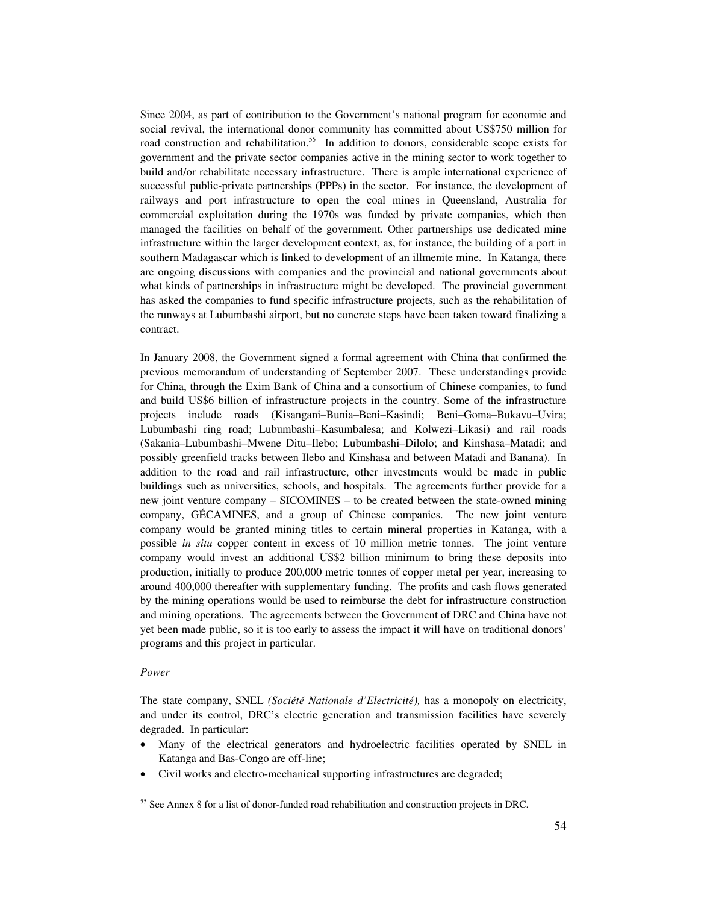Since 2004, as part of contribution to the Government's national program for economic and social revival, the international donor community has committed about US$750 million for road construction and rehabilitation.[55] In addition to donors, considerable scope exists for government and the private sector companies active in the mining sector to work together to build and/or rehabilitate necessary infrastructure. There is ample international experience of successful public-private partnerships (PPPs) in the sector. For instance, the development of railways and port infrastructure to open the coal mines in Queensland, Australia for commercial exploitation during the 1970s was funded by private companies, which then managed the facilities on behalf of the government. Other partnerships use dedicated mine infrastructure within the larger development context, as, for instance, the building of a port in southern Madagascar which is linked to development of an illmenite mine. In Katanga, there are ongoing discussions with companies and the provincial and national governments about what kinds of partnerships in infrastructure might be developed. The provincial government has asked the companies to fund specific infrastructure projects, such as the rehabilitation of the runways at Lubumbashi airport, but no concrete steps have been taken toward finalizing a contract.

In January 2008, the Government signed a formal agreement with China that confirmed the previous memorandum of understanding of September 2007. These understandings provide for China, through the Exim Bank of China and a consortium of Chinese companies, to fund and build US$6 billion of infrastructure projects in the country. Some of the infrastructure projects include roads (Kisangani–Bunia–Beni–Kasindi; Beni–Goma–Bukavu–Uvira; Lubumbashi ring road; Lubumbashi–Kasumbalesa; and Kolwezi–Likasi) and rail roads (Sakania–Lubumbashi–Mwene Ditu–Ilebo; Lubumbashi–Dilolo; and Kinshasa–Matadi; and possibly greenfield tracks between Ilebo and Kinshasa and between Matadi and Banana). In addition to the road and rail infrastructure, other investments would be made in public buildings such as universities, schools, and hospitals. The agreements further provide for a new joint venture company – SICOMINES – to be created between the state-owned mining company, GÉCAMINES, and a group of Chinese companies. The new joint venture company would be granted mining titles to certain mineral properties in Katanga, with a possible *in situ* copper content in excess of 10 million metric tonnes. The joint venture company would invest an additional US$2 billion minimum to bring these deposits into production, initially to produce 200,000 metric tonnes of copper metal per year, increasing to around 400,000 thereafter with supplementary funding. The profits and cash flows generated by the mining operations would be used to reimburse the debt for infrastructure construction and mining operations. The agreements between the Government of DRC and China have not yet been made public, so it is too early to assess the impact it will have on traditional donors' programs and this project in particular.

*Power*

The state company, SNEL *(Société Nationale d'Electricité),* has a monopoly on electricity, and under its control, DRC's electric generation and transmission facilities have severely degraded. In particular:

- Many of the electrical generators and hydroelectric facilities operated by SNEL in Katanga and Bas-Congo are off-line;
- Civil works and electro-mechanical supporting infrastructures are degraded;

[55] See Annex 8 for a list of donor-funded road rehabilitation and construction projects in DRC.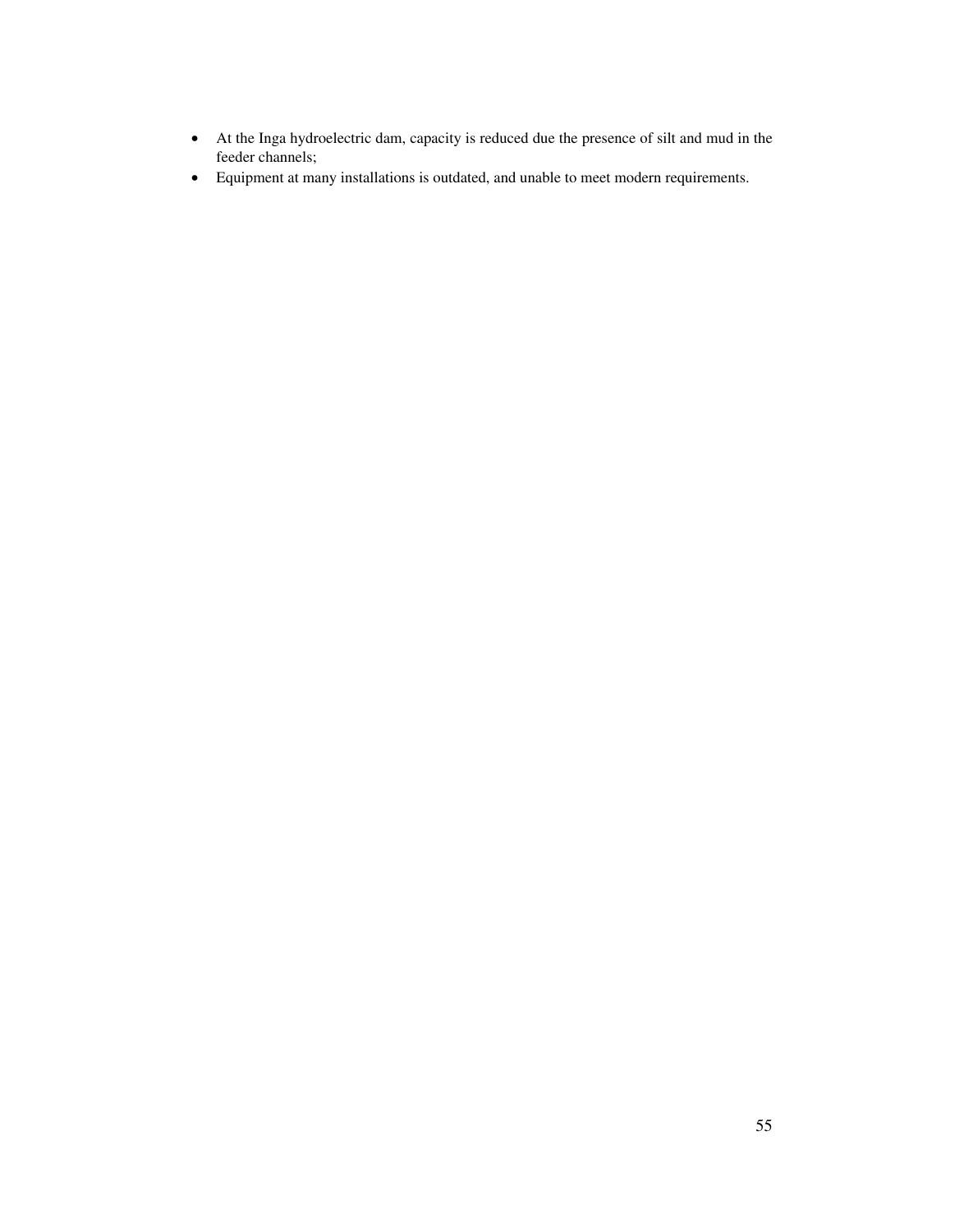- At the Inga hydroelectric dam, capacity is reduced due the presence of silt and mud in the feeder channels;
- Equipment at many installations is outdated, and unable to meet modern requirements.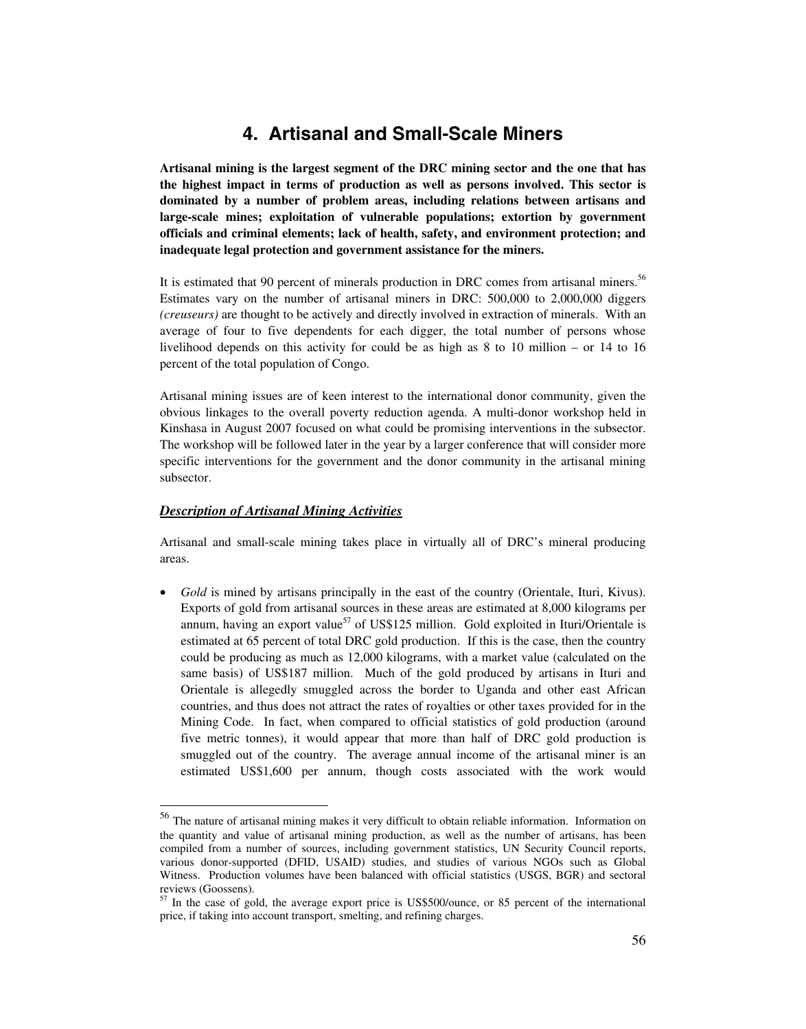# 4. Artisanal and Small-Scale Miners

**Artisanal mining is the largest segment of the DRC mining sector and the one that has the highest impact in terms of production as well as persons involved. This sector is dominated by a number of problem areas, including relations between artisans and large-scale mines; exploitation of vulnerable populations; extortion by government officials and criminal elements; lack of health, safety, and environment protection; and inadequate legal protection and government assistance for the miners.**

It is estimated that 90 percent of minerals production in DRC comes from artisanal miners.[56] Estimates vary on the number of artisanal miners in DRC: 500,000 to 2,000,000 diggers *(creuseurs)* are thought to be actively and directly involved in extraction of minerals. With an average of four to five dependents for each digger, the total number of persons whose livelihood depends on this activity for could be as high as 8 to 10 million – or 14 to 16 percent of the total population of Congo.

Artisanal mining issues are of keen interest to the international donor community, given the obvious linkages to the overall poverty reduction agenda. A multi-donor workshop held in Kinshasa in August 2007 focused on what could be promising interventions in the subsector. The workshop will be followed later in the year by a larger conference that will consider more specific interventions for the government and the donor community in the artisanal mining subsector.

***Description of Artisanal Mining Activities***

Artisanal and small-scale mining takes place in virtually all of DRC's mineral producing areas.

- *Gold* is mined by artisans principally in the east of the country (Orientale, Ituri, Kivus). Exports of gold from artisanal sources in these areas are estimated at 8,000 kilograms per annum, having an export value[57] of US$125 million. Gold exploited in Ituri/Orientale is estimated at 65 percent of total DRC gold production. If this is the case, then the country could be producing as much as 12,000 kilograms, with a market value (calculated on the same basis) of US$187 million. Much of the gold produced by artisans in Ituri and Orientale is allegedly smuggled across the border to Uganda and other east African countries, and thus does not attract the rates of royalties or other taxes provided for in the Mining Code. In fact, when compared to official statistics of gold production (around five metric tonnes), it would appear that more than half of DRC gold production is smuggled out of the country. The average annual income of the artisanal miner is an estimated US$1,600 per annum, though costs associated with the work would

---

[56] The nature of artisanal mining makes it very difficult to obtain reliable information. Information on the quantity and value of artisanal mining production, as well as the number of artisans, has been compiled from a number of sources, including government statistics, UN Security Council reports, various donor-supported (DFID, USAID) studies, and studies of various NGOs such as Global Witness. Production volumes have been balanced with official statistics (USGS, BGR) and sectoral reviews (Goossens).

[57] In the case of gold, the average export price is US$500/ounce, or 85 percent of the international price, if taking into account transport, smelting, and refining charges.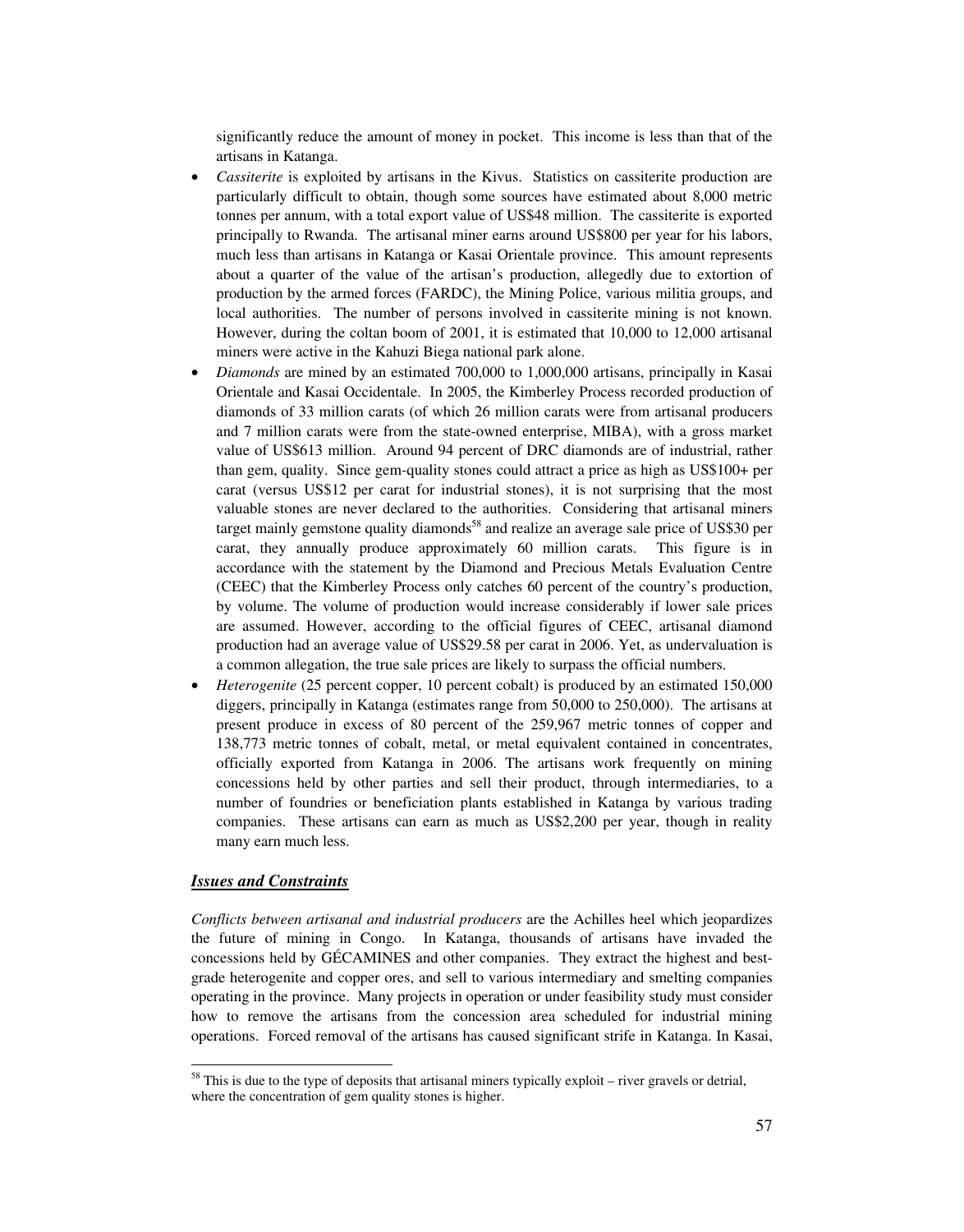significantly reduce the amount of money in pocket. This income is less than that of the artisans in Katanga.

- *Cassiterite* is exploited by artisans in the Kivus. Statistics on cassiterite production are particularly difficult to obtain, though some sources have estimated about 8,000 metric tonnes per annum, with a total export value of US$48 million. The cassiterite is exported principally to Rwanda. The artisanal miner earns around US$800 per year for his labors, much less than artisans in Katanga or Kasai Orientale province. This amount represents about a quarter of the value of the artisan's production, allegedly due to extortion of production by the armed forces (FARDC), the Mining Police, various militia groups, and local authorities. The number of persons involved in cassiterite mining is not known. However, during the coltan boom of 2001, it is estimated that 10,000 to 12,000 artisanal miners were active in the Kahuzi Biega national park alone.
- *Diamonds* are mined by an estimated 700,000 to 1,000,000 artisans, principally in Kasai Orientale and Kasai Occidentale. In 2005, the Kimberley Process recorded production of diamonds of 33 million carats (of which 26 million carats were from artisanal producers and 7 million carats were from the state-owned enterprise, MIBA), with a gross market value of US$613 million. Around 94 percent of DRC diamonds are of industrial, rather than gem, quality. Since gem-quality stones could attract a price as high as US$100+ per carat (versus US$12 per carat for industrial stones), it is not surprising that the most valuable stones are never declared to the authorities. Considering that artisanal miners target mainly gemstone quality diamonds[58] and realize an average sale price of US$30 per carat, they annually produce approximately 60 million carats. This figure is in accordance with the statement by the Diamond and Precious Metals Evaluation Centre (CEEC) that the Kimberley Process only catches 60 percent of the country's production, by volume. The volume of production would increase considerably if lower sale prices are assumed. However, according to the official figures of CEEC, artisanal diamond production had an average value of US$29.58 per carat in 2006. Yet, as undervaluation is a common allegation, the true sale prices are likely to surpass the official numbers.
- *Heterogenite* (25 percent copper, 10 percent cobalt) is produced by an estimated 150,000 diggers, principally in Katanga (estimates range from 50,000 to 250,000). The artisans at present produce in excess of 80 percent of the 259,967 metric tonnes of copper and 138,773 metric tonnes of cobalt, metal, or metal equivalent contained in concentrates, officially exported from Katanga in 2006. The artisans work frequently on mining concessions held by other parties and sell their product, through intermediaries, to a number of foundries or beneficiation plants established in Katanga by various trading companies. These artisans can earn as much as US$2,200 per year, though in reality many earn much less.

### ***Issues and Constraints***

*Conflicts between artisanal and industrial producers* are the Achilles heel which jeopardizes the future of mining in Congo. In Katanga, thousands of artisans have invaded the concessions held by GÉCAMINES and other companies. They extract the highest and best-grade heterogenite and copper ores, and sell to various intermediary and smelting companies operating in the province. Many projects in operation or under feasibility study must consider how to remove the artisans from the concession area scheduled for industrial mining operations. Forced removal of the artisans has caused significant strife in Katanga. In Kasai,

[58] This is due to the type of deposits that artisanal miners typically exploit – river gravels or detrial, where the concentration of gem quality stones is higher.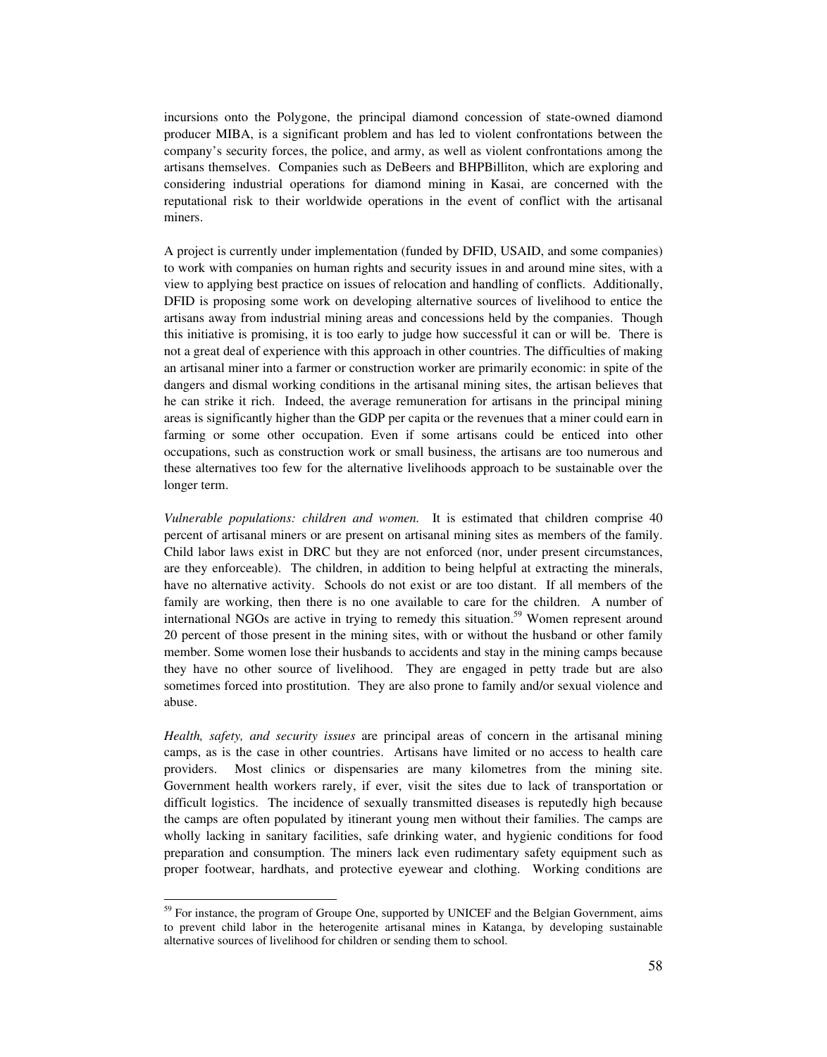incursions onto the Polygone, the principal diamond concession of state-owned diamond producer MIBA, is a significant problem and has led to violent confrontations between the company's security forces, the police, and army, as well as violent confrontations among the artisans themselves. Companies such as DeBeers and BHPBilliton, which are exploring and considering industrial operations for diamond mining in Kasai, are concerned with the reputational risk to their worldwide operations in the event of conflict with the artisanal miners.

A project is currently under implementation (funded by DFID, USAID, and some companies) to work with companies on human rights and security issues in and around mine sites, with a view to applying best practice on issues of relocation and handling of conflicts. Additionally, DFID is proposing some work on developing alternative sources of livelihood to entice the artisans away from industrial mining areas and concessions held by the companies. Though this initiative is promising, it is too early to judge how successful it can or will be. There is not a great deal of experience with this approach in other countries. The difficulties of making an artisanal miner into a farmer or construction worker are primarily economic: in spite of the dangers and dismal working conditions in the artisanal mining sites, the artisan believes that he can strike it rich. Indeed, the average remuneration for artisans in the principal mining areas is significantly higher than the GDP per capita or the revenues that a miner could earn in farming or some other occupation. Even if some artisans could be enticed into other occupations, such as construction work or small business, the artisans are too numerous and these alternatives too few for the alternative livelihoods approach to be sustainable over the longer term.

*Vulnerable populations: children and women.* It is estimated that children comprise 40 percent of artisanal miners or are present on artisanal mining sites as members of the family. Child labor laws exist in DRC but they are not enforced (nor, under present circumstances, are they enforceable). The children, in addition to being helpful at extracting the minerals, have no alternative activity. Schools do not exist or are too distant. If all members of the family are working, then there is no one available to care for the children. A number of international NGOs are active in trying to remedy this situation.[59] Women represent around 20 percent of those present in the mining sites, with or without the husband or other family member. Some women lose their husbands to accidents and stay in the mining camps because they have no other source of livelihood. They are engaged in petty trade but are also sometimes forced into prostitution. They are also prone to family and/or sexual violence and abuse.

*Health, safety, and security issues* are principal areas of concern in the artisanal mining camps, as is the case in other countries. Artisans have limited or no access to health care providers. Most clinics or dispensaries are many kilometres from the mining site. Government health workers rarely, if ever, visit the sites due to lack of transportation or difficult logistics. The incidence of sexually transmitted diseases is reputedly high because the camps are often populated by itinerant young men without their families. The camps are wholly lacking in sanitary facilities, safe drinking water, and hygienic conditions for food preparation and consumption. The miners lack even rudimentary safety equipment such as proper footwear, hardhats, and protective eyewear and clothing. Working conditions are

[59] For instance, the program of Groupe One, supported by UNICEF and the Belgian Government, aims to prevent child labor in the heterogenite artisanal mines in Katanga, by developing sustainable alternative sources of livelihood for children or sending them to school.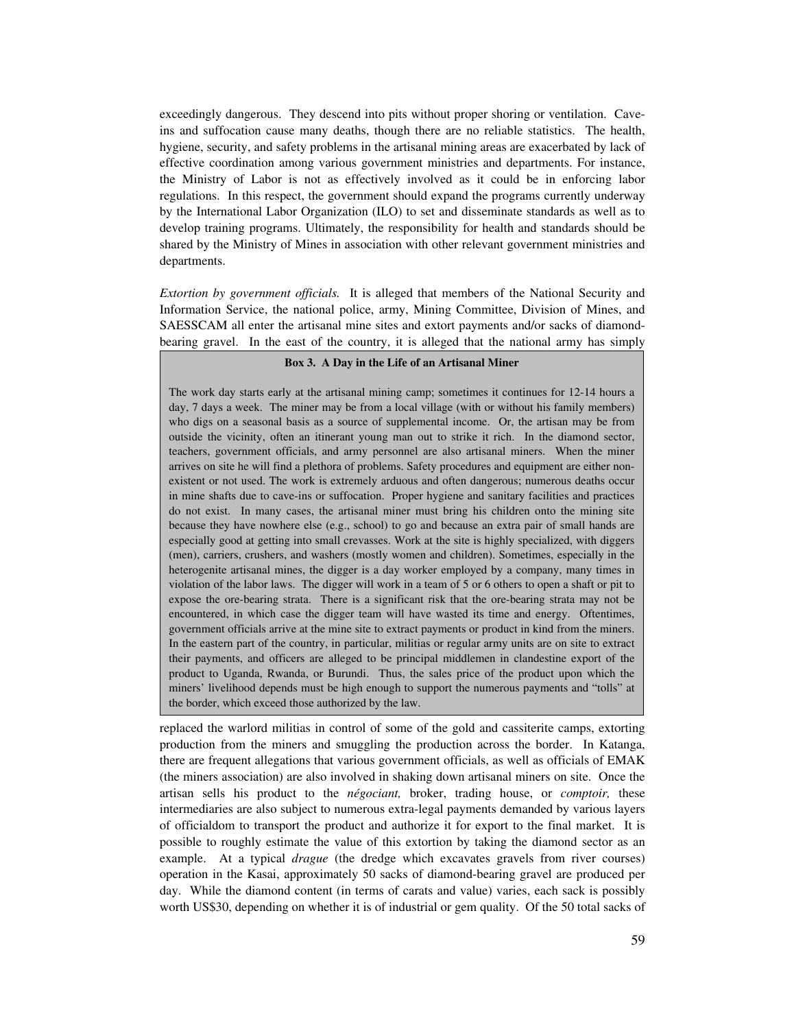exceedingly dangerous. They descend into pits without proper shoring or ventilation. Cave-ins and suffocation cause many deaths, though there are no reliable statistics. The health, hygiene, security, and safety problems in the artisanal mining areas are exacerbated by lack of effective coordination among various government ministries and departments. For instance, the Ministry of Labor is not as effectively involved as it could be in enforcing labor regulations. In this respect, the government should expand the programs currently underway by the International Labor Organization (ILO) to set and disseminate standards as well as to develop training programs. Ultimately, the responsibility for health and standards should be shared by the Ministry of Mines in association with other relevant government ministries and departments.

*Extortion by government officials.* It is alleged that members of the National Security and Information Service, the national police, army, Mining Committee, Division of Mines, and SAESSCAM all enter the artisanal mine sites and extort payments and/or sacks of diamond-bearing gravel. In the east of the country, it is alleged that the national army has simply replaced the warlord militias in control of some of the gold and cassiterite camps, extorting production from the miners and smuggling the production across the border. In Katanga, there are frequent allegations that various government officials, as well as officials of EMAK (the miners association) are also involved in shaking down artisanal miners on site. Once the artisan sells his product to the *négociant,* broker, trading house, or *comptoir,* these intermediaries are also subject to numerous extra-legal payments demanded by various layers of officialdom to transport the product and authorize it for export to the final market. It is possible to roughly estimate the value of this extortion by taking the diamond sector as an example. At a typical *drague* (the dredge which excavates gravels from river courses) operation in the Kasai, approximately 50 sacks of diamond-bearing gravel are produced per day. While the diamond content (in terms of carats and value) varies, each sack is possibly worth US$30, depending on whether it is of industrial or gem quality. Of the 50 total sacks of

> **Box 3. A Day in the Life of an Artisanal Miner**
>
> The work day starts early at the artisanal mining camp; sometimes it continues for 12-14 hours a day, 7 days a week. The miner may be from a local village (with or without his family members) who digs on a seasonal basis as a source of supplemental income. Or, the artisan may be from outside the vicinity, often an itinerant young man out to strike it rich. In the diamond sector, teachers, government officials, and army personnel are also artisanal miners. When the miner arrives on site he will find a plethora of problems. Safety procedures and equipment are either non-existent or not used. The work is extremely arduous and often dangerous; numerous deaths occur in mine shafts due to cave-ins or suffocation. Proper hygiene and sanitary facilities and practices do not exist. In many cases, the artisanal miner must bring his children onto the mining site because they have nowhere else (e.g., school) to go and because an extra pair of small hands are especially good at getting into small crevasses. Work at the site is highly specialized, with diggers (men), carriers, crushers, and washers (mostly women and children). Sometimes, especially in the heterogenite artisanal mines, the digger is a day worker employed by a company, many times in violation of the labor laws. The digger will work in a team of 5 or 6 others to open a shaft or pit to expose the ore-bearing strata. There is a significant risk that the ore-bearing strata may not be encountered, in which case the digger team will have wasted its time and energy. Oftentimes, government officials arrive at the mine site to extract payments or product in kind from the miners. In the eastern part of the country, in particular, militias or regular army units are on site to extract their payments, and officers are alleged to be principal middlemen in clandestine export of the product to Uganda, Rwanda, or Burundi. Thus, the sales price of the product upon which the miners' livelihood depends must be high enough to support the numerous payments and "tolls" at the border, which exceed those authorized by the law.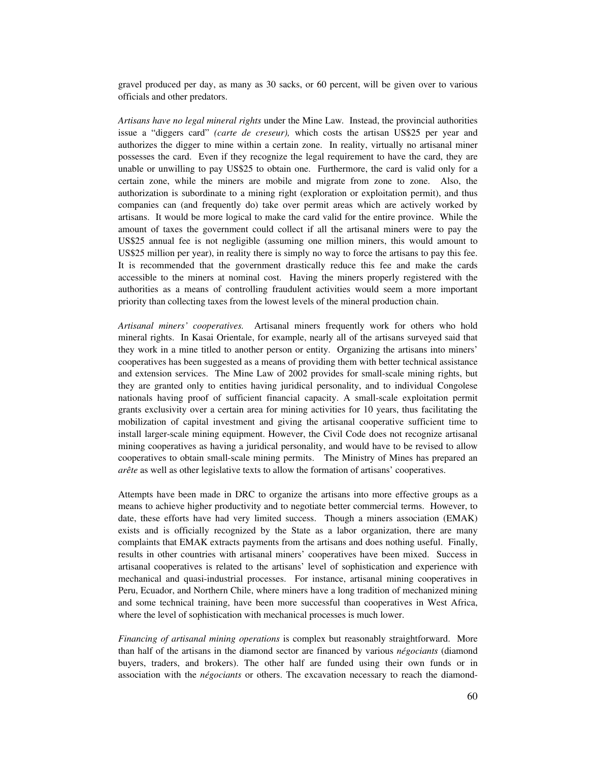gravel produced per day, as many as 30 sacks, or 60 percent, will be given over to various officials and other predators.

*Artisans have no legal mineral rights* under the Mine Law. Instead, the provincial authorities issue a "diggers card" *(carte de creseur),* which costs the artisan US$25 per year and authorizes the digger to mine within a certain zone. In reality, virtually no artisanal miner possesses the card. Even if they recognize the legal requirement to have the card, they are unable or unwilling to pay US$25 to obtain one. Furthermore, the card is valid only for a certain zone, while the miners are mobile and migrate from zone to zone. Also, the authorization is subordinate to a mining right (exploration or exploitation permit), and thus companies can (and frequently do) take over permit areas which are actively worked by artisans. It would be more logical to make the card valid for the entire province. While the amount of taxes the government could collect if all the artisanal miners were to pay the US$25 annual fee is not negligible (assuming one million miners, this would amount to US$25 million per year), in reality there is simply no way to force the artisans to pay this fee. It is recommended that the government drastically reduce this fee and make the cards accessible to the miners at nominal cost. Having the miners properly registered with the authorities as a means of controlling fraudulent activities would seem a more important priority than collecting taxes from the lowest levels of the mineral production chain.

*Artisanal miners' cooperatives.* Artisanal miners frequently work for others who hold mineral rights. In Kasai Orientale, for example, nearly all of the artisans surveyed said that they work in a mine titled to another person or entity. Organizing the artisans into miners' cooperatives has been suggested as a means of providing them with better technical assistance and extension services. The Mine Law of 2002 provides for small-scale mining rights, but they are granted only to entities having juridical personality, and to individual Congolese nationals having proof of sufficient financial capacity. A small-scale exploitation permit grants exclusivity over a certain area for mining activities for 10 years, thus facilitating the mobilization of capital investment and giving the artisanal cooperative sufficient time to install larger-scale mining equipment. However, the Civil Code does not recognize artisanal mining cooperatives as having a juridical personality, and would have to be revised to allow cooperatives to obtain small-scale mining permits. The Ministry of Mines has prepared an *arête* as well as other legislative texts to allow the formation of artisans' cooperatives.

Attempts have been made in DRC to organize the artisans into more effective groups as a means to achieve higher productivity and to negotiate better commercial terms. However, to date, these efforts have had very limited success. Though a miners association (EMAK) exists and is officially recognized by the State as a labor organization, there are many complaints that EMAK extracts payments from the artisans and does nothing useful. Finally, results in other countries with artisanal miners' cooperatives have been mixed. Success in artisanal cooperatives is related to the artisans' level of sophistication and experience with mechanical and quasi-industrial processes. For instance, artisanal mining cooperatives in Peru, Ecuador, and Northern Chile, where miners have a long tradition of mechanized mining and some technical training, have been more successful than cooperatives in West Africa, where the level of sophistication with mechanical processes is much lower.

*Financing of artisanal mining operations* is complex but reasonably straightforward. More than half of the artisans in the diamond sector are financed by various *négociants* (diamond buyers, traders, and brokers). The other half are funded using their own funds or in association with the *négociants* or others. The excavation necessary to reach the diamond-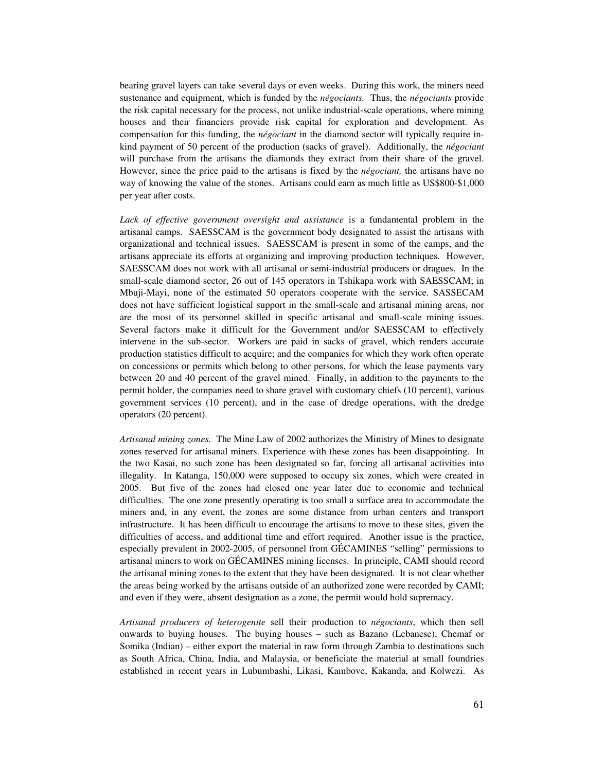bearing gravel layers can take several days or even weeks. During this work, the miners need sustenance and equipment, which is funded by the *négociants.* Thus, the *négociants* provide the risk capital necessary for the process, not unlike industrial-scale operations, where mining houses and their financiers provide risk capital for exploration and development. As compensation for this funding, the *négociant* in the diamond sector will typically require in-kind payment of 50 percent of the production (sacks of gravel). Additionally, the *négociant* will purchase from the artisans the diamonds they extract from their share of the gravel. However, since the price paid to the artisans is fixed by the *négociant,* the artisans have no way of knowing the value of the stones. Artisans could earn as much little as US$800-$1,000 per year after costs.

*Lack of effective government oversight and assistance* is a fundamental problem in the artisanal camps. SAESSCAM is the government body designated to assist the artisans with organizational and technical issues. SAESSCAM is present in some of the camps, and the artisans appreciate its efforts at organizing and improving production techniques. However, SAESSCAM does not work with all artisanal or semi-industrial producers or dragues. In the small-scale diamond sector, 26 out of 145 operators in Tshikapa work with SAESSCAM; in Mbuji-Mayi, none of the estimated 50 operators cooperate with the service. SASSECAM does not have sufficient logistical support in the small-scale and artisanal mining areas, nor are the most of its personnel skilled in specific artisanal and small-scale mining issues. Several factors make it difficult for the Government and/or SAESSCAM to effectively intervene in the sub-sector. Workers are paid in sacks of gravel, which renders accurate production statistics difficult to acquire; and the companies for which they work often operate on concessions or permits which belong to other persons, for which the lease payments vary between 20 and 40 percent of the gravel mined. Finally, in addition to the payments to the permit holder, the companies need to share gravel with customary chiefs (10 percent), various government services (10 percent), and in the case of dredge operations, with the dredge operators (20 percent).

*Artisanal mining zones.* The Mine Law of 2002 authorizes the Ministry of Mines to designate zones reserved for artisanal miners. Experience with these zones has been disappointing. In the two Kasai, no such zone has been designated so far, forcing all artisanal activities into illegality. In Katanga, 150,000 were supposed to occupy six zones, which were created in 2005. But five of the zones had closed one year later due to economic and technical difficulties. The one zone presently operating is too small a surface area to accommodate the miners and, in any event, the zones are some distance from urban centers and transport infrastructure. It has been difficult to encourage the artisans to move to these sites, given the difficulties of access, and additional time and effort required. Another issue is the practice, especially prevalent in 2002-2005, of personnel from GÉCAMINES "selling" permissions to artisanal miners to work on GÉCAMINES mining licenses. In principle, CAMI should record the artisanal mining zones to the extent that they have been designated. It is not clear whether the areas being worked by the artisans outside of an authorized zone were recorded by CAMI; and even if they were, absent designation as a zone, the permit would hold supremacy.

*Artisanal producers of heterogenite* sell their production to *négociants*, which then sell onwards to buying houses. The buying houses – such as Bazano (Lebanese), Chemaf or Somika (Indian) – either export the material in raw form through Zambia to destinations such as South Africa, China, India, and Malaysia, or beneficiate the material at small foundries established in recent years in Lubumbashi, Likasi, Kambove, Kakanda, and Kolwezi. As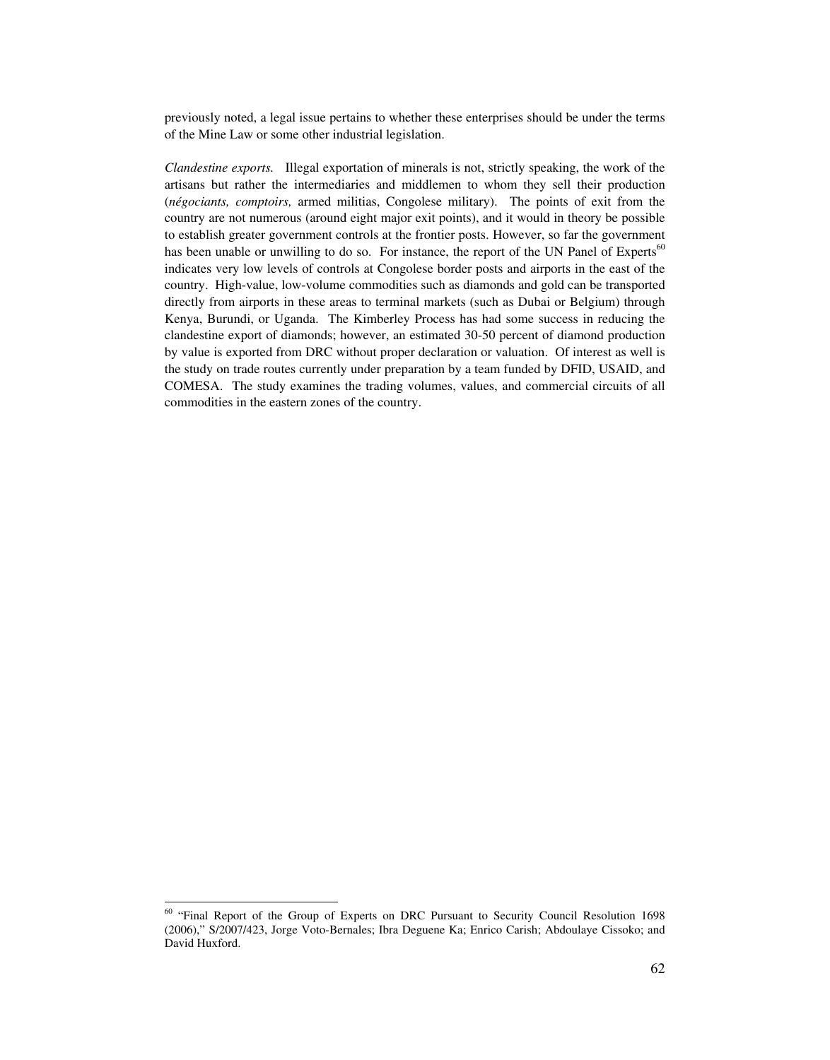previously noted, a legal issue pertains to whether these enterprises should be under the terms of the Mine Law or some other industrial legislation.

*Clandestine exports.* Illegal exportation of minerals is not, strictly speaking, the work of the artisans but rather the intermediaries and middlemen to whom they sell their production (*négociants, comptoirs,* armed militias, Congolese military). The points of exit from the country are not numerous (around eight major exit points), and it would in theory be possible to establish greater government controls at the frontier posts. However, so far the government has been unable or unwilling to do so. For instance, the report of the UN Panel of Experts[60] indicates very low levels of controls at Congolese border posts and airports in the east of the country. High-value, low-volume commodities such as diamonds and gold can be transported directly from airports in these areas to terminal markets (such as Dubai or Belgium) through Kenya, Burundi, or Uganda. The Kimberley Process has had some success in reducing the clandestine export of diamonds; however, an estimated 30-50 percent of diamond production by value is exported from DRC without proper declaration or valuation. Of interest as well is the study on trade routes currently under preparation by a team funded by DFID, USAID, and COMESA. The study examines the trading volumes, values, and commercial circuits of all commodities in the eastern zones of the country.

---

[60] "Final Report of the Group of Experts on DRC Pursuant to Security Council Resolution 1698 (2006)," S/2007/423, Jorge Voto-Bernales; Ibra Deguene Ka; Enrico Carish; Abdoulaye Cissoko; and David Huxford.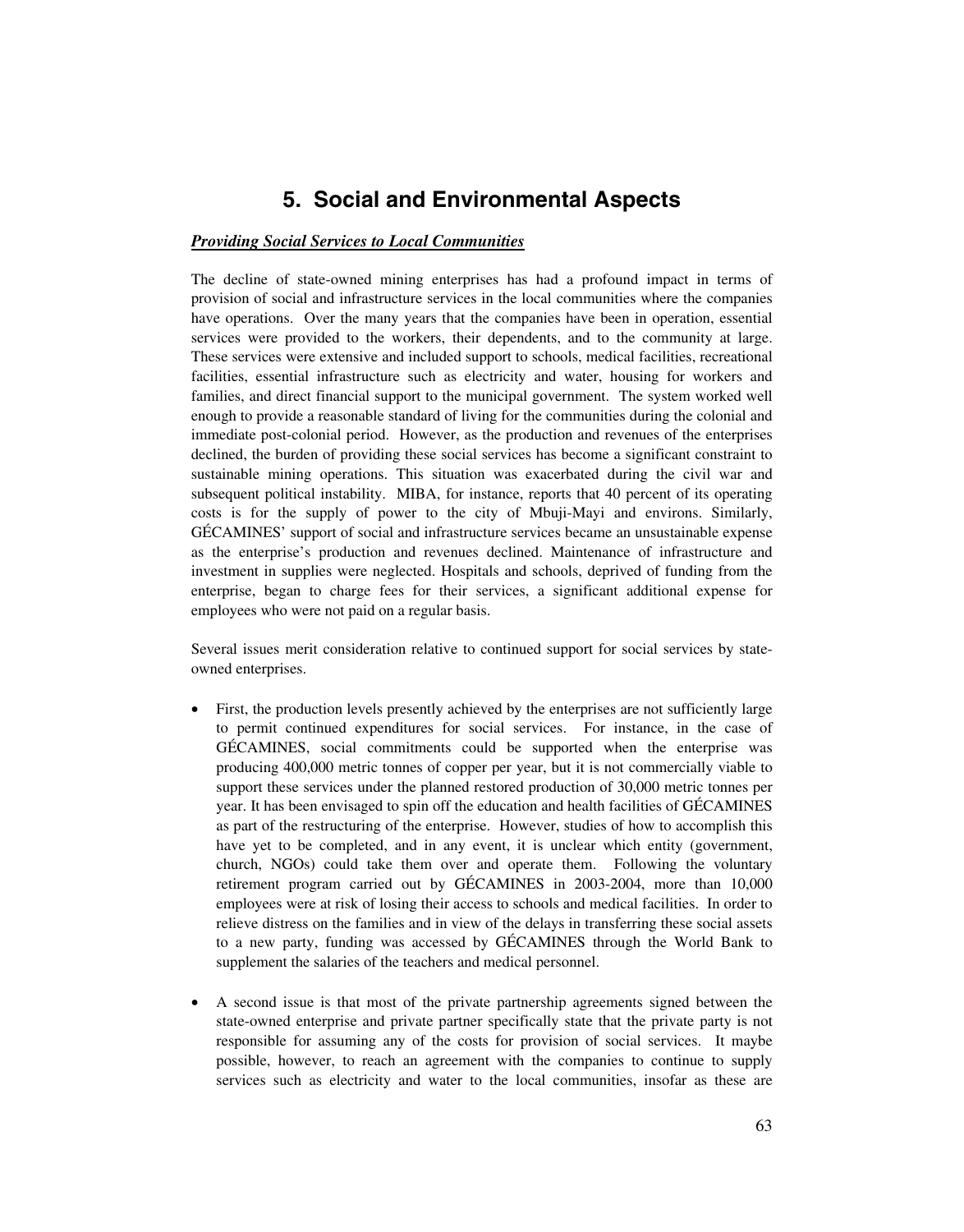# 5. Social and Environmental Aspects

***Providing Social Services to Local Communities***

The decline of state-owned mining enterprises has had a profound impact in terms of provision of social and infrastructure services in the local communities where the companies have operations. Over the many years that the companies have been in operation, essential services were provided to the workers, their dependents, and to the community at large. These services were extensive and included support to schools, medical facilities, recreational facilities, essential infrastructure such as electricity and water, housing for workers and families, and direct financial support to the municipal government. The system worked well enough to provide a reasonable standard of living for the communities during the colonial and immediate post-colonial period. However, as the production and revenues of the enterprises declined, the burden of providing these social services has become a significant constraint to sustainable mining operations. This situation was exacerbated during the civil war and subsequent political instability. MIBA, for instance, reports that 40 percent of its operating costs is for the supply of power to the city of Mbuji-Mayi and environs. Similarly, GÉCAMINES' support of social and infrastructure services became an unsustainable expense as the enterprise's production and revenues declined. Maintenance of infrastructure and investment in supplies were neglected. Hospitals and schools, deprived of funding from the enterprise, began to charge fees for their services, a significant additional expense for employees who were not paid on a regular basis.

Several issues merit consideration relative to continued support for social services by state-owned enterprises.

- First, the production levels presently achieved by the enterprises are not sufficiently large to permit continued expenditures for social services. For instance, in the case of GÉCAMINES, social commitments could be supported when the enterprise was producing 400,000 metric tonnes of copper per year, but it is not commercially viable to support these services under the planned restored production of 30,000 metric tonnes per year. It has been envisaged to spin off the education and health facilities of GÉCAMINES as part of the restructuring of the enterprise. However, studies of how to accomplish this have yet to be completed, and in any event, it is unclear which entity (government, church, NGOs) could take them over and operate them. Following the voluntary retirement program carried out by GÉCAMINES in 2003-2004, more than 10,000 employees were at risk of losing their access to schools and medical facilities. In order to relieve distress on the families and in view of the delays in transferring these social assets to a new party, funding was accessed by GÉCAMINES through the World Bank to supplement the salaries of the teachers and medical personnel.

- A second issue is that most of the private partnership agreements signed between the state-owned enterprise and private partner specifically state that the private party is not responsible for assuming any of the costs for provision of social services. It maybe possible, however, to reach an agreement with the companies to continue to supply services such as electricity and water to the local communities, insofar as these are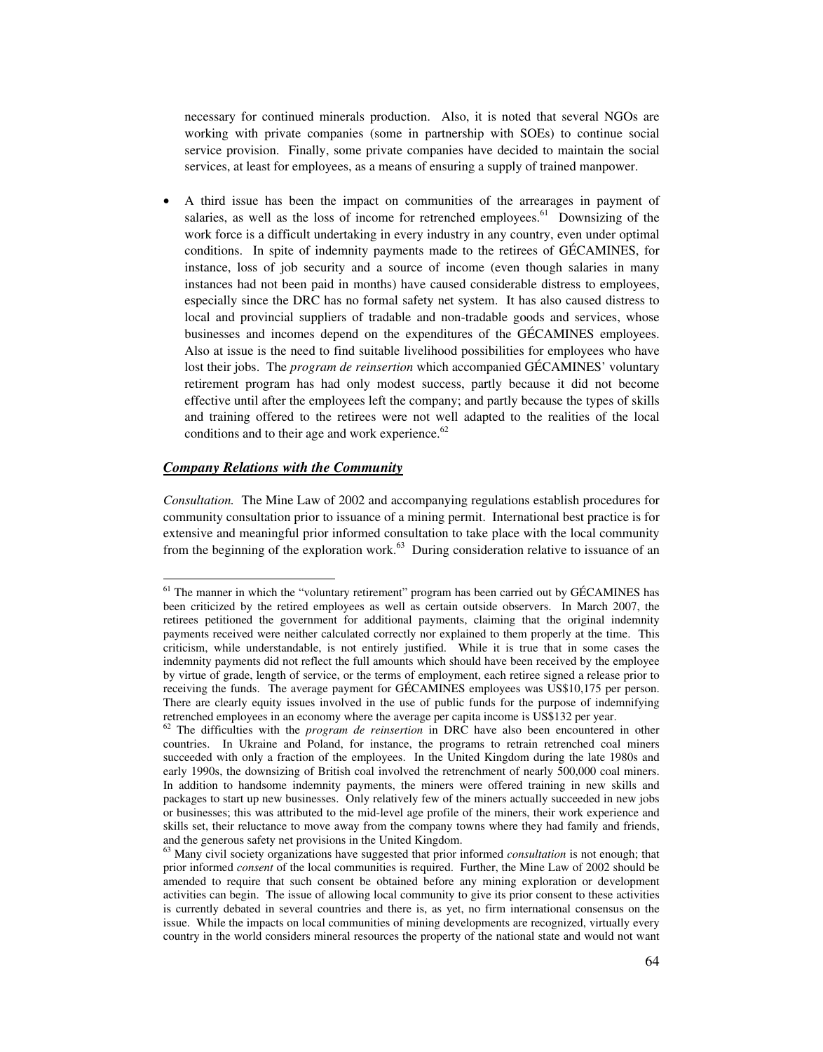necessary for continued minerals production. Also, it is noted that several NGOs are working with private companies (some in partnership with SOEs) to continue social service provision. Finally, some private companies have decided to maintain the social services, at least for employees, as a means of ensuring a supply of trained manpower.

- A third issue has been the impact on communities of the arrearages in payment of salaries, as well as the loss of income for retrenched employees.[61] Downsizing of the work force is a difficult undertaking in every industry in any country, even under optimal conditions. In spite of indemnity payments made to the retirees of GÉCAMINES, for instance, loss of job security and a source of income (even though salaries in many instances had not been paid in months) have caused considerable distress to employees, especially since the DRC has no formal safety net system. It has also caused distress to local and provincial suppliers of tradable and non-tradable goods and services, whose businesses and incomes depend on the expenditures of the GÉCAMINES employees. Also at issue is the need to find suitable livelihood possibilities for employees who have lost their jobs. The *program de reinsertion* which accompanied GÉCAMINES' voluntary retirement program has had only modest success, partly because it did not become effective until after the employees left the company; and partly because the types of skills and training offered to the retirees were not well adapted to the realities of the local conditions and to their age and work experience.[62]

### ***Company Relations with the Community***

*Consultation.* The Mine Law of 2002 and accompanying regulations establish procedures for community consultation prior to issuance of a mining permit. International best practice is for extensive and meaningful prior informed consultation to take place with the local community from the beginning of the exploration work.[63] During consideration relative to issuance of an

---

[61] The manner in which the "voluntary retirement" program has been carried out by GÉCAMINES has been criticized by the retired employees as well as certain outside observers. In March 2007, the retirees petitioned the government for additional payments, claiming that the original indemnity payments received were neither calculated correctly nor explained to them properly at the time. This criticism, while understandable, is not entirely justified. While it is true that in some cases the indemnity payments did not reflect the full amounts which should have been received by the employee by virtue of grade, length of service, or the terms of employment, each retiree signed a release prior to receiving the funds. The average payment for GÉCAMINES employees was US$10,175 per person. There are clearly equity issues involved in the use of public funds for the purpose of indemnifying retrenched employees in an economy where the average per capita income is US$132 per year.

[62] The difficulties with the *program de reinsertion* in DRC have also been encountered in other countries. In Ukraine and Poland, for instance, the programs to retrain retrenched coal miners succeeded with only a fraction of the employees. In the United Kingdom during the late 1980s and early 1990s, the downsizing of British coal involved the retrenchment of nearly 500,000 coal miners. In addition to handsome indemnity payments, the miners were offered training in new skills and packages to start up new businesses. Only relatively few of the miners actually succeeded in new jobs or businesses; this was attributed to the mid-level age profile of the miners, their work experience and skills set, their reluctance to move away from the company towns where they had family and friends, and the generous safety net provisions in the United Kingdom.

[63] Many civil society organizations have suggested that prior informed *consultation* is not enough; that prior informed *consent* of the local communities is required. Further, the Mine Law of 2002 should be amended to require that such consent be obtained before any mining exploration or development activities can begin. The issue of allowing local community to give its prior consent to these activities is currently debated in several countries and there is, as yet, no firm international consensus on the issue. While the impacts on local communities of mining developments are recognized, virtually every country in the world considers mineral resources the property of the national state and would not want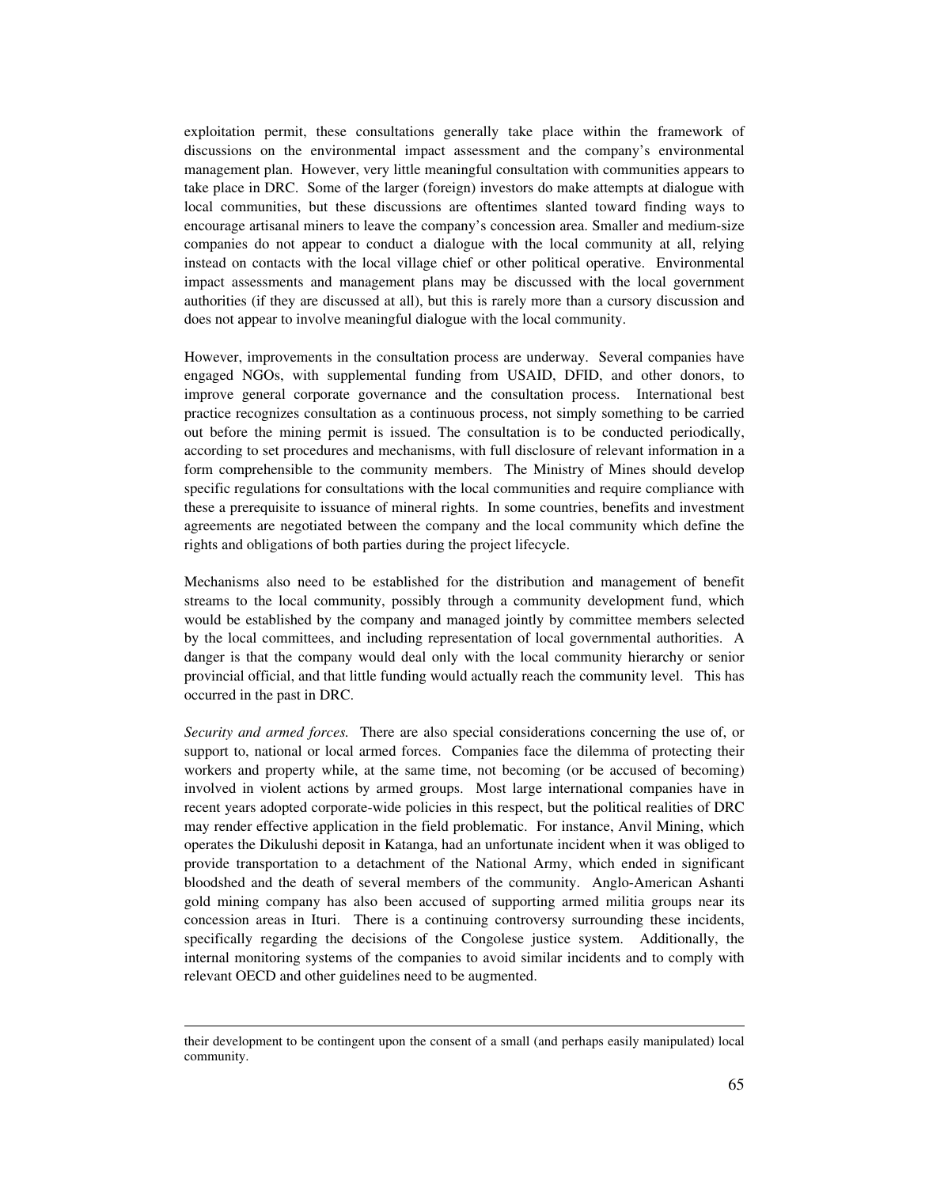exploitation permit, these consultations generally take place within the framework of discussions on the environmental impact assessment and the company's environmental management plan. However, very little meaningful consultation with communities appears to take place in DRC. Some of the larger (foreign) investors do make attempts at dialogue with local communities, but these discussions are oftentimes slanted toward finding ways to encourage artisanal miners to leave the company's concession area. Smaller and medium-size companies do not appear to conduct a dialogue with the local community at all, relying instead on contacts with the local village chief or other political operative. Environmental impact assessments and management plans may be discussed with the local government authorities (if they are discussed at all), but this is rarely more than a cursory discussion and does not appear to involve meaningful dialogue with the local community.

However, improvements in the consultation process are underway. Several companies have engaged NGOs, with supplemental funding from USAID, DFID, and other donors, to improve general corporate governance and the consultation process. International best practice recognizes consultation as a continuous process, not simply something to be carried out before the mining permit is issued. The consultation is to be conducted periodically, according to set procedures and mechanisms, with full disclosure of relevant information in a form comprehensible to the community members. The Ministry of Mines should develop specific regulations for consultations with the local communities and require compliance with these a prerequisite to issuance of mineral rights. In some countries, benefits and investment agreements are negotiated between the company and the local community which define the rights and obligations of both parties during the project lifecycle.

Mechanisms also need to be established for the distribution and management of benefit streams to the local community, possibly through a community development fund, which would be established by the company and managed jointly by committee members selected by the local committees, and including representation of local governmental authorities. A danger is that the company would deal only with the local community hierarchy or senior provincial official, and that little funding would actually reach the community level. This has occurred in the past in DRC.

*Security and armed forces.* There are also special considerations concerning the use of, or support to, national or local armed forces. Companies face the dilemma of protecting their workers and property while, at the same time, not becoming (or be accused of becoming) involved in violent actions by armed groups. Most large international companies have in recent years adopted corporate-wide policies in this respect, but the political realities of DRC may render effective application in the field problematic. For instance, Anvil Mining, which operates the Dikulushi deposit in Katanga, had an unfortunate incident when it was obliged to provide transportation to a detachment of the National Army, which ended in significant bloodshed and the death of several members of the community. Anglo-American Ashanti gold mining company has also been accused of supporting armed militia groups near its concession areas in Ituri. There is a continuing controversy surrounding these incidents, specifically regarding the decisions of the Congolese justice system. Additionally, the internal monitoring systems of the companies to avoid similar incidents and to comply with relevant OECD and other guidelines need to be augmented.

---

their development to be contingent upon the consent of a small (and perhaps easily manipulated) local community.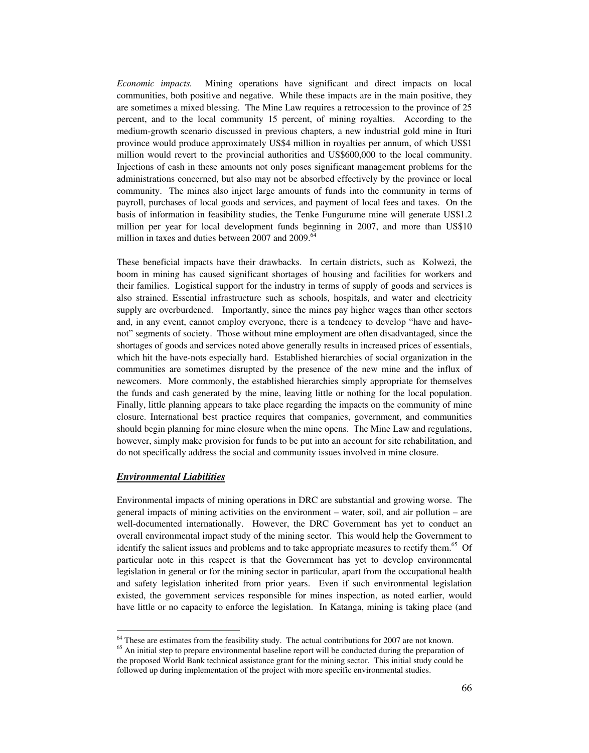*Economic impacts.* Mining operations have significant and direct impacts on local communities, both positive and negative. While these impacts are in the main positive, they are sometimes a mixed blessing. The Mine Law requires a retrocession to the province of 25 percent, and to the local community 15 percent, of mining royalties. According to the medium-growth scenario discussed in previous chapters, a new industrial gold mine in Ituri province would produce approximately US$4 million in royalties per annum, of which US$1 million would revert to the provincial authorities and US$600,000 to the local community. Injections of cash in these amounts not only poses significant management problems for the administrations concerned, but also may not be absorbed effectively by the province or local community. The mines also inject large amounts of funds into the community in terms of payroll, purchases of local goods and services, and payment of local fees and taxes. On the basis of information in feasibility studies, the Tenke Fungurume mine will generate US$1.2 million per year for local development funds beginning in 2007, and more than US$10 million in taxes and duties between 2007 and 2009.[64]

These beneficial impacts have their drawbacks. In certain districts, such as Kolwezi, the boom in mining has caused significant shortages of housing and facilities for workers and their families. Logistical support for the industry in terms of supply of goods and services is also strained. Essential infrastructure such as schools, hospitals, and water and electricity supply are overburdened. Importantly, since the mines pay higher wages than other sectors and, in any event, cannot employ everyone, there is a tendency to develop "have and have-not" segments of society. Those without mine employment are often disadvantaged, since the shortages of goods and services noted above generally results in increased prices of essentials, which hit the have-nots especially hard. Established hierarchies of social organization in the communities are sometimes disrupted by the presence of the new mine and the influx of newcomers. More commonly, the established hierarchies simply appropriate for themselves the funds and cash generated by the mine, leaving little or nothing for the local population. Finally, little planning appears to take place regarding the impacts on the community of mine closure. International best practice requires that companies, government, and communities should begin planning for mine closure when the mine opens. The Mine Law and regulations, however, simply make provision for funds to be put into an account for site rehabilitation, and do not specifically address the social and community issues involved in mine closure.

### ***Environmental Liabilities***

Environmental impacts of mining operations in DRC are substantial and growing worse. The general impacts of mining activities on the environment – water, soil, and air pollution – are well-documented internationally. However, the DRC Government has yet to conduct an overall environmental impact study of the mining sector. This would help the Government to identify the salient issues and problems and to take appropriate measures to rectify them.[65] Of particular note in this respect is that the Government has yet to develop environmental legislation in general or for the mining sector in particular, apart from the occupational health and safety legislation inherited from prior years. Even if such environmental legislation existed, the government services responsible for mines inspection, as noted earlier, would have little or no capacity to enforce the legislation. In Katanga, mining is taking place (and

---

[64] These are estimates from the feasibility study. The actual contributions for 2007 are not known.

[65] An initial step to prepare environmental baseline report will be conducted during the preparation of the proposed World Bank technical assistance grant for the mining sector. This initial study could be followed up during implementation of the project with more specific environmental studies.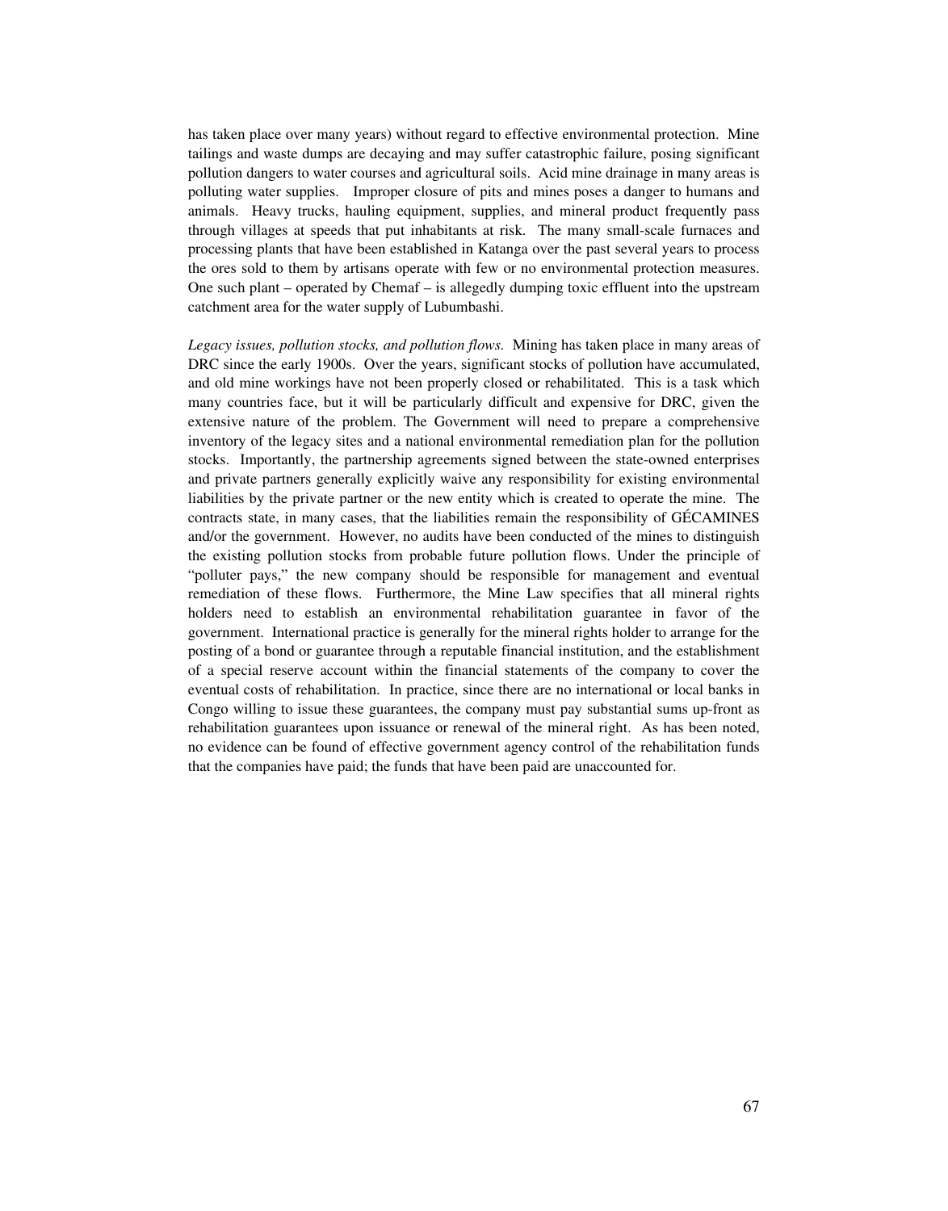has taken place over many years) without regard to effective environmental protection. Mine tailings and waste dumps are decaying and may suffer catastrophic failure, posing significant pollution dangers to water courses and agricultural soils. Acid mine drainage in many areas is polluting water supplies. Improper closure of pits and mines poses a danger to humans and animals. Heavy trucks, hauling equipment, supplies, and mineral product frequently pass through villages at speeds that put inhabitants at risk. The many small-scale furnaces and processing plants that have been established in Katanga over the past several years to process the ores sold to them by artisans operate with few or no environmental protection measures. One such plant – operated by Chemaf – is allegedly dumping toxic effluent into the upstream catchment area for the water supply of Lubumbashi.

*Legacy issues, pollution stocks, and pollution flows.* Mining has taken place in many areas of DRC since the early 1900s. Over the years, significant stocks of pollution have accumulated, and old mine workings have not been properly closed or rehabilitated. This is a task which many countries face, but it will be particularly difficult and expensive for DRC, given the extensive nature of the problem. The Government will need to prepare a comprehensive inventory of the legacy sites and a national environmental remediation plan for the pollution stocks. Importantly, the partnership agreements signed between the state-owned enterprises and private partners generally explicitly waive any responsibility for existing environmental liabilities by the private partner or the new entity which is created to operate the mine. The contracts state, in many cases, that the liabilities remain the responsibility of GÉCAMINES and/or the government. However, no audits have been conducted of the mines to distinguish the existing pollution stocks from probable future pollution flows. Under the principle of "polluter pays," the new company should be responsible for management and eventual remediation of these flows. Furthermore, the Mine Law specifies that all mineral rights holders need to establish an environmental rehabilitation guarantee in favor of the government. International practice is generally for the mineral rights holder to arrange for the posting of a bond or guarantee through a reputable financial institution, and the establishment of a special reserve account within the financial statements of the company to cover the eventual costs of rehabilitation. In practice, since there are no international or local banks in Congo willing to issue these guarantees, the company must pay substantial sums up-front as rehabilitation guarantees upon issuance or renewal of the mineral right. As has been noted, no evidence can be found of effective government agency control of the rehabilitation funds that the companies have paid; the funds that have been paid are unaccounted for.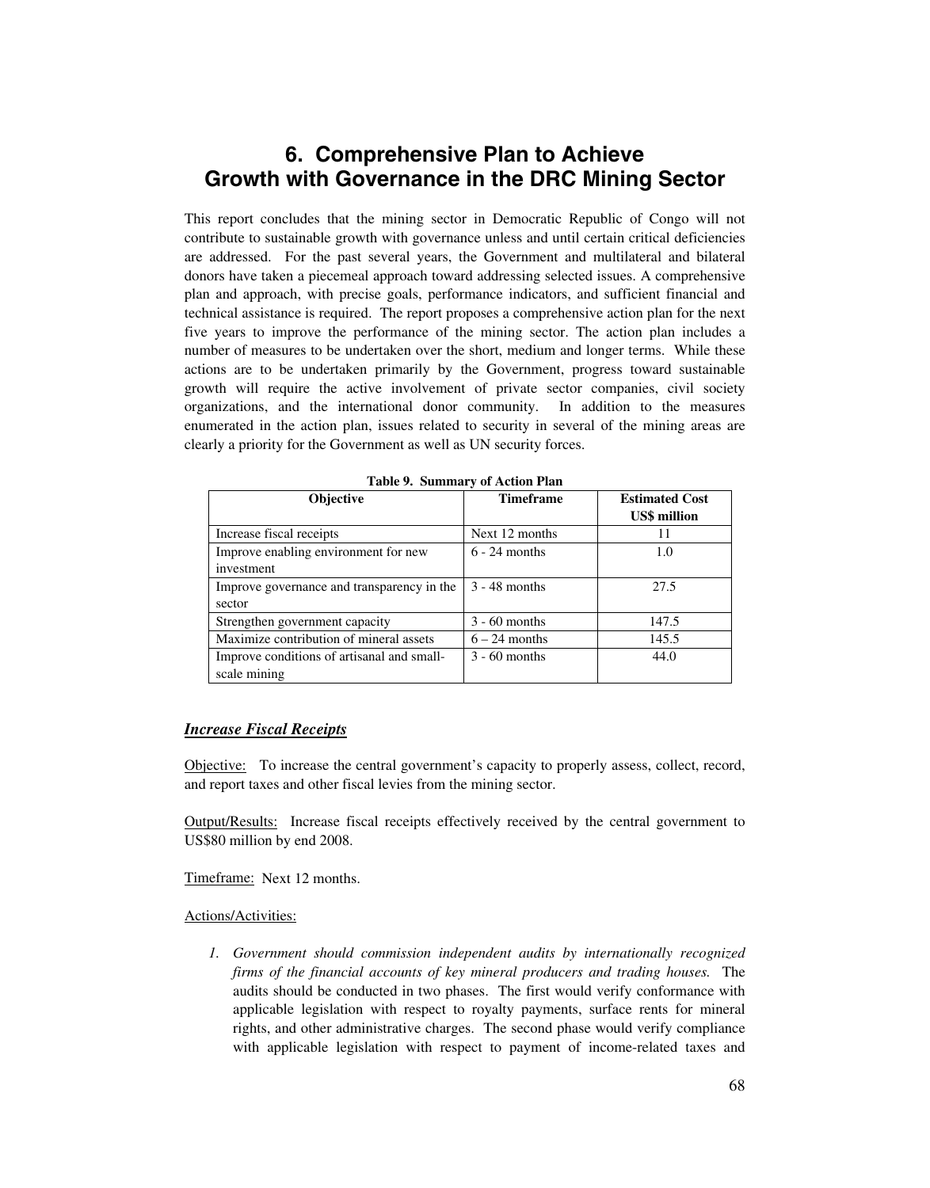# 6. Comprehensive Plan to Achieve Growth with Governance in the DRC Mining Sector

This report concludes that the mining sector in Democratic Republic of Congo will not contribute to sustainable growth with governance unless and until certain critical deficiencies are addressed. For the past several years, the Government and multilateral and bilateral donors have taken a piecemeal approach toward addressing selected issues. A comprehensive plan and approach, with precise goals, performance indicators, and sufficient financial and technical assistance is required. The report proposes a comprehensive action plan for the next five years to improve the performance of the mining sector. The action plan includes a number of measures to be undertaken over the short, medium and longer terms. While these actions are to be undertaken primarily by the Government, progress toward sustainable growth will require the active involvement of private sector companies, civil society organizations, and the international donor community. In addition to the measures enumerated in the action plan, issues related to security in several of the mining areas are clearly a priority for the Government as well as UN security forces.

**Table 9. Summary of Action Plan**

| Objective | Timeframe | Estimated Cost US$ million |
|---|---|---|
| Increase fiscal receipts | Next 12 months | 11 |
| Improve enabling environment for new investment | 6 - 24 months | 1.0 |
| Improve governance and transparency in the sector | 3 - 48 months | 27.5 |
| Strengthen government capacity | 3 - 60 months | 147.5 |
| Maximize contribution of mineral assets | 6 – 24 months | 145.5 |
| Improve conditions of artisanal and small-scale mining | 3 - 60 months | 44.0 |

***Increase Fiscal Receipts***

Objective: To increase the central government's capacity to properly assess, collect, record, and report taxes and other fiscal levies from the mining sector.

Output/Results: Increase fiscal receipts effectively received by the central government to US$80 million by end 2008.

Timeframe: Next 12 months.

Actions/Activities:

1. *Government should commission independent audits by internationally recognized firms of the financial accounts of key mineral producers and trading houses.* The audits should be conducted in two phases. The first would verify conformance with applicable legislation with respect to royalty payments, surface rents for mineral rights, and other administrative charges. The second phase would verify compliance with applicable legislation with respect to payment of income-related taxes and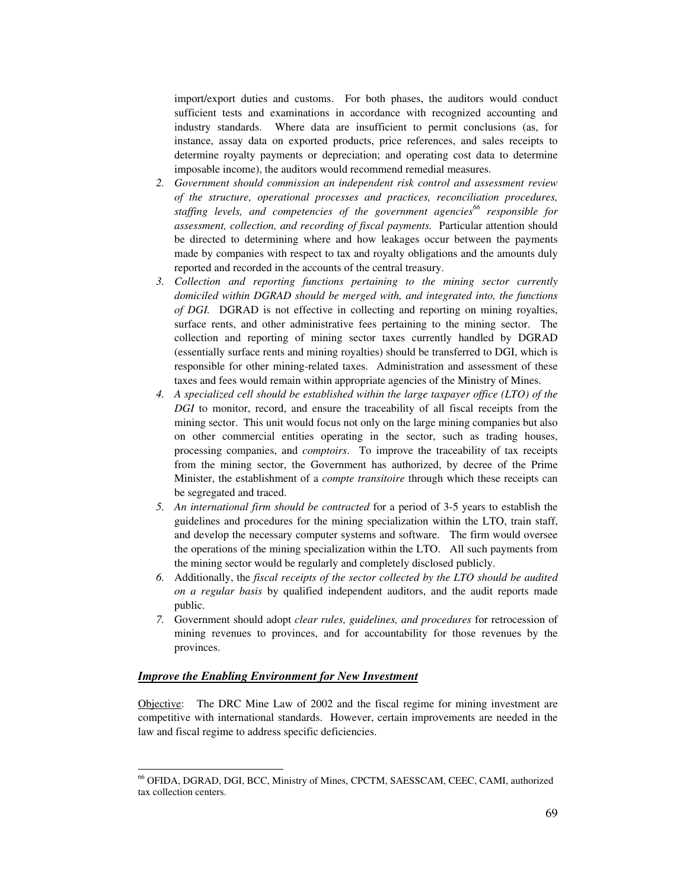import/export duties and customs. For both phases, the auditors would conduct sufficient tests and examinations in accordance with recognized accounting and industry standards. Where data are insufficient to permit conclusions (as, for instance, assay data on exported products, price references, and sales receipts to determine royalty payments or depreciation; and operating cost data to determine imposable income), the auditors would recommend remedial measures.

2. *Government should commission an independent risk control and assessment review of the structure, operational processes and practices, reconciliation procedures, staffing levels, and competencies of the government agencies[66] responsible for assessment, collection, and recording of fiscal payments.* Particular attention should be directed to determining where and how leakages occur between the payments made by companies with respect to tax and royalty obligations and the amounts duly reported and recorded in the accounts of the central treasury.
3. *Collection and reporting functions pertaining to the mining sector currently domiciled within DGRAD should be merged with, and integrated into, the functions of DGI.* DGRAD is not effective in collecting and reporting on mining royalties, surface rents, and other administrative fees pertaining to the mining sector. The collection and reporting of mining sector taxes currently handled by DGRAD (essentially surface rents and mining royalties) should be transferred to DGI, which is responsible for other mining-related taxes. Administration and assessment of these taxes and fees would remain within appropriate agencies of the Ministry of Mines.
4. *A specialized cell should be established within the large taxpayer office (LTO) of the DGI* to monitor, record, and ensure the traceability of all fiscal receipts from the mining sector. This unit would focus not only on the large mining companies but also on other commercial entities operating in the sector, such as trading houses, processing companies, and *comptoirs*. To improve the traceability of tax receipts from the mining sector, the Government has authorized, by decree of the Prime Minister, the establishment of a *compte transitoire* through which these receipts can be segregated and traced.
5. *An international firm should be contracted* for a period of 3-5 years to establish the guidelines and procedures for the mining specialization within the LTO, train staff, and develop the necessary computer systems and software. The firm would oversee the operations of the mining specialization within the LTO. All such payments from the mining sector would be regularly and completely disclosed publicly.
6. Additionally, the *fiscal receipts of the sector collected by the LTO should be audited on a regular basis* by qualified independent auditors, and the audit reports made public.
7. Government should adopt *clear rules, guidelines, and procedures* for retrocession of mining revenues to provinces, and for accountability for those revenues by the provinces.

***Improve the Enabling Environment for New Investment***

Objective: The DRC Mine Law of 2002 and the fiscal regime for mining investment are competitive with international standards. However, certain improvements are needed in the law and fiscal regime to address specific deficiencies.

[66] OFIDA, DGRAD, DGI, BCC, Ministry of Mines, CPCTM, SAESSCAM, CEEC, CAMI, authorized tax collection centers.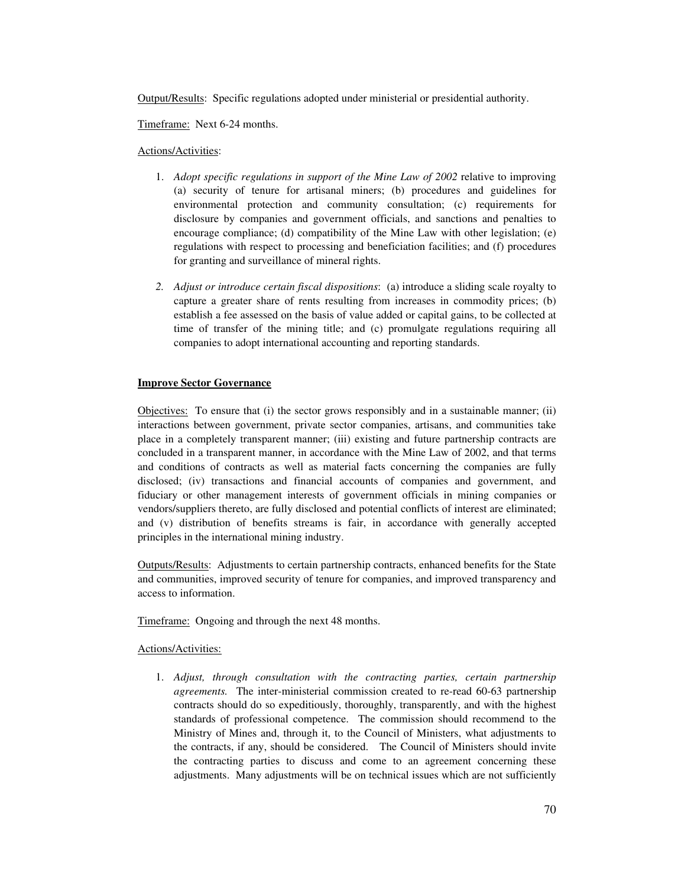Output/Results: Specific regulations adopted under ministerial or presidential authority.

Timeframe: Next 6-24 months.

Actions/Activities:

1. *Adopt specific regulations in support of the Mine Law of 2002* relative to improving (a) security of tenure for artisanal miners; (b) procedures and guidelines for environmental protection and community consultation; (c) requirements for disclosure by companies and government officials, and sanctions and penalties to encourage compliance; (d) compatibility of the Mine Law with other legislation; (e) regulations with respect to processing and beneficiation facilities; and (f) procedures for granting and surveillance of mineral rights.

2. *Adjust or introduce certain fiscal dispositions*: (a) introduce a sliding scale royalty to capture a greater share of rents resulting from increases in commodity prices; (b) establish a fee assessed on the basis of value added or capital gains, to be collected at time of transfer of the mining title; and (c) promulgate regulations requiring all companies to adopt international accounting and reporting standards.

**Improve Sector Governance**

Objectives: To ensure that (i) the sector grows responsibly and in a sustainable manner; (ii) interactions between government, private sector companies, artisans, and communities take place in a completely transparent manner; (iii) existing and future partnership contracts are concluded in a transparent manner, in accordance with the Mine Law of 2002, and that terms and conditions of contracts as well as material facts concerning the companies are fully disclosed; (iv) transactions and financial accounts of companies and government, and fiduciary or other management interests of government officials in mining companies or vendors/suppliers thereto, are fully disclosed and potential conflicts of interest are eliminated; and (v) distribution of benefits streams is fair, in accordance with generally accepted principles in the international mining industry.

Outputs/Results: Adjustments to certain partnership contracts, enhanced benefits for the State and communities, improved security of tenure for companies, and improved transparency and access to information.

Timeframe: Ongoing and through the next 48 months.

Actions/Activities:

1. *Adjust, through consultation with the contracting parties, certain partnership agreements.* The inter-ministerial commission created to re-read 60-63 partnership contracts should do so expeditiously, thoroughly, transparently, and with the highest standards of professional competence. The commission should recommend to the Ministry of Mines and, through it, to the Council of Ministers, what adjustments to the contracts, if any, should be considered. The Council of Ministers should invite the contracting parties to discuss and come to an agreement concerning these adjustments. Many adjustments will be on technical issues which are not sufficiently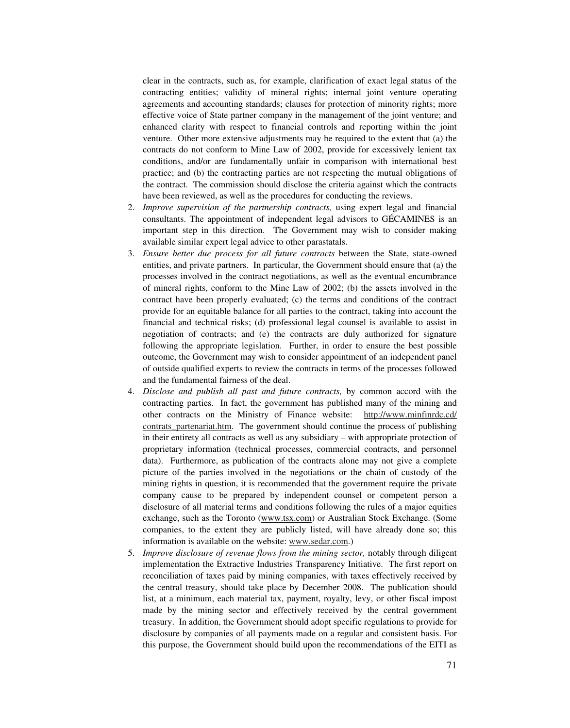clear in the contracts, such as, for example, clarification of exact legal status of the contracting entities; validity of mineral rights; internal joint venture operating agreements and accounting standards; clauses for protection of minority rights; more effective voice of State partner company in the management of the joint venture; and enhanced clarity with respect to financial controls and reporting within the joint venture. Other more extensive adjustments may be required to the extent that (a) the contracts do not conform to Mine Law of 2002, provide for excessively lenient tax conditions, and/or are fundamentally unfair in comparison with international best practice; and (b) the contracting parties are not respecting the mutual obligations of the contract. The commission should disclose the criteria against which the contracts have been reviewed, as well as the procedures for conducting the reviews.

2. *Improve supervision of the partnership contracts,* using expert legal and financial consultants. The appointment of independent legal advisors to GÉCAMINES is an important step in this direction. The Government may wish to consider making available similar expert legal advice to other parastatals.
3. *Ensure better due process for all future contracts* between the State, state-owned entities, and private partners. In particular, the Government should ensure that (a) the processes involved in the contract negotiations, as well as the eventual encumbrance of mineral rights, conform to the Mine Law of 2002; (b) the assets involved in the contract have been properly evaluated; (c) the terms and conditions of the contract provide for an equitable balance for all parties to the contract, taking into account the financial and technical risks; (d) professional legal counsel is available to assist in negotiation of contracts; and (e) the contracts are duly authorized for signature following the appropriate legislation. Further, in order to ensure the best possible outcome, the Government may wish to consider appointment of an independent panel of outside qualified experts to review the contracts in terms of the processes followed and the fundamental fairness of the deal.
4. *Disclose and publish all past and future contracts,* by common accord with the contracting parties. In fact, the government has published many of the mining and other contracts on the Ministry of Finance website: http://www.minfinrdc.cd/contrats_partenariat.htm. The government should continue the process of publishing in their entirety all contracts as well as any subsidiary – with appropriate protection of proprietary information (technical processes, commercial contracts, and personnel data). Furthermore, as publication of the contracts alone may not give a complete picture of the parties involved in the negotiations or the chain of custody of the mining rights in question, it is recommended that the government require the private company cause to be prepared by independent counsel or competent person a disclosure of all material terms and conditions following the rules of a major equities exchange, such as the Toronto (www.tsx.com) or Australian Stock Exchange. (Some companies, to the extent they are publicly listed, will have already done so; this information is available on the website: www.sedar.com.)
5. *Improve disclosure of revenue flows from the mining sector,* notably through diligent implementation the Extractive Industries Transparency Initiative. The first report on reconciliation of taxes paid by mining companies, with taxes effectively received by the central treasury, should take place by December 2008. The publication should list, at a minimum, each material tax, payment, royalty, levy, or other fiscal impost made by the mining sector and effectively received by the central government treasury. In addition, the Government should adopt specific regulations to provide for disclosure by companies of all payments made on a regular and consistent basis. For this purpose, the Government should build upon the recommendations of the EITI as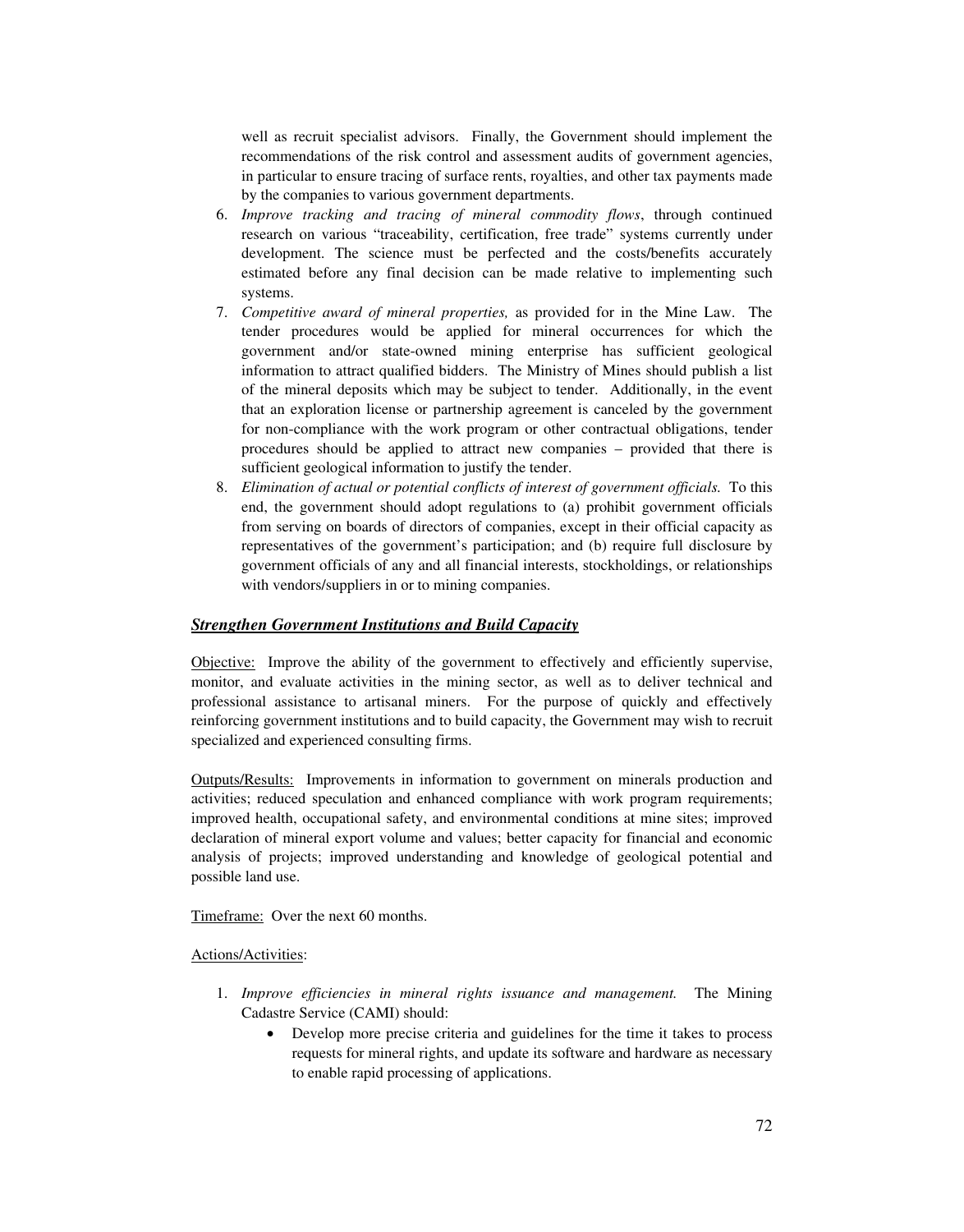well as recruit specialist advisors. Finally, the Government should implement the recommendations of the risk control and assessment audits of government agencies, in particular to ensure tracing of surface rents, royalties, and other tax payments made by the companies to various government departments.

6. *Improve tracking and tracing of mineral commodity flows*, through continued research on various "traceability, certification, free trade" systems currently under development. The science must be perfected and the costs/benefits accurately estimated before any final decision can be made relative to implementing such systems.
7. *Competitive award of mineral properties,* as provided for in the Mine Law. The tender procedures would be applied for mineral occurrences for which the government and/or state-owned mining enterprise has sufficient geological information to attract qualified bidders. The Ministry of Mines should publish a list of the mineral deposits which may be subject to tender. Additionally, in the event that an exploration license or partnership agreement is canceled by the government for non-compliance with the work program or other contractual obligations, tender procedures should be applied to attract new companies – provided that there is sufficient geological information to justify the tender.
8. *Elimination of actual or potential conflicts of interest of government officials.* To this end, the government should adopt regulations to (a) prohibit government officials from serving on boards of directors of companies, except in their official capacity as representatives of the government's participation; and (b) require full disclosure by government officials of any and all financial interests, stockholdings, or relationships with vendors/suppliers in or to mining companies.

### ***Strengthen Government Institutions and Build Capacity***

Objective: Improve the ability of the government to effectively and efficiently supervise, monitor, and evaluate activities in the mining sector, as well as to deliver technical and professional assistance to artisanal miners. For the purpose of quickly and effectively reinforcing government institutions and to build capacity, the Government may wish to recruit specialized and experienced consulting firms.

Outputs/Results: Improvements in information to government on minerals production and activities; reduced speculation and enhanced compliance with work program requirements; improved health, occupational safety, and environmental conditions at mine sites; improved declaration of mineral export volume and values; better capacity for financial and economic analysis of projects; improved understanding and knowledge of geological potential and possible land use.

Timeframe: Over the next 60 months.

Actions/Activities:

1. *Improve efficiencies in mineral rights issuance and management.* The Mining Cadastre Service (CAMI) should:
   - Develop more precise criteria and guidelines for the time it takes to process requests for mineral rights, and update its software and hardware as necessary to enable rapid processing of applications.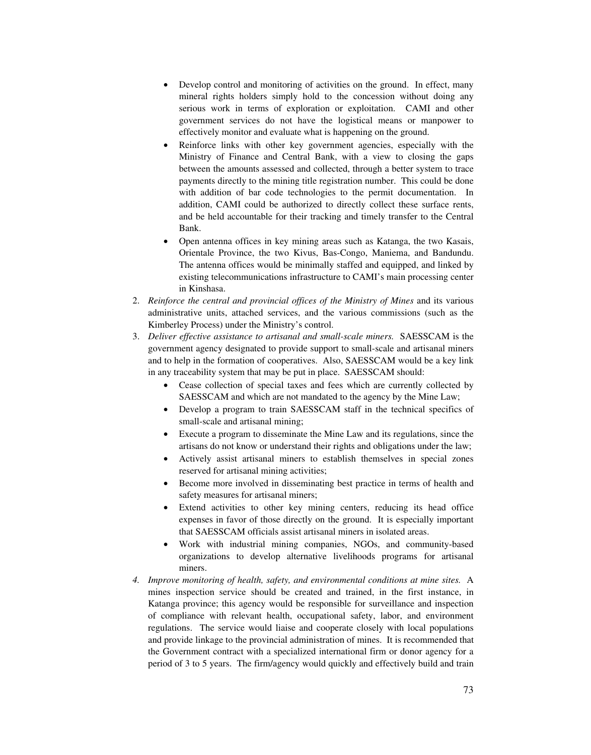- Develop control and monitoring of activities on the ground. In effect, many mineral rights holders simply hold to the concession without doing any serious work in terms of exploration or exploitation. CAMI and other government services do not have the logistical means or manpower to effectively monitor and evaluate what is happening on the ground.
- Reinforce links with other key government agencies, especially with the Ministry of Finance and Central Bank, with a view to closing the gaps between the amounts assessed and collected, through a better system to trace payments directly to the mining title registration number. This could be done with addition of bar code technologies to the permit documentation. In addition, CAMI could be authorized to directly collect these surface rents, and be held accountable for their tracking and timely transfer to the Central Bank.
- Open antenna offices in key mining areas such as Katanga, the two Kasais, Orientale Province, the two Kivus, Bas-Congo, Maniema, and Bandundu. The antenna offices would be minimally staffed and equipped, and linked by existing telecommunications infrastructure to CAMI's main processing center in Kinshasa.

2. *Reinforce the central and provincial offices of the Ministry of Mines* and its various administrative units, attached services, and the various commissions (such as the Kimberley Process) under the Ministry's control.
3. *Deliver effective assistance to artisanal and small-scale miners.* SAESSCAM is the government agency designated to provide support to small-scale and artisanal miners and to help in the formation of cooperatives. Also, SAESSCAM would be a key link in any traceability system that may be put in place. SAESSCAM should:
    - Cease collection of special taxes and fees which are currently collected by SAESSCAM and which are not mandated to the agency by the Mine Law;
    - Develop a program to train SAESSCAM staff in the technical specifics of small-scale and artisanal mining;
    - Execute a program to disseminate the Mine Law and its regulations, since the artisans do not know or understand their rights and obligations under the law;
    - Actively assist artisanal miners to establish themselves in special zones reserved for artisanal mining activities;
    - Become more involved in disseminating best practice in terms of health and safety measures for artisanal miners;
    - Extend activities to other key mining centers, reducing its head office expenses in favor of those directly on the ground. It is especially important that SAESSCAM officials assist artisanal miners in isolated areas.
    - Work with industrial mining companies, NGOs, and community-based organizations to develop alternative livelihoods programs for artisanal miners.
4. *Improve monitoring of health, safety, and environmental conditions at mine sites.* A mines inspection service should be created and trained, in the first instance, in Katanga province; this agency would be responsible for surveillance and inspection of compliance with relevant health, occupational safety, labor, and environment regulations. The service would liaise and cooperate closely with local populations and provide linkage to the provincial administration of mines. It is recommended that the Government contract with a specialized international firm or donor agency for a period of 3 to 5 years. The firm/agency would quickly and effectively build and train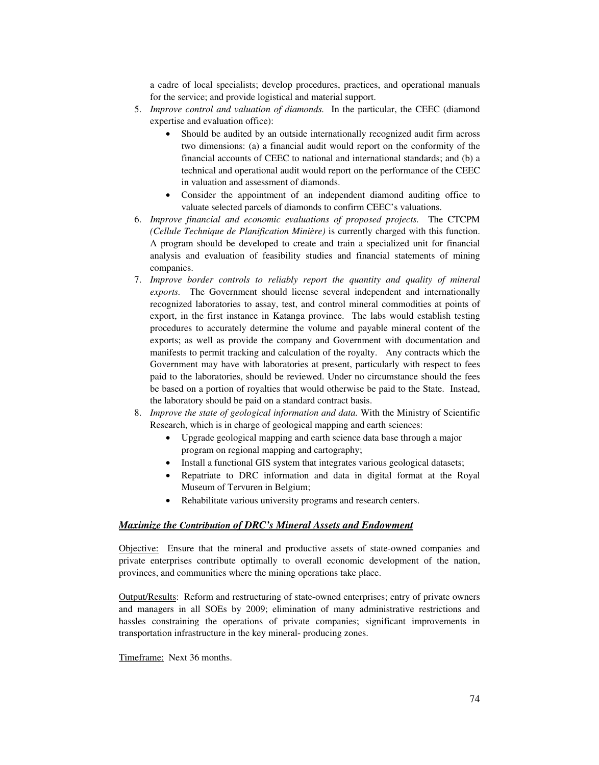a cadre of local specialists; develop procedures, practices, and operational manuals for the service; and provide logistical and material support.

5. *Improve control and valuation of diamonds.* In the particular, the CEEC (diamond expertise and evaluation office):
   - Should be audited by an outside internationally recognized audit firm across two dimensions: (a) a financial audit would report on the conformity of the financial accounts of CEEC to national and international standards; and (b) a technical and operational audit would report on the performance of the CEEC in valuation and assessment of diamonds.
   - Consider the appointment of an independent diamond auditing office to valuate selected parcels of diamonds to confirm CEEC's valuations.
6. *Improve financial and economic evaluations of proposed projects.* The CTCPM *(Cellule Technique de Planification Minière)* is currently charged with this function. A program should be developed to create and train a specialized unit for financial analysis and evaluation of feasibility studies and financial statements of mining companies.
7. *Improve border controls to reliably report the quantity and quality of mineral exports.* The Government should license several independent and internationally recognized laboratories to assay, test, and control mineral commodities at points of export, in the first instance in Katanga province. The labs would establish testing procedures to accurately determine the volume and payable mineral content of the exports; as well as provide the company and Government with documentation and manifests to permit tracking and calculation of the royalty. Any contracts which the Government may have with laboratories at present, particularly with respect to fees paid to the laboratories, should be reviewed. Under no circumstance should the fees be based on a portion of royalties that would otherwise be paid to the State. Instead, the laboratory should be paid on a standard contract basis.
8. *Improve the state of geological information and data.* With the Ministry of Scientific Research, which is in charge of geological mapping and earth sciences:
   - Upgrade geological mapping and earth science data base through a major program on regional mapping and cartography;
   - Install a functional GIS system that integrates various geological datasets;
   - Repatriate to DRC information and data in digital format at the Royal Museum of Tervuren in Belgium;
   - Rehabilitate various university programs and research centers.

***Maximize the Contribution of DRC's Mineral Assets and Endowment***

Objective: Ensure that the mineral and productive assets of state-owned companies and private enterprises contribute optimally to overall economic development of the nation, provinces, and communities where the mining operations take place.

Output/Results: Reform and restructuring of state-owned enterprises; entry of private owners and managers in all SOEs by 2009; elimination of many administrative restrictions and hassles constraining the operations of private companies; significant improvements in transportation infrastructure in the key mineral- producing zones.

Timeframe: Next 36 months.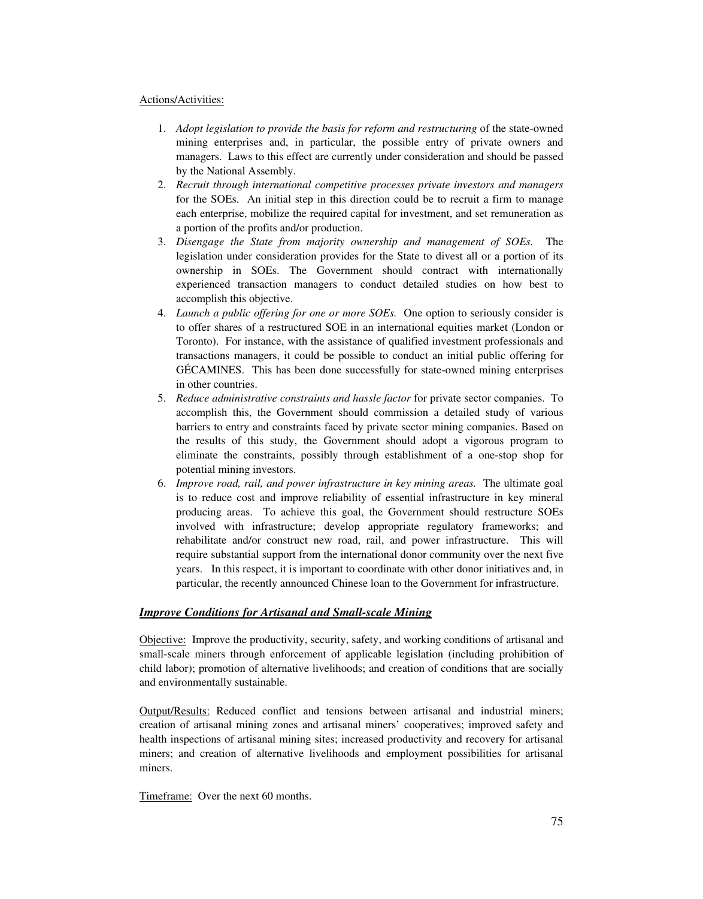Actions/Activities:

1. *Adopt legislation to provide the basis for reform and restructuring* of the state-owned mining enterprises and, in particular, the possible entry of private owners and managers. Laws to this effect are currently under consideration and should be passed by the National Assembly.
2. *Recruit through international competitive processes private investors and managers* for the SOEs. An initial step in this direction could be to recruit a firm to manage each enterprise, mobilize the required capital for investment, and set remuneration as a portion of the profits and/or production.
3. *Disengage the State from majority ownership and management of SOEs.* The legislation under consideration provides for the State to divest all or a portion of its ownership in SOEs. The Government should contract with internationally experienced transaction managers to conduct detailed studies on how best to accomplish this objective.
4. *Launch a public offering for one or more SOEs.* One option to seriously consider is to offer shares of a restructured SOE in an international equities market (London or Toronto). For instance, with the assistance of qualified investment professionals and transactions managers, it could be possible to conduct an initial public offering for GÉCAMINES. This has been done successfully for state-owned mining enterprises in other countries.
5. *Reduce administrative constraints and hassle factor* for private sector companies. To accomplish this, the Government should commission a detailed study of various barriers to entry and constraints faced by private sector mining companies. Based on the results of this study, the Government should adopt a vigorous program to eliminate the constraints, possibly through establishment of a one-stop shop for potential mining investors.
6. *Improve road, rail, and power infrastructure in key mining areas.* The ultimate goal is to reduce cost and improve reliability of essential infrastructure in key mineral producing areas. To achieve this goal, the Government should restructure SOEs involved with infrastructure; develop appropriate regulatory frameworks; and rehabilitate and/or construct new road, rail, and power infrastructure. This will require substantial support from the international donor community over the next five years. In this respect, it is important to coordinate with other donor initiatives and, in particular, the recently announced Chinese loan to the Government for infrastructure.

### ***Improve Conditions for Artisanal and Small-scale Mining***

Objective: Improve the productivity, security, safety, and working conditions of artisanal and small-scale miners through enforcement of applicable legislation (including prohibition of child labor); promotion of alternative livelihoods; and creation of conditions that are socially and environmentally sustainable.

Output/Results: Reduced conflict and tensions between artisanal and industrial miners; creation of artisanal mining zones and artisanal miners' cooperatives; improved safety and health inspections of artisanal mining sites; increased productivity and recovery for artisanal miners; and creation of alternative livelihoods and employment possibilities for artisanal miners.

Timeframe: Over the next 60 months.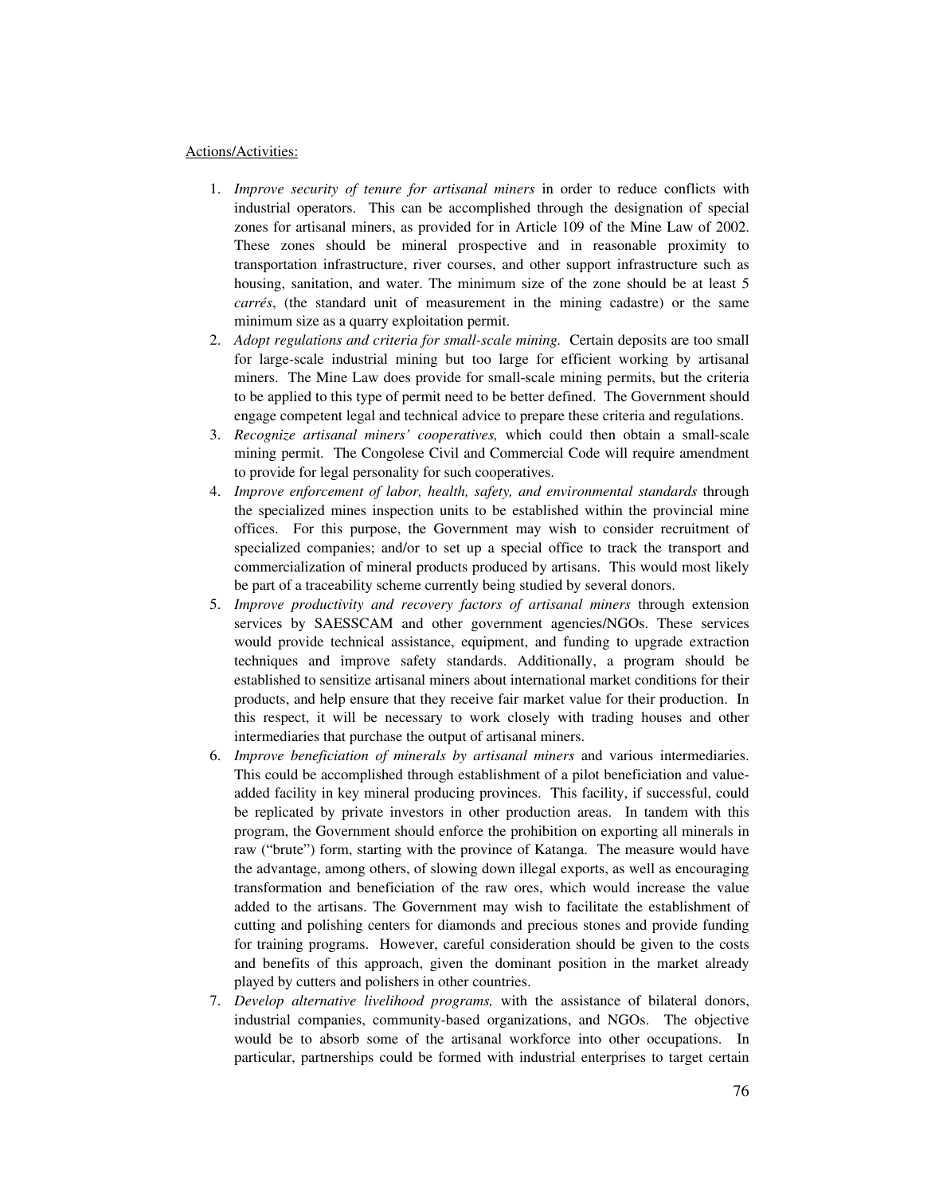Actions/Activities:

1. *Improve security of tenure for artisanal miners* in order to reduce conflicts with industrial operators. This can be accomplished through the designation of special zones for artisanal miners, as provided for in Article 109 of the Mine Law of 2002. These zones should be mineral prospective and in reasonable proximity to transportation infrastructure, river courses, and other support infrastructure such as housing, sanitation, and water. The minimum size of the zone should be at least 5 *carrés*, (the standard unit of measurement in the mining cadastre) or the same minimum size as a quarry exploitation permit.
2. *Adopt regulations and criteria for small-scale mining.* Certain deposits are too small for large-scale industrial mining but too large for efficient working by artisanal miners. The Mine Law does provide for small-scale mining permits, but the criteria to be applied to this type of permit need to be better defined. The Government should engage competent legal and technical advice to prepare these criteria and regulations.
3. *Recognize artisanal miners' cooperatives,* which could then obtain a small-scale mining permit. The Congolese Civil and Commercial Code will require amendment to provide for legal personality for such cooperatives.
4. *Improve enforcement of labor, health, safety, and environmental standards* through the specialized mines inspection units to be established within the provincial mine offices. For this purpose, the Government may wish to consider recruitment of specialized companies; and/or to set up a special office to track the transport and commercialization of mineral products produced by artisans. This would most likely be part of a traceability scheme currently being studied by several donors.
5. *Improve productivity and recovery factors of artisanal miners* through extension services by SAESSCAM and other government agencies/NGOs. These services would provide technical assistance, equipment, and funding to upgrade extraction techniques and improve safety standards. Additionally, a program should be established to sensitize artisanal miners about international market conditions for their products, and help ensure that they receive fair market value for their production. In this respect, it will be necessary to work closely with trading houses and other intermediaries that purchase the output of artisanal miners.
6. *Improve beneficiation of minerals by artisanal miners* and various intermediaries. This could be accomplished through establishment of a pilot beneficiation and value-added facility in key mineral producing provinces. This facility, if successful, could be replicated by private investors in other production areas. In tandem with this program, the Government should enforce the prohibition on exporting all minerals in raw ("brute") form, starting with the province of Katanga. The measure would have the advantage, among others, of slowing down illegal exports, as well as encouraging transformation and beneficiation of the raw ores, which would increase the value added to the artisans. The Government may wish to facilitate the establishment of cutting and polishing centers for diamonds and precious stones and provide funding for training programs. However, careful consideration should be given to the costs and benefits of this approach, given the dominant position in the market already played by cutters and polishers in other countries.
7. *Develop alternative livelihood programs,* with the assistance of bilateral donors, industrial companies, community-based organizations, and NGOs. The objective would be to absorb some of the artisanal workforce into other occupations. In particular, partnerships could be formed with industrial enterprises to target certain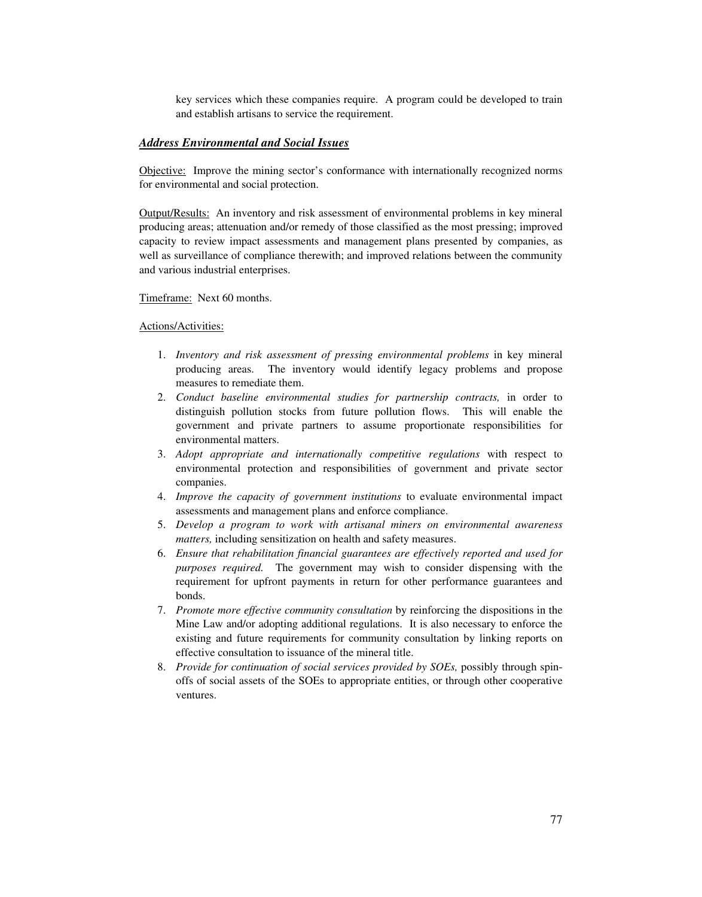key services which these companies require. A program could be developed to train and establish artisans to service the requirement.

### ***Address Environmental and Social Issues***

Objective: Improve the mining sector's conformance with internationally recognized norms for environmental and social protection.

Output/Results: An inventory and risk assessment of environmental problems in key mineral producing areas; attenuation and/or remedy of those classified as the most pressing; improved capacity to review impact assessments and management plans presented by companies, as well as surveillance of compliance therewith; and improved relations between the community and various industrial enterprises.

Timeframe: Next 60 months.

Actions/Activities:

1. *Inventory and risk assessment of pressing environmental problems* in key mineral producing areas. The inventory would identify legacy problems and propose measures to remediate them.
2. *Conduct baseline environmental studies for partnership contracts,* in order to distinguish pollution stocks from future pollution flows. This will enable the government and private partners to assume proportionate responsibilities for environmental matters.
3. *Adopt appropriate and internationally competitive regulations* with respect to environmental protection and responsibilities of government and private sector companies.
4. *Improve the capacity of government institutions* to evaluate environmental impact assessments and management plans and enforce compliance.
5. *Develop a program to work with artisanal miners on environmental awareness matters,* including sensitization on health and safety measures.
6. *Ensure that rehabilitation financial guarantees are effectively reported and used for purposes required.* The government may wish to consider dispensing with the requirement for upfront payments in return for other performance guarantees and bonds.
7. *Promote more effective community consultation* by reinforcing the dispositions in the Mine Law and/or adopting additional regulations. It is also necessary to enforce the existing and future requirements for community consultation by linking reports on effective consultation to issuance of the mineral title.
8. *Provide for continuation of social services provided by SOEs,* possibly through spin-offs of social assets of the SOEs to appropriate entities, or through other cooperative ventures.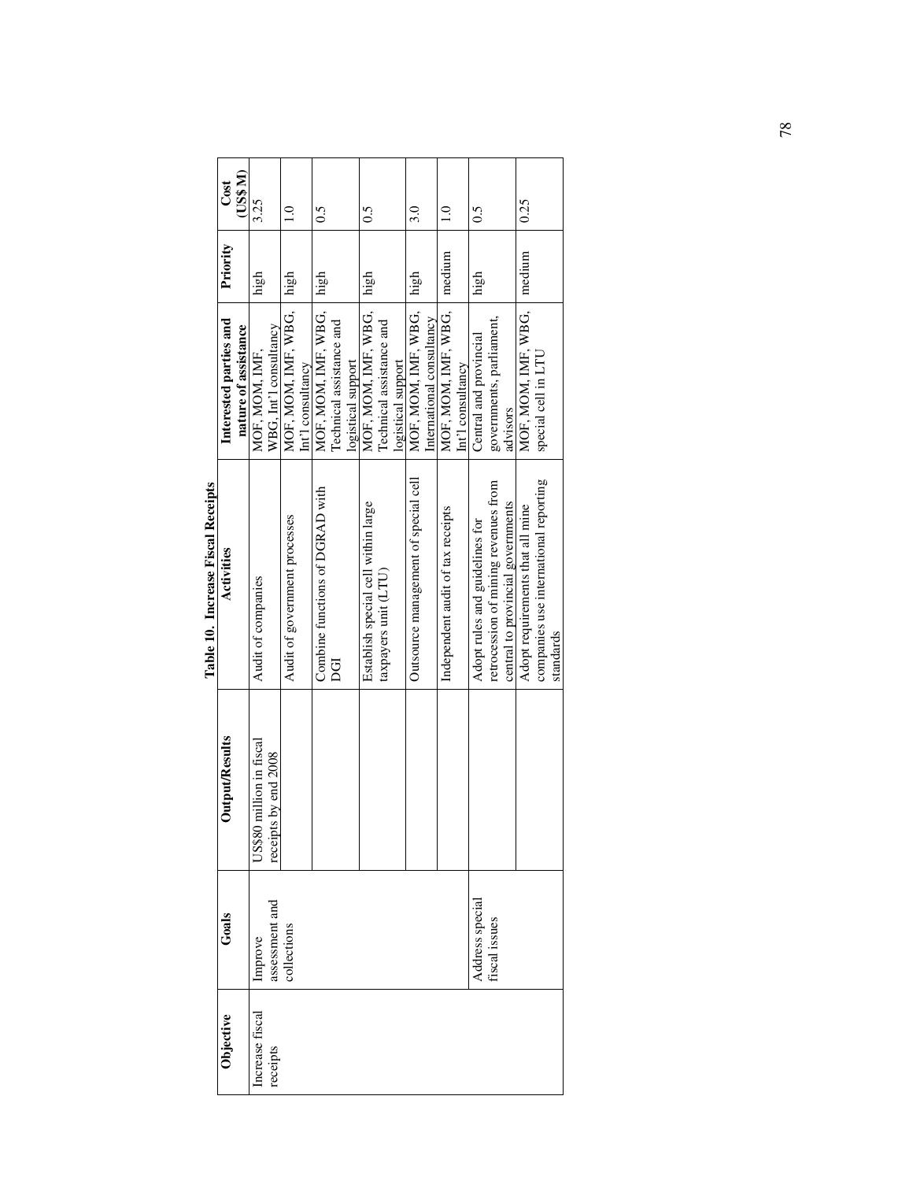**Table 10. Increase Fiscal Receipts**

| Objective | Goals | Output/Results | Activities | Interested parties and nature of assistance | Priority | Cost (US$ M) |
|---|---|---|---|---|---|---|
| Increase fiscal receipts | Improve assessment and collections | US$80 million in fiscal receipts by end 2008 | Audit of companies | MOF, MOM, IMF, WBG, Int'l consultancy | high | 3.25 |
| | | | Audit of government processes | MOF, MOM, IMF, WBG, Int'l consultancy | high | 1.0 |
| | | | Combine functions of DGRAD with DGI | MOF, MOM, IMF, WBG, Technical assistance and logistical support | high | 0.5 |
| | | | Establish special cell within large taxpayers unit (LTU) | MOF, MOM, IMF, WBG, Technical assistance and logistical support | high | 0.5 |
| | | | Outsource management of special cell | MOF, MOM, IMF, WBG, International consultancy | high | 3.0 |
| | | | Independent audit of tax receipts | MOF, MOM, IMF, WBG, Int'l consultancy | medium | 1.0 |
| | Address special fiscal issues | | Adopt rules and guidelines for retrocession of mining revenues from central to provincial governments | Central and provincial governments, parliament, advisors | high | 0.5 |
| | | | Adopt requirements that all mine companies use international reporting standards | MOF, MOM, IMF, WBG, special cell in LTU | medium | 0.25 |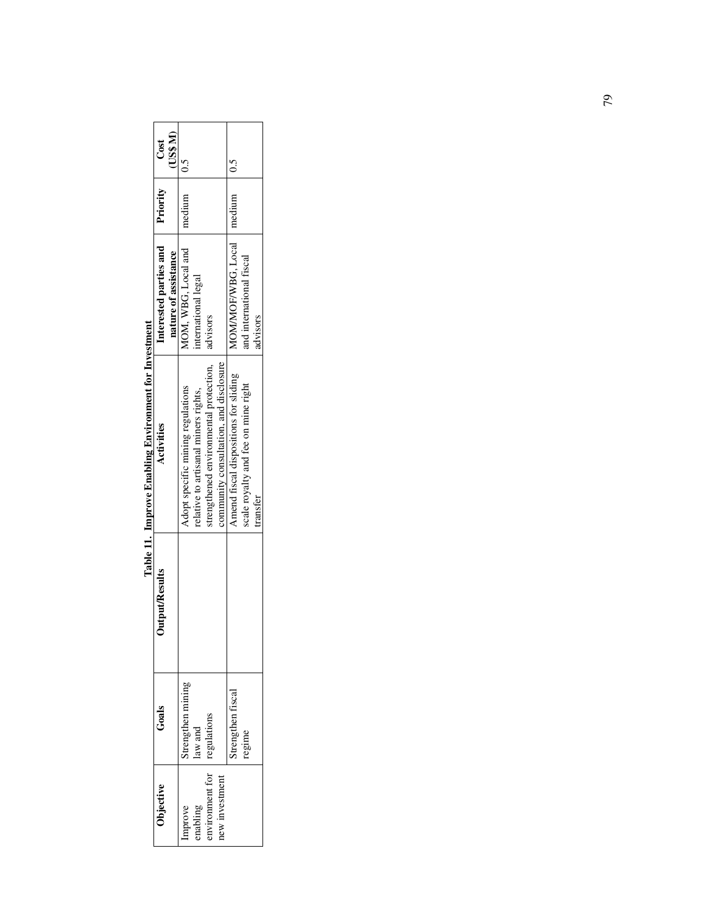**Table 11. Improve Enabling Environment for Investment**

| Objective | Goals | Output/Results | Activities | Interested parties and nature of assistance | Priority | Cost (US$M) |
|---|---|---|---|---|---|---|
| Improve enabling environment for new investment | Strengthen mining law and regulations | | Adopt specific mining regulations relative to artisanal miners rights, strengthened environmental protection, community consultation, and disclosure | MOM, WBG, Local and international legal advisors | medium | 0.5 |
| | Strengthen fiscal regime | | Amend fiscal dispositions for sliding scale royalty and fee on mine right transfer | MOM/MOF/WBG, Local and international fiscal advisors | medium | 0.5 |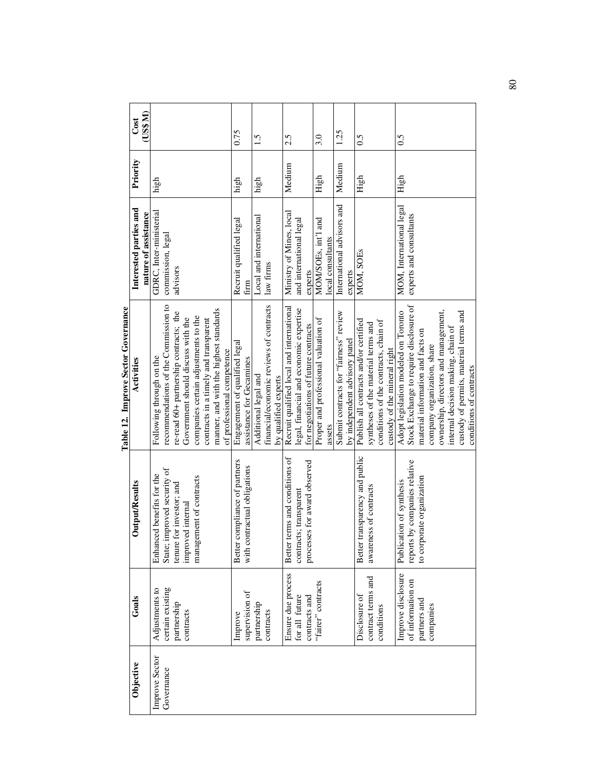**Table 12. Improve Sector Governance**

| Objective | Goals | Output/Results | Activities | Interested parties and nature of assistance | Priority | Cost (US$ M) |
|---|---|---|---|---|---|---|
| Improve Sector Governance | Adjustments to certain existing partnership contracts | Enhanced benefits for the State; improved security of tenure for investor; and improved internal management of contracts | Following through on the recommendations of the Commission to re-read 60+ partnership contracts; the Government should discuss with the companies certain adjustments to the contracts in a timely and transparent manner, and with the highest standards of professional competence | GDRC, Inter-ministerial commission, legal advisors | high | |
| | Improve supervision of partnership contracts | Better compliance of partners with contractual obligations | Engagement of qualified legal assistance for Gecamines | Recruit qualified legal firm | high | 0.75 |
| | | | Additional legal and financial/economic reviews of contracts by qualified experts | Local and international law firms | high | 1.5 |
| | Ensure due process for all future contracts and "fairer" contracts | Better terms and conditions of contracts; transparent processes for award observed | Recruit qualified local and international legal, financial and economic expertise for negotiations of future contracts | Ministry of Mines, local and international legal experts | Medium | 2.5 |
| | | | Proper and professional valuation of assets | MOM/SOEs, int'l and local consultants | High | 3.0 |
| | | | Submit contracts for "fairness" review by independent advisory panel | International advisors and experts | Medium | 1.25 |
| | Disclosure of contract terms and conditions | Better transparency and public awareness of contracts | Publish all contracts and/or certified syntheses of the material terms and conditions of the contracts, chain of custody of the mineral right | MOM, SOEs | High | 0.5 |
| | Improve disclosure of information on partners and companies | Publication of synthesis reports by companies relative to corporate organization | Adopt legislation modeled on Toronto Stock Exchange to require disclosure of material information and facts on company organization, share ownership, directors and management, internal decision making, chain of custody of permits, material terms and conditions of contracts | MOM, International legal experts and consultants | High | 0.5 |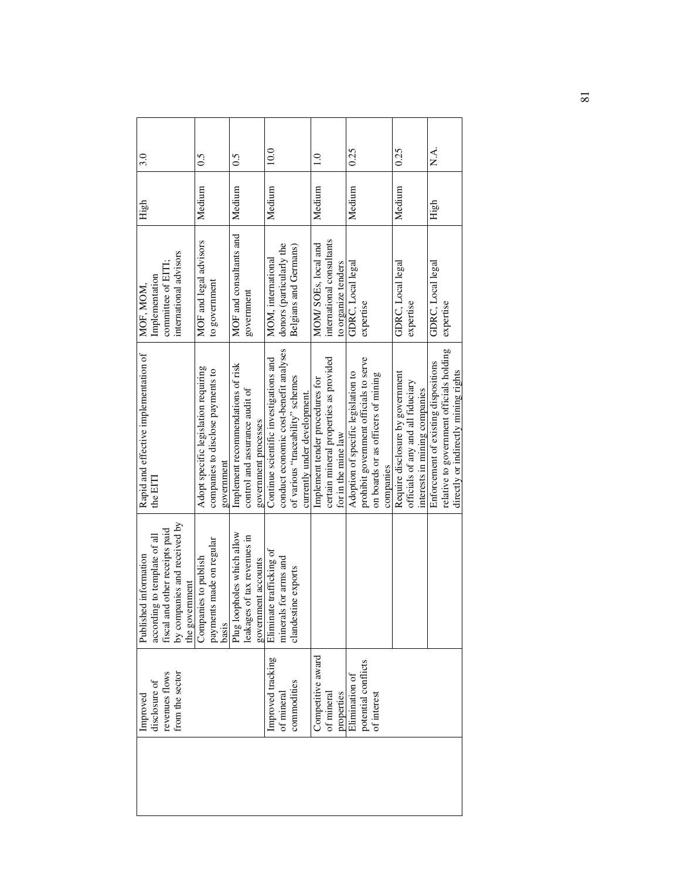| | | | | | | |
|---|---|---|---|---|---|---|
| | Improved disclosure of revenues flows from the sector | Published information according to template of all fiscal and other receipts paid by companies and received by the government | Rapid and effective implementation of the EITI | MOF, MOM, Implementation committee of EITI; international advisors | High | 3.0 |
| | | Companies to publish payments made on regular basis | Adopt specific legislation requiring companies to disclose payments to government | MOF and legal advisors to government | Medium | 0.5 |
| | | Plug loopholes which allow leakages of tax revenues in government accounts | Implement recommendations of risk control and assurance audit of government processes | MOF and consultants and government | Medium | 0.5 |
| | Improved tracking of mineral commodities | Eliminate trafficking of minerals for arms and clandestine exports | Continue scientific investigations and conduct economic cost-benefit analyses of various "traceability" schemes currently under development. | MOM, international donors (particularly the Belgians and Germans) | Medium | 10.0 |
| | Competitive award of mineral properties | | Implement tender procedures for certain mineral properties as provided for in the mine law | MOM/ SOEs, local and international consultants to organize tenders | Medium | 1.0 |
| | Elimination of potential conflicts of interest | | Adoption of specific legislation to prohibit government officials to serve on boards or as officers of mining companies | GDRC, Local legal expertise | Medium | 0.25 |
| | | | Require disclosure by government officials of any and all fiduciary interests in mining companies | GDRC, Local legal expertise | Medium | 0.25 |
| | | | Enforcement of existing dispositions relative to government officials holding directly or indirectly mining rights | GDRC, Local legal expertise | High | N.A. |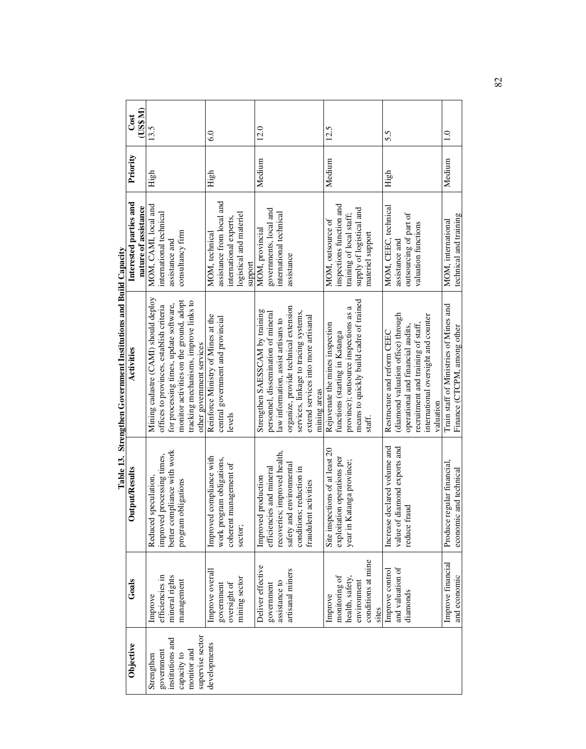**Table 13. Strengthen Government Institutions and Build Capacity**

| Objective | Goals | Output/Results | Activities | Interested parties and nature of assistance | Priority | Cost (US$ M) |
|---|---|---|---|---|---|---|
| Strengthen government institutions and capacity to monitor and supervise sector developments | Improve efficiencies in mineral rights management | Reduced speculation, improved processing times, better compliance with work program obligations | Mining cadastre (CAMI) should deploy offices to provinces, establish criteria for processing times, update software, monitor activities on the ground, adopt tracking mechanisms, improve links to other government services | MOM, CAMI, local and international technical assistance and consultancy firm | High | 13.5 |
| | Improve overall government oversight of mining sector | Improved compliance with work program obligations, coherent management of sector; | Reinforce Ministry of Mines at the central government and provincial levels | MOM, technical assistance from local and international experts, logistical and materiel support | High | 6.0 |
| | Deliver effective government assistance to artisanal miners | Improved production efficiencies and mineral recoveries; improved health, safety and environmental conditions; reduction in fraudulent activities | Strengthen SAESSCAM by training personnel, dissemination of mineral law information, assist artisans to organize, provide technical extension services, linkage to tracing systems, extend services into more artisanal mining areas | MOM, provincial governments, local and international technical assistance | Medium | 12.0 |
| | Improve monitoring of health, safety, environment conditions at mine sites | Site inspections of at least 20 exploitation operations per year in Katanga province; | Rejuvenate the mines inspection functions (starting in Katanga province); outsource inspections as a means to quickly build cadre of trained staff. | MOM, outsource of inspections function and training of local staff; supply of logistical and materiel support | Medium | 12.5 |
| | Improve control and valuation of diamonds | Increase declared volume and value of diamond exports and reduce fraud | Restructure and reform CEEC (diamond valuation office) through operational and financial audits, recruitment and training of staff, international oversight and counter valuation | MOM, CEEC, technical assistance and outsourcing of part of valuation functions | High | 5.5 |
| | Improve financial and economic | Produce regular financial, economic and technical | Train staff of Ministries of Mines and Finance (CTCPM, among other | MOM, international technical and training | Medium | 1.0 |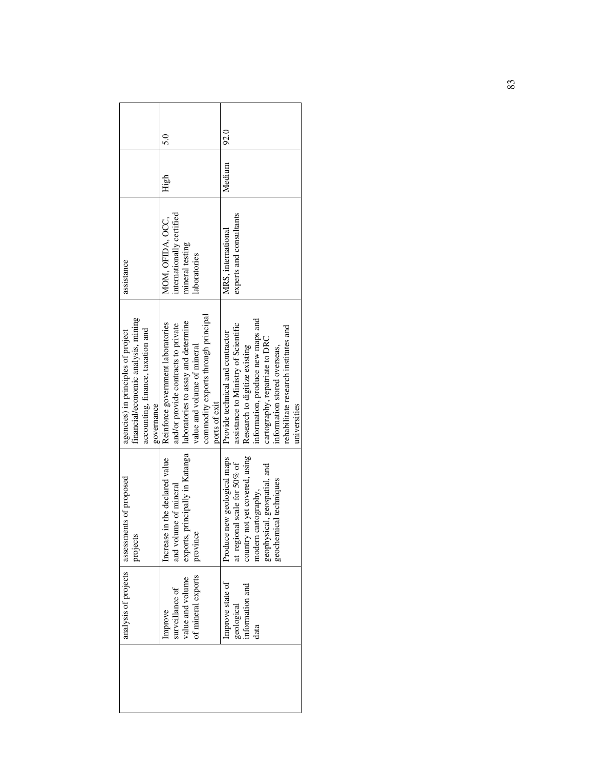| | | | | | | |
|---|---|---|---|---|---|---|
| | analysis of projects | assessments of proposed projects | agencies) in principles of project financial/economic analysis, mining accounting, finance, taxation and governance | assistance | | |
| | Improve surveillance of value and volume of mineral exports | Increase in the declared value and volume of mineral exports, principally in Katanga province | Reinforce government laboratories and/or provide contracts to private laboratories to assay and determine value and volume of mineral commodity exports through principal ports of exit | MOM, OFIDA, OCC, internationally certified mineral testing laboratories | High | 5.0 |
| | Improve state of geological information and data | Produce new geological maps at regional scale for 50% of country not yet covered, using modern cartography, geophysical, geospatial, and geochemical techniques | Provide technical and contractor assistance to Ministry of Scientific Research to digitize existing information, produce new maps and cartography, repatriate to DRC information stored overseas, rehabilitate research institutes and universities | MRS, international experts and consultants | Medium | 92.0 |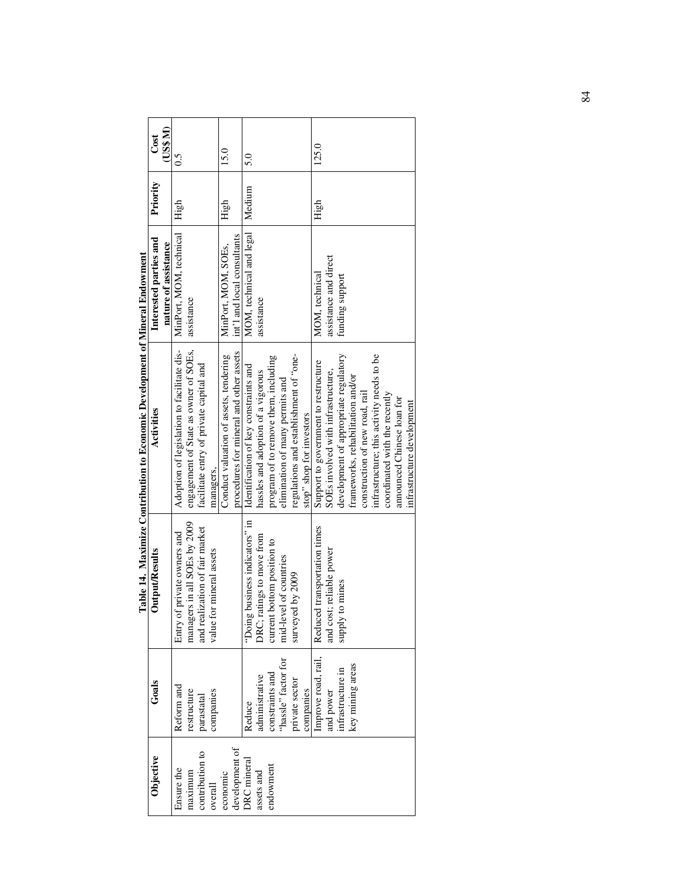**Table 14. Maximize Contribution to Economic Development of Mineral Endowment**

| Objective | Goals | Output/Results | Activities | Interested parties and nature of assistance | Priority | Cost (US$ M) |
|---|---|---|---|---|---|---|
| Ensure the maximum contribution to overall economic development of DRC mineral assets and endowment | Reform and restructure parastatal companies | Entry of private owners and managers in all SOEs by 2009 and realization of fair market value for mineral assets | Adoption of legislation to facilitate dis-engagement of State as owner of SOEs, facilitate entry of private capital and managers. | MinPort, MOM, technical assistance | High | 0.5 |
| | | | Conduct valuation of assets, tendering procedures for mineral and other assets | MinPort, MOM, SOEs, int'l and local consultants | High | 15.0 |
| | Reduce administrative constraints and "hassle" factor for private sector companies | "Doing business indicators" in DRC; ratings to move from current bottom position to mid-level of countries surveyed by 2009 | Identification of key constraints and hassles and adoption of a vigorous program of to remove them, including elimination of many permits and regulations and establishment of "one-stop" shop for investors | MOM, technical and legal assistance | Medium | 5.0 |
| | Improve road, rail, and power infrastructure in key mining areas | Reduced transportation times and cost; reliable power supply to mines | Support to government to restructure SOEs involved with infrastructure, development of appropriate regulatory frameworks, rehabilitation and/or construction of new road, rail infrastructure; this activity needs to be coordinated with the recently announced Chinese loan for infrastructure development | MOM, technical assistance and direct funding support | High | 125.0 |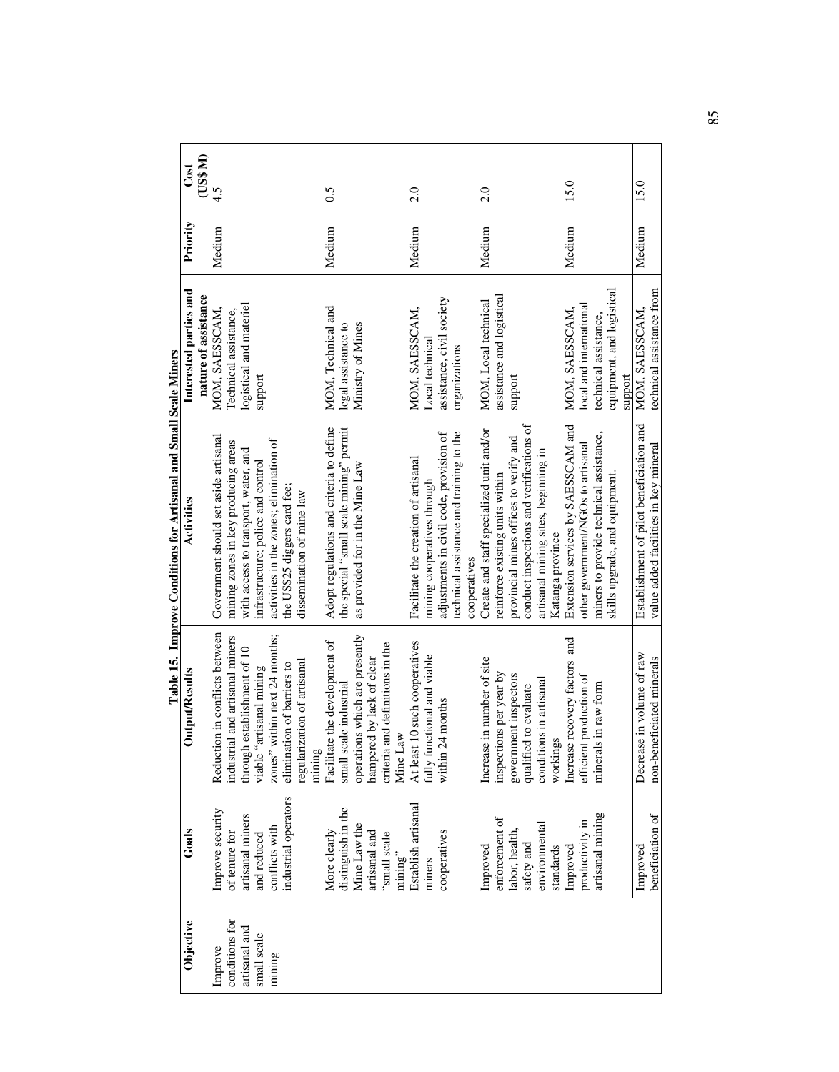**Table 15. Improve Conditions for Artisanal and Small Scale Miners**

| Objective | Goals | Output/Results | Activities | Interested parties and nature of assistance | Priority | Cost (US$M) |
|---|---|---|---|---|---|---|
| Improve conditions for artisanal and small scale mining | Improve security of tenure for artisanal miners and reduced conflicts with industrial operators | Reduction in conflicts between industrial and artisanal miners through establishment of 10 viable "artisanal mining zones" within next 24 months; elimination of barriers to regularization of artisanal mining | Government should set aside artisanal mining zones in key producing areas with access to transport, water, and infrastructure; police and control activities in the zones; elimination of the US$25 diggers card fee; dissemination of mine law | MOM, SAESSCAM, Technical assistance, logistical and materiel support | Medium | 4.5 |
| | More clearly distinguish in the Mine Law the artisanal and "small scale mining" | Facilitate the development of small scale industrial operations which are presently hampered by lack of clear criteria and definitions in the Mine Law | Adopt regulations and criteria to define the special "small scale mining" permit as provided for in the Mine Law | MOM, Technical and legal assistance to Ministry of Mines | Medium | 0.5 |
| | Establish artisanal miners cooperatives | At least 10 such cooperatives fully functional and viable within 24 months | Facilitate the creation of artisanal mining cooperatives through adjustments in civil code, provision of technical assistance and training to the cooperatives | MOM, SAESSCAM, Local technical assistance, civil society organizations | Medium | 2.0 |
| | Improved enforcement of labor, health, safety and environmental standards | Increase in number of site inspections per year by government inspectors qualified to evaluate conditions in artisanal workings | Create and staff specialized unit and/or reinforce existing units within provincial mines offices to verify and conduct inspections and verifications of artisanal mining sites, beginning in Katanga province | MOM, Local technical assistance and logistical support | Medium | 2.0 |
| | Improved productivity in artisanal mining | Increase recovery factors and efficient production of minerals in raw form | Extension services by SAESSCAM and other government/NGOs to artisanal miners to provide technical assistance, skills upgrade, and equipment. | MOM, SAESSCAM, local and international technical assistance, equipment, and logistical support | Medium | 15.0 |
| | Improved beneficiation of | Decrease in volume of raw non-beneficiated minerals | Establishment of pilot beneficiation and value added facilities in key mineral | MOM, SAESSCAM, technical assistance from | Medium | 15.0 |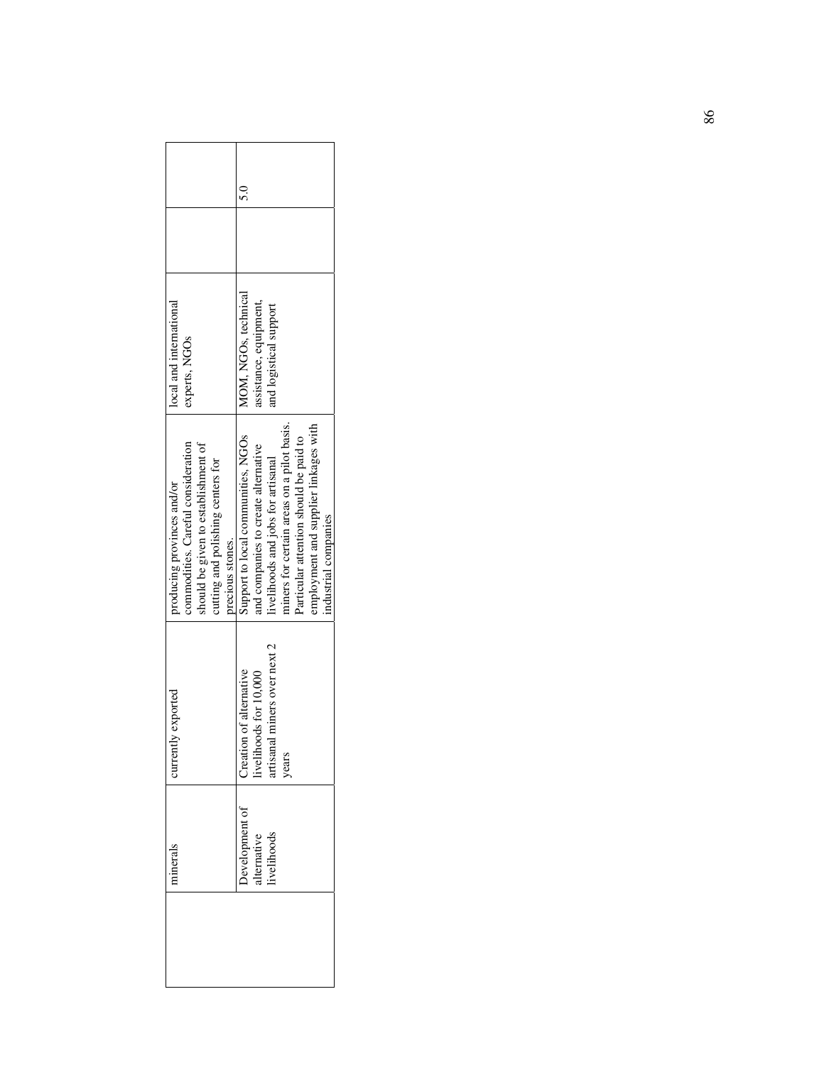| | minerals | currently exported | producing provinces and/or commodities. Careful consideration should be given to establishment of cutting and polishing centers for precious stones. | local and international experts, NGOs | | |
|---|---|---|---|---|---|---|
| | Development of alternative livelihoods | Creation of alternative livelihoods for 10,000 artisanal miners over next 2 years | Support to local communities, NGOs and companies to create alternative livelihoods and jobs for artisanal miners for certain areas on a pilot basis. Particular attention should be paid to employment and supplier linkages with industrial companies | MOM, NGOs, technical assistance, equipment, and logistical support | | 5.0 |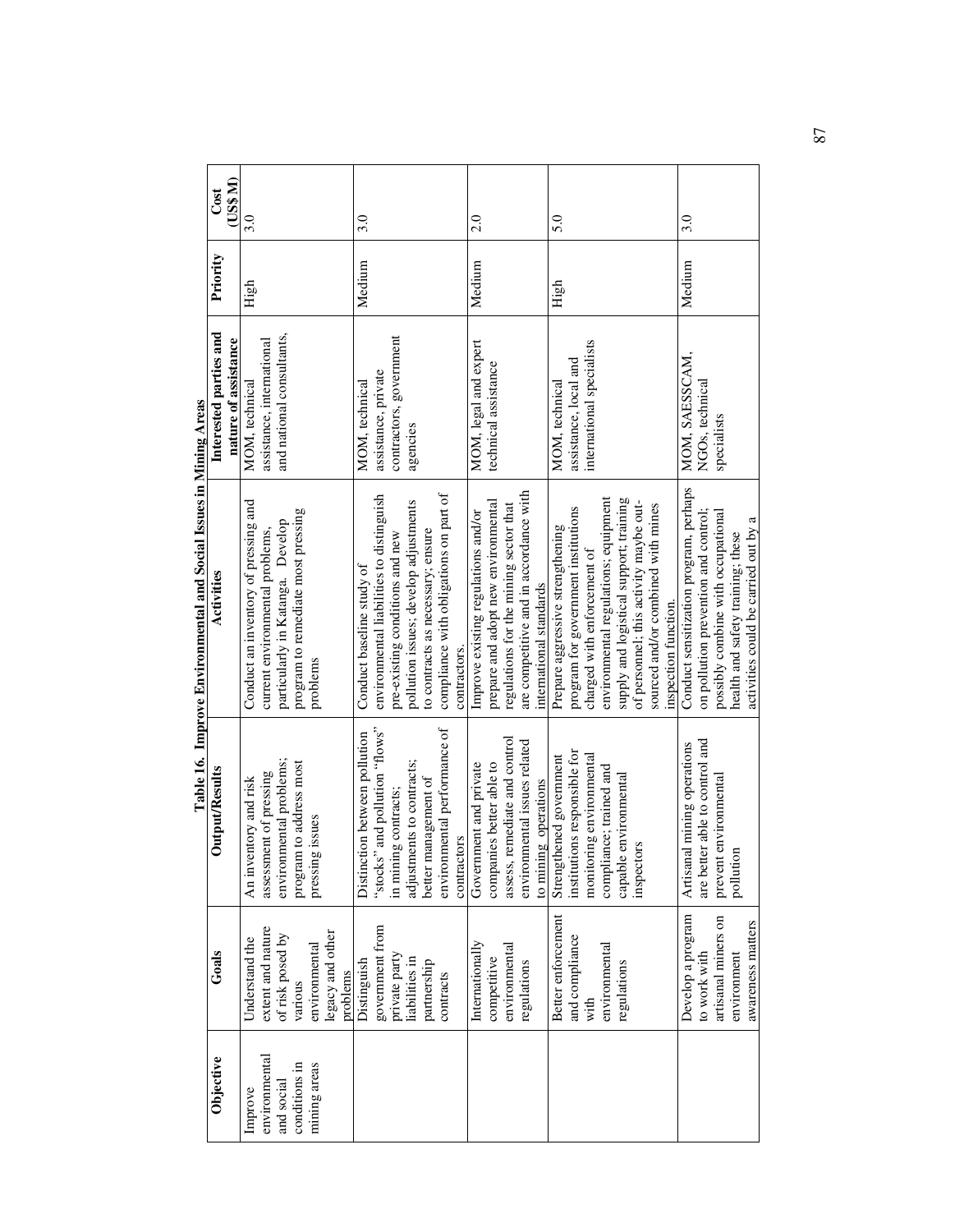**Table 16. Improve Environmental and Social Issues in Mining Areas**

| Objective | Goals | Output/Results | Activities | Interested parties and nature of assistance | Priority | Cost (US$ M) |
|---|---|---|---|---|---|---|
| Improve environmental and social conditions in mining areas | Understand the extent and nature of risk posed by various environmental legacy and other problems | An inventory and risk assessment of pressing environmental problems; program to address most pressing issues | Conduct an inventory of pressing and current environmental problems, particularly in Katanga. Develop program to remediate most pressing problems | MOM, technical assistance, international and national consultants, | High | 3.0 |
| | Distinguish government from private party liabilities in partnership contracts | Distinction between pollution "stocks" and pollution "flows" in mining contracts; adjustments to contracts; better management of environmental performance of contractors | Conduct baseline study of environmental liabilities to distinguish pre-existing conditions and new pollution issues; develop adjustments to contracts as necessary; ensure compliance with obligations on part of contractors. | MOM, technical assistance, private contractors, government agencies | Medium | 3.0 |
| | Internationally competitive environmental regulations | Government and private companies better able to assess, remediate and control environmental issues related to mining operations | Improve existing regulations and/or prepare and adopt new environmental regulations for the mining sector that are competitive and in accordance with international standards | MOM, legal and expert technical assistance | Medium | 2.0 |
| | Better enforcement and compliance with environmental regulations | Strengthened government institutions responsible for monitoring environmental compliance; trained and capable environmental inspectors | Prepare aggressive strengthening program for government institutions charged with enforcement of environmental regulations; equipment supply and logistical support; training of personnel; this activity maybe out-sourced and/or combined with mines inspection function. | MOM, technical assistance, local and international specialists | High | 5.0 |
| | Develop a program to work with artisanal miners on environment awareness matters | Artisanal mining operations are better able to control and prevent environmental pollution | Conduct sensitization program, perhaps on pollution prevention and control; possibly combine with occupational health and safety training; these activities could be carried out by a | MOM, SAESSCAM, NGOs, technical specialists | Medium | 3.0 |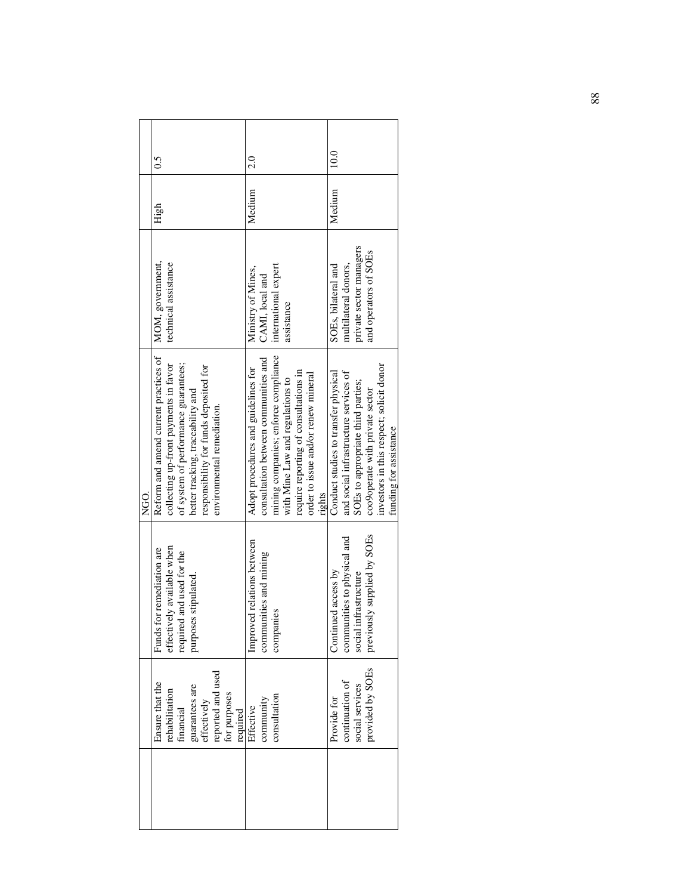| | | | | | | |
|---|---|---|---|---|---|---|
| | | | NGO. | | | |
| | Ensure that the rehabilitation financial guarantees are effectively reported and used for purposes required | Funds for remediation are effectively available when required and used for the purposes stipulated. | Reform and amend current practices of collecting up-front payments in favor of system of performance guarantees; better tracking, traceability and responsibility for funds deposited for environmental remediation. | MOM, government, technical assistance | High | 0.5 |
| | Effective community consultation | Improved relations between communities and mining companies | Adopt procedures and guidelines for consultation between communities and mining companies; enforce compliance with Mine Law and regulations to require reporting of consultations in order to issue and/or renew mineral rights | Ministry of Mines, CAMI, local and international expert assistance | Medium | 2.0 |
| | Provide for continuation of social services provided by SOEs | Continued access by communities to physical and social infrastructure previously supplied by SOEs | Conduct studies to transfer physical and social infrastructure services of SOEs to appropriate third parties; coo9operate with private sector investors in this respect; solicit donor funding for assistance | SOEs, bilateral and multilateral donors, private sector managers and operators of SOEs | Medium | 10.0 |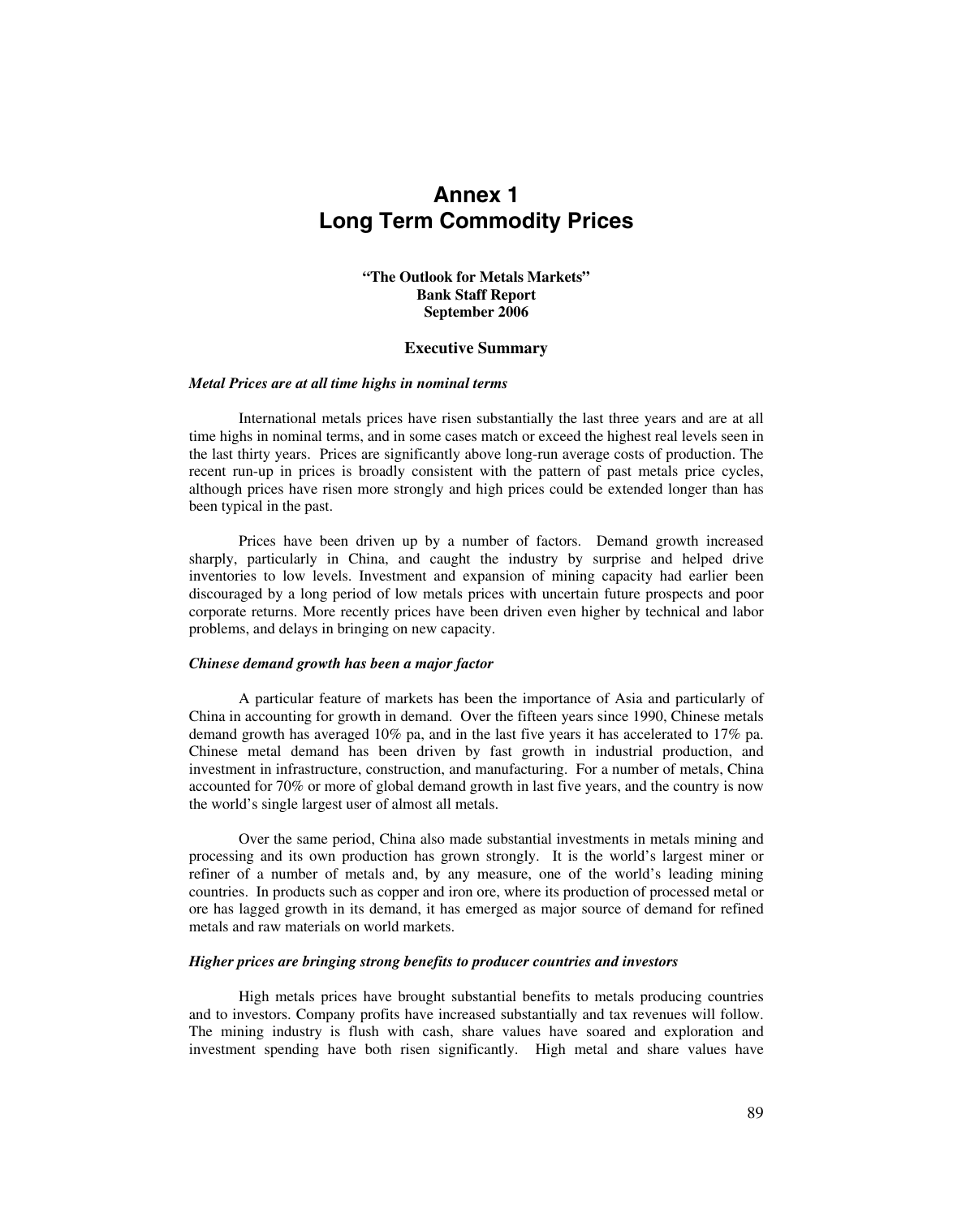# Annex 1
# Long Term Commodity Prices

**"The Outlook for Metals Markets"**
**Bank Staff Report**
**September 2006**

### Executive Summary

***Metal Prices are at all time highs in nominal terms***

International metals prices have risen substantially the last three years and are at all time highs in nominal terms, and in some cases match or exceed the highest real levels seen in the last thirty years. Prices are significantly above long-run average costs of production. The recent run-up in prices is broadly consistent with the pattern of past metals price cycles, although prices have risen more strongly and high prices could be extended longer than has been typical in the past.

Prices have been driven up by a number of factors. Demand growth increased sharply, particularly in China, and caught the industry by surprise and helped drive inventories to low levels. Investment and expansion of mining capacity had earlier been discouraged by a long period of low metals prices with uncertain future prospects and poor corporate returns. More recently prices have been driven even higher by technical and labor problems, and delays in bringing on new capacity.

***Chinese demand growth has been a major factor***

A particular feature of markets has been the importance of Asia and particularly of China in accounting for growth in demand. Over the fifteen years since 1990, Chinese metals demand growth has averaged 10% pa, and in the last five years it has accelerated to 17% pa. Chinese metal demand has been driven by fast growth in industrial production, and investment in infrastructure, construction, and manufacturing. For a number of metals, China accounted for 70% or more of global demand growth in last five years, and the country is now the world's single largest user of almost all metals.

Over the same period, China also made substantial investments in metals mining and processing and its own production has grown strongly. It is the world's largest miner or refiner of a number of metals and, by any measure, one of the world's leading mining countries. In products such as copper and iron ore, where its production of processed metal or ore has lagged growth in its demand, it has emerged as major source of demand for refined metals and raw materials on world markets.

***Higher prices are bringing strong benefits to producer countries and investors***

High metals prices have brought substantial benefits to metals producing countries and to investors. Company profits have increased substantially and tax revenues will follow. The mining industry is flush with cash, share values have soared and exploration and investment spending have both risen significantly. High metal and share values have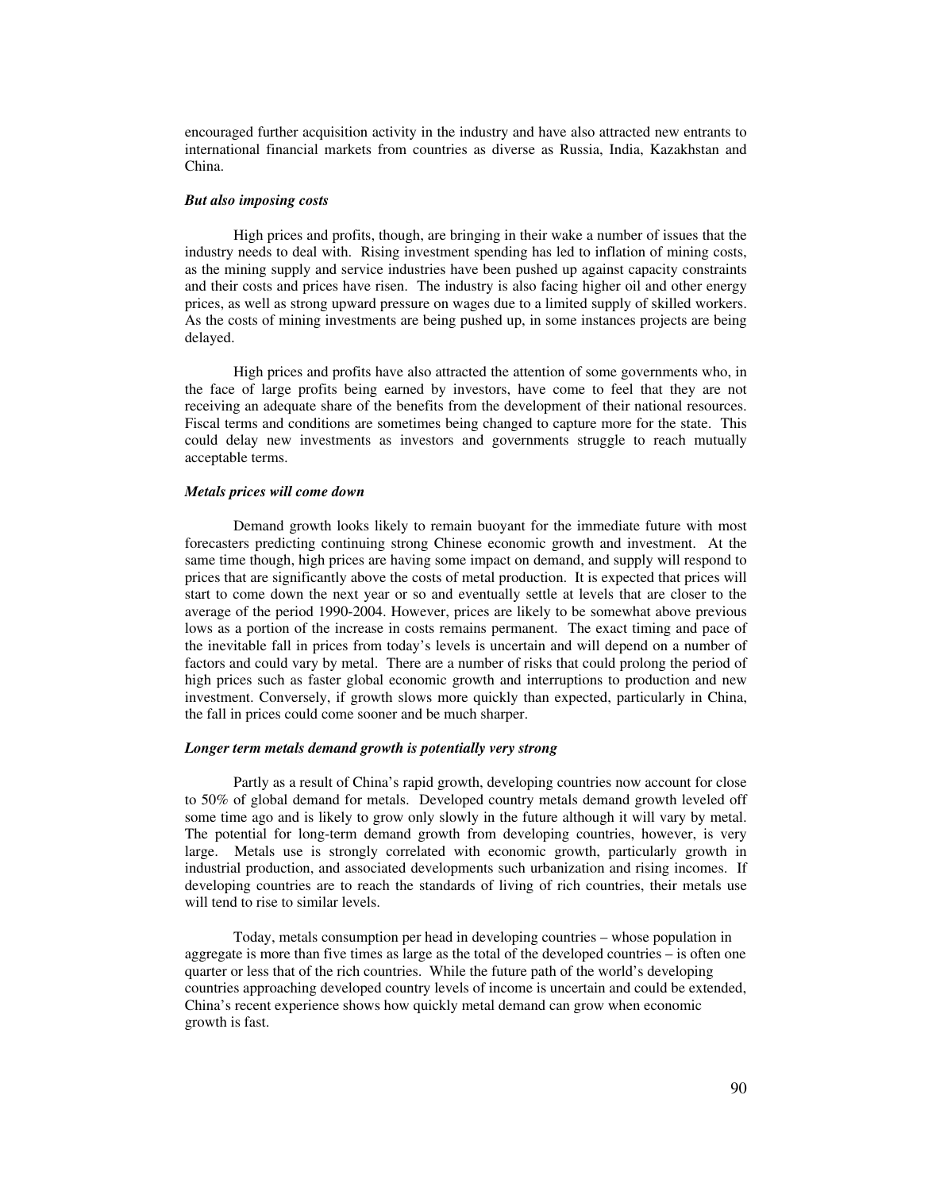encouraged further acquisition activity in the industry and have also attracted new entrants to international financial markets from countries as diverse as Russia, India, Kazakhstan and China.

### *But also imposing costs*

High prices and profits, though, are bringing in their wake a number of issues that the industry needs to deal with. Rising investment spending has led to inflation of mining costs, as the mining supply and service industries have been pushed up against capacity constraints and their costs and prices have risen. The industry is also facing higher oil and other energy prices, as well as strong upward pressure on wages due to a limited supply of skilled workers. As the costs of mining investments are being pushed up, in some instances projects are being delayed.

High prices and profits have also attracted the attention of some governments who, in the face of large profits being earned by investors, have come to feel that they are not receiving an adequate share of the benefits from the development of their national resources. Fiscal terms and conditions are sometimes being changed to capture more for the state. This could delay new investments as investors and governments struggle to reach mutually acceptable terms.

### *Metals prices will come down*

Demand growth looks likely to remain buoyant for the immediate future with most forecasters predicting continuing strong Chinese economic growth and investment. At the same time though, high prices are having some impact on demand, and supply will respond to prices that are significantly above the costs of metal production. It is expected that prices will start to come down the next year or so and eventually settle at levels that are closer to the average of the period 1990-2004. However, prices are likely to be somewhat above previous lows as a portion of the increase in costs remains permanent. The exact timing and pace of the inevitable fall in prices from today's levels is uncertain and will depend on a number of factors and could vary by metal. There are a number of risks that could prolong the period of high prices such as faster global economic growth and interruptions to production and new investment. Conversely, if growth slows more quickly than expected, particularly in China, the fall in prices could come sooner and be much sharper.

### *Longer term metals demand growth is potentially very strong*

Partly as a result of China's rapid growth, developing countries now account for close to 50% of global demand for metals. Developed country metals demand growth leveled off some time ago and is likely to grow only slowly in the future although it will vary by metal. The potential for long-term demand growth from developing countries, however, is very large. Metals use is strongly correlated with economic growth, particularly growth in industrial production, and associated developments such urbanization and rising incomes. If developing countries are to reach the standards of living of rich countries, their metals use will tend to rise to similar levels.

Today, metals consumption per head in developing countries – whose population in aggregate is more than five times as large as the total of the developed countries – is often one quarter or less that of the rich countries. While the future path of the world's developing countries approaching developed country levels of income is uncertain and could be extended, China's recent experience shows how quickly metal demand can grow when economic growth is fast.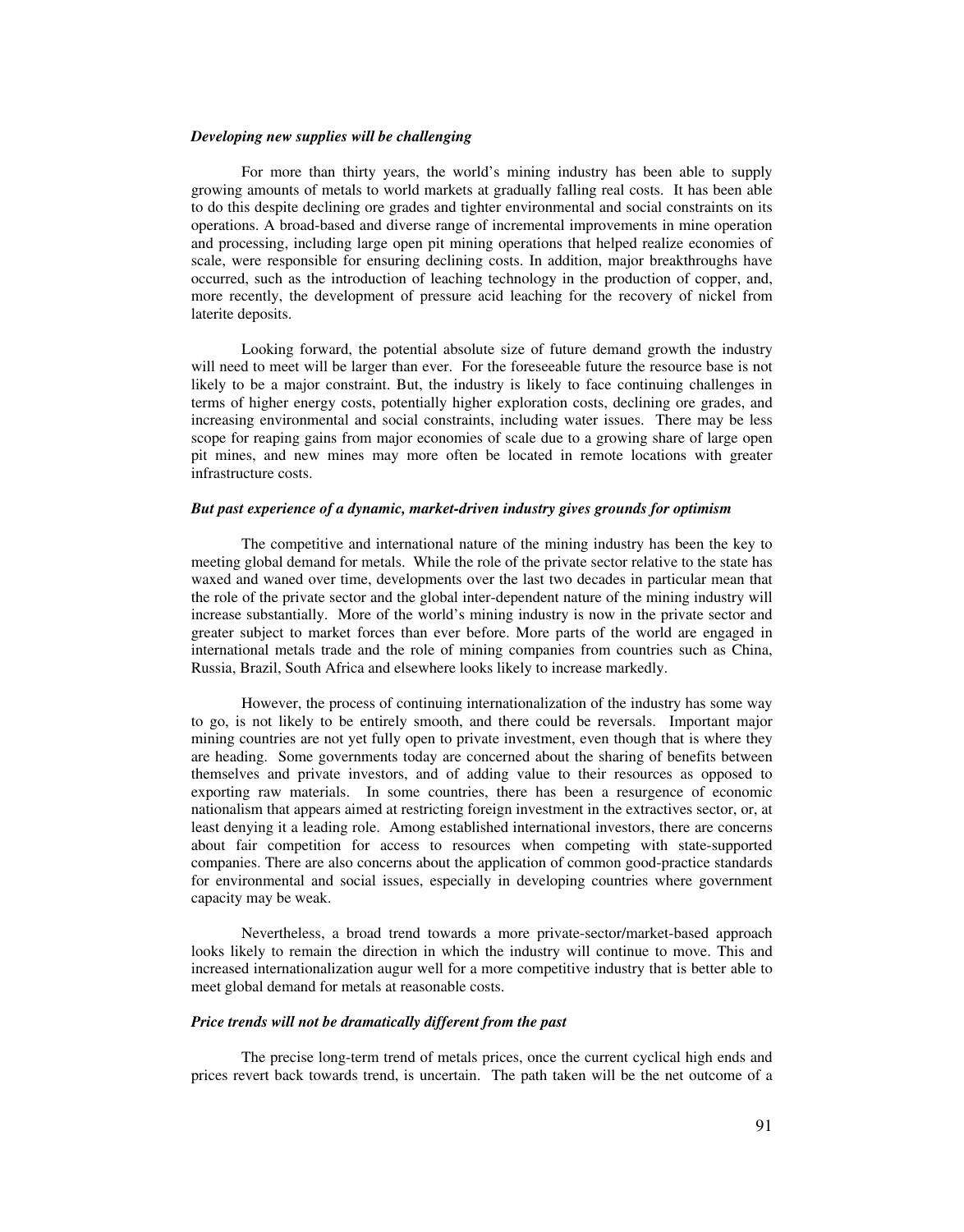### *Developing new supplies will be challenging*

For more than thirty years, the world's mining industry has been able to supply growing amounts of metals to world markets at gradually falling real costs. It has been able to do this despite declining ore grades and tighter environmental and social constraints on its operations. A broad-based and diverse range of incremental improvements in mine operation and processing, including large open pit mining operations that helped realize economies of scale, were responsible for ensuring declining costs. In addition, major breakthroughs have occurred, such as the introduction of leaching technology in the production of copper, and, more recently, the development of pressure acid leaching for the recovery of nickel from laterite deposits.

Looking forward, the potential absolute size of future demand growth the industry will need to meet will be larger than ever. For the foreseeable future the resource base is not likely to be a major constraint. But, the industry is likely to face continuing challenges in terms of higher energy costs, potentially higher exploration costs, declining ore grades, and increasing environmental and social constraints, including water issues. There may be less scope for reaping gains from major economies of scale due to a growing share of large open pit mines, and new mines may more often be located in remote locations with greater infrastructure costs.

### *But past experience of a dynamic, market-driven industry gives grounds for optimism*

The competitive and international nature of the mining industry has been the key to meeting global demand for metals. While the role of the private sector relative to the state has waxed and waned over time, developments over the last two decades in particular mean that the role of the private sector and the global inter-dependent nature of the mining industry will increase substantially. More of the world's mining industry is now in the private sector and greater subject to market forces than ever before. More parts of the world are engaged in international metals trade and the role of mining companies from countries such as China, Russia, Brazil, South Africa and elsewhere looks likely to increase markedly.

However, the process of continuing internationalization of the industry has some way to go, is not likely to be entirely smooth, and there could be reversals. Important major mining countries are not yet fully open to private investment, even though that is where they are heading. Some governments today are concerned about the sharing of benefits between themselves and private investors, and of adding value to their resources as opposed to exporting raw materials. In some countries, there has been a resurgence of economic nationalism that appears aimed at restricting foreign investment in the extractives sector, or, at least denying it a leading role. Among established international investors, there are concerns about fair competition for access to resources when competing with state-supported companies. There are also concerns about the application of common good-practice standards for environmental and social issues, especially in developing countries where government capacity may be weak.

Nevertheless, a broad trend towards a more private-sector/market-based approach looks likely to remain the direction in which the industry will continue to move. This and increased internationalization augur well for a more competitive industry that is better able to meet global demand for metals at reasonable costs.

### *Price trends will not be dramatically different from the past*

The precise long-term trend of metals prices, once the current cyclical high ends and prices revert back towards trend, is uncertain. The path taken will be the net outcome of a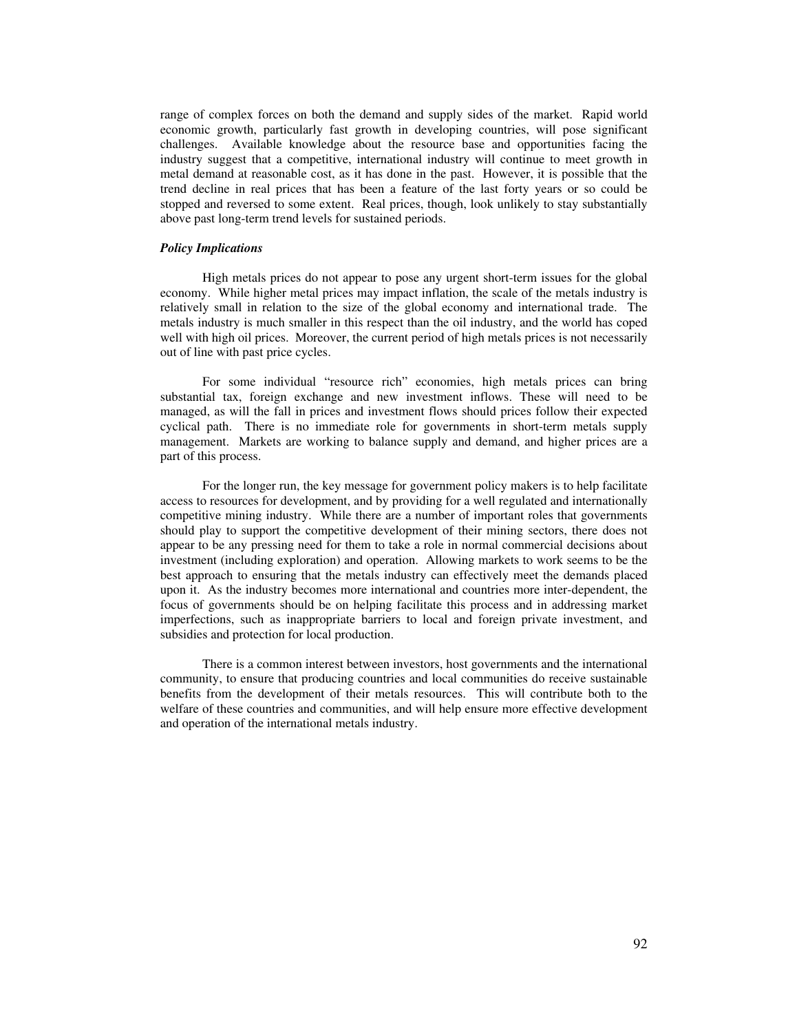range of complex forces on both the demand and supply sides of the market. Rapid world economic growth, particularly fast growth in developing countries, will pose significant challenges. Available knowledge about the resource base and opportunities facing the industry suggest that a competitive, international industry will continue to meet growth in metal demand at reasonable cost, as it has done in the past. However, it is possible that the trend decline in real prices that has been a feature of the last forty years or so could be stopped and reversed to some extent. Real prices, though, look unlikely to stay substantially above past long-term trend levels for sustained periods.

***Policy Implications***

High metals prices do not appear to pose any urgent short-term issues for the global economy. While higher metal prices may impact inflation, the scale of the metals industry is relatively small in relation to the size of the global economy and international trade. The metals industry is much smaller in this respect than the oil industry, and the world has coped well with high oil prices. Moreover, the current period of high metals prices is not necessarily out of line with past price cycles.

For some individual "resource rich" economies, high metals prices can bring substantial tax, foreign exchange and new investment inflows. These will need to be managed, as will the fall in prices and investment flows should prices follow their expected cyclical path. There is no immediate role for governments in short-term metals supply management. Markets are working to balance supply and demand, and higher prices are a part of this process.

For the longer run, the key message for government policy makers is to help facilitate access to resources for development, and by providing for a well regulated and internationally competitive mining industry. While there are a number of important roles that governments should play to support the competitive development of their mining sectors, there does not appear to be any pressing need for them to take a role in normal commercial decisions about investment (including exploration) and operation. Allowing markets to work seems to be the best approach to ensuring that the metals industry can effectively meet the demands placed upon it. As the industry becomes more international and countries more inter-dependent, the focus of governments should be on helping facilitate this process and in addressing market imperfections, such as inappropriate barriers to local and foreign private investment, and subsidies and protection for local production.

There is a common interest between investors, host governments and the international community, to ensure that producing countries and local communities do receive sustainable benefits from the development of their metals resources. This will contribute both to the welfare of these countries and communities, and will help ensure more effective development and operation of the international metals industry.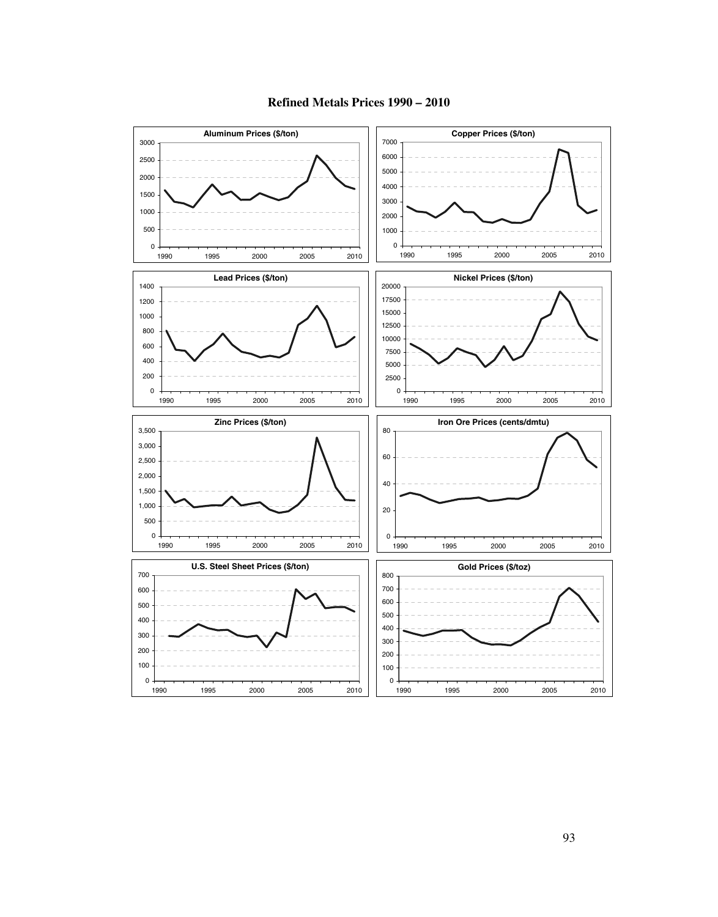# Refined Metals Prices 1990 – 2010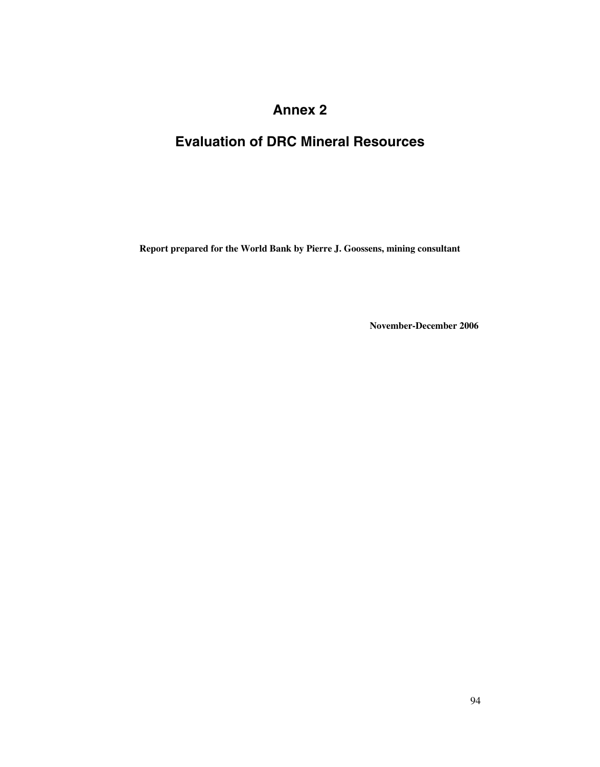# Annex 2

# Evaluation of DRC Mineral Resources

**Report prepared for the World Bank by Pierre J. Goossens, mining consultant**

**November-December 2006**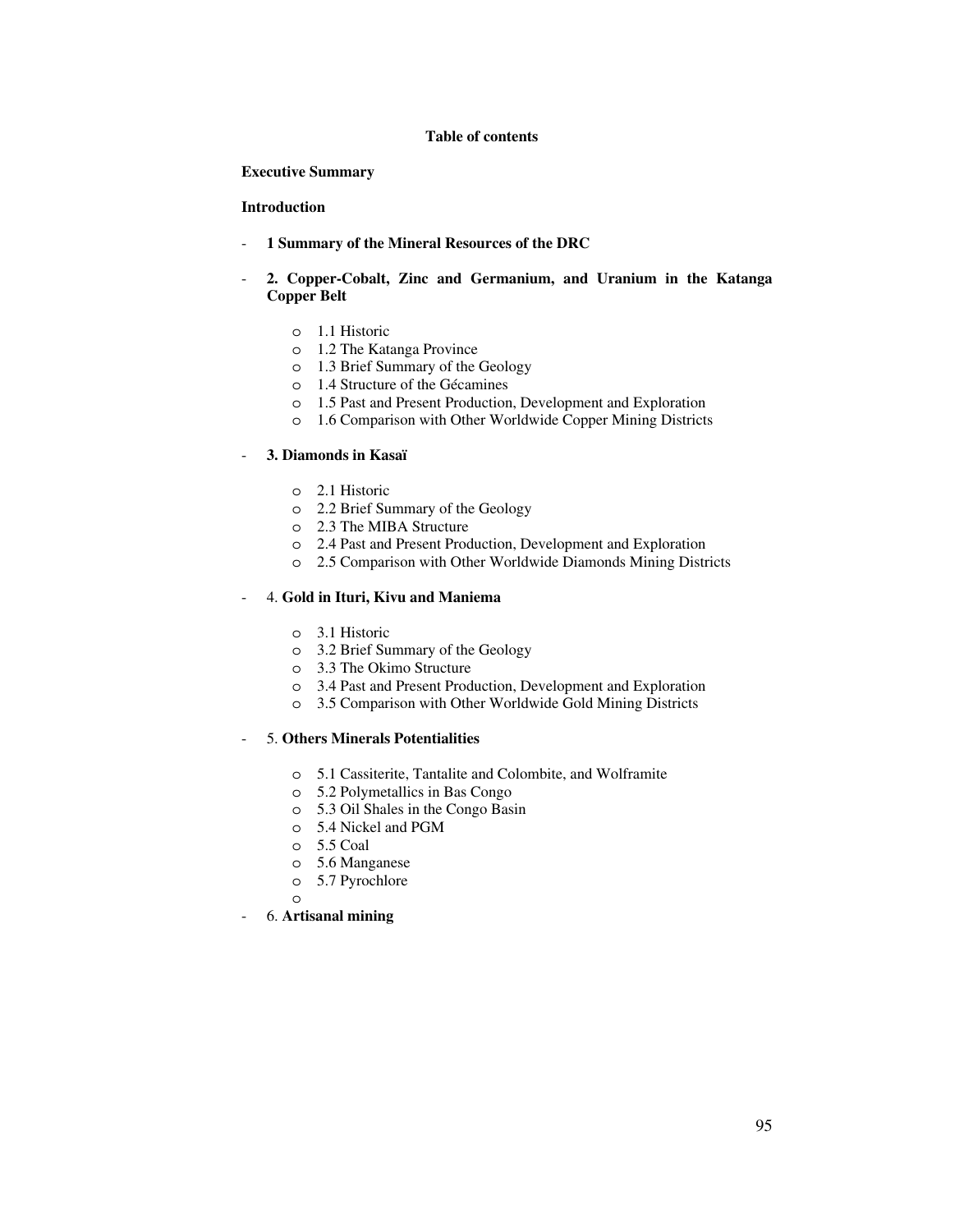**Table of contents**

**Executive Summary**

**Introduction**

- **1 Summary of the Mineral Resources of the DRC**

- **2. Copper-Cobalt, Zinc and Germanium, and Uranium in the Katanga Copper Belt**

    - 1.1 Historic
    - 1.2 The Katanga Province
    - 1.3 Brief Summary of the Geology
    - 1.4 Structure of the Gécamines
    - 1.5 Past and Present Production, Development and Exploration
    - 1.6 Comparison with Other Worldwide Copper Mining Districts

- **3. Diamonds in Kasaï**

    - 2.1 Historic
    - 2.2 Brief Summary of the Geology
    - 2.3 The MIBA Structure
    - 2.4 Past and Present Production, Development and Exploration
    - 2.5 Comparison with Other Worldwide Diamonds Mining Districts

- 4. **Gold in Ituri, Kivu and Maniema**

    - 3.1 Historic
    - 3.2 Brief Summary of the Geology
    - 3.3 The Okimo Structure
    - 3.4 Past and Present Production, Development and Exploration
    - 3.5 Comparison with Other Worldwide Gold Mining Districts

- 5. **Others Minerals Potentialities**

    - 5.1 Cassiterite, Tantalite and Colombite, and Wolframite
    - 5.2 Polymetallics in Bas Congo
    - 5.3 Oil Shales in the Congo Basin
    - 5.4 Nickel and PGM
    - 5.5 Coal
    - 5.6 Manganese
    - 5.7 Pyrochlore

- 6. **Artisanal mining**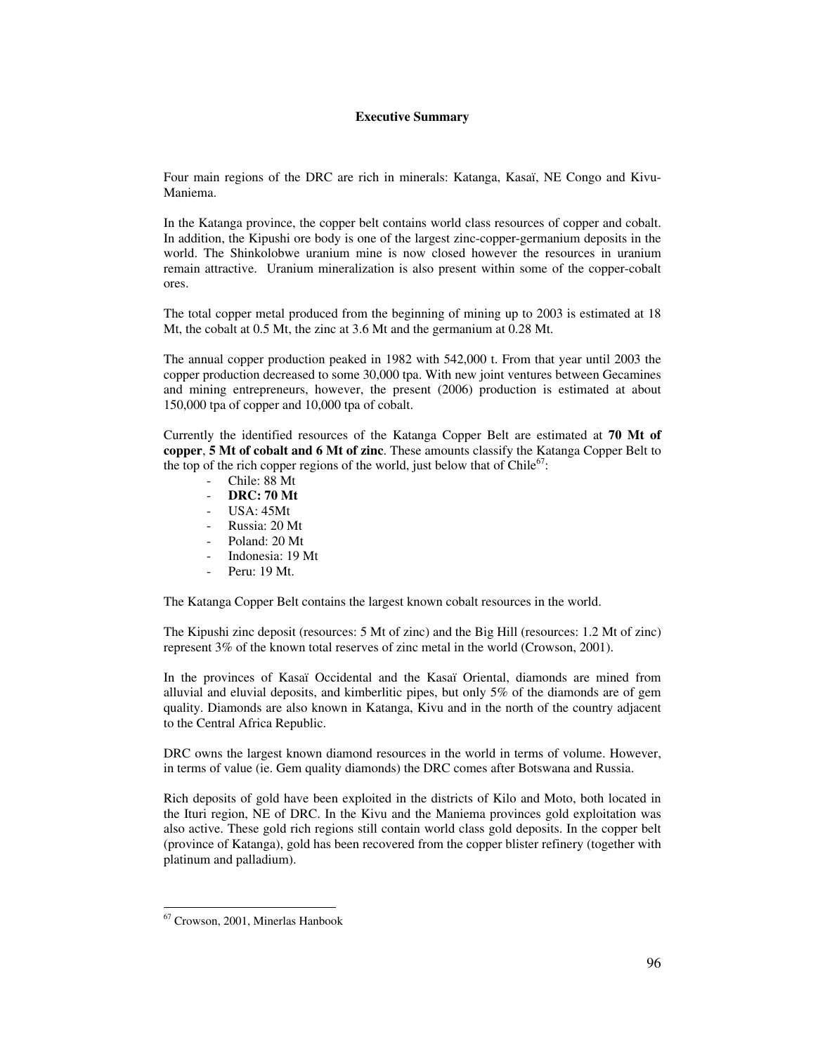# Executive Summary

Four main regions of the DRC are rich in minerals: Katanga, Kasaï, NE Congo and Kivu-Maniema.

In the Katanga province, the copper belt contains world class resources of copper and cobalt. In addition, the Kipushi ore body is one of the largest zinc-copper-germanium deposits in the world. The Shinkolobwe uranium mine is now closed however the resources in uranium remain attractive. Uranium mineralization is also present within some of the copper-cobalt ores.

The total copper metal produced from the beginning of mining up to 2003 is estimated at 18 Mt, the cobalt at 0.5 Mt, the zinc at 3.6 Mt and the germanium at 0.28 Mt.

The annual copper production peaked in 1982 with 542,000 t. From that year until 2003 the copper production decreased to some 30,000 tpa. With new joint ventures between Gecamines and mining entrepreneurs, however, the present (2006) production is estimated at about 150,000 tpa of copper and 10,000 tpa of cobalt.

Currently the identified resources of the Katanga Copper Belt are estimated at **70 Mt of copper**, **5 Mt of cobalt and 6 Mt of zinc**. These amounts classify the Katanga Copper Belt to the top of the rich copper regions of the world, just below that of Chile[67]:

- Chile: 88 Mt
- **DRC: 70 Mt**
- USA: 45Mt
- Russia: 20 Mt
- Poland: 20 Mt
- Indonesia: 19 Mt
- Peru: 19 Mt.

The Katanga Copper Belt contains the largest known cobalt resources in the world.

The Kipushi zinc deposit (resources: 5 Mt of zinc) and the Big Hill (resources: 1.2 Mt of zinc) represent 3% of the known total reserves of zinc metal in the world (Crowson, 2001).

In the provinces of Kasaï Occidental and the Kasaï Oriental, diamonds are mined from alluvial and eluvial deposits, and kimberlitic pipes, but only 5% of the diamonds are of gem quality. Diamonds are also known in Katanga, Kivu and in the north of the country adjacent to the Central Africa Republic.

DRC owns the largest known diamond resources in the world in terms of volume. However, in terms of value (ie. Gem quality diamonds) the DRC comes after Botswana and Russia.

Rich deposits of gold have been exploited in the districts of Kilo and Moto, both located in the Ituri region, NE of DRC. In the Kivu and the Maniema provinces gold exploitation was also active. These gold rich regions still contain world class gold deposits. In the copper belt (province of Katanga), gold has been recovered from the copper blister refinery (together with platinum and palladium).

---

[67] Crowson, 2001, Minerlas Hanbook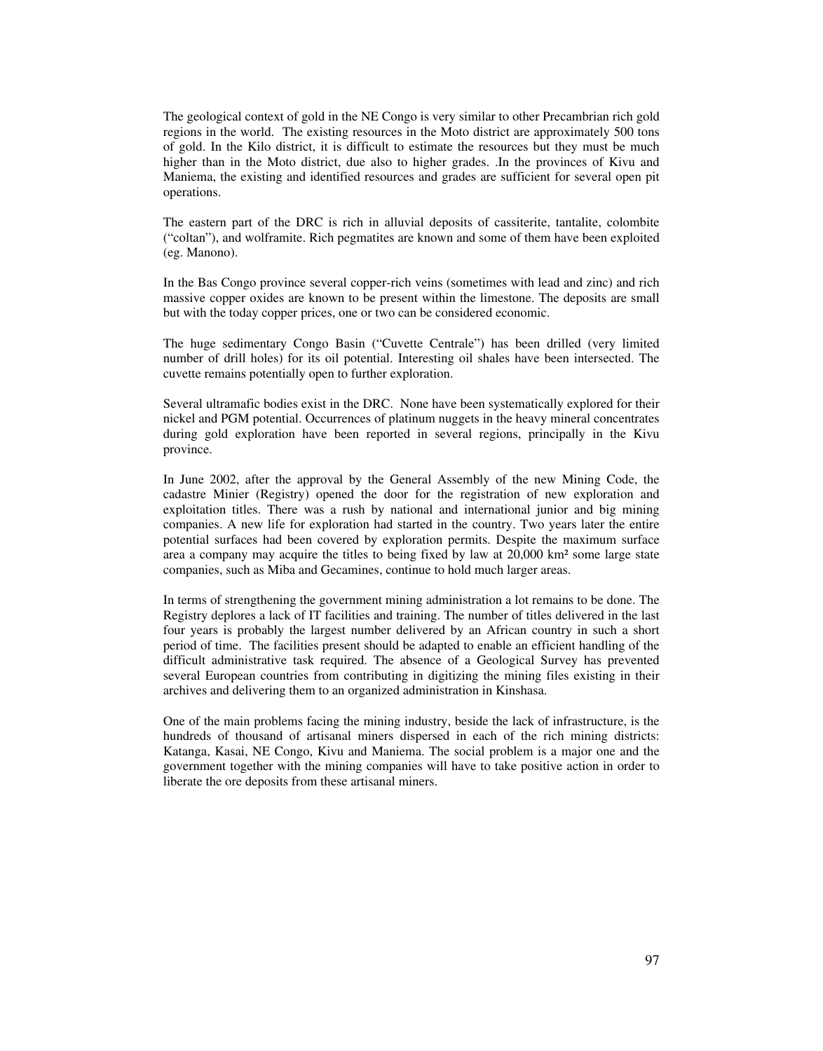The geological context of gold in the NE Congo is very similar to other Precambrian rich gold regions in the world. The existing resources in the Moto district are approximately 500 tons of gold. In the Kilo district, it is difficult to estimate the resources but they must be much higher than in the Moto district, due also to higher grades. .In the provinces of Kivu and Maniema, the existing and identified resources and grades are sufficient for several open pit operations.

The eastern part of the DRC is rich in alluvial deposits of cassiterite, tantalite, colombite ("coltan"), and wolframite. Rich pegmatites are known and some of them have been exploited (eg. Manono).

In the Bas Congo province several copper-rich veins (sometimes with lead and zinc) and rich massive copper oxides are known to be present within the limestone. The deposits are small but with the today copper prices, one or two can be considered economic.

The huge sedimentary Congo Basin ("Cuvette Centrale") has been drilled (very limited number of drill holes) for its oil potential. Interesting oil shales have been intersected. The cuvette remains potentially open to further exploration.

Several ultramafic bodies exist in the DRC. None have been systematically explored for their nickel and PGM potential. Occurrences of platinum nuggets in the heavy mineral concentrates during gold exploration have been reported in several regions, principally in the Kivu province.

In June 2002, after the approval by the General Assembly of the new Mining Code, the cadastre Minier (Registry) opened the door for the registration of new exploration and exploitation titles. There was a rush by national and international junior and big mining companies. A new life for exploration had started in the country. Two years later the entire potential surfaces had been covered by exploration permits. Despite the maximum surface area a company may acquire the titles to being fixed by law at 20,000 km² some large state companies, such as Miba and Gecamines, continue to hold much larger areas.

In terms of strengthening the government mining administration a lot remains to be done. The Registry deplores a lack of IT facilities and training. The number of titles delivered in the last four years is probably the largest number delivered by an African country in such a short period of time. The facilities present should be adapted to enable an efficient handling of the difficult administrative task required. The absence of a Geological Survey has prevented several European countries from contributing in digitizing the mining files existing in their archives and delivering them to an organized administration in Kinshasa.

One of the main problems facing the mining industry, beside the lack of infrastructure, is the hundreds of thousand of artisanal miners dispersed in each of the rich mining districts: Katanga, Kasai, NE Congo, Kivu and Maniema. The social problem is a major one and the government together with the mining companies will have to take positive action in order to liberate the ore deposits from these artisanal miners.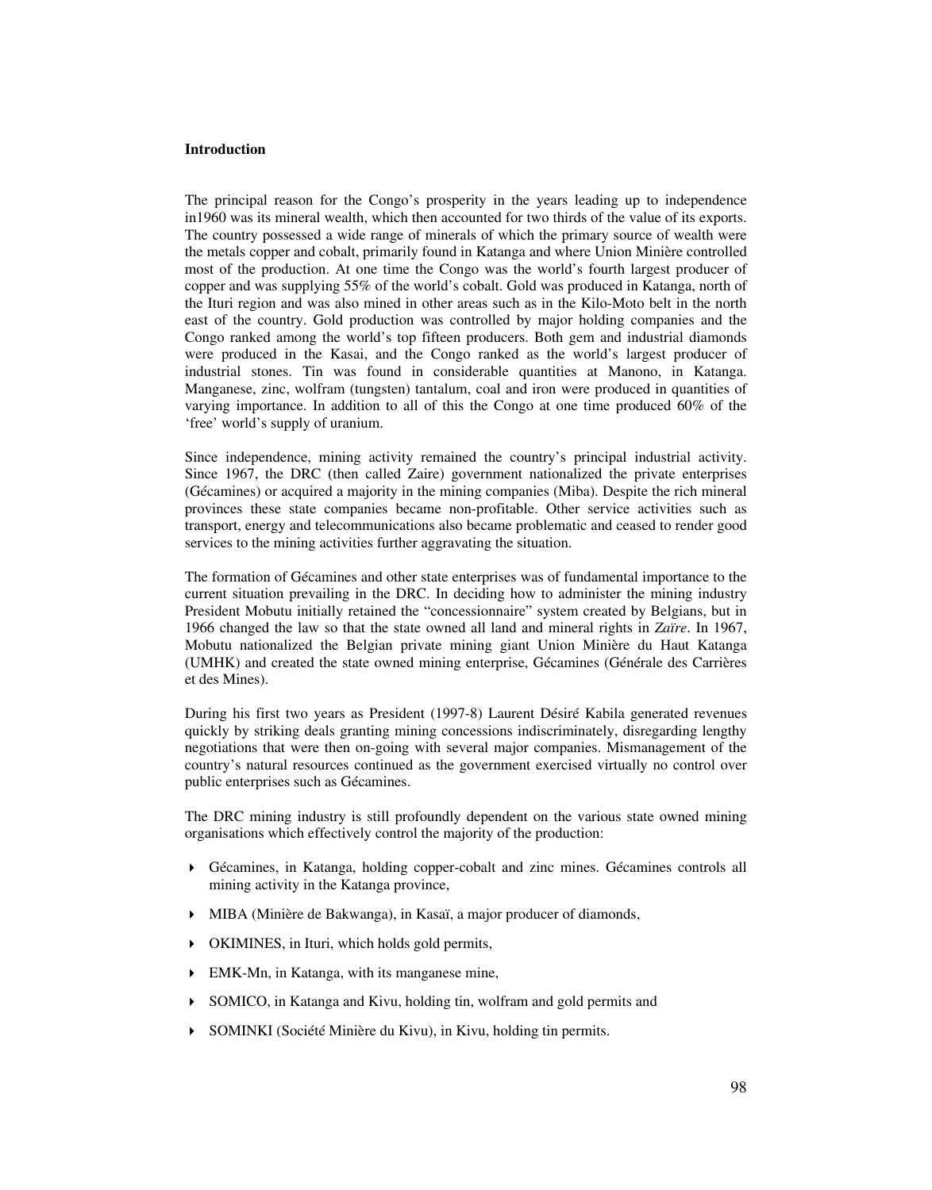## Introduction

The principal reason for the Congo's prosperity in the years leading up to independence in1960 was its mineral wealth, which then accounted for two thirds of the value of its exports. The country possessed a wide range of minerals of which the primary source of wealth were the metals copper and cobalt, primarily found in Katanga and where Union Minière controlled most of the production. At one time the Congo was the world's fourth largest producer of copper and was supplying 55% of the world's cobalt. Gold was produced in Katanga, north of the Ituri region and was also mined in other areas such as in the Kilo-Moto belt in the north east of the country. Gold production was controlled by major holding companies and the Congo ranked among the world's top fifteen producers. Both gem and industrial diamonds were produced in the Kasai, and the Congo ranked as the world's largest producer of industrial stones. Tin was found in considerable quantities at Manono, in Katanga. Manganese, zinc, wolfram (tungsten) tantalum, coal and iron were produced in quantities of varying importance. In addition to all of this the Congo at one time produced 60% of the 'free' world's supply of uranium.

Since independence, mining activity remained the country's principal industrial activity. Since 1967, the DRC (then called Zaire) government nationalized the private enterprises (Gécamines) or acquired a majority in the mining companies (Miba). Despite the rich mineral provinces these state companies became non-profitable. Other service activities such as transport, energy and telecommunications also became problematic and ceased to render good services to the mining activities further aggravating the situation.

The formation of Gécamines and other state enterprises was of fundamental importance to the current situation prevailing in the DRC. In deciding how to administer the mining industry President Mobutu initially retained the "concessionnaire" system created by Belgians, but in 1966 changed the law so that the state owned all land and mineral rights in *Zaïre*. In 1967, Mobutu nationalized the Belgian private mining giant Union Minière du Haut Katanga (UMHK) and created the state owned mining enterprise, Gécamines (Générale des Carrières et des Mines).

During his first two years as President (1997-8) Laurent Désiré Kabila generated revenues quickly by striking deals granting mining concessions indiscriminately, disregarding lengthy negotiations that were then on-going with several major companies. Mismanagement of the country's natural resources continued as the government exercised virtually no control over public enterprises such as Gécamines.

The DRC mining industry is still profoundly dependent on the various state owned mining organisations which effectively control the majority of the production:

- Gécamines, in Katanga, holding copper-cobalt and zinc mines. Gécamines controls all mining activity in the Katanga province,
- MIBA (Minière de Bakwanga), in Kasaï, a major producer of diamonds,
- OKIMINES, in Ituri, which holds gold permits,
- EMK-Mn, in Katanga, with its manganese mine,
- SOMICO, in Katanga and Kivu, holding tin, wolfram and gold permits and
- SOMINKI (Société Minière du Kivu), in Kivu, holding tin permits.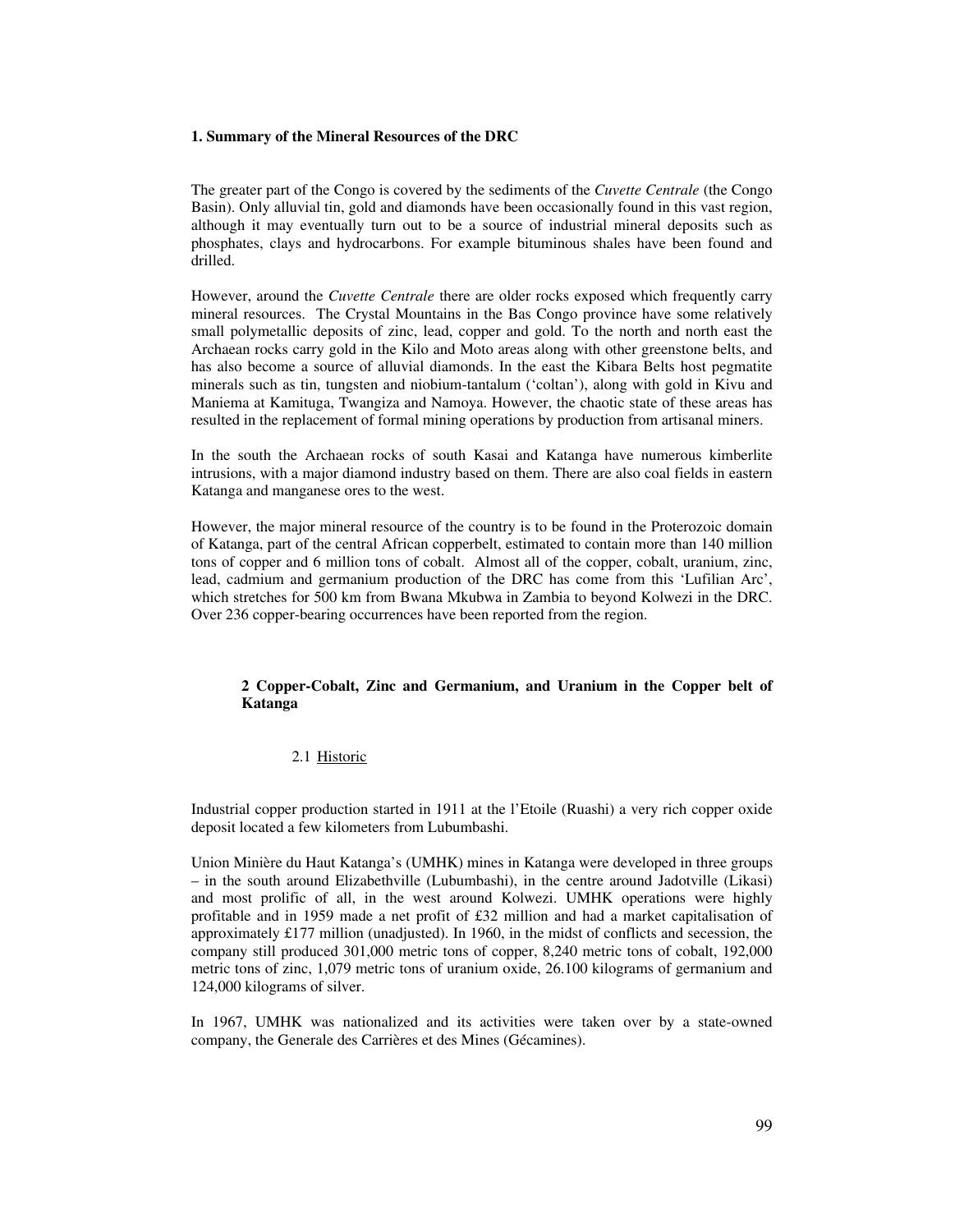## 1. Summary of the Mineral Resources of the DRC

The greater part of the Congo is covered by the sediments of the *Cuvette Centrale* (the Congo Basin). Only alluvial tin, gold and diamonds have been occasionally found in this vast region, although it may eventually turn out to be a source of industrial mineral deposits such as phosphates, clays and hydrocarbons. For example bituminous shales have been found and drilled.

However, around the *Cuvette Centrale* there are older rocks exposed which frequently carry mineral resources. The Crystal Mountains in the Bas Congo province have some relatively small polymetallic deposits of zinc, lead, copper and gold. To the north and north east the Archaean rocks carry gold in the Kilo and Moto areas along with other greenstone belts, and has also become a source of alluvial diamonds. In the east the Kibara Belts host pegmatite minerals such as tin, tungsten and niobium-tantalum ('coltan'), along with gold in Kivu and Maniema at Kamituga, Twangiza and Namoya. However, the chaotic state of these areas has resulted in the replacement of formal mining operations by production from artisanal miners.

In the south the Archaean rocks of south Kasai and Katanga have numerous kimberlite intrusions, with a major diamond industry based on them. There are also coal fields in eastern Katanga and manganese ores to the west.

However, the major mineral resource of the country is to be found in the Proterozoic domain of Katanga, part of the central African copperbelt, estimated to contain more than 140 million tons of copper and 6 million tons of cobalt. Almost all of the copper, cobalt, uranium, zinc, lead, cadmium and germanium production of the DRC has come from this 'Lufilian Arc', which stretches for 500 km from Bwana Mkubwa in Zambia to beyond Kolwezi in the DRC. Over 236 copper-bearing occurrences have been reported from the region.

## 2 Copper-Cobalt, Zinc and Germanium, and Uranium in the Copper belt of Katanga

### 2.1 Historic

Industrial copper production started in 1911 at the l'Etoile (Ruashi) a very rich copper oxide deposit located a few kilometers from Lubumbashi.

Union Minière du Haut Katanga's (UMHK) mines in Katanga were developed in three groups – in the south around Elizabethville (Lubumbashi), in the centre around Jadotville (Likasi) and most prolific of all, in the west around Kolwezi. UMHK operations were highly profitable and in 1959 made a net profit of £32 million and had a market capitalisation of approximately £177 million (unadjusted). In 1960, in the midst of conflicts and secession, the company still produced 301,000 metric tons of copper, 8,240 metric tons of cobalt, 192,000 metric tons of zinc, 1,079 metric tons of uranium oxide, 26.100 kilograms of germanium and 124,000 kilograms of silver.

In 1967, UMHK was nationalized and its activities were taken over by a state-owned company, the Generale des Carrières et des Mines (Gécamines).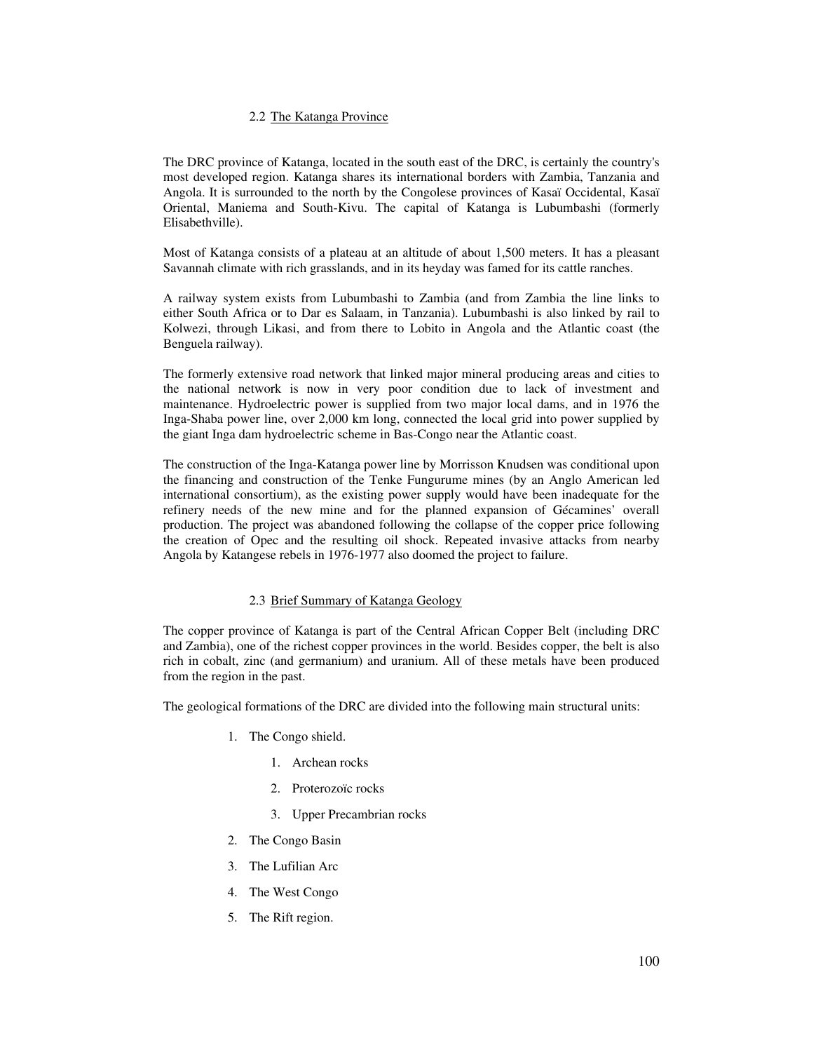## 2.2 The Katanga Province

The DRC province of Katanga, located in the south east of the DRC, is certainly the country's most developed region. Katanga shares its international borders with Zambia, Tanzania and Angola. It is surrounded to the north by the Congolese provinces of Kasaï Occidental, Kasaï Oriental, Maniema and South-Kivu. The capital of Katanga is Lubumbashi (formerly Elisabethville).

Most of Katanga consists of a plateau at an altitude of about 1,500 meters. It has a pleasant Savannah climate with rich grasslands, and in its heyday was famed for its cattle ranches.

A railway system exists from Lubumbashi to Zambia (and from Zambia the line links to either South Africa or to Dar es Salaam, in Tanzania). Lubumbashi is also linked by rail to Kolwezi, through Likasi, and from there to Lobito in Angola and the Atlantic coast (the Benguela railway).

The formerly extensive road network that linked major mineral producing areas and cities to the national network is now in very poor condition due to lack of investment and maintenance. Hydroelectric power is supplied from two major local dams, and in 1976 the Inga-Shaba power line, over 2,000 km long, connected the local grid into power supplied by the giant Inga dam hydroelectric scheme in Bas-Congo near the Atlantic coast.

The construction of the Inga-Katanga power line by Morrisson Knudsen was conditional upon the financing and construction of the Tenke Fungurume mines (by an Anglo American led international consortium), as the existing power supply would have been inadequate for the refinery needs of the new mine and for the planned expansion of Gécamines' overall production. The project was abandoned following the collapse of the copper price following the creation of Opec and the resulting oil shock. Repeated invasive attacks from nearby Angola by Katangese rebels in 1976-1977 also doomed the project to failure.

## 2.3 Brief Summary of Katanga Geology

The copper province of Katanga is part of the Central African Copper Belt (including DRC and Zambia), one of the richest copper provinces in the world. Besides copper, the belt is also rich in cobalt, zinc (and germanium) and uranium. All of these metals have been produced from the region in the past.

The geological formations of the DRC are divided into the following main structural units:

1. The Congo shield.
    1. Archean rocks
    2. Proterozoïc rocks
    3. Upper Precambrian rocks
2. The Congo Basin
3. The Lufilian Arc
4. The West Congo
5. The Rift region.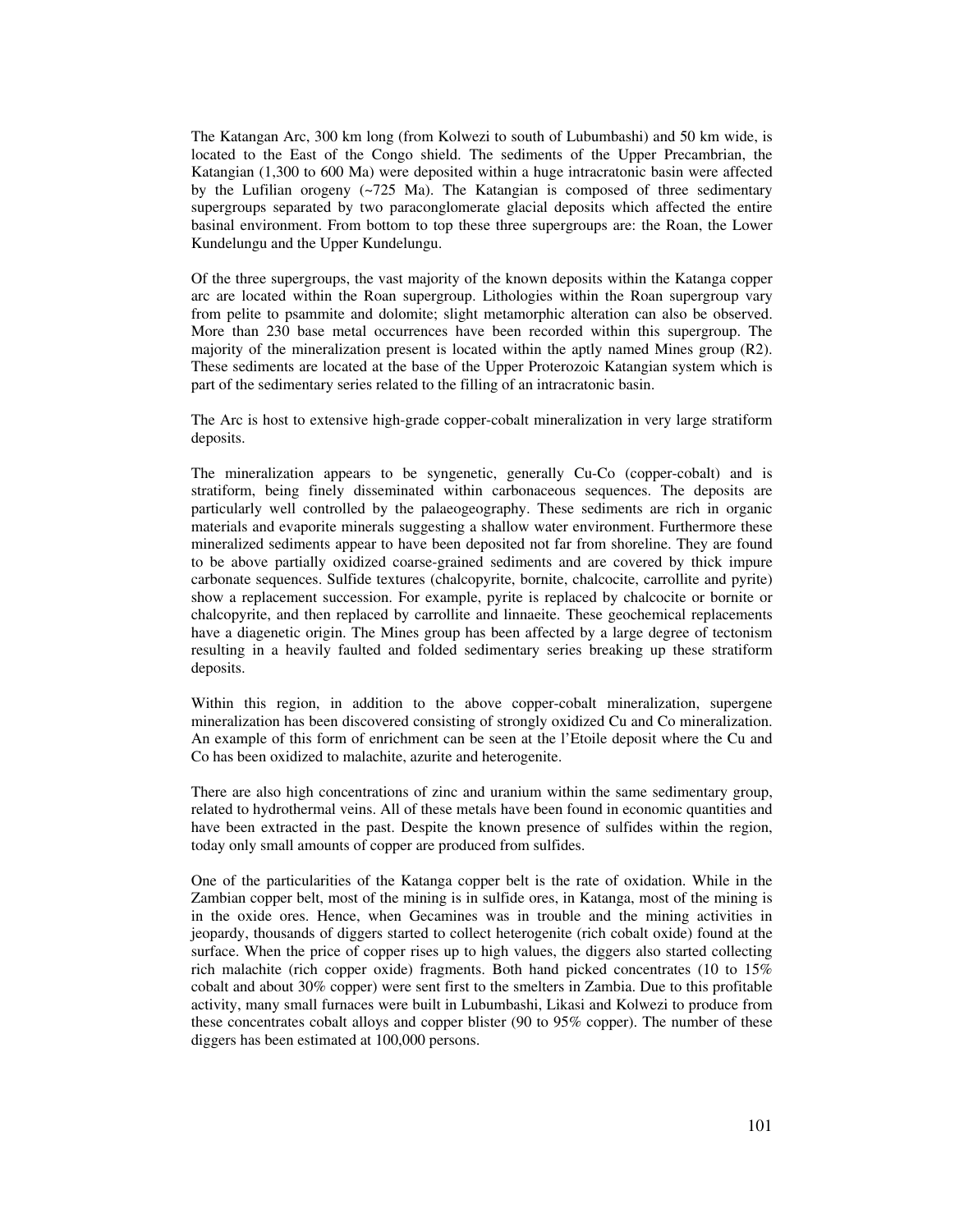The Katangan Arc, 300 km long (from Kolwezi to south of Lubumbashi) and 50 km wide, is located to the East of the Congo shield. The sediments of the Upper Precambrian, the Katangian (1,300 to 600 Ma) were deposited within a huge intracratonic basin were affected by the Lufilian orogeny (~725 Ma). The Katangian is composed of three sedimentary supergroups separated by two paraconglomerate glacial deposits which affected the entire basinal environment. From bottom to top these three supergroups are: the Roan, the Lower Kundelungu and the Upper Kundelungu.

Of the three supergroups, the vast majority of the known deposits within the Katanga copper arc are located within the Roan supergroup. Lithologies within the Roan supergroup vary from pelite to psammite and dolomite; slight metamorphic alteration can also be observed. More than 230 base metal occurrences have been recorded within this supergroup. The majority of the mineralization present is located within the aptly named Mines group (R2). These sediments are located at the base of the Upper Proterozoic Katangian system which is part of the sedimentary series related to the filling of an intracratonic basin.

The Arc is host to extensive high-grade copper-cobalt mineralization in very large stratiform deposits.

The mineralization appears to be syngenetic, generally Cu-Co (copper-cobalt) and is stratiform, being finely disseminated within carbonaceous sequences. The deposits are particularly well controlled by the palaeogeography. These sediments are rich in organic materials and evaporite minerals suggesting a shallow water environment. Furthermore these mineralized sediments appear to have been deposited not far from shoreline. They are found to be above partially oxidized coarse-grained sediments and are covered by thick impure carbonate sequences. Sulfide textures (chalcopyrite, bornite, chalcocite, carrollite and pyrite) show a replacement succession. For example, pyrite is replaced by chalcocite or bornite or chalcopyrite, and then replaced by carrollite and linnaeite. These geochemical replacements have a diagenetic origin. The Mines group has been affected by a large degree of tectonism resulting in a heavily faulted and folded sedimentary series breaking up these stratiform deposits.

Within this region, in addition to the above copper-cobalt mineralization, supergene mineralization has been discovered consisting of strongly oxidized Cu and Co mineralization. An example of this form of enrichment can be seen at the l'Etoile deposit where the Cu and Co has been oxidized to malachite, azurite and heterogenite.

There are also high concentrations of zinc and uranium within the same sedimentary group, related to hydrothermal veins. All of these metals have been found in economic quantities and have been extracted in the past. Despite the known presence of sulfides within the region, today only small amounts of copper are produced from sulfides.

One of the particularities of the Katanga copper belt is the rate of oxidation. While in the Zambian copper belt, most of the mining is in sulfide ores, in Katanga, most of the mining is in the oxide ores. Hence, when Gecamines was in trouble and the mining activities in jeopardy, thousands of diggers started to collect heterogenite (rich cobalt oxide) found at the surface. When the price of copper rises up to high values, the diggers also started collecting rich malachite (rich copper oxide) fragments. Both hand picked concentrates (10 to 15% cobalt and about 30% copper) were sent first to the smelters in Zambia. Due to this profitable activity, many small furnaces were built in Lubumbashi, Likasi and Kolwezi to produce from these concentrates cobalt alloys and copper blister (90 to 95% copper). The number of these diggers has been estimated at 100,000 persons.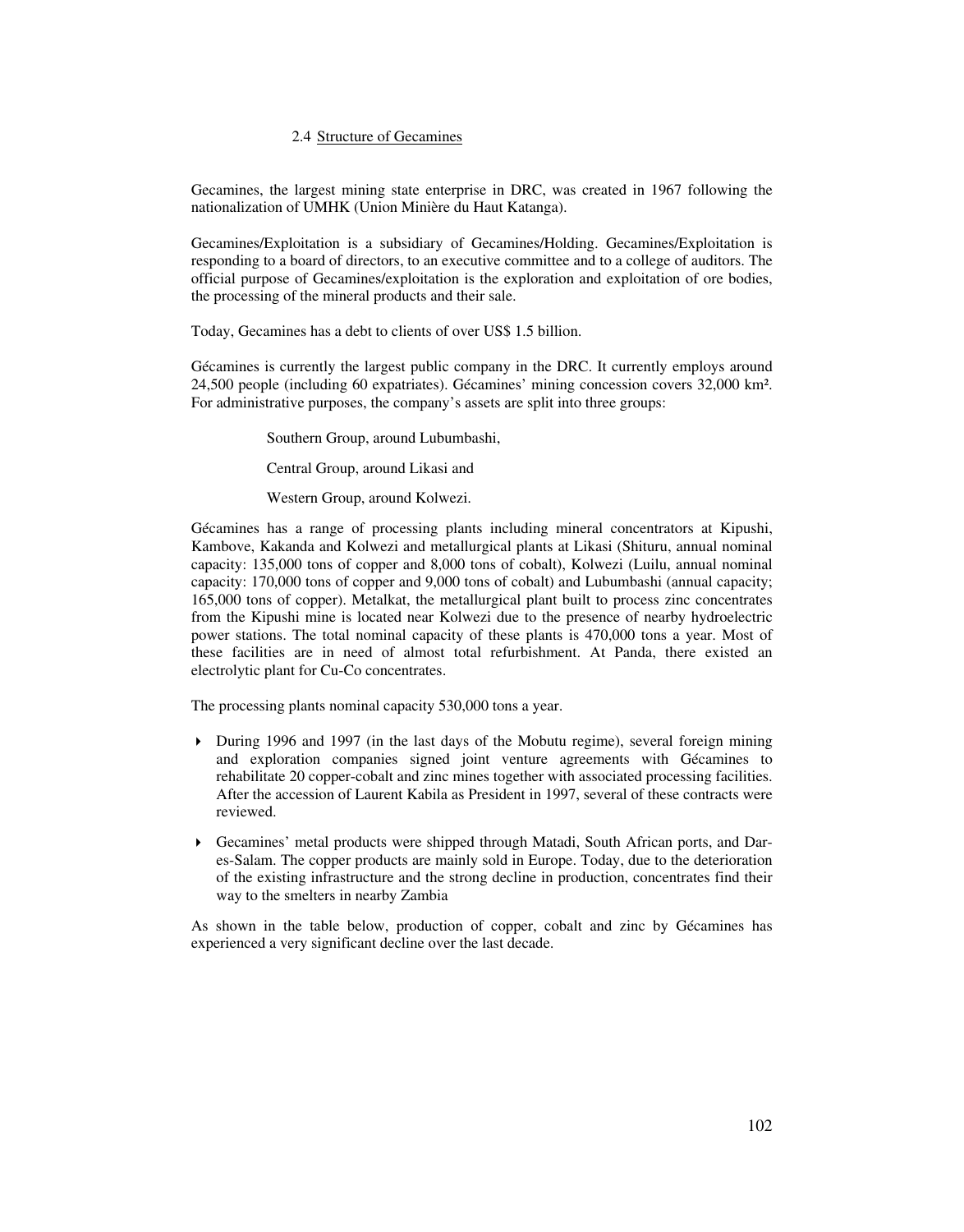### 2.4 Structure of Gecamines

Gecamines, the largest mining state enterprise in DRC, was created in 1967 following the nationalization of UMHK (Union Minière du Haut Katanga).

Gecamines/Exploitation is a subsidiary of Gecamines/Holding. Gecamines/Exploitation is responding to a board of directors, to an executive committee and to a college of auditors. The official purpose of Gecamines/exploitation is the exploration and exploitation of ore bodies, the processing of the mineral products and their sale.

Today, Gecamines has a debt to clients of over US$ 1.5 billion.

Gécamines is currently the largest public company in the DRC. It currently employs around 24,500 people (including 60 expatriates). Gécamines' mining concession covers 32,000 km². For administrative purposes, the company's assets are split into three groups:

Southern Group, around Lubumbashi,

Central Group, around Likasi and

Western Group, around Kolwezi.

Gécamines has a range of processing plants including mineral concentrators at Kipushi, Kambove, Kakanda and Kolwezi and metallurgical plants at Likasi (Shituru, annual nominal capacity: 135,000 tons of copper and 8,000 tons of cobalt), Kolwezi (Luilu, annual nominal capacity: 170,000 tons of copper and 9,000 tons of cobalt) and Lubumbashi (annual capacity; 165,000 tons of copper). Metalkat, the metallurgical plant built to process zinc concentrates from the Kipushi mine is located near Kolwezi due to the presence of nearby hydroelectric power stations. The total nominal capacity of these plants is 470,000 tons a year. Most of these facilities are in need of almost total refurbishment. At Panda, there existed an electrolytic plant for Cu-Co concentrates.

The processing plants nominal capacity 530,000 tons a year.

- During 1996 and 1997 (in the last days of the Mobutu regime), several foreign mining and exploration companies signed joint venture agreements with Gécamines to rehabilitate 20 copper-cobalt and zinc mines together with associated processing facilities. After the accession of Laurent Kabila as President in 1997, several of these contracts were reviewed.
- Gecamines' metal products were shipped through Matadi, South African ports, and Dar-es-Salam. The copper products are mainly sold in Europe. Today, due to the deterioration of the existing infrastructure and the strong decline in production, concentrates find their way to the smelters in nearby Zambia

As shown in the table below, production of copper, cobalt and zinc by Gécamines has experienced a very significant decline over the last decade.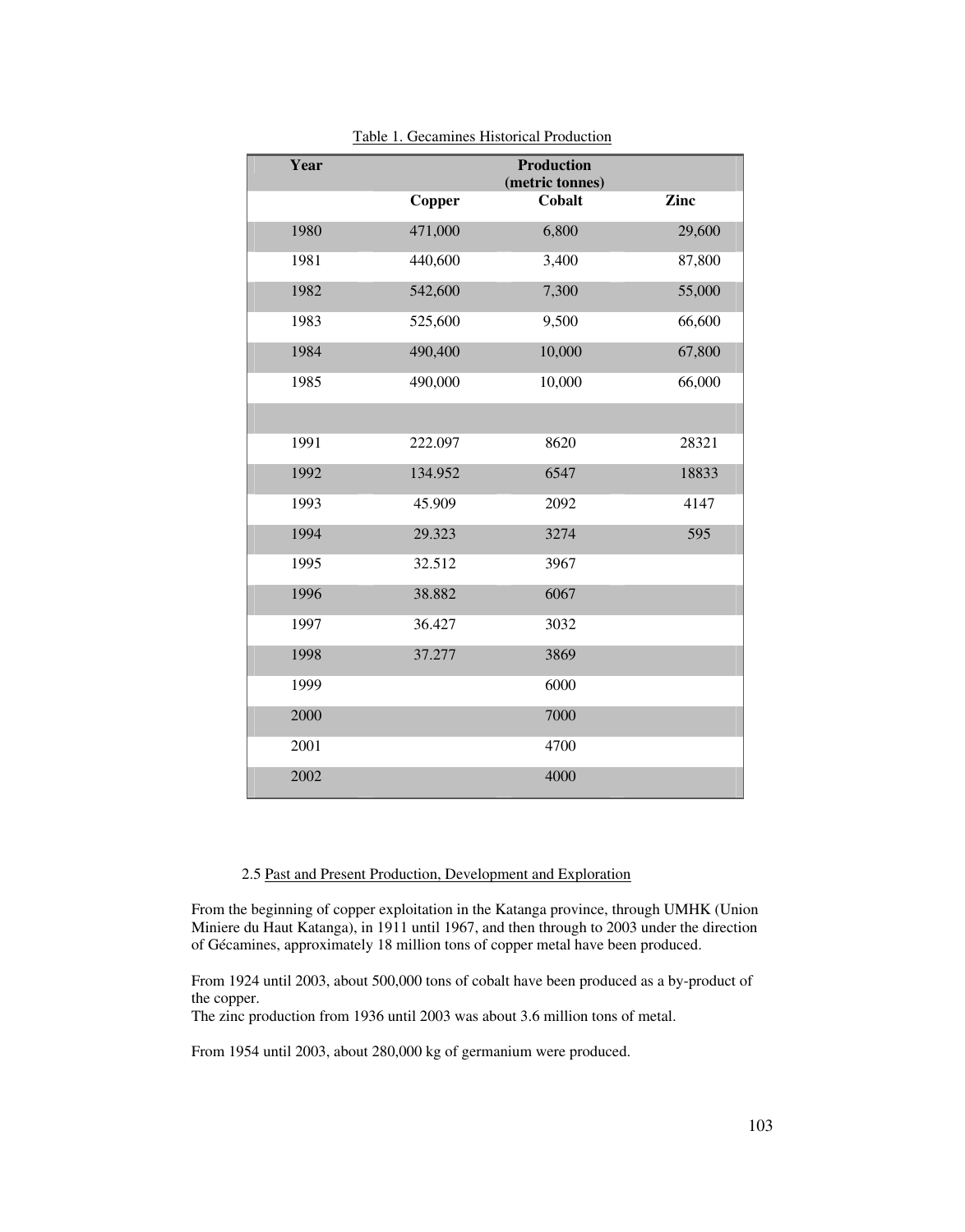Table 1. Gecamines Historical Production

| Year | Production (metric tonnes) | | |
|---|---|---|---|
| | Copper | Cobalt | Zinc |
| 1980 | 471,000 | 6,800 | 29,600 |
| 1981 | 440,600 | 3,400 | 87,800 |
| 1982 | 542,600 | 7,300 | 55,000 |
| 1983 | 525,600 | 9,500 | 66,600 |
| 1984 | 490,400 | 10,000 | 67,800 |
| 1985 | 490,000 | 10,000 | 66,000 |
| | | | |
| 1991 | 222.097 | 8620 | 28321 |
| 1992 | 134.952 | 6547 | 18833 |
| 1993 | 45.909 | 2092 | 4147 |
| 1994 | 29.323 | 3274 | 595 |
| 1995 | 32.512 | 3967 | |
| 1996 | 38.882 | 6067 | |
| 1997 | 36.427 | 3032 | |
| 1998 | 37.277 | 3869 | |
| 1999 | | 6000 | |
| 2000 | | 7000 | |
| 2001 | | 4700 | |
| 2002 | | 4000 | |

2.5 Past and Present Production, Development and Exploration

From the beginning of copper exploitation in the Katanga province, through UMHK (Union Miniere du Haut Katanga), in 1911 until 1967, and then through to 2003 under the direction of Gécamines, approximately 18 million tons of copper metal have been produced.

From 1924 until 2003, about 500,000 tons of cobalt have been produced as a by-product of the copper.
The zinc production from 1936 until 2003 was about 3.6 million tons of metal.

From 1954 until 2003, about 280,000 kg of germanium were produced.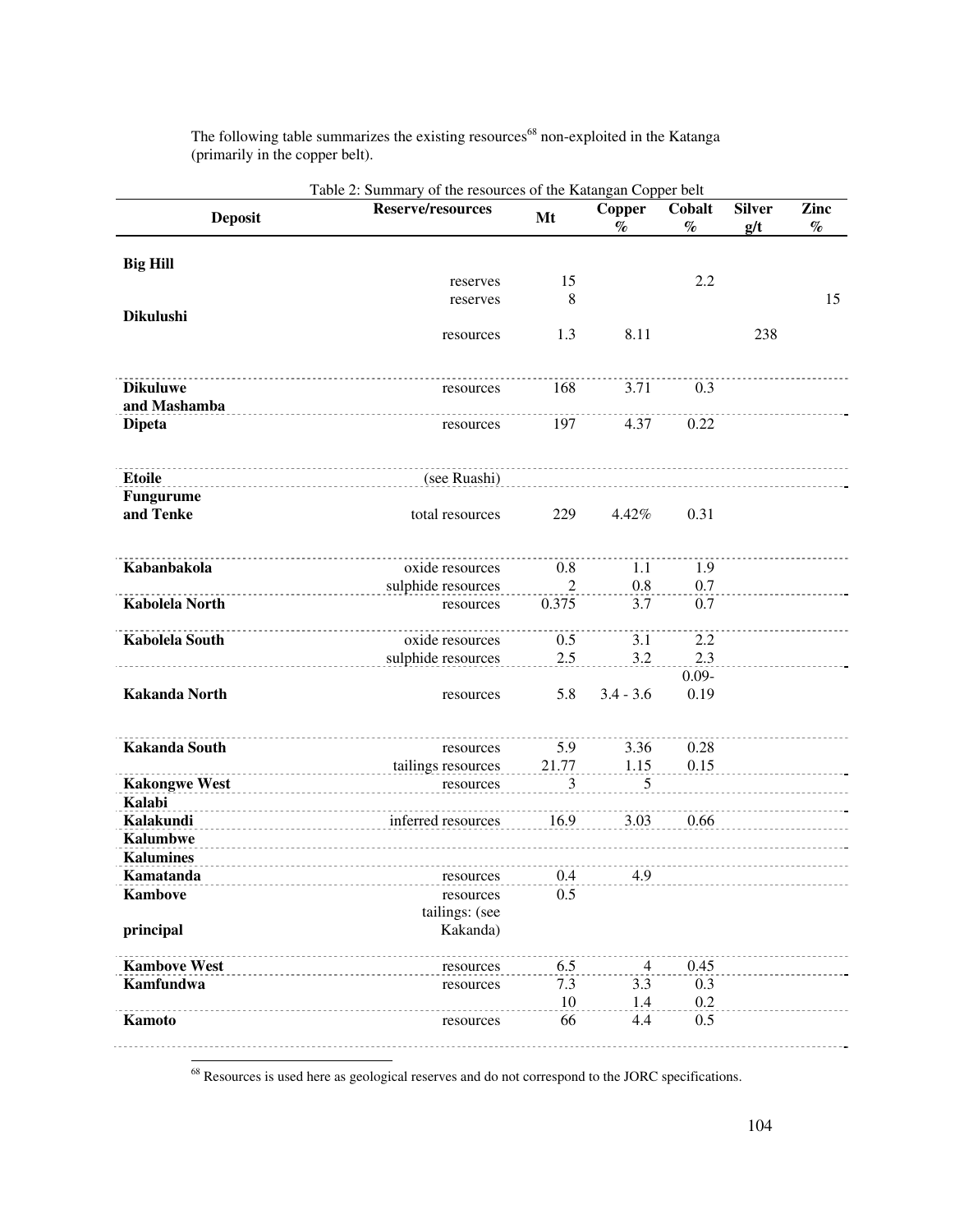The following table summarizes the existing resources[68] non-exploited in the Katanga (primarily in the copper belt).

Table 2: Summary of the resources of the Katangan Copper belt

| Deposit | Reserve/resources | Mt | Copper % | Cobalt % | Silver g/t | Zinc % |
|---|---|---|---|---|---|---|
| **Big Hill** | | | | | | |
| | reserves | 15 | | 2.2 | | |
| | reserves | 8 | | | | 15 |
| **Dikulushi** | | | | | | |
| | resources | 1.3 | 8.11 | | 238 | |
| **Dikuluwe and Mashamba** | resources | 168 | 3.71 | 0.3 | | |
| **Dipeta** | resources | 197 | 4.37 | 0.22 | | |
| **Etoile** | (see Ruashi) | | | | | |
| **Fungurume and Tenke** | total resources | 229 | 4.42% | 0.31 | | |
| **Kabanbakola** | oxide resources | 0.8 | 1.1 | 1.9 | | |
| | sulphide resources | 2 | 0.8 | 0.7 | | |
| **Kabolela North** | resources | 0.375 | 3.7 | 0.7 | | |
| **Kabolela South** | oxide resources | 0.5 | 3.1 | 2.2 | | |
| | sulphide resources | 2.5 | 3.2 | 2.3 | | |
| **Kakanda North** | resources | 5.8 | 3.4 - 3.6 | 0.09-0.19 | | |
| **Kakanda South** | resources | 5.9 | 3.36 | 0.28 | | |
| | tailings resources | 21.77 | 1.15 | 0.15 | | |
| **Kakongwe West** | resources | 3 | 5 | | | |
| **Kalabi** | | | | | | |
| **Kalakundi** | inferred resources | 16.9 | 3.03 | 0.66 | | |
| **Kalumbwe** | | | | | | |
| **Kalumines** | | | | | | |
| **Kamatanda** | resources | 0.4 | 4.9 | | | |
| **Kambove principal** | resources | 0.5 | | | | |
| | tailings: (see Kakanda) | | | | | |
| **Kambove West** | resources | 6.5 | 4 | 0.45 | | |
| **Kamfundwa** | resources | 7.3 | 3.3 | 0.3 | | |
| | | 10 | 1.4 | 0.2 | | |
| **Kamoto** | resources | 66 | 4.4 | 0.5 | | |

[68] Resources is used here as geological reserves and do not correspond to the JORC specifications.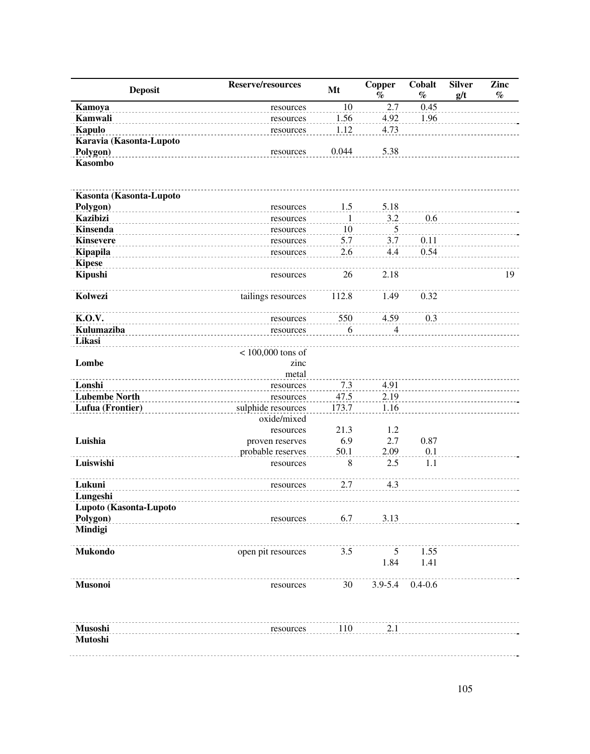| Deposit | Reserve/resources | Mt | Copper % | Cobalt % | Silver g/t | Zinc % |
|---|---|---|---|---|---|---|
| **Kamoya** | resources | 10 | 2.7 | 0.45 | | |
| **Kamwali** | resources | 1.56 | 4.92 | 1.96 | | |
| **Kapulo** | resources | 1.12 | 4.73 | | | |
| **Karavia (Kasonta-Lupoto Polygon)** | resources | 0.044 | 5.38 | | | |
| **Kasombo** | | | | | | |
| **Kasonta (Kasonta-Lupoto Polygon)** | resources | 1.5 | 5.18 | | | |
| **Kazibizi** | resources | 1 | 3.2 | 0.6 | | |
| **Kinsenda** | resources | 10 | 5 | | | |
| **Kinsevere** | resources | 5.7 | 3.7 | 0.11 | | |
| **Kipapila** | resources | 2.6 | 4.4 | 0.54 | | |
| **Kipese** | | | | | | |
| **Kipushi** | resources | 26 | 2.18 | | | 19 |
| **Kolwezi** | tailings resources | 112.8 | 1.49 | 0.32 | | |
| **K.O.V.** | resources | 550 | 4.59 | 0.3 | | |
| **Kulumaziba** | resources | 6 | 4 | | | |
| **Likasi** | | | | | | |
| **Lombe** | < 100,000 tons of zinc metal | | | | | |
| **Lonshi** | resources | 7.3 | 4.91 | | | |
| **Lubembe North** | resources | 47.5 | 2.19 | | | |
| **Lufua (Frontier)** | sulphide resources | 173.7 | 1.16 | | | |
| | oxide/mixed resources | 21.3 | 1.2 | | | |
| **Luishia** | proven reserves | 6.9 | 2.7 | 0.87 | | |
| | probable reserves | 50.1 | 2.09 | 0.1 | | |
| **Luiswishi** | resources | 8 | 2.5 | 1.1 | | |
| **Lukuni** | resources | 2.7 | 4.3 | | | |
| **Lungeshi** | | | | | | |
| **Lupoto (Kasonta-Lupoto Polygon)** | resources | 6.7 | 3.13 | | | |
| **Mindigi** | | | | | | |
| **Mukondo** | open pit resources | 3.5 | 5 | 1.55 | | |
| | | | 1.84 | 1.41 | | |
| **Musonoi** | resources | 30 | 3.9-5.4 | 0.4-0.6 | | |
| **Musoshi** | resources | 110 | 2.1 | | | |
| **Mutoshi** | | | | | | |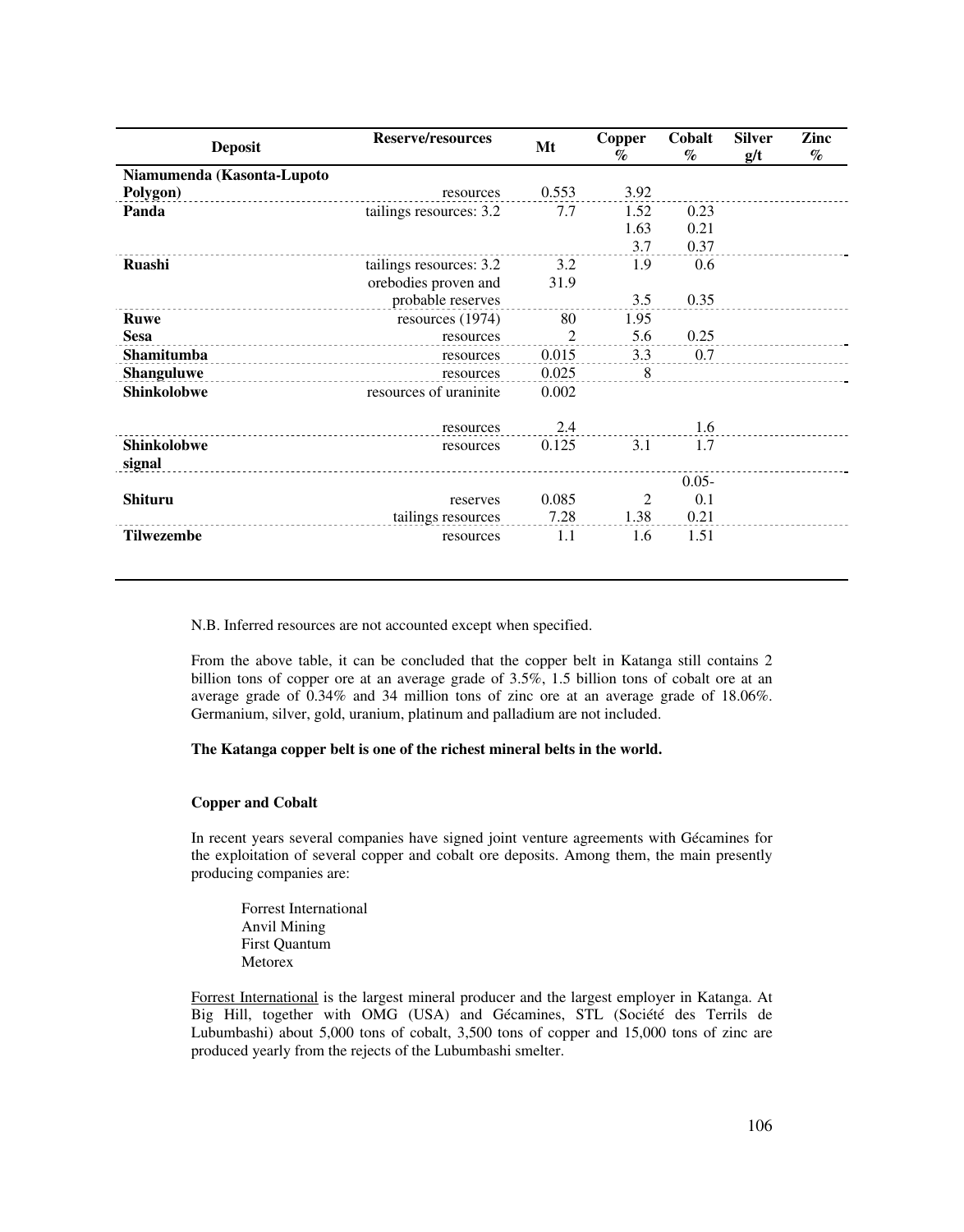| Deposit | Reserve/resources | Mt | Copper % | Cobalt % | Silver g/t | Zinc % |
|---|---|---|---|---|---|---|
| **Niamumenda (Kasonta-Lupoto Polygon)** | resources | 0.553 | 3.92 | | | |
| **Panda** | tailings resources: 3.2 | 7.7 | 1.52 | 0.23 | | |
| | | | 1.63 | 0.21 | | |
| | | | 3.7 | 0.37 | | |
| **Ruashi** | tailings resources: 3.2 | 3.2 | 1.9 | 0.6 | | |
| | orebodies proven and probable reserves | 31.9 | 3.5 | 0.35 | | |
| **Ruwe** | resources (1974) | 80 | 1.95 | | | |
| **Sesa** | resources | 2 | 5.6 | 0.25 | | |
| **Shamitumba** | resources | 0.015 | 3.3 | 0.7 | | |
| **Shanguluwe** | resources | 0.025 | 8 | | | |
| **Shinkolobwe** | resources of uraninite | 0.002 | | | | |
| | resources | 2.4 | | 1.6 | | |
| **Shinkolobwe signal** | resources | 0.125 | 3.1 | 1.7 | | |
| **Shituru** | reserves | 0.085 | 2 | 0.05-0.1 | | |
| | tailings resources | 7.28 | 1.38 | 0.21 | | |
| **Tilwezembe** | resources | 1.1 | 1.6 | 1.51 | | |

N.B. Inferred resources are not accounted except when specified.

From the above table, it can be concluded that the copper belt in Katanga still contains 2 billion tons of copper ore at an average grade of 3.5%, 1.5 billion tons of cobalt ore at an average grade of 0.34% and 34 million tons of zinc ore at an average grade of 18.06%. Germanium, silver, gold, uranium, platinum and palladium are not included.

**The Katanga copper belt is one of the richest mineral belts in the world.**

**Copper and Cobalt**

In recent years several companies have signed joint venture agreements with Gécamines for the exploitation of several copper and cobalt ore deposits. Among them, the main presently producing companies are:

Forrest International
Anvil Mining
First Quantum
Metorex

Forrest International is the largest mineral producer and the largest employer in Katanga. At Big Hill, together with OMG (USA) and Gécamines, STL (Société des Terrils de Lubumbashi) about 5,000 tons of cobalt, 3,500 tons of copper and 15,000 tons of zinc are produced yearly from the rejects of the Lubumbashi smelter.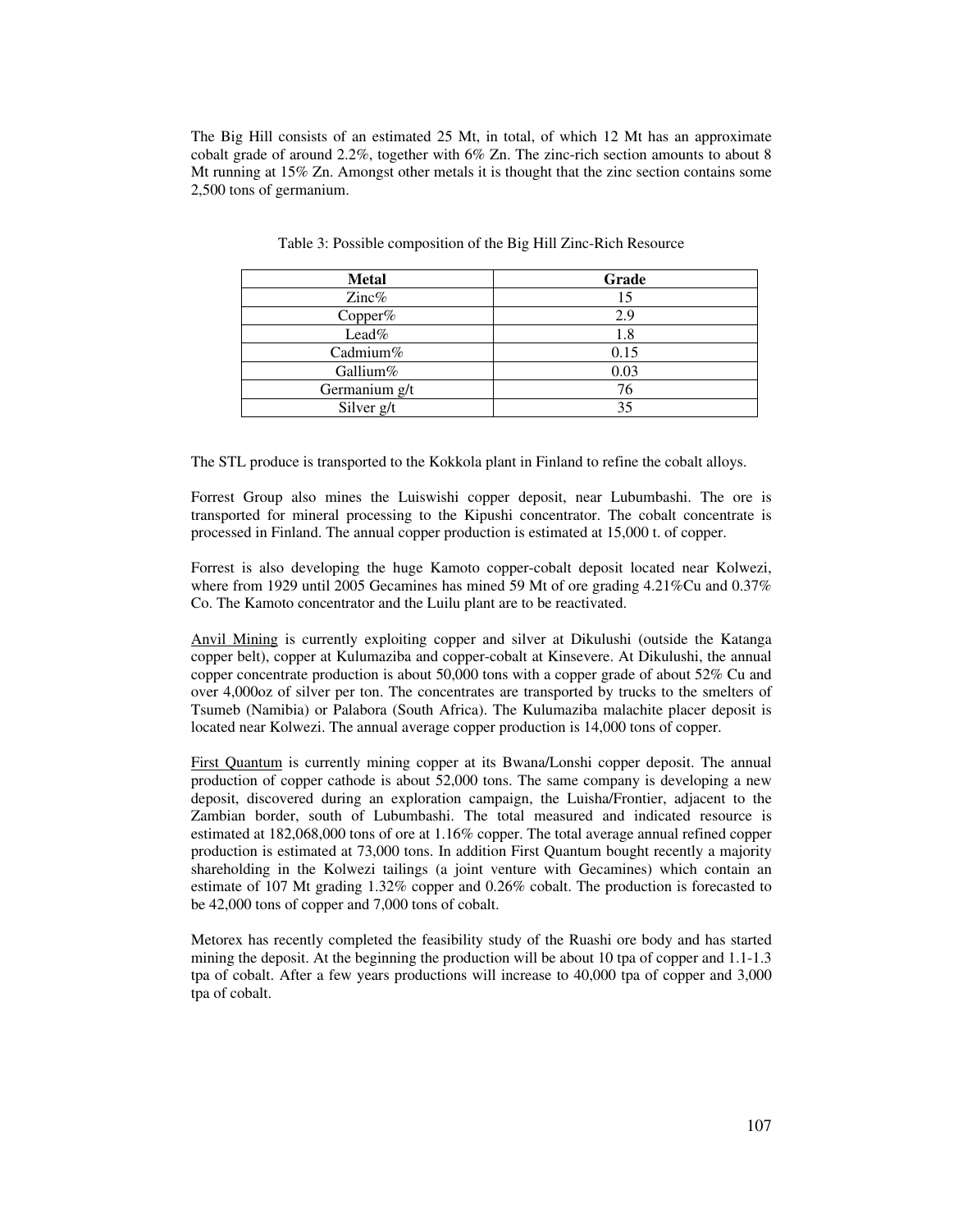The Big Hill consists of an estimated 25 Mt, in total, of which 12 Mt has an approximate cobalt grade of around 2.2%, together with 6% Zn. The zinc-rich section amounts to about 8 Mt running at 15% Zn. Amongst other metals it is thought that the zinc section contains some 2,500 tons of germanium.

Table 3: Possible composition of the Big Hill Zinc-Rich Resource

| Metal | Grade |
|---|---|
| Zinc% | 15 |
| Copper% | 2.9 |
| Lead% | 1.8 |
| Cadmium% | 0.15 |
| Gallium% | 0.03 |
| Germanium g/t | 76 |
| Silver g/t | 35 |

The STL produce is transported to the Kokkola plant in Finland to refine the cobalt alloys.

Forrest Group also mines the Luiswishi copper deposit, near Lubumbashi. The ore is transported for mineral processing to the Kipushi concentrator. The cobalt concentrate is processed in Finland. The annual copper production is estimated at 15,000 t. of copper.

Forrest is also developing the huge Kamoto copper-cobalt deposit located near Kolwezi, where from 1929 until 2005 Gecamines has mined 59 Mt of ore grading 4.21%Cu and 0.37% Co. The Kamoto concentrator and the Luilu plant are to be reactivated.

Anvil Mining is currently exploiting copper and silver at Dikulushi (outside the Katanga copper belt), copper at Kulumaziba and copper-cobalt at Kinsevere. At Dikulushi, the annual copper concentrate production is about 50,000 tons with a copper grade of about 52% Cu and over 4,000oz of silver per ton. The concentrates are transported by trucks to the smelters of Tsumeb (Namibia) or Palabora (South Africa). The Kulumaziba malachite placer deposit is located near Kolwezi. The annual average copper production is 14,000 tons of copper.

First Quantum is currently mining copper at its Bwana/Lonshi copper deposit. The annual production of copper cathode is about 52,000 tons. The same company is developing a new deposit, discovered during an exploration campaign, the Luisha/Frontier, adjacent to the Zambian border, south of Lubumbashi. The total measured and indicated resource is estimated at 182,068,000 tons of ore at 1.16% copper. The total average annual refined copper production is estimated at 73,000 tons. In addition First Quantum bought recently a majority shareholding in the Kolwezi tailings (a joint venture with Gecamines) which contain an estimate of 107 Mt grading 1.32% copper and 0.26% cobalt. The production is forecasted to be 42,000 tons of copper and 7,000 tons of cobalt.

Metorex has recently completed the feasibility study of the Ruashi ore body and has started mining the deposit. At the beginning the production will be about 10 tpa of copper and 1.1-1.3 tpa of cobalt. After a few years productions will increase to 40,000 tpa of copper and 3,000 tpa of cobalt.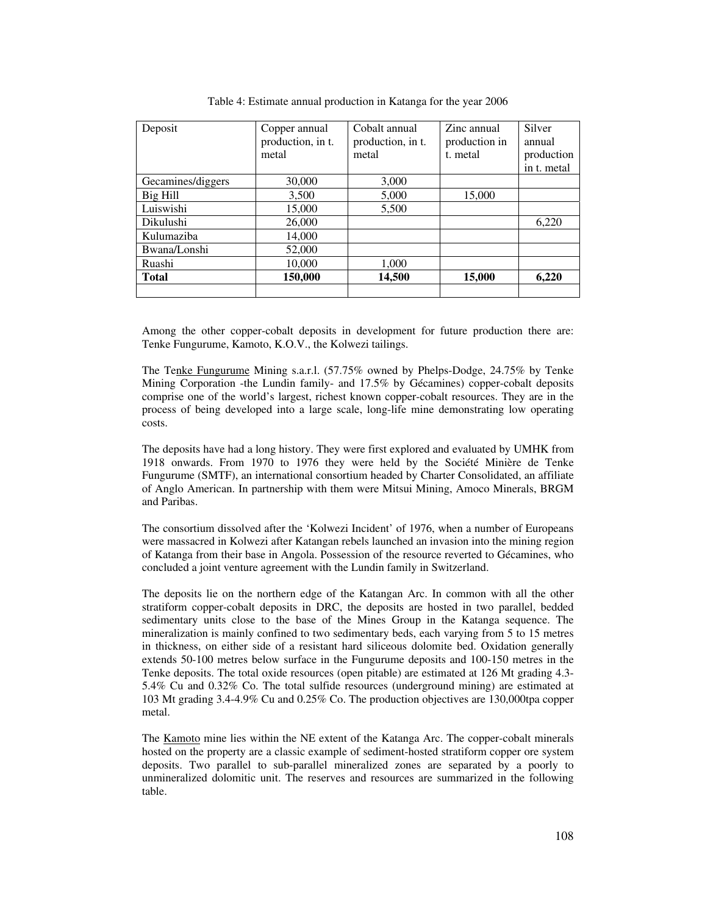Table 4: Estimate annual production in Katanga for the year 2006

| Deposit | Copper annual production, in t. metal | Cobalt annual production, in t. metal | Zinc annual production in t. metal | Silver annual production in t. metal |
|---|---|---|---|---|
| Gecamines/diggers | 30,000 | 3,000 | | |
| Big Hill | 3,500 | 5,000 | 15,000 | |
| Luiswishi | 15,000 | 5,500 | | |
| Dikulushi | 26,000 | | | 6,220 |
| Kulumaziba | 14,000 | | | |
| Bwana/Lonshi | 52,000 | | | |
| Ruashi | 10,000 | 1,000 | | |
| **Total** | **150,000** | **14,500** | **15,000** | **6,220** |
| | | | | |

Among the other copper-cobalt deposits in development for future production there are: Tenke Fungurume, Kamoto, K.O.V., the Kolwezi tailings.

The Tenke Fungurume Mining s.a.r.l. (57.75% owned by Phelps-Dodge, 24.75% by Tenke Mining Corporation -the Lundin family- and 17.5% by Gécamines) copper-cobalt deposits comprise one of the world's largest, richest known copper-cobalt resources. They are in the process of being developed into a large scale, long-life mine demonstrating low operating costs.

The deposits have had a long history. They were first explored and evaluated by UMHK from 1918 onwards. From 1970 to 1976 they were held by the Société Minière de Tenke Fungurume (SMTF), an international consortium headed by Charter Consolidated, an affiliate of Anglo American. In partnership with them were Mitsui Mining, Amoco Minerals, BRGM and Paribas.

The consortium dissolved after the 'Kolwezi Incident' of 1976, when a number of Europeans were massacred in Kolwezi after Katangan rebels launched an invasion into the mining region of Katanga from their base in Angola. Possession of the resource reverted to Gécamines, who concluded a joint venture agreement with the Lundin family in Switzerland.

The deposits lie on the northern edge of the Katangan Arc. In common with all the other stratiform copper-cobalt deposits in DRC, the deposits are hosted in two parallel, bedded sedimentary units close to the base of the Mines Group in the Katanga sequence. The mineralization is mainly confined to two sedimentary beds, each varying from 5 to 15 metres in thickness, on either side of a resistant hard siliceous dolomite bed. Oxidation generally extends 50-100 metres below surface in the Fungurume deposits and 100-150 metres in the Tenke deposits. The total oxide resources (open pitable) are estimated at 126 Mt grading 4.3-5.4% Cu and 0.32% Co. The total sulfide resources (underground mining) are estimated at 103 Mt grading 3.4-4.9% Cu and 0.25% Co. The production objectives are 130,000tpa copper metal.

The Kamoto mine lies within the NE extent of the Katanga Arc. The copper-cobalt minerals hosted on the property are a classic example of sediment-hosted stratiform copper ore system deposits. Two parallel to sub-parallel mineralized zones are separated by a poorly to unmineralized dolomitic unit. The reserves and resources are summarized in the following table.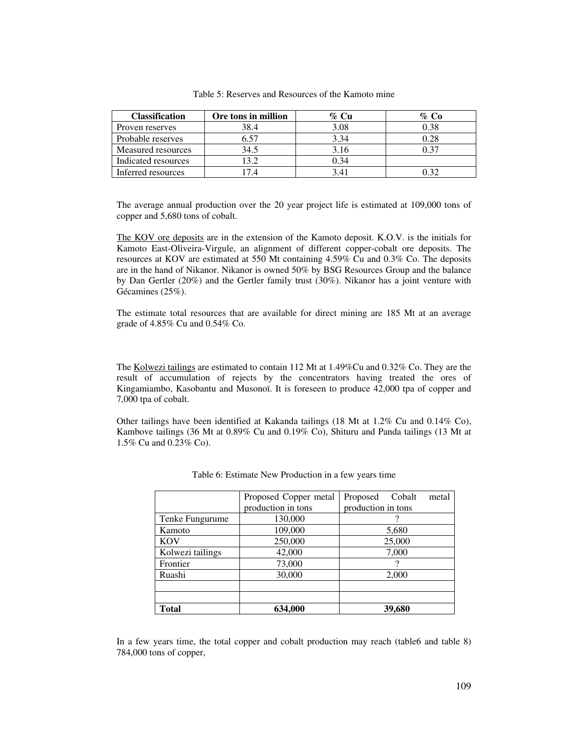Table 5: Reserves and Resources of the Kamoto mine

| Classification | Ore tons in million | % Cu | % Co |
|---|---|---|---|
| Proven reserves | 38.4 | 3.08 | 0.38 |
| Probable reserves | 6.57 | 3.34 | 0.28 |
| Measured resources | 34.5 | 3.16 | 0.37 |
| Indicated resources | 13.2 | 0.34 | |
| Inferred resources | 17.4 | 3.41 | 0.32 |

The average annual production over the 20 year project life is estimated at 109,000 tons of copper and 5,680 tons of cobalt.

The KOV ore deposits are in the extension of the Kamoto deposit. K.O.V. is the initials for Kamoto East-Oliveira-Virgule, an alignment of different copper-cobalt ore deposits. The resources at KOV are estimated at 550 Mt containing 4.59% Cu and 0.3% Co. The deposits are in the hand of Nikanor. Nikanor is owned 50% by BSG Resources Group and the balance by Dan Gertler (20%) and the Gertler family trust (30%). Nikanor has a joint venture with Gécamines (25%).

The estimate total resources that are available for direct mining are 185 Mt at an average grade of 4.85% Cu and 0.54% Co.

The Kolwezi tailings are estimated to contain 112 Mt at 1.49%Cu and 0.32% Co. They are the result of accumulation of rejects by the concentrators having treated the ores of Kingamiambo, Kasobantu and Musonoï. It is foreseen to produce 42,000 tpa of copper and 7,000 tpa of cobalt.

Other tailings have been identified at Kakanda tailings (18 Mt at 1.2% Cu and 0.14% Co), Kambove tailings (36 Mt at 0.89% Cu and 0.19% Co), Shituru and Panda tailings (13 Mt at 1.5% Cu and 0.23% Co).

Table 6: Estimate New Production in a few years time

| | Proposed Copper metal production in tons | Proposed Cobalt metal production in tons |
|---|---|---|
| Tenke Fungurume | 130,000 | ? |
| Kamoto | 109,000 | 5,680 |
| KOV | 250,000 | 25,000 |
| Kolwezi tailings | 42,000 | 7,000 |
| Frontier | 73,000 | ? |
| Ruashi | 30,000 | 2,000 |
| | | |
| | | |
| **Total** | **634,000** | **39,680** |

In a few years time, the total copper and cobalt production may reach (table6 and table 8) 784,000 tons of copper,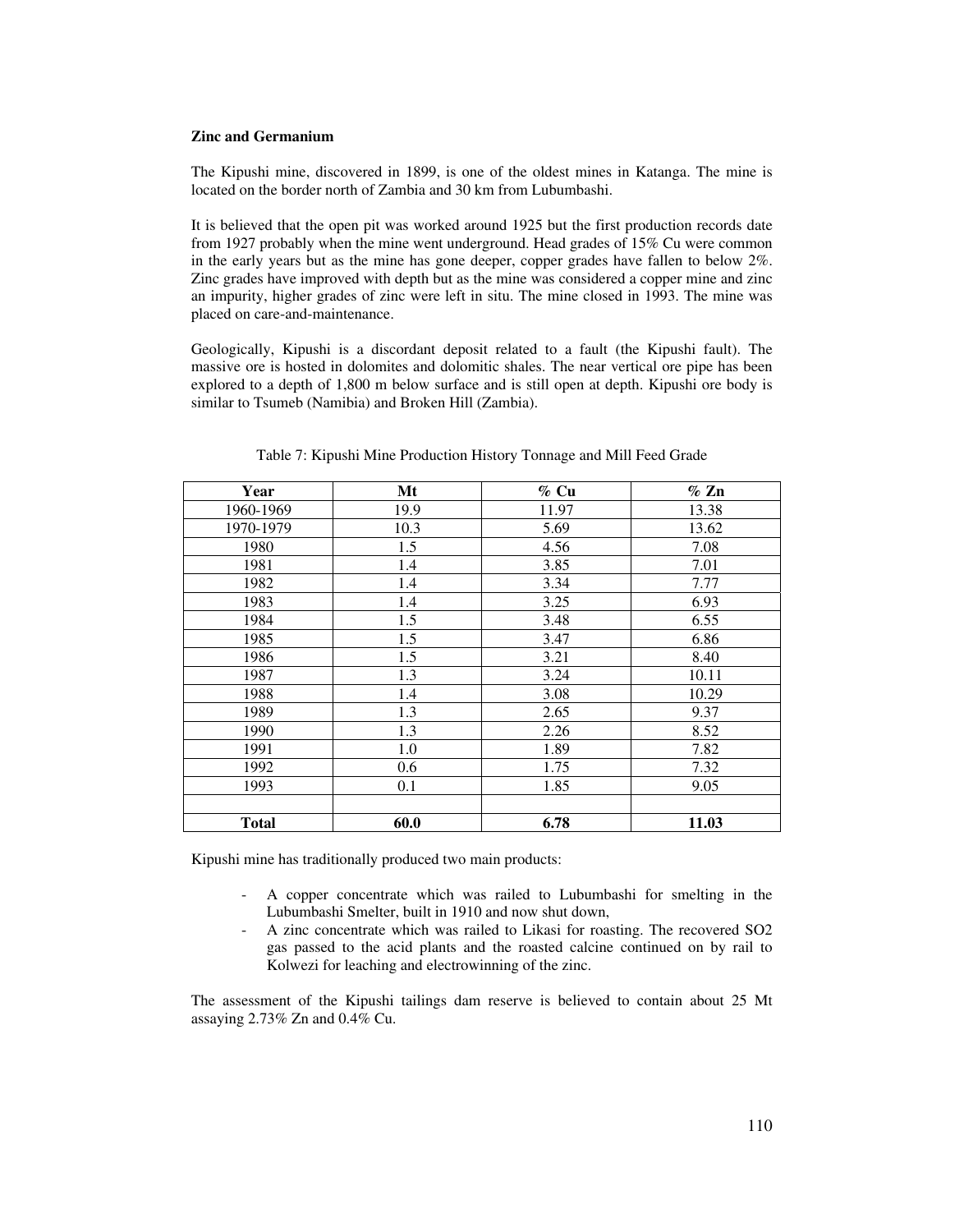**Zinc and Germanium**

The Kipushi mine, discovered in 1899, is one of the oldest mines in Katanga. The mine is located on the border north of Zambia and 30 km from Lubumbashi.

It is believed that the open pit was worked around 1925 but the first production records date from 1927 probably when the mine went underground. Head grades of 15% Cu were common in the early years but as the mine has gone deeper, copper grades have fallen to below 2%. Zinc grades have improved with depth but as the mine was considered a copper mine and zinc an impurity, higher grades of zinc were left in situ. The mine closed in 1993. The mine was placed on care-and-maintenance.

Geologically, Kipushi is a discordant deposit related to a fault (the Kipushi fault). The massive ore is hosted in dolomites and dolomitic shales. The near vertical ore pipe has been explored to a depth of 1,800 m below surface and is still open at depth. Kipushi ore body is similar to Tsumeb (Namibia) and Broken Hill (Zambia).

Table 7: Kipushi Mine Production History Tonnage and Mill Feed Grade

| Year | Mt | % Cu | % Zn |
|---|---|---|---|
| 1960-1969 | 19.9 | 11.97 | 13.38 |
| 1970-1979 | 10.3 | 5.69 | 13.62 |
| 1980 | 1.5 | 4.56 | 7.08 |
| 1981 | 1.4 | 3.85 | 7.01 |
| 1982 | 1.4 | 3.34 | 7.77 |
| 1983 | 1.4 | 3.25 | 6.93 |
| 1984 | 1.5 | 3.48 | 6.55 |
| 1985 | 1.5 | 3.47 | 6.86 |
| 1986 | 1.5 | 3.21 | 8.40 |
| 1987 | 1.3 | 3.24 | 10.11 |
| 1988 | 1.4 | 3.08 | 10.29 |
| 1989 | 1.3 | 2.65 | 9.37 |
| 1990 | 1.3 | 2.26 | 8.52 |
| 1991 | 1.0 | 1.89 | 7.82 |
| 1992 | 0.6 | 1.75 | 7.32 |
| 1993 | 0.1 | 1.85 | 9.05 |
| | | | |
| **Total** | **60.0** | **6.78** | **11.03** |

Kipushi mine has traditionally produced two main products:

- A copper concentrate which was railed to Lubumbashi for smelting in the Lubumbashi Smelter, built in 1910 and now shut down,
- A zinc concentrate which was railed to Likasi for roasting. The recovered $SO_2$ gas passed to the acid plants and the roasted calcine continued on by rail to Kolwezi for leaching and electrowinning of the zinc.

The assessment of the Kipushi tailings dam reserve is believed to contain about 25 Mt assaying 2.73% Zn and 0.4% Cu.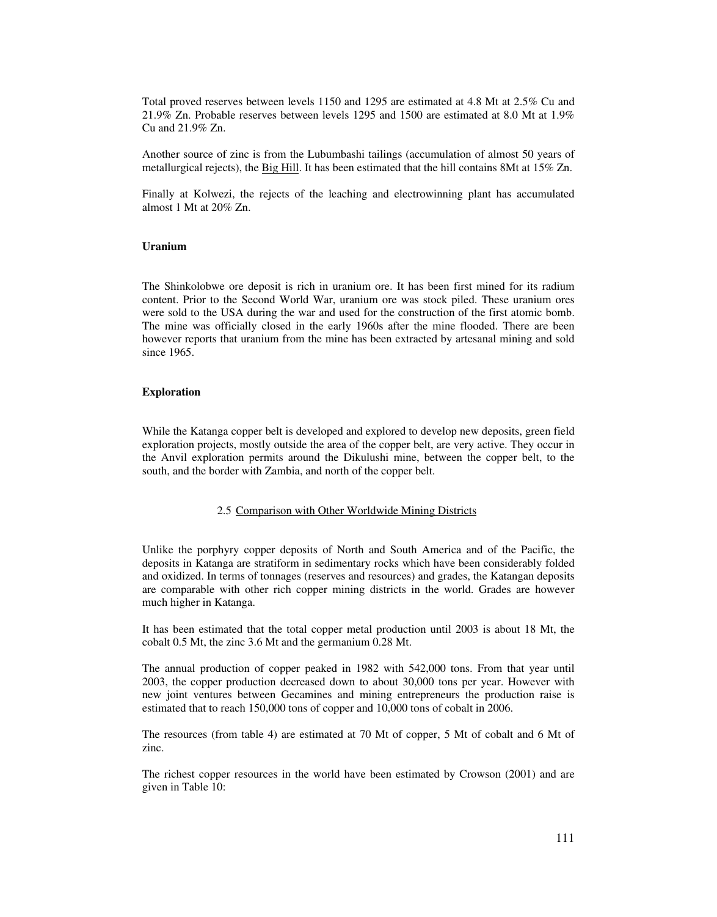Total proved reserves between levels 1150 and 1295 are estimated at 4.8 Mt at 2.5% Cu and 21.9% Zn. Probable reserves between levels 1295 and 1500 are estimated at 8.0 Mt at 1.9% Cu and 21.9% Zn.

Another source of zinc is from the Lubumbashi tailings (accumulation of almost 50 years of metallurgical rejects), the Big Hill. It has been estimated that the hill contains 8Mt at 15% Zn.

Finally at Kolwezi, the rejects of the leaching and electrowinning plant has accumulated almost 1 Mt at 20% Zn.

**Uranium**

The Shinkolobwe ore deposit is rich in uranium ore. It has been first mined for its radium content. Prior to the Second World War, uranium ore was stock piled. These uranium ores were sold to the USA during the war and used for the construction of the first atomic bomb. The mine was officially closed in the early 1960s after the mine flooded. There are been however reports that uranium from the mine has been extracted by artesanal mining and sold since 1965.

**Exploration**

While the Katanga copper belt is developed and explored to develop new deposits, green field exploration projects, mostly outside the area of the copper belt, are very active. They occur in the Anvil exploration permits around the Dikulushi mine, between the copper belt, to the south, and the border with Zambia, and north of the copper belt.

## 2.5 Comparison with Other Worldwide Mining Districts

Unlike the porphyry copper deposits of North and South America and of the Pacific, the deposits in Katanga are stratiform in sedimentary rocks which have been considerably folded and oxidized. In terms of tonnages (reserves and resources) and grades, the Katangan deposits are comparable with other rich copper mining districts in the world. Grades are however much higher in Katanga.

It has been estimated that the total copper metal production until 2003 is about 18 Mt, the cobalt 0.5 Mt, the zinc 3.6 Mt and the germanium 0.28 Mt.

The annual production of copper peaked in 1982 with 542,000 tons. From that year until 2003, the copper production decreased down to about 30,000 tons per year. However with new joint ventures between Gecamines and mining entrepreneurs the production raise is estimated that to reach 150,000 tons of copper and 10,000 tons of cobalt in 2006.

The resources (from table 4) are estimated at 70 Mt of copper, 5 Mt of cobalt and 6 Mt of zinc.

The richest copper resources in the world have been estimated by Crowson (2001) and are given in Table 10: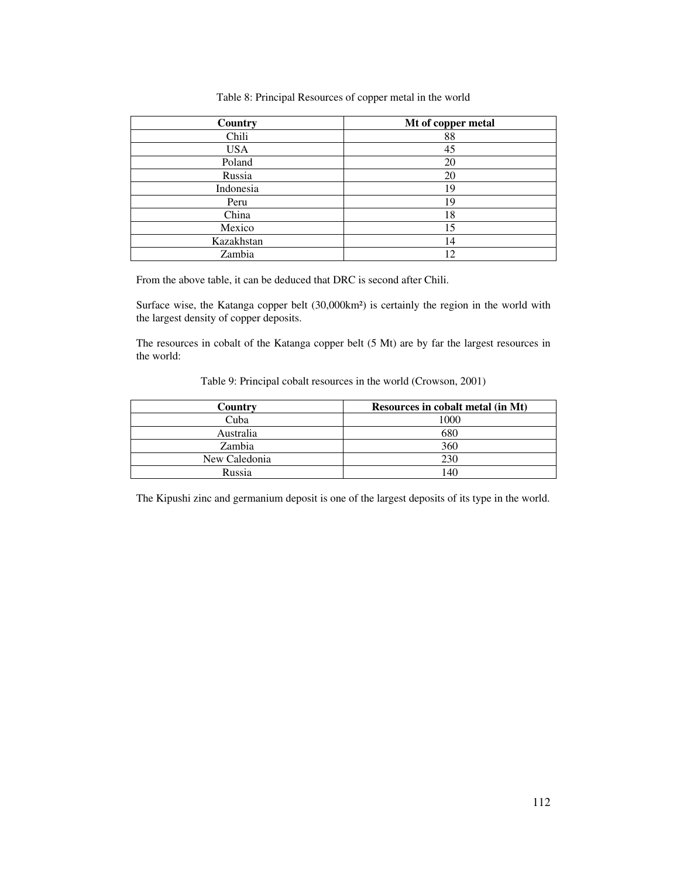Table 8: Principal Resources of copper metal in the world

| Country | Mt of copper metal |
| --- | --- |
| Chili | 88 |
| USA | 45 |
| Poland | 20 |
| Russia | 20 |
| Indonesia | 19 |
| Peru | 19 |
| China | 18 |
| Mexico | 15 |
| Kazakhstan | 14 |
| Zambia | 12 |

From the above table, it can be deduced that DRC is second after Chili.

Surface wise, the Katanga copper belt (30,000km²) is certainly the region in the world with the largest density of copper deposits.

The resources in cobalt of the Katanga copper belt (5 Mt) are by far the largest resources in the world:

Table 9: Principal cobalt resources in the world (Crowson, 2001)

| Country | Resources in cobalt metal (in Mt) |
| --- | --- |
| Cuba | 1000 |
| Australia | 680 |
| Zambia | 360 |
| New Caledonia | 230 |
| Russia | 140 |

The Kipushi zinc and germanium deposit is one of the largest deposits of its type in the world.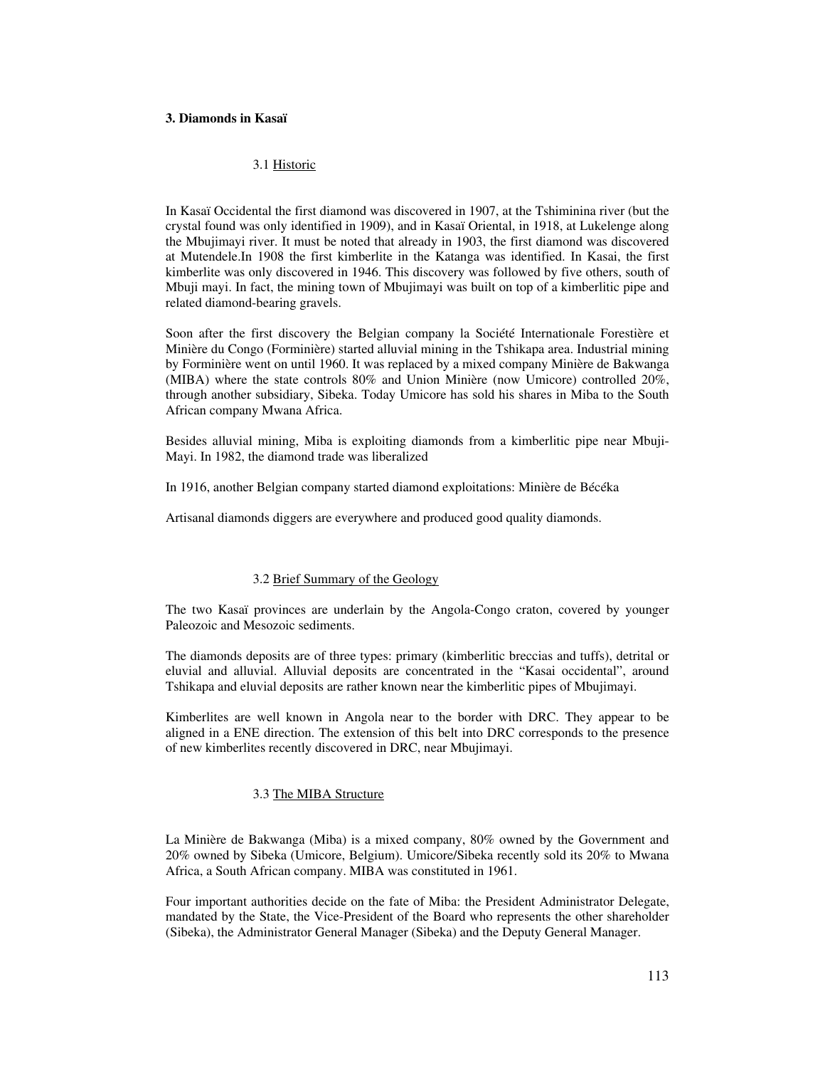## 3. Diamonds in Kasaï

### 3.1 Historic

In Kasaï Occidental the first diamond was discovered in 1907, at the Tshiminina river (but the crystal found was only identified in 1909), and in Kasaï Oriental, in 1918, at Lukelenge along the Mbujimayi river. It must be noted that already in 1903, the first diamond was discovered at Mutendele.In 1908 the first kimberlite in the Katanga was identified. In Kasai, the first kimberlite was only discovered in 1946. This discovery was followed by five others, south of Mbuji mayi. In fact, the mining town of Mbujimayi was built on top of a kimberlitic pipe and related diamond-bearing gravels.

Soon after the first discovery the Belgian company la Société Internationale Forestière et Minière du Congo (Forminière) started alluvial mining in the Tshikapa area. Industrial mining by Forminière went on until 1960. It was replaced by a mixed company Minière de Bakwanga (MIBA) where the state controls 80% and Union Minière (now Umicore) controlled 20%, through another subsidiary, Sibeka. Today Umicore has sold his shares in Miba to the South African company Mwana Africa.

Besides alluvial mining, Miba is exploiting diamonds from a kimberlitic pipe near Mbuji-Mayi. In 1982, the diamond trade was liberalized

In 1916, another Belgian company started diamond exploitations: Minière de Bécéka

Artisanal diamonds diggers are everywhere and produced good quality diamonds.

### 3.2 Brief Summary of the Geology

The two Kasaï provinces are underlain by the Angola-Congo craton, covered by younger Paleozoic and Mesozoic sediments.

The diamonds deposits are of three types: primary (kimberlitic breccias and tuffs), detrital or eluvial and alluvial. Alluvial deposits are concentrated in the "Kasai occidental", around Tshikapa and eluvial deposits are rather known near the kimberlitic pipes of Mbujimayi.

Kimberlites are well known in Angola near to the border with DRC. They appear to be aligned in a ENE direction. The extension of this belt into DRC corresponds to the presence of new kimberlites recently discovered in DRC, near Mbujimayi.

### 3.3 The MIBA Structure

La Minière de Bakwanga (Miba) is a mixed company, 80% owned by the Government and 20% owned by Sibeka (Umicore, Belgium). Umicore/Sibeka recently sold its 20% to Mwana Africa, a South African company. MIBA was constituted in 1961.

Four important authorities decide on the fate of Miba: the President Administrator Delegate, mandated by the State, the Vice-President of the Board who represents the other shareholder (Sibeka), the Administrator General Manager (Sibeka) and the Deputy General Manager.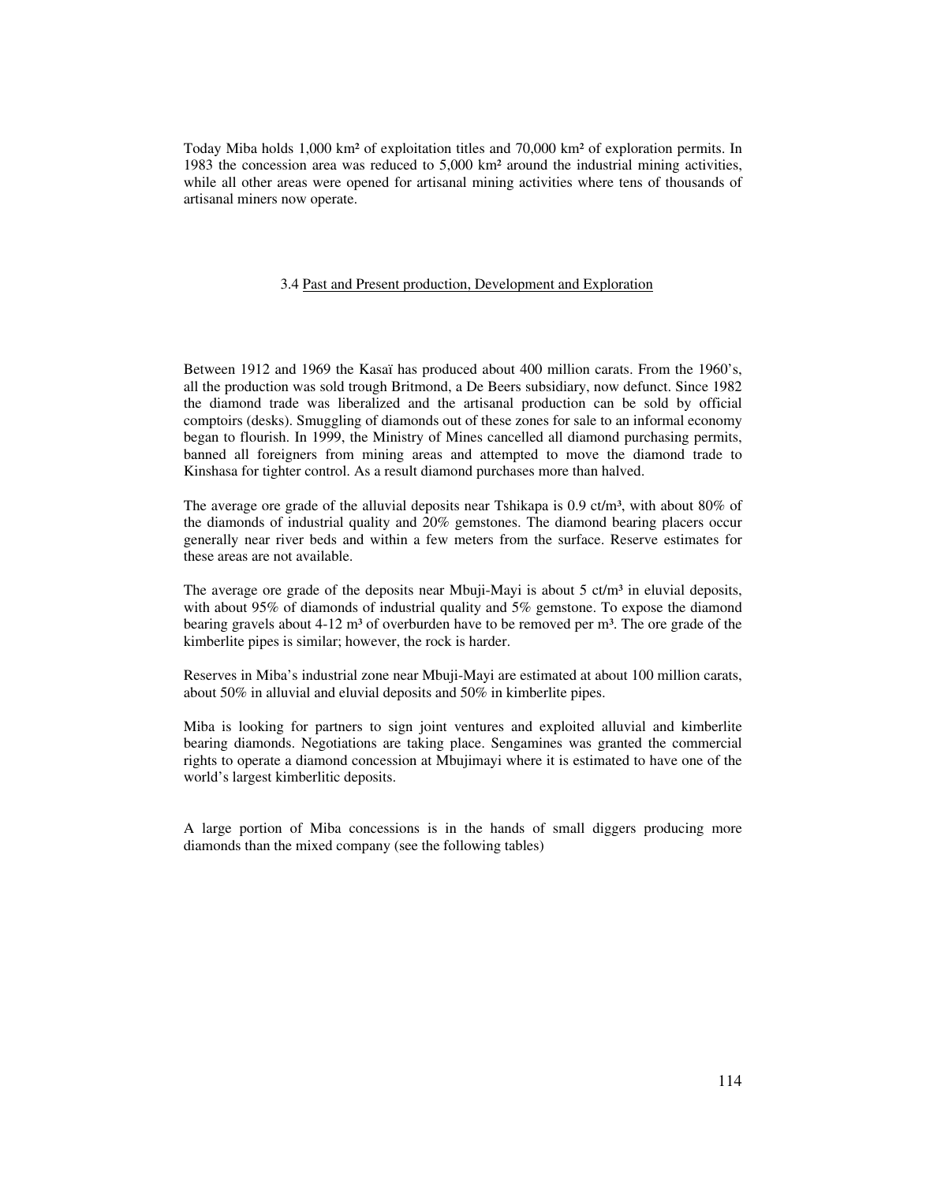Today Miba holds 1,000 km² of exploitation titles and 70,000 km² of exploration permits. In 1983 the concession area was reduced to 5,000 km² around the industrial mining activities, while all other areas were opened for artisanal mining activities where tens of thousands of artisanal miners now operate.

### 3.4 Past and Present production, Development and Exploration

Between 1912 and 1969 the Kasaï has produced about 400 million carats. From the 1960's, all the production was sold trough Britmond, a De Beers subsidiary, now defunct. Since 1982 the diamond trade was liberalized and the artisanal production can be sold by official comptoirs (desks). Smuggling of diamonds out of these zones for sale to an informal economy began to flourish. In 1999, the Ministry of Mines cancelled all diamond purchasing permits, banned all foreigners from mining areas and attempted to move the diamond trade to Kinshasa for tighter control. As a result diamond purchases more than halved.

The average ore grade of the alluvial deposits near Tshikapa is 0.9 ct/m³, with about 80% of the diamonds of industrial quality and 20% gemstones. The diamond bearing placers occur generally near river beds and within a few meters from the surface. Reserve estimates for these areas are not available.

The average ore grade of the deposits near Mbuji-Mayi is about 5 ct/m³ in eluvial deposits, with about 95% of diamonds of industrial quality and 5% gemstone. To expose the diamond bearing gravels about 4-12 m³ of overburden have to be removed per m³. The ore grade of the kimberlite pipes is similar; however, the rock is harder.

Reserves in Miba's industrial zone near Mbuji-Mayi are estimated at about 100 million carats, about 50% in alluvial and eluvial deposits and 50% in kimberlite pipes.

Miba is looking for partners to sign joint ventures and exploited alluvial and kimberlite bearing diamonds. Negotiations are taking place. Sengamines was granted the commercial rights to operate a diamond concession at Mbujimayi where it is estimated to have one of the world's largest kimberlitic deposits.

A large portion of Miba concessions is in the hands of small diggers producing more diamonds than the mixed company (see the following tables)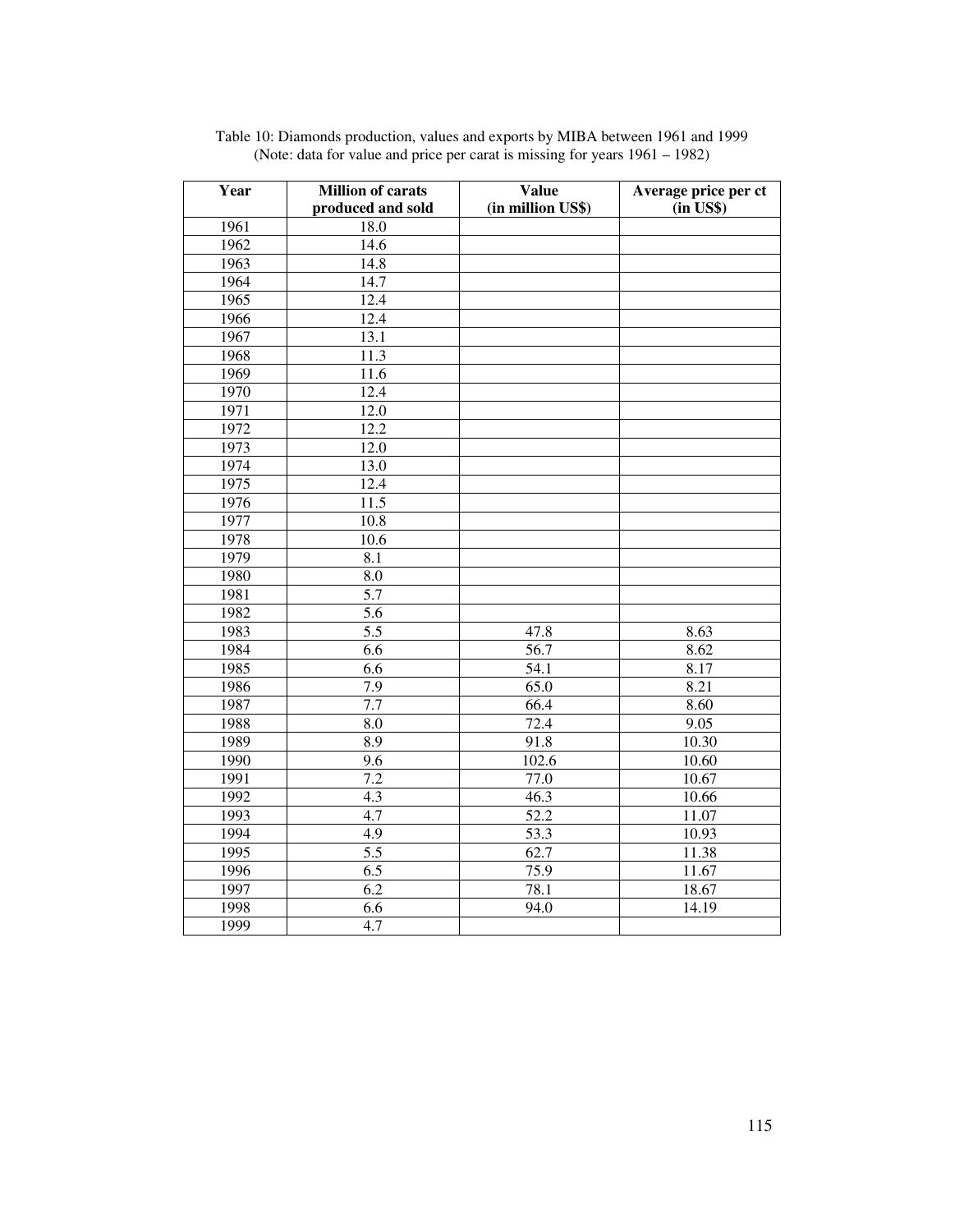Table 10: Diamonds production, values and exports by MIBA between 1961 and 1999
(Note: data for value and price per carat is missing for years 1961 – 1982)

| Year | Million of carats produced and sold | Value (in million US$) | Average price per ct (in US$) |
|---|---|---|---|
| 1961 | 18.0 | | |
| 1962 | 14.6 | | |
| 1963 | 14.8 | | |
| 1964 | 14.7 | | |
| 1965 | 12.4 | | |
| 1966 | 12.4 | | |
| 1967 | 13.1 | | |
| 1968 | 11.3 | | |
| 1969 | 11.6 | | |
| 1970 | 12.4 | | |
| 1971 | 12.0 | | |
| 1972 | 12.2 | | |
| 1973 | 12.0 | | |
| 1974 | 13.0 | | |
| 1975 | 12.4 | | |
| 1976 | 11.5 | | |
| 1977 | 10.8 | | |
| 1978 | 10.6 | | |
| 1979 | 8.1 | | |
| 1980 | 8.0 | | |
| 1981 | 5.7 | | |
| 1982 | 5.6 | | |
| 1983 | 5.5 | 47.8 | 8.63 |
| 1984 | 6.6 | 56.7 | 8.62 |
| 1985 | 6.6 | 54.1 | 8.17 |
| 1986 | 7.9 | 65.0 | 8.21 |
| 1987 | 7.7 | 66.4 | 8.60 |
| 1988 | 8.0 | 72.4 | 9.05 |
| 1989 | 8.9 | 91.8 | 10.30 |
| 1990 | 9.6 | 102.6 | 10.60 |
| 1991 | 7.2 | 77.0 | 10.67 |
| 1992 | 4.3 | 46.3 | 10.66 |
| 1993 | 4.7 | 52.2 | 11.07 |
| 1994 | 4.9 | 53.3 | 10.93 |
| 1995 | 5.5 | 62.7 | 11.38 |
| 1996 | 6.5 | 75.9 | 11.67 |
| 1997 | 6.2 | 78.1 | 18.67 |
| 1998 | 6.6 | 94.0 | 14.19 |
| 1999 | 4.7 | | |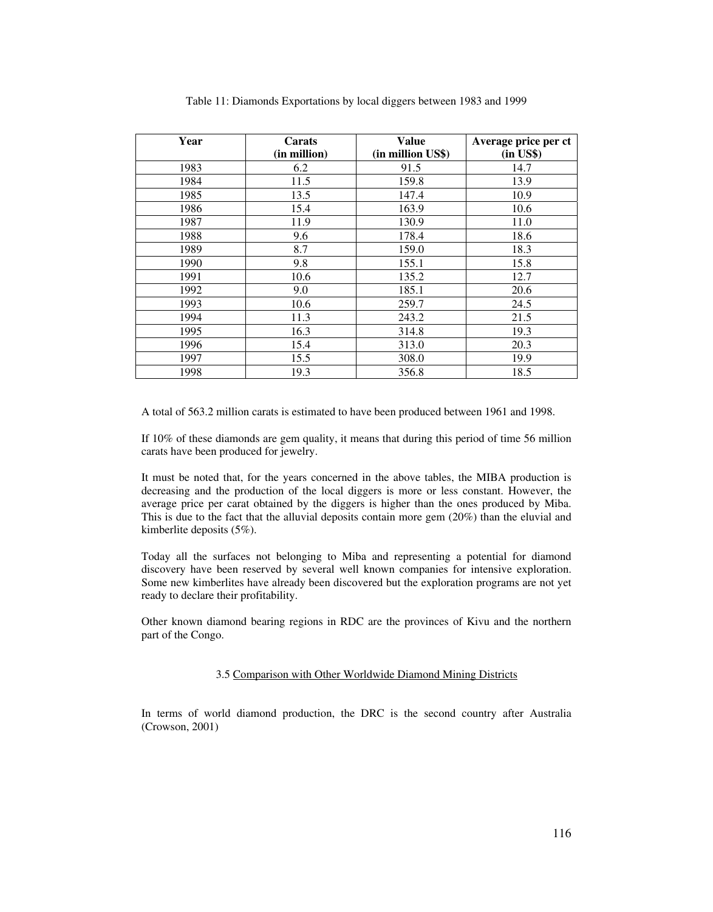Table 11: Diamonds Exportations by local diggers between 1983 and 1999

| Year | Carats (in million) | Value (in million US$) | Average price per ct (in US$) |
|---|---|---|---|
| 1983 | 6.2 | 91.5 | 14.7 |
| 1984 | 11.5 | 159.8 | 13.9 |
| 1985 | 13.5 | 147.4 | 10.9 |
| 1986 | 15.4 | 163.9 | 10.6 |
| 1987 | 11.9 | 130.9 | 11.0 |
| 1988 | 9.6 | 178.4 | 18.6 |
| 1989 | 8.7 | 159.0 | 18.3 |
| 1990 | 9.8 | 155.1 | 15.8 |
| 1991 | 10.6 | 135.2 | 12.7 |
| 1992 | 9.0 | 185.1 | 20.6 |
| 1993 | 10.6 | 259.7 | 24.5 |
| 1994 | 11.3 | 243.2 | 21.5 |
| 1995 | 16.3 | 314.8 | 19.3 |
| 1996 | 15.4 | 313.0 | 20.3 |
| 1997 | 15.5 | 308.0 | 19.9 |
| 1998 | 19.3 | 356.8 | 18.5 |

A total of 563.2 million carats is estimated to have been produced between 1961 and 1998.

If 10% of these diamonds are gem quality, it means that during this period of time 56 million carats have been produced for jewelry.

It must be noted that, for the years concerned in the above tables, the MIBA production is decreasing and the production of the local diggers is more or less constant. However, the average price per carat obtained by the diggers is higher than the ones produced by Miba. This is due to the fact that the alluvial deposits contain more gem (20%) than the eluvial and kimberlite deposits (5%).

Today all the surfaces not belonging to Miba and representing a potential for diamond discovery have been reserved by several well known companies for intensive exploration. Some new kimberlites have already been discovered but the exploration programs are not yet ready to declare their profitability.

Other known diamond bearing regions in RDC are the provinces of Kivu and the northern part of the Congo.

### 3.5 Comparison with Other Worldwide Diamond Mining Districts

In terms of world diamond production, the DRC is the second country after Australia (Crowson, 2001)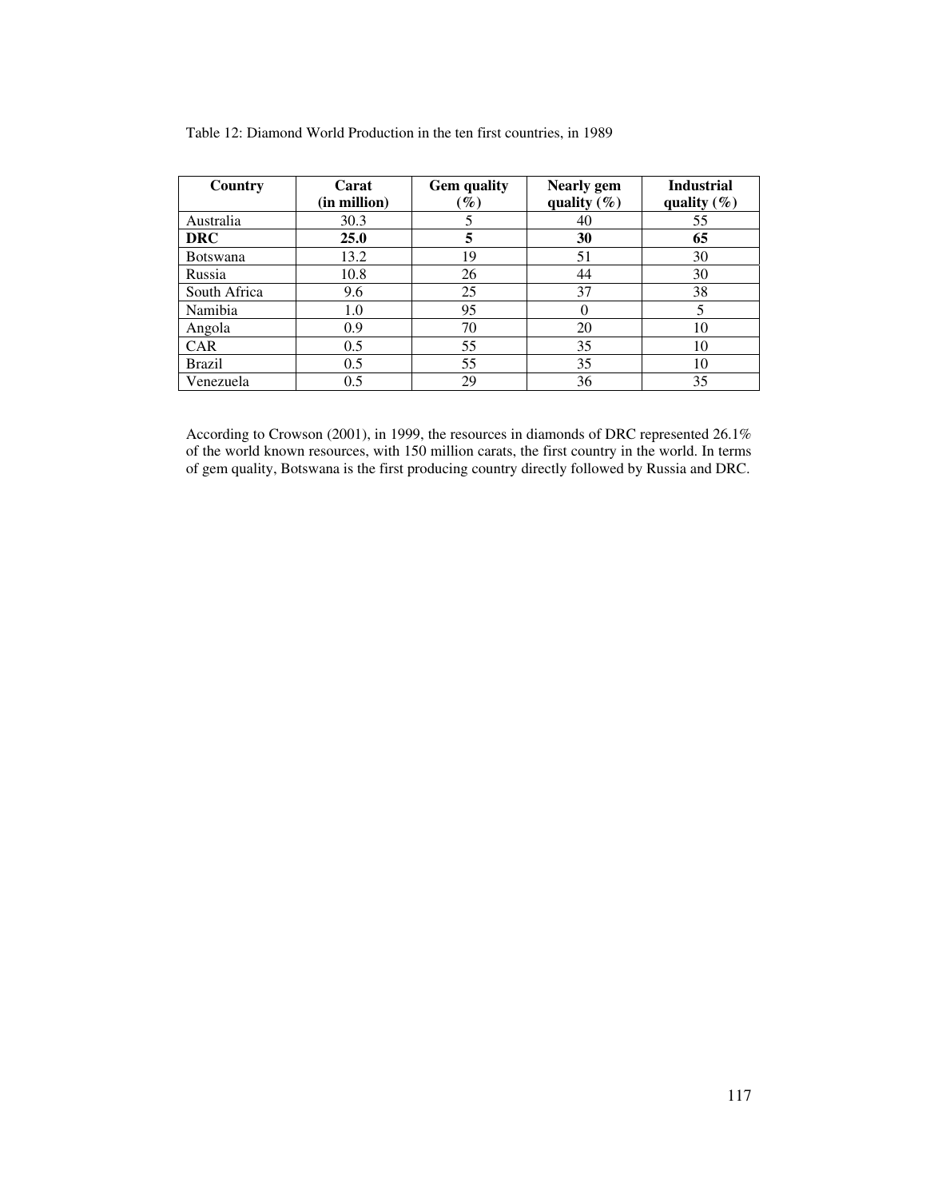Table 12: Diamond World Production in the ten first countries, in 1989

| Country | Carat (in million) | Gem quality (%) | Nearly gem quality (%) | Industrial quality (%) |
|---|---|---|---|---|
| Australia | 30.3 | 5 | 40 | 55 |
| **DRC** | **25.0** | **5** | **30** | **65** |
| Botswana | 13.2 | 19 | 51 | 30 |
| Russia | 10.8 | 26 | 44 | 30 |
| South Africa | 9.6 | 25 | 37 | 38 |
| Namibia | 1.0 | 95 | 0 | 5 |
| Angola | 0.9 | 70 | 20 | 10 |
| CAR | 0.5 | 55 | 35 | 10 |
| Brazil | 0.5 | 55 | 35 | 10 |
| Venezuela | 0.5 | 29 | 36 | 35 |

According to Crowson (2001), in 1999, the resources in diamonds of DRC represented 26.1% of the world known resources, with 150 million carats, the first country in the world. In terms of gem quality, Botswana is the first producing country directly followed by Russia and DRC.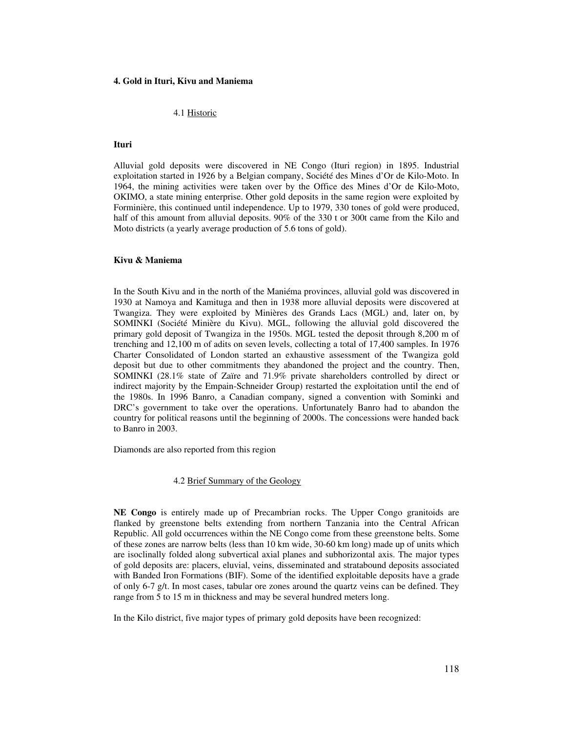## 4. Gold in Ituri, Kivu and Maniema

### 4.1 Historic

**Ituri**

Alluvial gold deposits were discovered in NE Congo (Ituri region) in 1895. Industrial exploitation started in 1926 by a Belgian company, Société des Mines d'Or de Kilo-Moto. In 1964, the mining activities were taken over by the Office des Mines d'Or de Kilo-Moto, OKIMO, a state mining enterprise. Other gold deposits in the same region were exploited by Forminière, this continued until independence. Up to 1979, 330 tones of gold were produced, half of this amount from alluvial deposits. 90% of the 330 t or 300t came from the Kilo and Moto districts (a yearly average production of 5.6 tons of gold).

**Kivu & Maniema**

In the South Kivu and in the north of the Maniéma provinces, alluvial gold was discovered in 1930 at Namoya and Kamituga and then in 1938 more alluvial deposits were discovered at Twangiza. They were exploited by Minières des Grands Lacs (MGL) and, later on, by SOMINKI (Société Minière du Kivu). MGL, following the alluvial gold discovered the primary gold deposit of Twangiza in the 1950s. MGL tested the deposit through 8,200 m of trenching and 12,100 m of adits on seven levels, collecting a total of 17,400 samples. In 1976 Charter Consolidated of London started an exhaustive assessment of the Twangiza gold deposit but due to other commitments they abandoned the project and the country. Then, SOMINKI (28.1% state of Zaïre and 71.9% private shareholders controlled by direct or indirect majority by the Empain-Schneider Group) restarted the exploitation until the end of the 1980s. In 1996 Banro, a Canadian company, signed a convention with Sominki and DRC's government to take over the operations. Unfortunately Banro had to abandon the country for political reasons until the beginning of 2000s. The concessions were handed back to Banro in 2003.

Diamonds are also reported from this region

### 4.2 Brief Summary of the Geology

**NE Congo** is entirely made up of Precambrian rocks. The Upper Congo granitoids are flanked by greenstone belts extending from northern Tanzania into the Central African Republic. All gold occurrences within the NE Congo come from these greenstone belts. Some of these zones are narrow belts (less than 10 km wide, 30-60 km long) made up of units which are isoclinally folded along subvertical axial planes and subhorizontal axis. The major types of gold deposits are: placers, eluvial, veins, disseminated and stratabound deposits associated with Banded Iron Formations (BIF). Some of the identified exploitable deposits have a grade of only 6-7 g/t. In most cases, tabular ore zones around the quartz veins can be defined. They range from 5 to 15 m in thickness and may be several hundred meters long.

In the Kilo district, five major types of primary gold deposits have been recognized: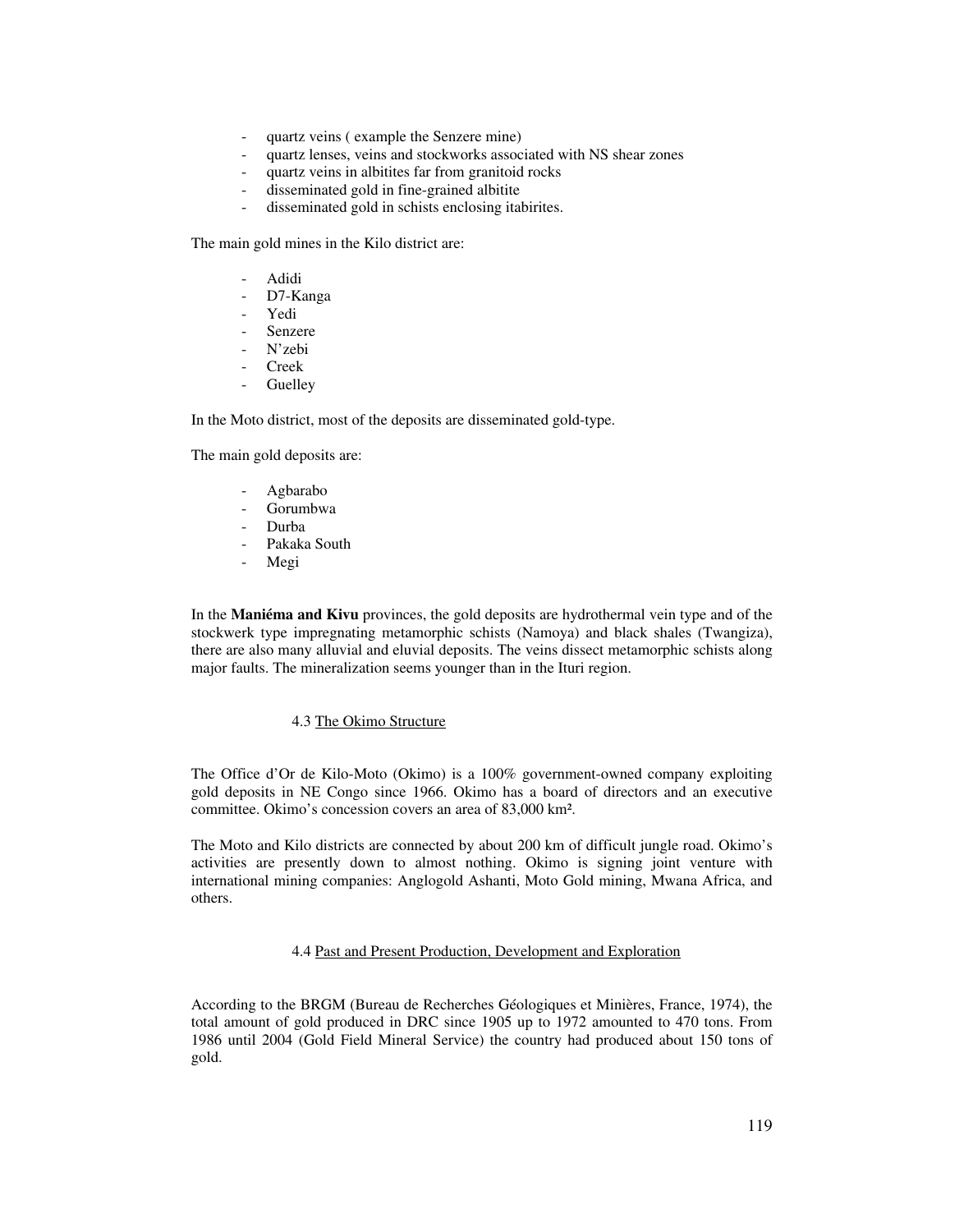- quartz veins ( example the Senzere mine)
- quartz lenses, veins and stockworks associated with NS shear zones
- quartz veins in albitites far from granitoid rocks
- disseminated gold in fine-grained albitite
- disseminated gold in schists enclosing itabirites.

The main gold mines in the Kilo district are:

- Adidi
- D7-Kanga
- Yedi
- Senzere
- N'zebi
- Creek
- Guelley

In the Moto district, most of the deposits are disseminated gold-type.

The main gold deposits are:

- Agbarabo
- Gorumbwa
- Durba
- Pakaka South
- Megi

In the **Maniéma and Kivu** provinces, the gold deposits are hydrothermal vein type and of the stockwerk type impregnating metamorphic schists (Namoya) and black shales (Twangiza), there are also many alluvial and eluvial deposits. The veins dissect metamorphic schists along major faults. The mineralization seems younger than in the Ituri region.

### 4.3 The Okimo Structure

The Office d'Or de Kilo-Moto (Okimo) is a 100% government-owned company exploiting gold deposits in NE Congo since 1966. Okimo has a board of directors and an executive committee. Okimo's concession covers an area of 83,000 km².

The Moto and Kilo districts are connected by about 200 km of difficult jungle road. Okimo's activities are presently down to almost nothing. Okimo is signing joint venture with international mining companies: Anglogold Ashanti, Moto Gold mining, Mwana Africa, and others.

### 4.4 Past and Present Production, Development and Exploration

According to the BRGM (Bureau de Recherches Géologiques et Minières, France, 1974), the total amount of gold produced in DRC since 1905 up to 1972 amounted to 470 tons. From 1986 until 2004 (Gold Field Mineral Service) the country had produced about 150 tons of gold.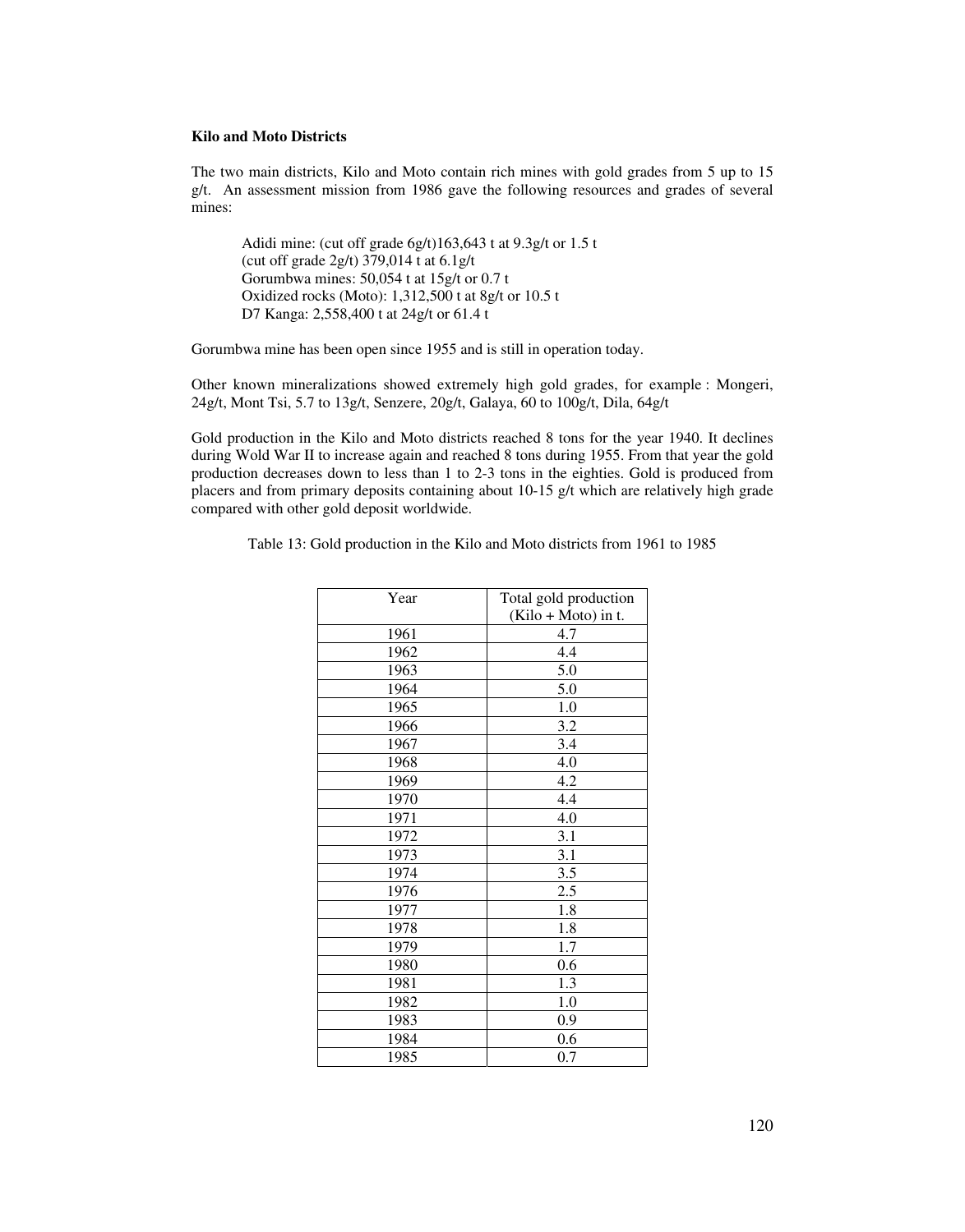**Kilo and Moto Districts**

The two main districts, Kilo and Moto contain rich mines with gold grades from 5 up to 15 g/t. An assessment mission from 1986 gave the following resources and grades of several mines:

Adidi mine: (cut off grade 6g/t)163,643 t at 9.3g/t or 1.5 t
(cut off grade 2g/t) 379,014 t at 6.1g/t
Gorumbwa mines: 50,054 t at 15g/t or 0.7 t
Oxidized rocks (Moto): 1,312,500 t at 8g/t or 10.5 t
D7 Kanga: 2,558,400 t at 24g/t or 61.4 t

Gorumbwa mine has been open since 1955 and is still in operation today.

Other known mineralizations showed extremely high gold grades, for example : Mongeri, 24g/t, Mont Tsi, 5.7 to 13g/t, Senzere, 20g/t, Galaya, 60 to 100g/t, Dila, 64g/t

Gold production in the Kilo and Moto districts reached 8 tons for the year 1940. It declines during Wold War II to increase again and reached 8 tons during 1955. From that year the gold production decreases down to less than 1 to 2-3 tons in the eighties. Gold is produced from placers and from primary deposits containing about 10-15 g/t which are relatively high grade compared with other gold deposit worldwide.

Table 13: Gold production in the Kilo and Moto districts from 1961 to 1985

| Year | Total gold production (Kilo + Moto) in t. |
|---|---|
| 1961 | 4.7 |
| 1962 | 4.4 |
| 1963 | 5.0 |
| 1964 | 5.0 |
| 1965 | 1.0 |
| 1966 | 3.2 |
| 1967 | 3.4 |
| 1968 | 4.0 |
| 1969 | 4.2 |
| 1970 | 4.4 |
| 1971 | 4.0 |
| 1972 | 3.1 |
| 1973 | 3.1 |
| 1974 | 3.5 |
| 1976 | 2.5 |
| 1977 | 1.8 |
| 1978 | 1.8 |
| 1979 | 1.7 |
| 1980 | 0.6 |
| 1981 | 1.3 |
| 1982 | 1.0 |
| 1983 | 0.9 |
| 1984 | 0.6 |
| 1985 | 0.7 |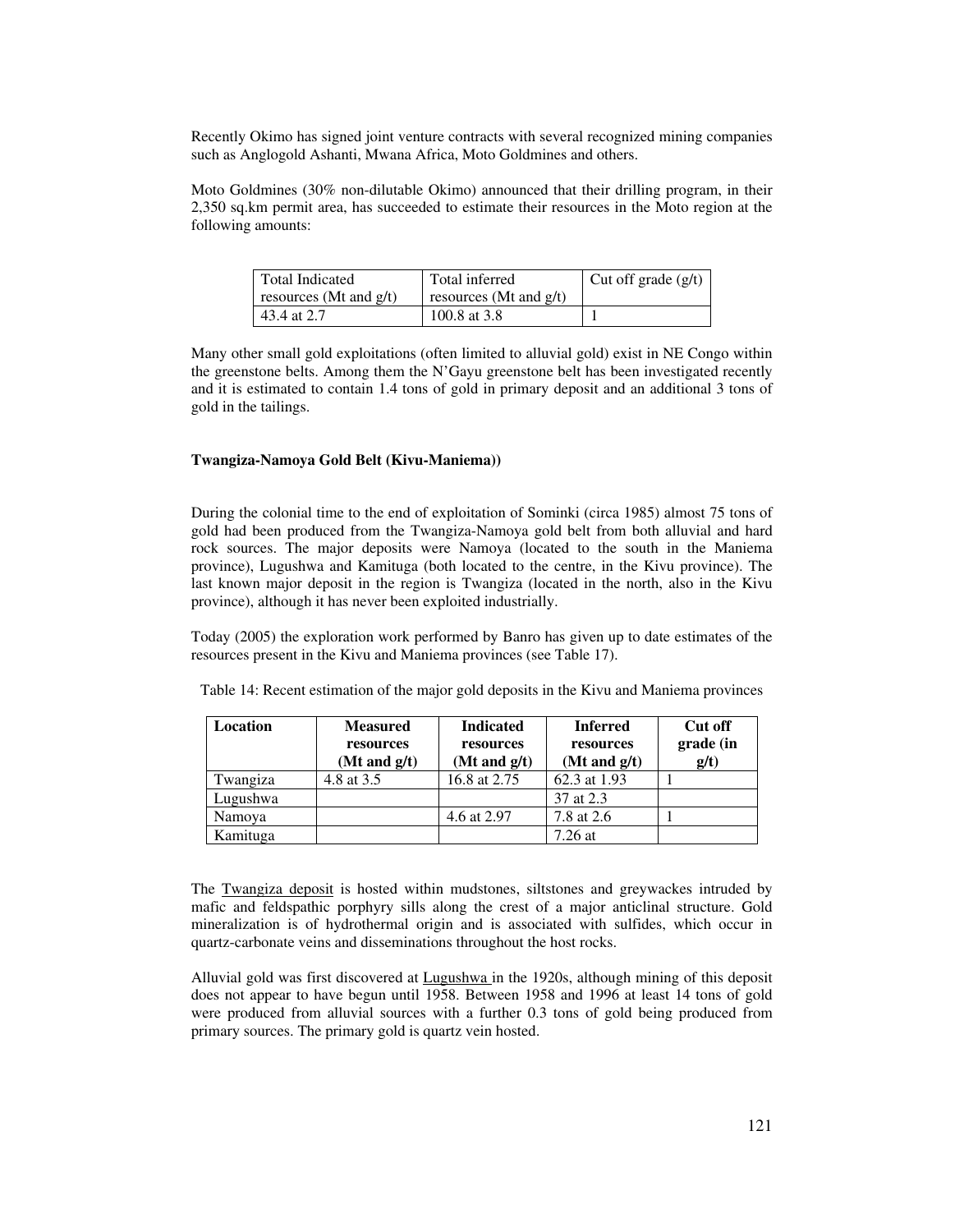Recently Okimo has signed joint venture contracts with several recognized mining companies such as Anglogold Ashanti, Mwana Africa, Moto Goldmines and others.

Moto Goldmines (30% non-dilutable Okimo) announced that their drilling program, in their 2,350 sq.km permit area, has succeeded to estimate their resources in the Moto region at the following amounts:

| Total Indicated resources (Mt and g/t) | Total inferred resources (Mt and g/t) | Cut off grade (g/t) |
|---|---|---|
| 43.4 at 2.7 | 100.8 at 3.8 | 1 |

Many other small gold exploitations (often limited to alluvial gold) exist in NE Congo within the greenstone belts. Among them the N'Gayu greenstone belt has been investigated recently and it is estimated to contain 1.4 tons of gold in primary deposit and an additional 3 tons of gold in the tailings.

**Twangiza-Namoya Gold Belt (Kivu-Maniema))**

During the colonial time to the end of exploitation of Sominki (circa 1985) almost 75 tons of gold had been produced from the Twangiza-Namoya gold belt from both alluvial and hard rock sources. The major deposits were Namoya (located to the south in the Maniema province), Lugushwa and Kamituga (both located to the centre, in the Kivu province). The last known major deposit in the region is Twangiza (located in the north, also in the Kivu province), although it has never been exploited industrially.

Today (2005) the exploration work performed by Banro has given up to date estimates of the resources present in the Kivu and Maniema provinces (see Table 17).

Table 14: Recent estimation of the major gold deposits in the Kivu and Maniema provinces

| Location | Measured resources (Mt and g/t) | Indicated resources (Mt and g/t) | Inferred resources (Mt and g/t) | Cut off grade (in g/t) |
|---|---|---|---|---|
| Twangiza | 4.8 at 3.5 | 16.8 at 2.75 | 62.3 at 1.93 | 1 |
| Lugushwa | | | 37 at 2.3 | |
| Namoya | | 4.6 at 2.97 | 7.8 at 2.6 | 1 |
| Kamituga | | | 7.26 at | |

The Twangiza deposit is hosted within mudstones, siltstones and greywackes intruded by mafic and feldspathic porphyry sills along the crest of a major anticlinal structure. Gold mineralization is of hydrothermal origin and is associated with sulfides, which occur in quartz-carbonate veins and disseminations throughout the host rocks.

Alluvial gold was first discovered at Lugushwa in the 1920s, although mining of this deposit does not appear to have begun until 1958. Between 1958 and 1996 at least 14 tons of gold were produced from alluvial sources with a further 0.3 tons of gold being produced from primary sources. The primary gold is quartz vein hosted.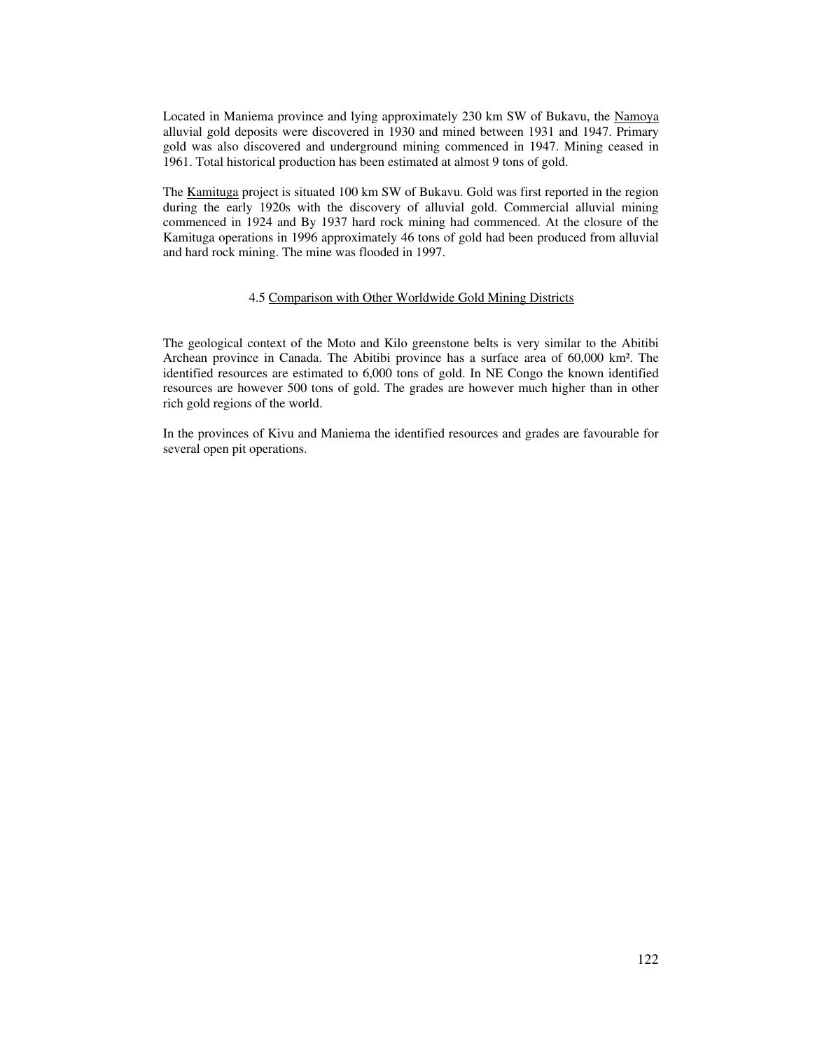Located in Maniema province and lying approximately 230 km SW of Bukavu, the Namoya alluvial gold deposits were discovered in 1930 and mined between 1931 and 1947. Primary gold was also discovered and underground mining commenced in 1947. Mining ceased in 1961. Total historical production has been estimated at almost 9 tons of gold.

The Kamituga project is situated 100 km SW of Bukavu. Gold was first reported in the region during the early 1920s with the discovery of alluvial gold. Commercial alluvial mining commenced in 1924 and By 1937 hard rock mining had commenced. At the closure of the Kamituga operations in 1996 approximately 46 tons of gold had been produced from alluvial and hard rock mining. The mine was flooded in 1997.

### 4.5 Comparison with Other Worldwide Gold Mining Districts

The geological context of the Moto and Kilo greenstone belts is very similar to the Abitibi Archean province in Canada. The Abitibi province has a surface area of 60,000 km². The identified resources are estimated to 6,000 tons of gold. In NE Congo the known identified resources are however 500 tons of gold. The grades are however much higher than in other rich gold regions of the world.

In the provinces of Kivu and Maniema the identified resources and grades are favourable for several open pit operations.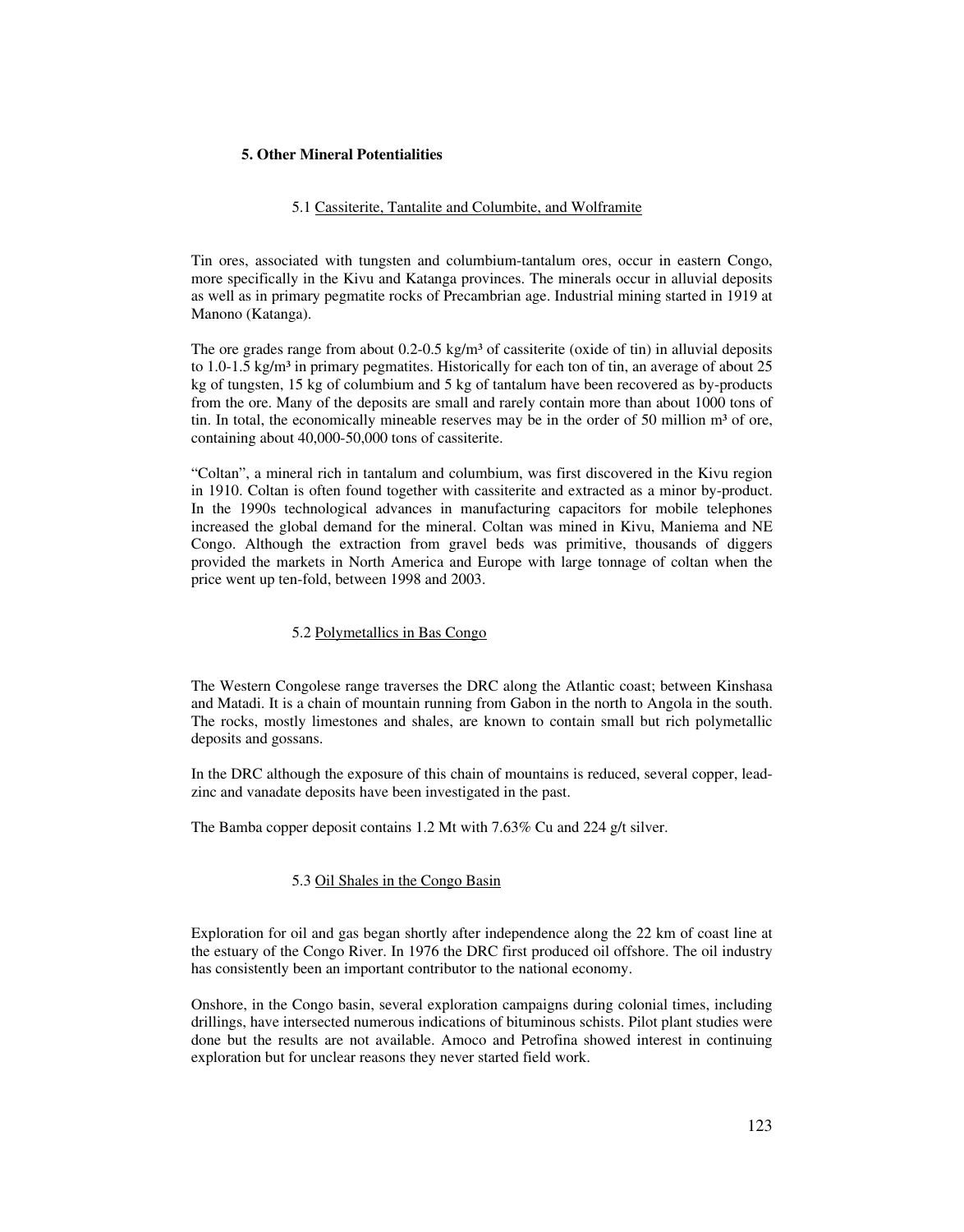## 5. Other Mineral Potentialities

### 5.1 Cassiterite, Tantalite and Columbite, and Wolframite

Tin ores, associated with tungsten and columbium-tantalum ores, occur in eastern Congo, more specifically in the Kivu and Katanga provinces. The minerals occur in alluvial deposits as well as in primary pegmatite rocks of Precambrian age. Industrial mining started in 1919 at Manono (Katanga).

The ore grades range from about 0.2-0.5 kg/m³ of cassiterite (oxide of tin) in alluvial deposits to 1.0-1.5 kg/m³ in primary pegmatites. Historically for each ton of tin, an average of about 25 kg of tungsten, 15 kg of columbium and 5 kg of tantalum have been recovered as by-products from the ore. Many of the deposits are small and rarely contain more than about 1000 tons of tin. In total, the economically mineable reserves may be in the order of 50 million m³ of ore, containing about 40,000-50,000 tons of cassiterite.

"Coltan", a mineral rich in tantalum and columbium, was first discovered in the Kivu region in 1910. Coltan is often found together with cassiterite and extracted as a minor by-product. In the 1990s technological advances in manufacturing capacitors for mobile telephones increased the global demand for the mineral. Coltan was mined in Kivu, Maniema and NE Congo. Although the extraction from gravel beds was primitive, thousands of diggers provided the markets in North America and Europe with large tonnage of coltan when the price went up ten-fold, between 1998 and 2003.

### 5.2 Polymetallics in Bas Congo

The Western Congolese range traverses the DRC along the Atlantic coast; between Kinshasa and Matadi. It is a chain of mountain running from Gabon in the north to Angola in the south. The rocks, mostly limestones and shales, are known to contain small but rich polymetallic deposits and gossans.

In the DRC although the exposure of this chain of mountains is reduced, several copper, lead-zinc and vanadate deposits have been investigated in the past.

The Bamba copper deposit contains 1.2 Mt with 7.63% Cu and 224 g/t silver.

### 5.3 Oil Shales in the Congo Basin

Exploration for oil and gas began shortly after independence along the 22 km of coast line at the estuary of the Congo River. In 1976 the DRC first produced oil offshore. The oil industry has consistently been an important contributor to the national economy.

Onshore, in the Congo basin, several exploration campaigns during colonial times, including drillings, have intersected numerous indications of bituminous schists. Pilot plant studies were done but the results are not available. Amoco and Petrofina showed interest in continuing exploration but for unclear reasons they never started field work.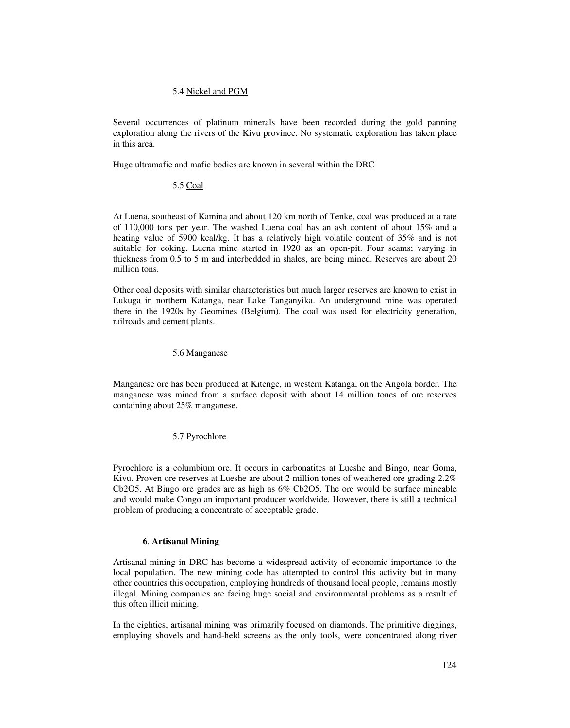### 5.4 Nickel and PGM

Several occurrences of platinum minerals have been recorded during the gold panning exploration along the rivers of the Kivu province. No systematic exploration has taken place in this area.

Huge ultramafic and mafic bodies are known in several within the DRC

### 5.5 Coal

At Luena, southeast of Kamina and about 120 km north of Tenke, coal was produced at a rate of 110,000 tons per year. The washed Luena coal has an ash content of about 15% and a heating value of 5900 kcal/kg. It has a relatively high volatile content of 35% and is not suitable for coking. Luena mine started in 1920 as an open-pit. Four seams; varying in thickness from 0.5 to 5 m and interbedded in shales, are being mined. Reserves are about 20 million tons.

Other coal deposits with similar characteristics but much larger reserves are known to exist in Lukuga in northern Katanga, near Lake Tanganyika. An underground mine was operated there in the 1920s by Geomines (Belgium). The coal was used for electricity generation, railroads and cement plants.

### 5.6 Manganese

Manganese ore has been produced at Kitenge, in western Katanga, on the Angola border. The manganese was mined from a surface deposit with about 14 million tones of ore reserves containing about 25% manganese.

### 5.7 Pyrochlore

Pyrochlore is a columbium ore. It occurs in carbonatites at Lueshe and Bingo, near Goma, Kivu. Proven ore reserves at Lueshe are about 2 million tones of weathered ore grading 2.2% $Cb_2O_5$. At Bingo ore grades are as high as 6% $Cb_2O_5$. The ore would be surface mineable and would make Congo an important producer worldwide. However, there is still a technical problem of producing a concentrate of acceptable grade.

## 6. Artisanal Mining

Artisanal mining in DRC has become a widespread activity of economic importance to the local population. The new mining code has attempted to control this activity but in many other countries this occupation, employing hundreds of thousand local people, remains mostly illegal. Mining companies are facing huge social and environmental problems as a result of this often illicit mining.

In the eighties, artisanal mining was primarily focused on diamonds. The primitive diggings, employing shovels and hand-held screens as the only tools, were concentrated along river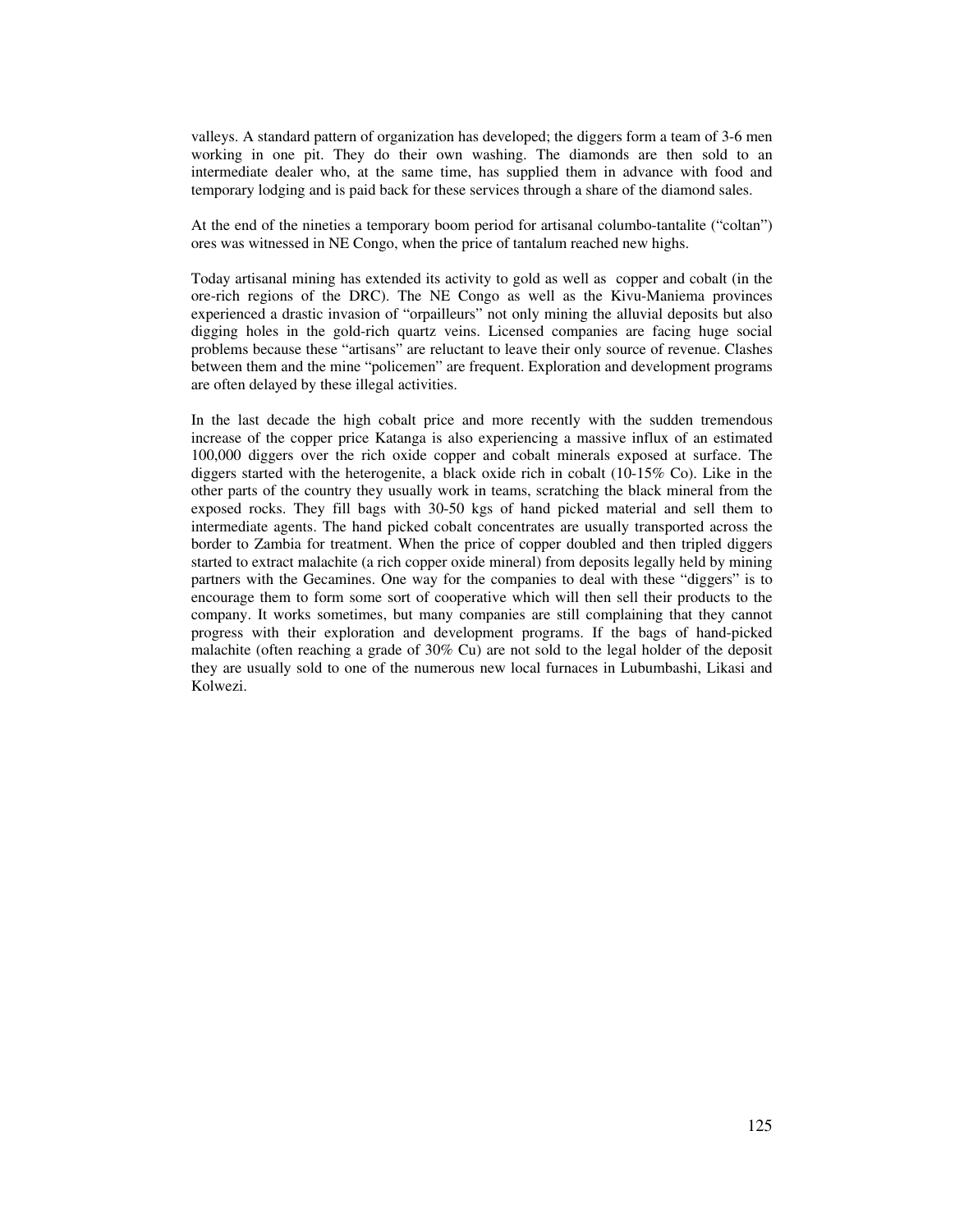valleys. A standard pattern of organization has developed; the diggers form a team of 3-6 men working in one pit. They do their own washing. The diamonds are then sold to an intermediate dealer who, at the same time, has supplied them in advance with food and temporary lodging and is paid back for these services through a share of the diamond sales.

At the end of the nineties a temporary boom period for artisanal columbo-tantalite ("coltan") ores was witnessed in NE Congo, when the price of tantalum reached new highs.

Today artisanal mining has extended its activity to gold as well as copper and cobalt (in the ore-rich regions of the DRC). The NE Congo as well as the Kivu-Maniema provinces experienced a drastic invasion of "orpailleurs" not only mining the alluvial deposits but also digging holes in the gold-rich quartz veins. Licensed companies are facing huge social problems because these "artisans" are reluctant to leave their only source of revenue. Clashes between them and the mine "policemen" are frequent. Exploration and development programs are often delayed by these illegal activities.

In the last decade the high cobalt price and more recently with the sudden tremendous increase of the copper price Katanga is also experiencing a massive influx of an estimated 100,000 diggers over the rich oxide copper and cobalt minerals exposed at surface. The diggers started with the heterogenite, a black oxide rich in cobalt (10-15% Co). Like in the other parts of the country they usually work in teams, scratching the black mineral from the exposed rocks. They fill bags with 30-50 kgs of hand picked material and sell them to intermediate agents. The hand picked cobalt concentrates are usually transported across the border to Zambia for treatment. When the price of copper doubled and then tripled diggers started to extract malachite (a rich copper oxide mineral) from deposits legally held by mining partners with the Gecamines. One way for the companies to deal with these "diggers" is to encourage them to form some sort of cooperative which will then sell their products to the company. It works sometimes, but many companies are still complaining that they cannot progress with their exploration and development programs. If the bags of hand-picked malachite (often reaching a grade of 30% Cu) are not sold to the legal holder of the deposit they are usually sold to one of the numerous new local furnaces in Lubumbashi, Likasi and Kolwezi.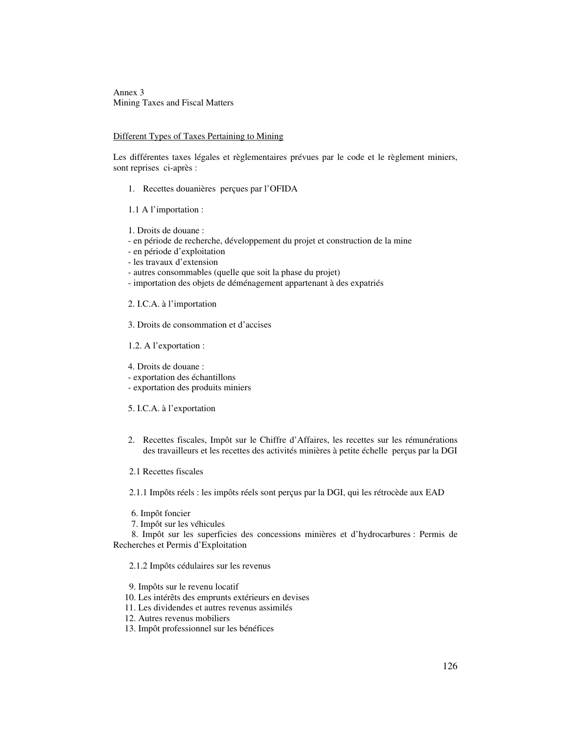Annex 3
Mining Taxes and Fiscal Matters

Different Types of Taxes Pertaining to Mining

Les différentes taxes légales et règlementaires prévues par le code et le règlement miniers, sont reprises ci-après :

1. Recettes douanières perçues par l'OFIDA

1.1 A l'importation :

1. Droits de douane :
- en période de recherche, développement du projet et construction de la mine
- en période d'exploitation
- les travaux d'extension
- autres consommables (quelle que soit la phase du projet)
- importation des objets de déménagement appartenant à des expatriés

2. I.C.A. à l'importation

3. Droits de consommation et d'accises

1.2. A l'exportation :

4. Droits de douane :
- exportation des échantillons
- exportation des produits miniers

5. I.C.A. à l'exportation

2. Recettes fiscales, Impôt sur le Chiffre d'Affaires, les recettes sur les rémunérations des travailleurs et les recettes des activités minières à petite échelle perçus par la DGI

2.1 Recettes fiscales

2.1.1 Impôts réels : les impôts réels sont perçus par la DGI, qui les rétrocède aux EAD

6. Impôt foncier
7. Impôt sur les véhicules
8. Impôt sur les superficies des concessions minières et d'hydrocarbures : Permis de Recherches et Permis d'Exploitation

2.1.2 Impôts cédulaires sur les revenus

9. Impôts sur le revenu locatif
10. Les intérêts des emprunts extérieurs en devises
11. Les dividendes et autres revenus assimilés
12. Autres revenus mobiliers
13. Impôt professionnel sur les bénéfices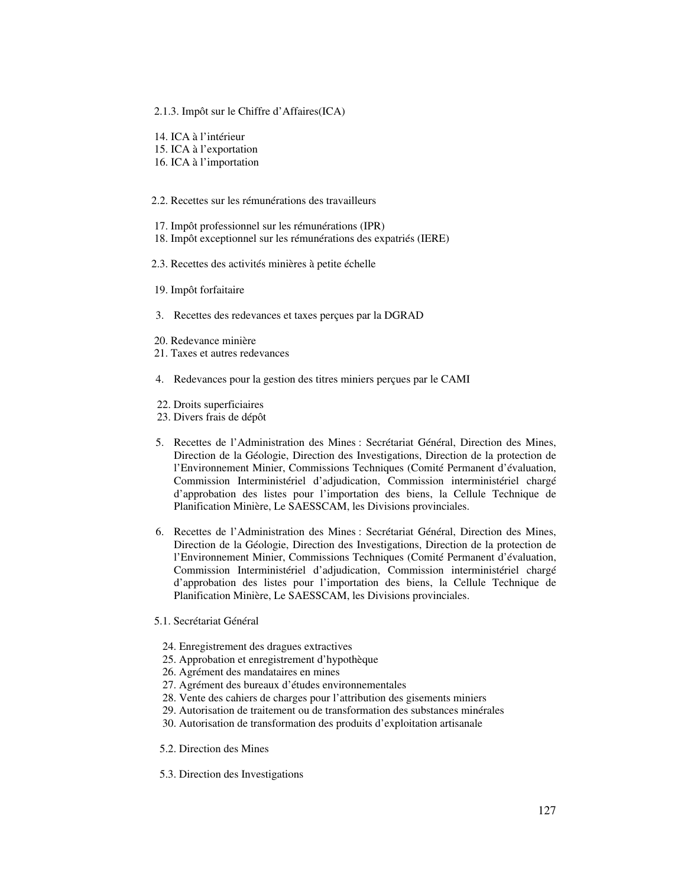2.1.3. Impôt sur le Chiffre d'Affaires(ICA)

14. ICA à l'intérieur
15. ICA à l'exportation
16. ICA à l'importation

2.2. Recettes sur les rémunérations des travailleurs

17. Impôt professionnel sur les rémunérations (IPR)
18. Impôt exceptionnel sur les rémunérations des expatriés (IERE)

2.3. Recettes des activités minières à petite échelle

19. Impôt forfaitaire

3. Recettes des redevances et taxes perçues par la DGRAD

20. Redevance minière
21. Taxes et autres redevances

4. Redevances pour la gestion des titres miniers perçues par le CAMI

22. Droits superficiaires
23. Divers frais de dépôt

5. Recettes de l'Administration des Mines : Secrétariat Général, Direction des Mines, Direction de la Géologie, Direction des Investigations, Direction de la protection de l'Environnement Minier, Commissions Techniques (Comité Permanent d'évaluation, Commission Interministériel d'adjudication, Commission interministériel chargé d'approbation des listes pour l'importation des biens, la Cellule Technique de Planification Minière, Le SAESSCAM, les Divisions provinciales.

6. Recettes de l'Administration des Mines : Secrétariat Général, Direction des Mines, Direction de la Géologie, Direction des Investigations, Direction de la protection de l'Environnement Minier, Commissions Techniques (Comité Permanent d'évaluation, Commission Interministériel d'adjudication, Commission interministériel chargé d'approbation des listes pour l'importation des biens, la Cellule Technique de Planification Minière, Le SAESSCAM, les Divisions provinciales.

5.1. Secrétariat Général

24. Enregistrement des dragues extractives
25. Approbation et enregistrement d'hypothèque
26. Agrément des mandataires en mines
27. Agrément des bureaux d'études environnementales
28. Vente des cahiers de charges pour l'attribution des gisements miniers
29. Autorisation de traitement ou de transformation des substances minérales
30. Autorisation de transformation des produits d'exploitation artisanale

5.2. Direction des Mines

5.3. Direction des Investigations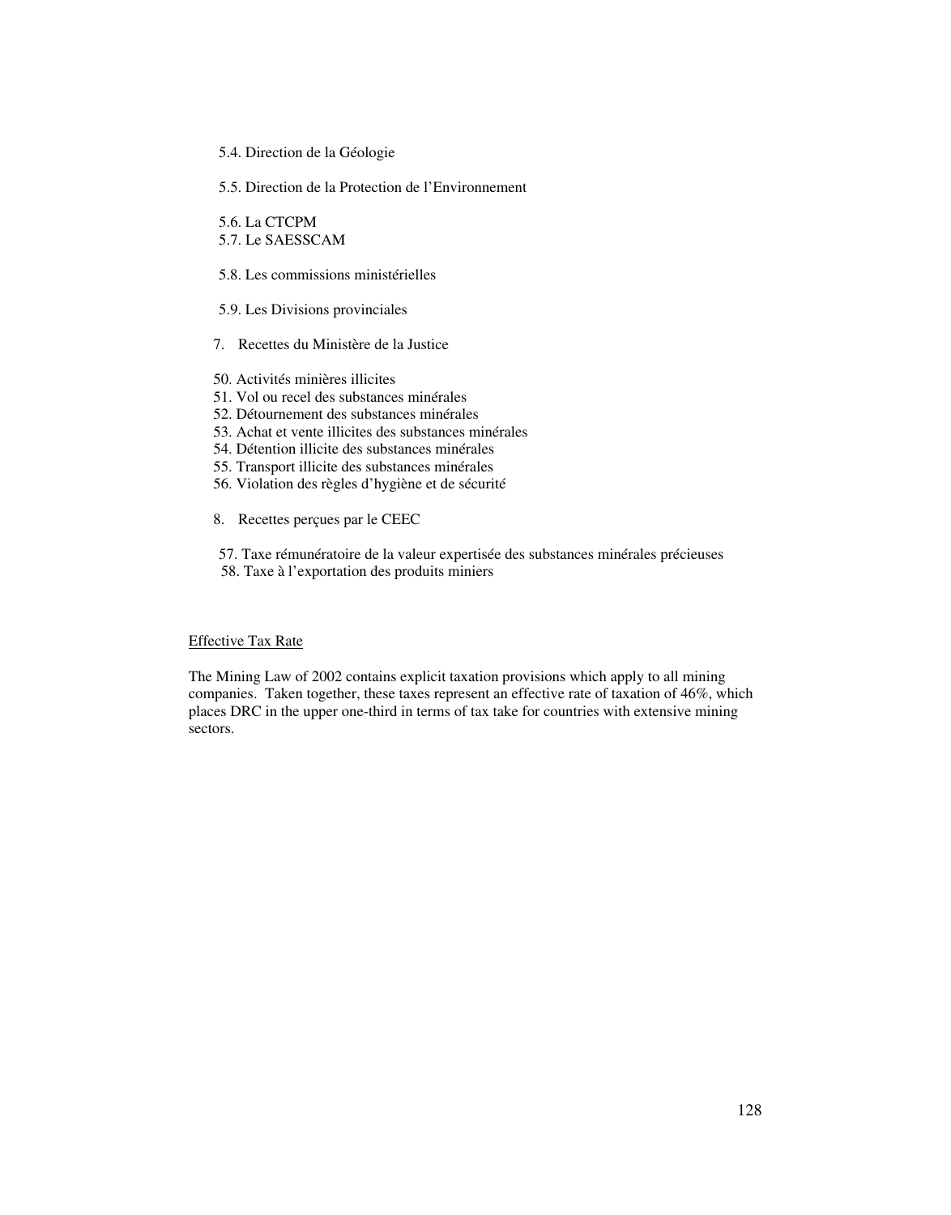5.4. Direction de la Géologie

5.5. Direction de la Protection de l'Environnement

5.6. La CTCPM
5.7. Le SAESSCAM

5.8. Les commissions ministérielles

5.9. Les Divisions provinciales

7. Recettes du Ministère de la Justice

50. Activités minières illicites
51. Vol ou recel des substances minérales
52. Détournement des substances minérales
53. Achat et vente illicites des substances minérales
54. Détention illicite des substances minérales
55. Transport illicite des substances minérales
56. Violation des règles d'hygiène et de sécurité

8. Recettes perçues par le CEEC

57. Taxe rémunératoire de la valeur expertisée des substances minérales précieuses
58. Taxe à l'exportation des produits miniers

Effective Tax Rate

The Mining Law of 2002 contains explicit taxation provisions which apply to all mining companies. Taken together, these taxes represent an effective rate of taxation of 46%, which places DRC in the upper one-third in terms of tax take for countries with extensive mining sectors.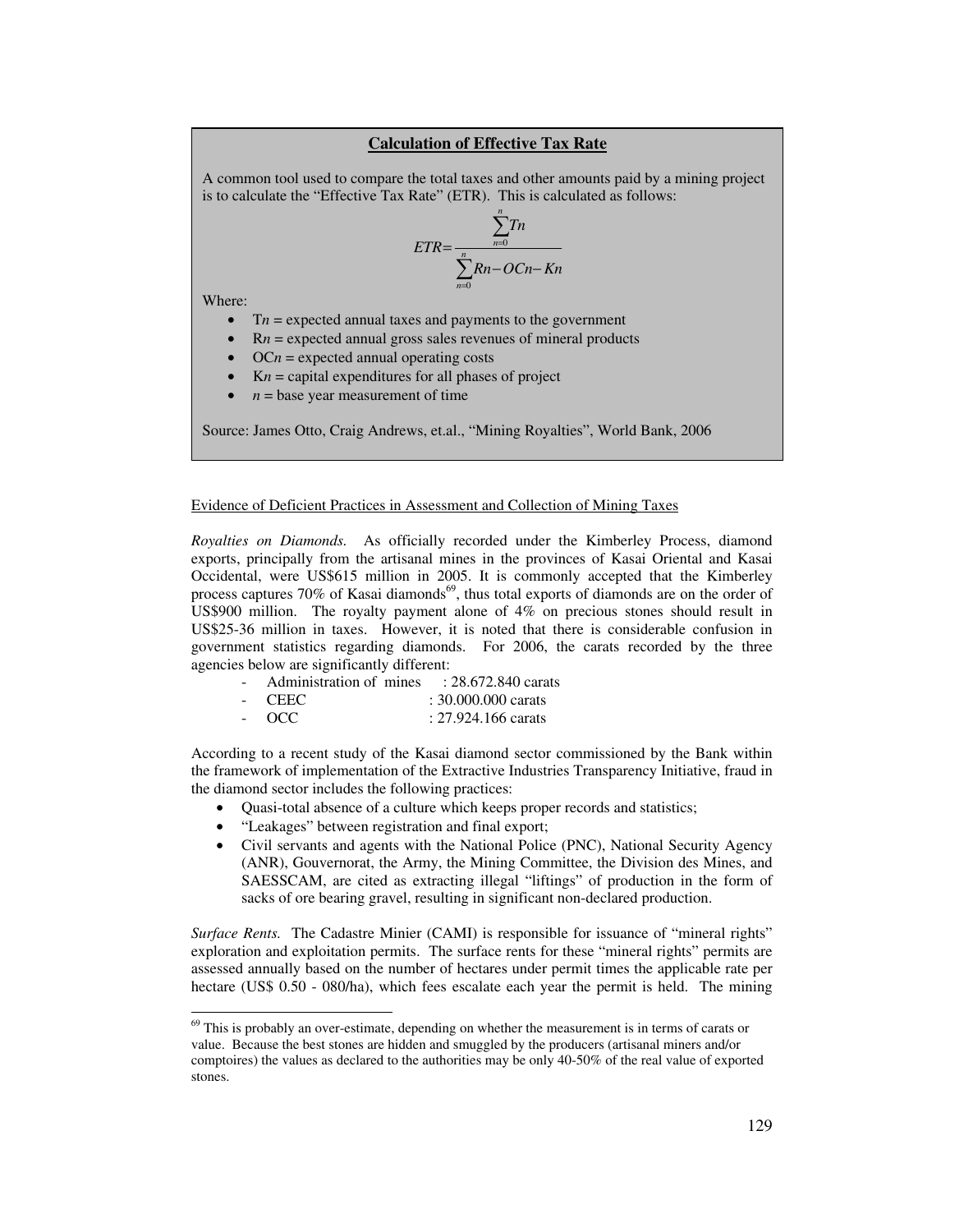**Calculation of Effective Tax Rate**

A common tool used to compare the total taxes and other amounts paid by a mining project is to calculate the "Effective Tax Rate" (ETR). This is calculated as follows:

$$ETR = \frac{\sum_{n=0}^{n} Tn}{\sum_{n=0}^{n} Rn - OCn - Kn}$$

Where:

- T*n* = expected annual taxes and payments to the government
- R*n* = expected annual gross sales revenues of mineral products
- OC*n* = expected annual operating costs
- K*n* = capital expenditures for all phases of project
- *n* = base year measurement of time

Source: James Otto, Craig Andrews, et.al., "Mining Royalties", World Bank, 2006

Evidence of Deficient Practices in Assessment and Collection of Mining Taxes

*Royalties on Diamonds.* As officially recorded under the Kimberley Process, diamond exports, principally from the artisanal mines in the provinces of Kasai Oriental and Kasai Occidental, were US$615 million in 2005. It is commonly accepted that the Kimberley process captures 70% of Kasai diamonds[69], thus total exports of diamonds are on the order of US$900 million. The royalty payment alone of 4% on precious stones should result in US$25-36 million in taxes. However, it is noted that there is considerable confusion in government statistics regarding diamonds. For 2006, the carats recorded by the three agencies below are significantly different:

- Administration of mines : 28.672.840 carats
- CEEC : 30.000.000 carats
- OCC : 27.924.166 carats

According to a recent study of the Kasai diamond sector commissioned by the Bank within the framework of implementation of the Extractive Industries Transparency Initiative, fraud in the diamond sector includes the following practices:

- Quasi-total absence of a culture which keeps proper records and statistics;
- "Leakages" between registration and final export;
- Civil servants and agents with the National Police (PNC), National Security Agency (ANR), Gouvernorat, the Army, the Mining Committee, the Division des Mines, and SAESSCAM, are cited as extracting illegal "liftings" of production in the form of sacks of ore bearing gravel, resulting in significant non-declared production.

*Surface Rents.* The Cadastre Minier (CAMI) is responsible for issuance of "mineral rights" exploration and exploitation permits. The surface rents for these "mineral rights" permits are assessed annually based on the number of hectares under permit times the applicable rate per hectare (US$ 0.50 - 080/ha), which fees escalate each year the permit is held. The mining

[69] This is probably an over-estimate, depending on whether the measurement is in terms of carats or value. Because the best stones are hidden and smuggled by the producers (artisanal miners and/or comptoires) the values as declared to the authorities may be only 40-50% of the real value of exported stones.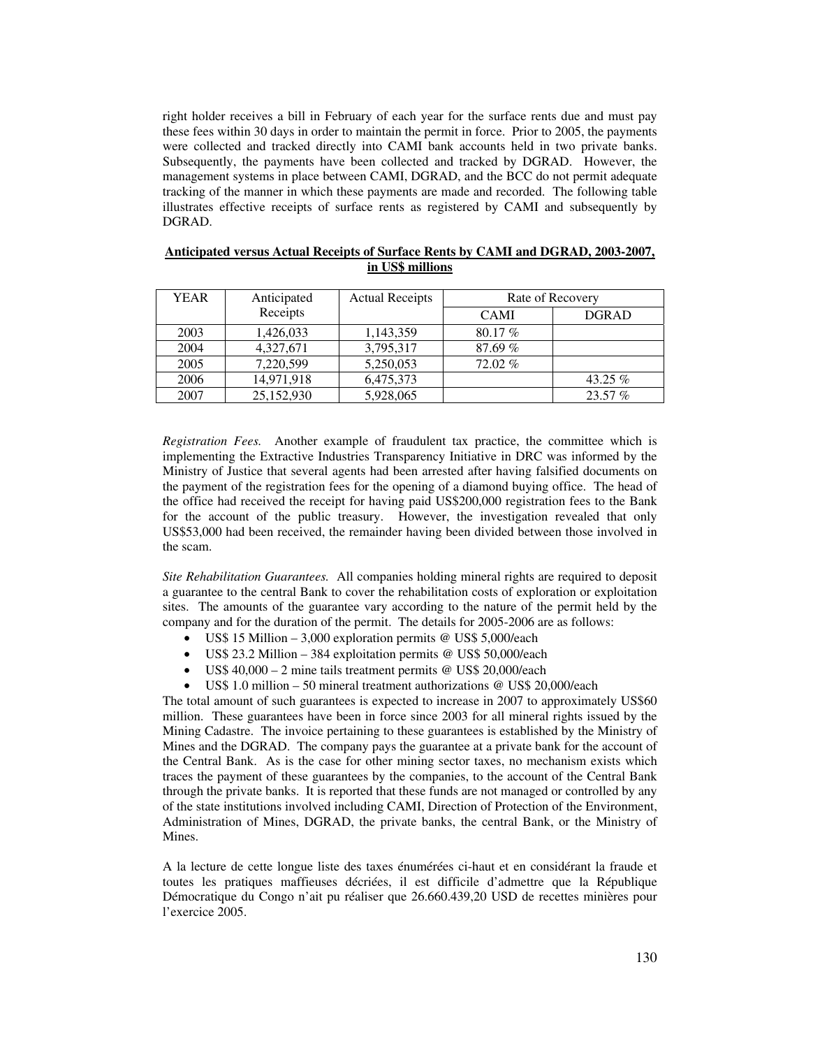right holder receives a bill in February of each year for the surface rents due and must pay these fees within 30 days in order to maintain the permit in force. Prior to 2005, the payments were collected and tracked directly into CAMI bank accounts held in two private banks. Subsequently, the payments have been collected and tracked by DGRAD. However, the management systems in place between CAMI, DGRAD, and the BCC do not permit adequate tracking of the manner in which these payments are made and recorded. The following table illustrates effective receipts of surface rents as registered by CAMI and subsequently by DGRAD.

**<u>Anticipated versus Actual Receipts of Surface Rents by CAMI and DGRAD, 2003-2007, in US$ millions</u>**

| YEAR | Anticipated Receipts | Actual Receipts | Rate of Recovery | |
|---|---|---|---|---|
| | | | CAMI | DGRAD |
| 2003 | 1,426,033 | 1,143,359 | 80.17 % | |
| 2004 | 4,327,671 | 3,795,317 | 87.69 % | |
| 2005 | 7,220,599 | 5,250,053 | 72.02 % | |
| 2006 | 14,971,918 | 6,475,373 | | 43.25 % |
| 2007 | 25,152,930 | 5,928,065 | | 23.57 % |

*Registration Fees.* Another example of fraudulent tax practice, the committee which is implementing the Extractive Industries Transparency Initiative in DRC was informed by the Ministry of Justice that several agents had been arrested after having falsified documents on the payment of the registration fees for the opening of a diamond buying office. The head of the office had received the receipt for having paid US$200,000 registration fees to the Bank for the account of the public treasury. However, the investigation revealed that only US$53,000 had been received, the remainder having been divided between those involved in the scam.

*Site Rehabilitation Guarantees.* All companies holding mineral rights are required to deposit a guarantee to the central Bank to cover the rehabilitation costs of exploration or exploitation sites. The amounts of the guarantee vary according to the nature of the permit held by the company and for the duration of the permit. The details for 2005-2006 are as follows:

- US$ 15 Million – 3,000 exploration permits @ US$ 5,000/each
- US$ 23.2 Million – 384 exploitation permits @ US$ 50,000/each
- US$ 40,000 – 2 mine tails treatment permits @ US$ 20,000/each
- US$ 1.0 million – 50 mineral treatment authorizations @ US$ 20,000/each

The total amount of such guarantees is expected to increase in 2007 to approximately US$60 million. These guarantees have been in force since 2003 for all mineral rights issued by the Mining Cadastre. The invoice pertaining to these guarantees is established by the Ministry of Mines and the DGRAD. The company pays the guarantee at a private bank for the account of the Central Bank. As is the case for other mining sector taxes, no mechanism exists which traces the payment of these guarantees by the companies, to the account of the Central Bank through the private banks. It is reported that these funds are not managed or controlled by any of the state institutions involved including CAMI, Direction of Protection of the Environment, Administration of Mines, DGRAD, the private banks, the central Bank, or the Ministry of Mines.

A la lecture de cette longue liste des taxes énumérées ci-haut et en considérant la fraude et toutes les pratiques maffieuses décriées, il est difficile d'admettre que la République Démocratique du Congo n'ait pu réaliser que 26.660.439,20 USD de recettes minières pour l'exercice 2005.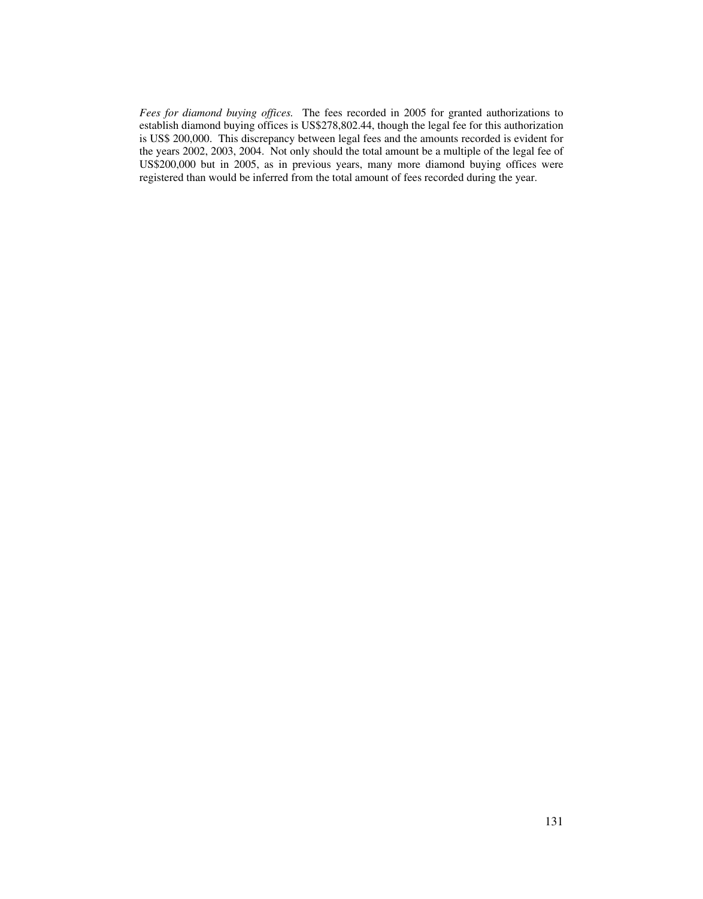*Fees for diamond buying offices.* The fees recorded in 2005 for granted authorizations to establish diamond buying offices is US$278,802.44, though the legal fee for this authorization is US$ 200,000. This discrepancy between legal fees and the amounts recorded is evident for the years 2002, 2003, 2004. Not only should the total amount be a multiple of the legal fee of US$200,000 but in 2005, as in previous years, many more diamond buying offices were registered than would be inferred from the total amount of fees recorded during the year.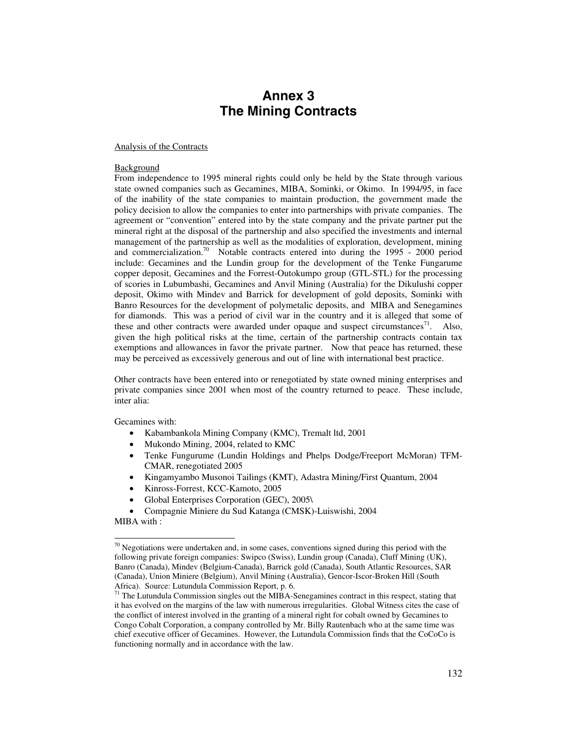# Annex 3
# The Mining Contracts

Analysis of the Contracts

Background

From independence to 1995 mineral rights could only be held by the State through various state owned companies such as Gecamines, MIBA, Sominki, or Okimo. In 1994/95, in face of the inability of the state companies to maintain production, the government made the policy decision to allow the companies to enter into partnerships with private companies. The agreement or "convention" entered into by the state company and the private partner put the mineral right at the disposal of the partnership and also specified the investments and internal management of the partnership as well as the modalities of exploration, development, mining and commercialization.[70] Notable contracts entered into during the 1995 - 2000 period include: Gecamines and the Lundin group for the development of the Tenke Fungarume copper deposit, Gecamines and the Forrest-Outokumpo group (GTL-STL) for the processing of scories in Lubumbashi, Gecamines and Anvil Mining (Australia) for the Dikulushi copper deposit, Okimo with Mindev and Barrick for development of gold deposits, Sominki with Banro Resources for the development of polymetalic deposits, and MIBA and Senegamines for diamonds. This was a period of civil war in the country and it is alleged that some of these and other contracts were awarded under opaque and suspect circumstances[71]. Also, given the high political risks at the time, certain of the partnership contracts contain tax exemptions and allowances in favor the private partner. Now that peace has returned, these may be perceived as excessively generous and out of line with international best practice.

Other contracts have been entered into or renegotiated by state owned mining enterprises and private companies since 2001 when most of the country returned to peace. These include, inter alia:

Gecamines with:

- Kabambankola Mining Company (KMC), Tremalt ltd, 2001
- Mukondo Mining, 2004, related to KMC
- Tenke Fungurume (Lundin Holdings and Phelps Dodge/Freeport McMoran) TFM-CMAR, renegotiated 2005
- Kingamyambo Musonoi Tailings (KMT), Adastra Mining/First Quantum, 2004
- Kinross-Forrest, KCC-Kamoto, 2005
- Global Enterprises Corporation (GEC), 2005\
- Compagnie Miniere du Sud Katanga (CMSK)-Luiswishi, 2004

MIBA with :

---

[70] Negotiations were undertaken and, in some cases, conventions signed during this period with the following private foreign companies: Swipco (Swiss), Lundin group (Canada), Cluff Mining (UK), Banro (Canada), Mindev (Belgium-Canada), Barrick gold (Canada), South Atlantic Resources, SAR (Canada), Union Miniere (Belgium), Anvil Mining (Australia), Gencor-Iscor-Broken Hill (South Africa). Source: Lutundula Commission Report, p. 6.

[71] The Lutundula Commission singles out the MIBA-Senegamines contract in this respect, stating that it has evolved on the margins of the law with numerous irregularities. Global Witness cites the case of the conflict of interest involved in the granting of a mineral right for cobalt owned by Gecamines to Congo Cobalt Corporation, a company controlled by Mr. Billy Rautenbach who at the same time was chief executive officer of Gecamines. However, the Lutundula Commission finds that the CoCoCo is functioning normally and in accordance with the law.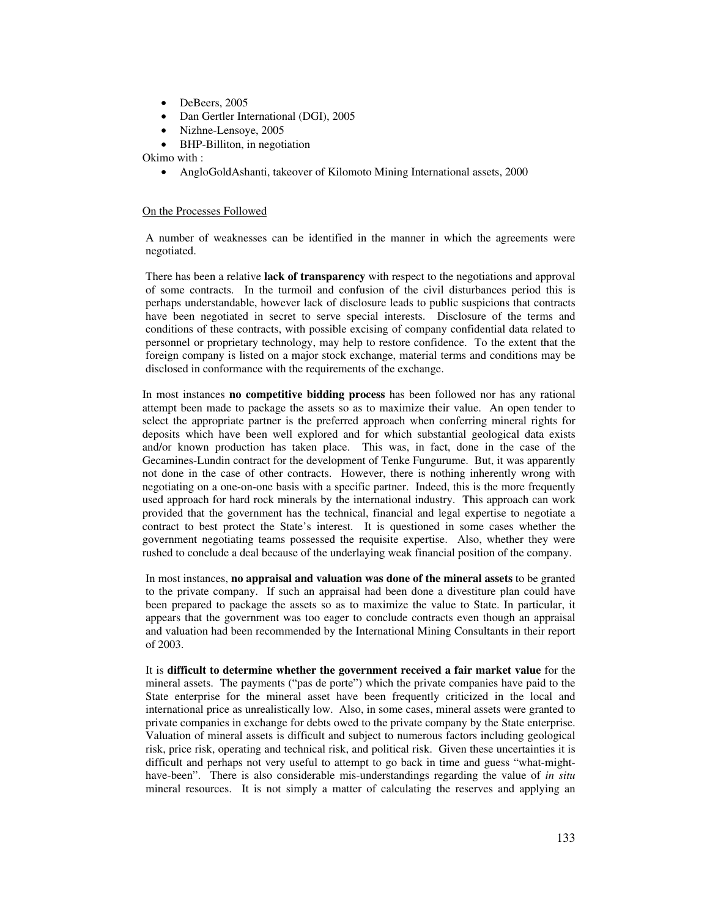- DeBeers, 2005
- Dan Gertler International (DGI), 2005
- Nizhne-Lensoye, 2005
- BHP-Billiton, in negotiation

Okimo with :

- AngloGoldAshanti, takeover of Kilomoto Mining International assets, 2000

<u>On the Processes Followed</u>

A number of weaknesses can be identified in the manner in which the agreements were negotiated.

There has been a relative **lack of transparency** with respect to the negotiations and approval of some contracts. In the turmoil and confusion of the civil disturbances period this is perhaps understandable, however lack of disclosure leads to public suspicions that contracts have been negotiated in secret to serve special interests. Disclosure of the terms and conditions of these contracts, with possible excising of company confidential data related to personnel or proprietary technology, may help to restore confidence. To the extent that the foreign company is listed on a major stock exchange, material terms and conditions may be disclosed in conformance with the requirements of the exchange.

In most instances **no competitive bidding process** has been followed nor has any rational attempt been made to package the assets so as to maximize their value. An open tender to select the appropriate partner is the preferred approach when conferring mineral rights for deposits which have been well explored and for which substantial geological data exists and/or known production has taken place. This was, in fact, done in the case of the Gecamines-Lundin contract for the development of Tenke Fungurume. But, it was apparently not done in the case of other contracts. However, there is nothing inherently wrong with negotiating on a one-on-one basis with a specific partner. Indeed, this is the more frequently used approach for hard rock minerals by the international industry. This approach can work provided that the government has the technical, financial and legal expertise to negotiate a contract to best protect the State's interest. It is questioned in some cases whether the government negotiating teams possessed the requisite expertise. Also, whether they were rushed to conclude a deal because of the underlaying weak financial position of the company.

In most instances, **no appraisal and valuation was done of the mineral assets** to be granted to the private company. If such an appraisal had been done a divestiture plan could have been prepared to package the assets so as to maximize the value to State. In particular, it appears that the government was too eager to conclude contracts even though an appraisal and valuation had been recommended by the International Mining Consultants in their report of 2003.

It is **difficult to determine whether the government received a fair market value** for the mineral assets. The payments ("pas de porte") which the private companies have paid to the State enterprise for the mineral asset have been frequently criticized in the local and international price as unrealistically low. Also, in some cases, mineral assets were granted to private companies in exchange for debts owed to the private company by the State enterprise. Valuation of mineral assets is difficult and subject to numerous factors including geological risk, price risk, operating and technical risk, and political risk. Given these uncertainties it is difficult and perhaps not very useful to attempt to go back in time and guess "what-might-have-been". There is also considerable mis-understandings regarding the value of *in situ* mineral resources. It is not simply a matter of calculating the reserves and applying an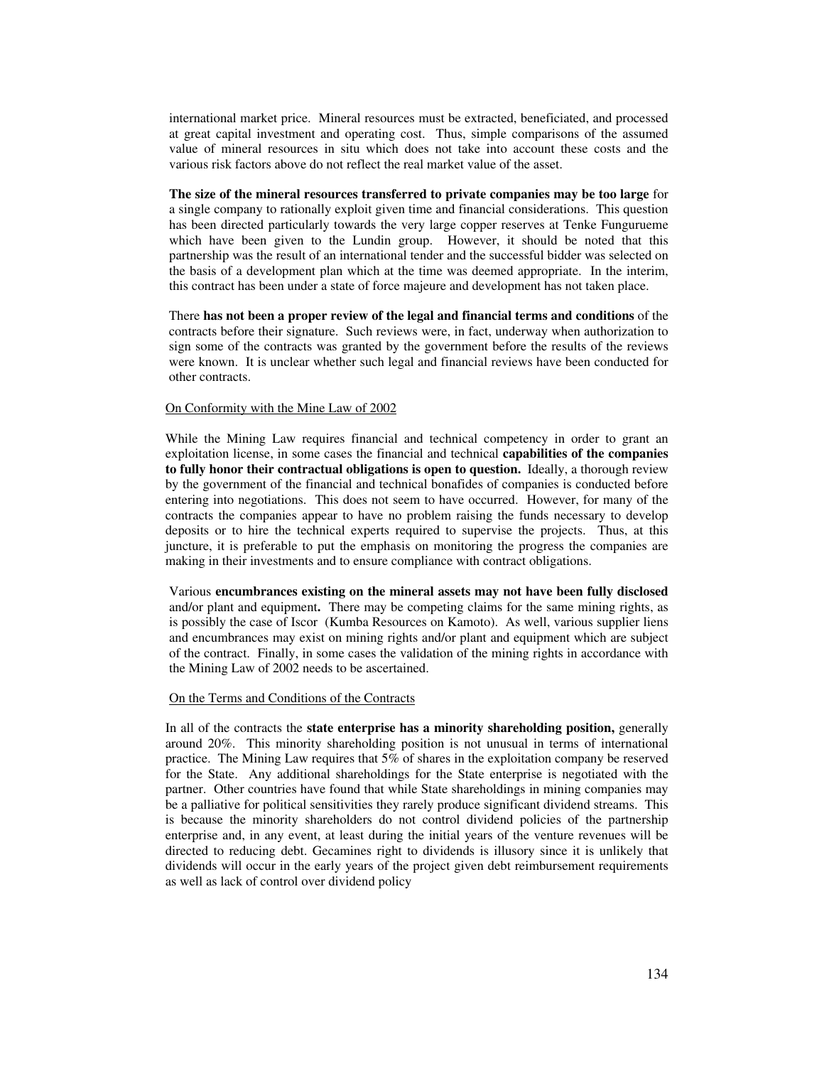international market price. Mineral resources must be extracted, beneficiated, and processed at great capital investment and operating cost. Thus, simple comparisons of the assumed value of mineral resources in situ which does not take into account these costs and the various risk factors above do not reflect the real market value of the asset.

**The size of the mineral resources transferred to private companies may be too large** for a single company to rationally exploit given time and financial considerations. This question has been directed particularly towards the very large copper reserves at Tenke Fungurueme which have been given to the Lundin group. However, it should be noted that this partnership was the result of an international tender and the successful bidder was selected on the basis of a development plan which at the time was deemed appropriate. In the interim, this contract has been under a state of force majeure and development has not taken place.

There **has not been a proper review of the legal and financial terms and conditions** of the contracts before their signature. Such reviews were, in fact, underway when authorization to sign some of the contracts was granted by the government before the results of the reviews were known. It is unclear whether such legal and financial reviews have been conducted for other contracts.

On Conformity with the Mine Law of 2002

While the Mining Law requires financial and technical competency in order to grant an exploitation license, in some cases the financial and technical **capabilities of the companies to fully honor their contractual obligations is open to question.** Ideally, a thorough review by the government of the financial and technical bonafides of companies is conducted before entering into negotiations. This does not seem to have occurred. However, for many of the contracts the companies appear to have no problem raising the funds necessary to develop deposits or to hire the technical experts required to supervise the projects. Thus, at this juncture, it is preferable to put the emphasis on monitoring the progress the companies are making in their investments and to ensure compliance with contract obligations.

Various **encumbrances existing on the mineral assets may not have been fully disclosed** and/or plant and equipment**.** There may be competing claims for the same mining rights, as is possibly the case of Iscor (Kumba Resources on Kamoto). As well, various supplier liens and encumbrances may exist on mining rights and/or plant and equipment which are subject of the contract. Finally, in some cases the validation of the mining rights in accordance with the Mining Law of 2002 needs to be ascertained.

On the Terms and Conditions of the Contracts

In all of the contracts the **state enterprise has a minority shareholding position,** generally around 20%. This minority shareholding position is not unusual in terms of international practice. The Mining Law requires that 5% of shares in the exploitation company be reserved for the State. Any additional shareholdings for the State enterprise is negotiated with the partner. Other countries have found that while State shareholdings in mining companies may be a palliative for political sensitivities they rarely produce significant dividend streams. This is because the minority shareholders do not control dividend policies of the partnership enterprise and, in any event, at least during the initial years of the venture revenues will be directed to reducing debt. Gecamines right to dividends is illusory since it is unlikely that dividends will occur in the early years of the project given debt reimbursement requirements as well as lack of control over dividend policy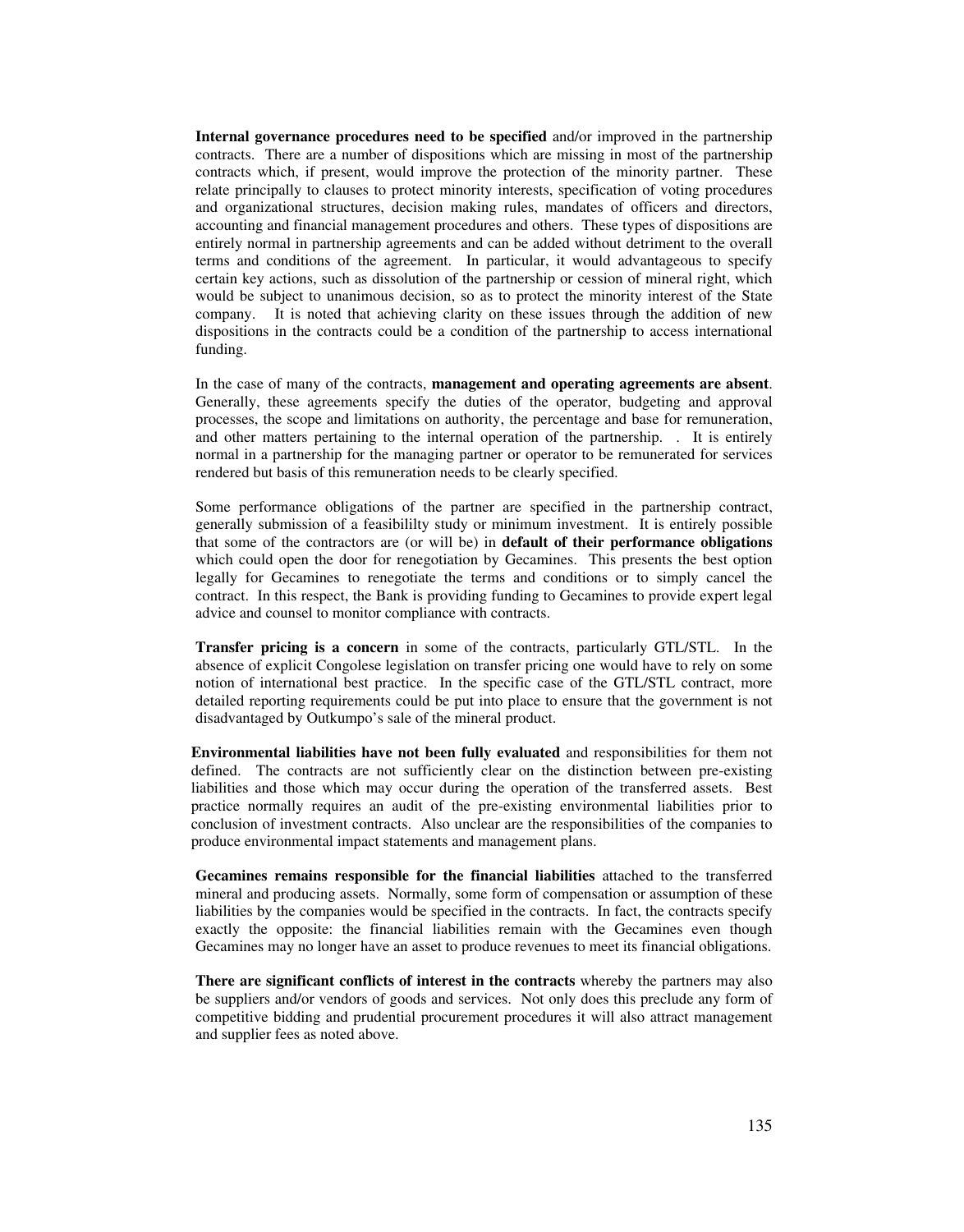**Internal governance procedures need to be specified** and/or improved in the partnership contracts. There are a number of dispositions which are missing in most of the partnership contracts which, if present, would improve the protection of the minority partner. These relate principally to clauses to protect minority interests, specification of voting procedures and organizational structures, decision making rules, mandates of officers and directors, accounting and financial management procedures and others. These types of dispositions are entirely normal in partnership agreements and can be added without detriment to the overall terms and conditions of the agreement. In particular, it would advantageous to specify certain key actions, such as dissolution of the partnership or cession of mineral right, which would be subject to unanimous decision, so as to protect the minority interest of the State company. It is noted that achieving clarity on these issues through the addition of new dispositions in the contracts could be a condition of the partnership to access international funding.

In the case of many of the contracts, **management and operating agreements are absent**. Generally, these agreements specify the duties of the operator, budgeting and approval processes, the scope and limitations on authority, the percentage and base for remuneration, and other matters pertaining to the internal operation of the partnership. . It is entirely normal in a partnership for the managing partner or operator to be remunerated for services rendered but basis of this remuneration needs to be clearly specified.

Some performance obligations of the partner are specified in the partnership contract, generally submission of a feasibililty study or minimum investment. It is entirely possible that some of the contractors are (or will be) in **default of their performance obligations** which could open the door for renegotiation by Gecamines. This presents the best option legally for Gecamines to renegotiate the terms and conditions or to simply cancel the contract. In this respect, the Bank is providing funding to Gecamines to provide expert legal advice and counsel to monitor compliance with contracts.

**Transfer pricing is a concern** in some of the contracts, particularly GTL/STL. In the absence of explicit Congolese legislation on transfer pricing one would have to rely on some notion of international best practice. In the specific case of the GTL/STL contract, more detailed reporting requirements could be put into place to ensure that the government is not disadvantaged by Outkumpo's sale of the mineral product.

**Environmental liabilities have not been fully evaluated** and responsibilities for them not defined. The contracts are not sufficiently clear on the distinction between pre-existing liabilities and those which may occur during the operation of the transferred assets. Best practice normally requires an audit of the pre-existing environmental liabilities prior to conclusion of investment contracts. Also unclear are the responsibilities of the companies to produce environmental impact statements and management plans.

**Gecamines remains responsible for the financial liabilities** attached to the transferred mineral and producing assets. Normally, some form of compensation or assumption of these liabilities by the companies would be specified in the contracts. In fact, the contracts specify exactly the opposite: the financial liabilities remain with the Gecamines even though Gecamines may no longer have an asset to produce revenues to meet its financial obligations.

**There are significant conflicts of interest in the contracts** whereby the partners may also be suppliers and/or vendors of goods and services. Not only does this preclude any form of competitive bidding and prudential procurement procedures it will also attract management and supplier fees as noted above.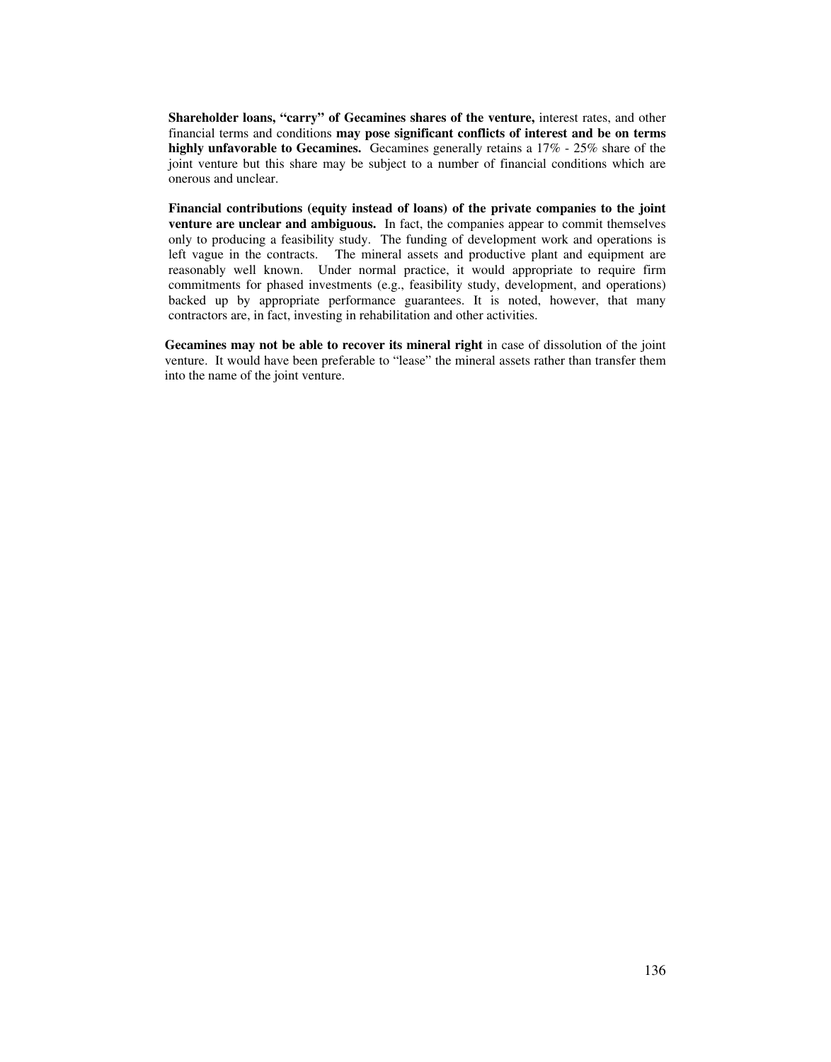**Shareholder loans, "carry" of Gecamines shares of the venture,** interest rates, and other financial terms and conditions **may pose significant conflicts of interest and be on terms highly unfavorable to Gecamines.** Gecamines generally retains a 17% - 25% share of the joint venture but this share may be subject to a number of financial conditions which are onerous and unclear.

**Financial contributions (equity instead of loans) of the private companies to the joint venture are unclear and ambiguous.** In fact, the companies appear to commit themselves only to producing a feasibility study. The funding of development work and operations is left vague in the contracts. The mineral assets and productive plant and equipment are reasonably well known. Under normal practice, it would appropriate to require firm commitments for phased investments (e.g., feasibility study, development, and operations) backed up by appropriate performance guarantees. It is noted, however, that many contractors are, in fact, investing in rehabilitation and other activities.

**Gecamines may not be able to recover its mineral right** in case of dissolution of the joint venture. It would have been preferable to "lease" the mineral assets rather than transfer them into the name of the joint venture.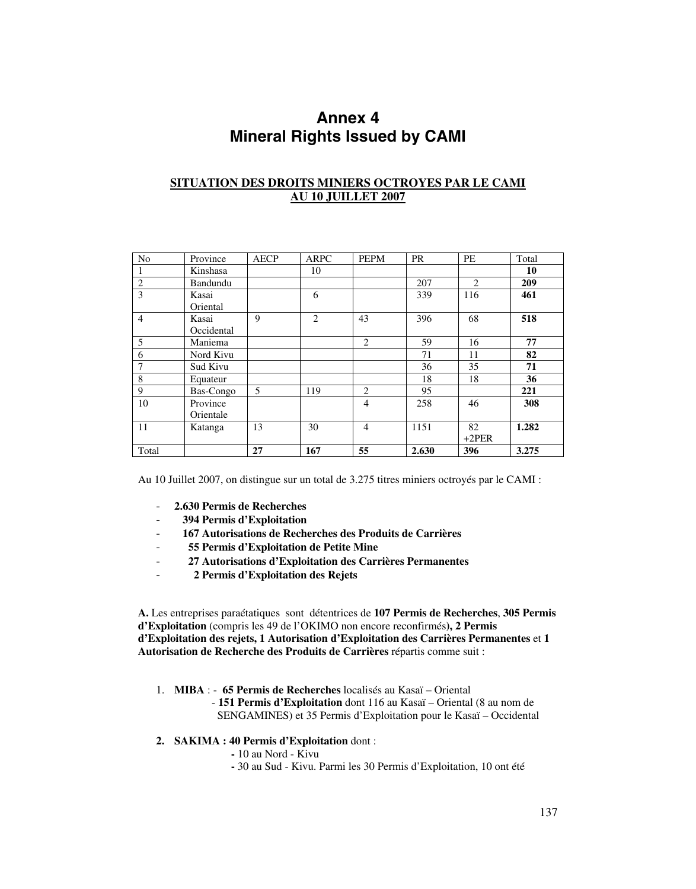# Annex 4
# Mineral Rights Issued by CAMI

**SITUATION DES DROITS MINIERS OCTROYES PAR LE CAMI AU 10 JUILLET 2007**

| No | Province | AECP | ARPC | PEPM | PR | PE | Total |
|---|---|---|---|---|---|---|---|
| 1 | Kinshasa | | 10 | | | | **10** |
| 2 | Bandundu | | | | 207 | 2 | **209** |
| 3 | Kasai Oriental | | 6 | | 339 | 116 | **461** |
| 4 | Kasai Occidental | 9 | 2 | 43 | 396 | 68 | **518** |
| 5 | Maniema | | | 2 | 59 | 16 | **77** |
| 6 | Nord Kivu | | | | 71 | 11 | **82** |
| 7 | Sud Kivu | | | | 36 | 35 | **71** |
| 8 | Equateur | | | | 18 | 18 | **36** |
| 9 | Bas-Congo | 5 | 119 | 2 | 95 | | **221** |
| 10 | Province Orientale | | | 4 | 258 | 46 | **308** |
| 11 | Katanga | 13 | 30 | 4 | 1151 | 82 +2PER | **1.282** |
| Total | | **27** | **167** | **55** | **2.630** | **396** | **3.275** |

Au 10 Juillet 2007, on distingue sur un total de 3.275 titres miniers octroyés par le CAMI :

- **2.630 Permis de Recherches**
- **394 Permis d'Exploitation**
- **167 Autorisations de Recherches des Produits de Carrières**
- **55 Permis d'Exploitation de Petite Mine**
- **27 Autorisations d'Exploitation des Carrières Permanentes**
- **2 Permis d'Exploitation des Rejets**

**A.** Les entreprises paraétatiques sont détentrices de **107 Permis de Recherches**, **305 Permis d'Exploitation** (compris les 49 de l'OKIMO non encore reconfirmés)**, 2 Permis d'Exploitation des rejets, 1 Autorisation d'Exploitation des Carrières Permanentes** et **1 Autorisation de Recherche des Produits de Carrières** répartis comme suit :

1. **MIBA** : - **65 Permis de Recherches** localisés au Kasaï – Oriental
   - **151 Permis d'Exploitation** dont 116 au Kasaï – Oriental (8 au nom de SENGAMINES) et 35 Permis d'Exploitation pour le Kasaï – Occidental

2. **SAKIMA : 40 Permis d'Exploitation** dont :
   - 10 au Nord - Kivu
   - 30 au Sud - Kivu. Parmi les 30 Permis d'Exploitation, 10 ont été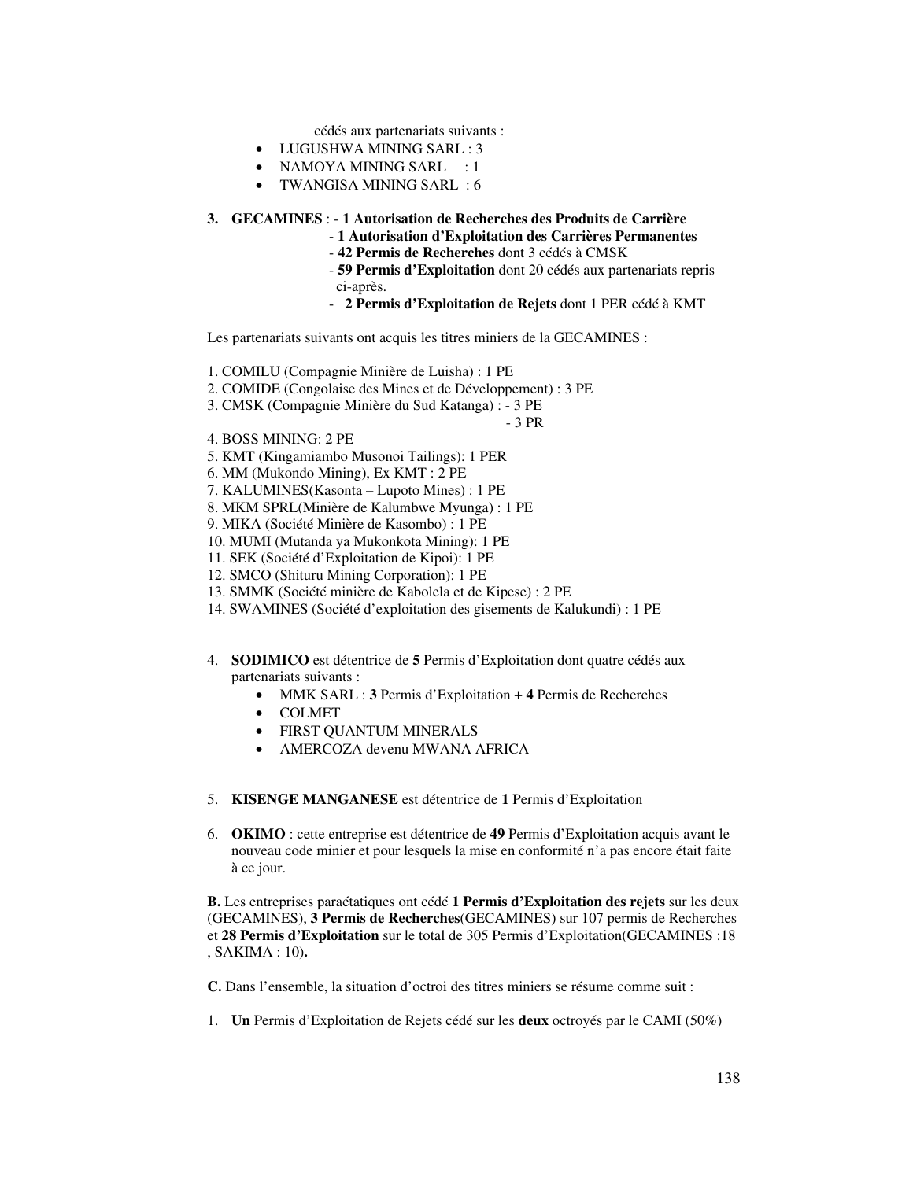cédés aux partenariats suivants :

- LUGUSHWA MINING SARL : 3
- NAMOYA MINING SARL : 1
- TWANGISA MINING SARL : 6

3. **GECAMINES** : - **1 Autorisation de Recherches des Produits de Carrière**
   - **1 Autorisation d'Exploitation des Carrières Permanentes**
   - **42 Permis de Recherches** dont 3 cédés à CMSK
   - **59 Permis d'Exploitation** dont 20 cédés aux partenariats repris ci-après.
   - **2 Permis d'Exploitation de Rejets** dont 1 PER cédé à KMT

Les partenariats suivants ont acquis les titres miniers de la GECAMINES :

1. COMILU (Compagnie Minière de Luisha) : 1 PE
2. COMIDE (Congolaise des Mines et de Développement) : 3 PE
3. CMSK (Compagnie Minière du Sud Katanga) : - 3 PE
   - 3 PR
4. BOSS MINING: 2 PE
5. KMT (Kingamiambo Musonoi Tailings): 1 PER
6. MM (Mukondo Mining), Ex KMT : 2 PE
7. KALUMINES(Kasonta – Lupoto Mines) : 1 PE
8. MKM SPRL(Minière de Kalumbwe Myunga) : 1 PE
9. MIKA (Société Minière de Kasombo) : 1 PE
10. MUMI (Mutanda ya Mukonkota Mining): 1 PE
11. SEK (Société d'Exploitation de Kipoi): 1 PE
12. SMCO (Shituru Mining Corporation): 1 PE
13. SMMK (Société minière de Kabolela et de Kipese) : 2 PE
14. SWAMINES (Société d'exploitation des gisements de Kalukundi) : 1 PE

4. **SODIMICO** est détentrice de **5** Permis d'Exploitation dont quatre cédés aux partenariats suivants :
   - MMK SARL : **3** Permis d'Exploitation + **4** Permis de Recherches
   - COLMET
   - FIRST QUANTUM MINERALS
   - AMERCOZA devenu MWANA AFRICA

5. **KISENGE MANGANESE** est détentrice de **1** Permis d'Exploitation

6. **OKIMO** : cette entreprise est détentrice de **49** Permis d'Exploitation acquis avant le nouveau code minier et pour lesquels la mise en conformité n'a pas encore était faite à ce jour.

**B.** Les entreprises paraétatiques ont cédé **1 Permis d'Exploitation des rejets** sur les deux (GECAMINES), **3 Permis de Recherches**(GECAMINES) sur 107 permis de Recherches et **28 Permis d'Exploitation** sur le total de 305 Permis d'Exploitation(GECAMINES :18 , SAKIMA : 10)**.**

**C.** Dans l'ensemble, la situation d'octroi des titres miniers se résume comme suit :

1. **Un** Permis d'Exploitation de Rejets cédé sur les **deux** octroyés par le CAMI (50%)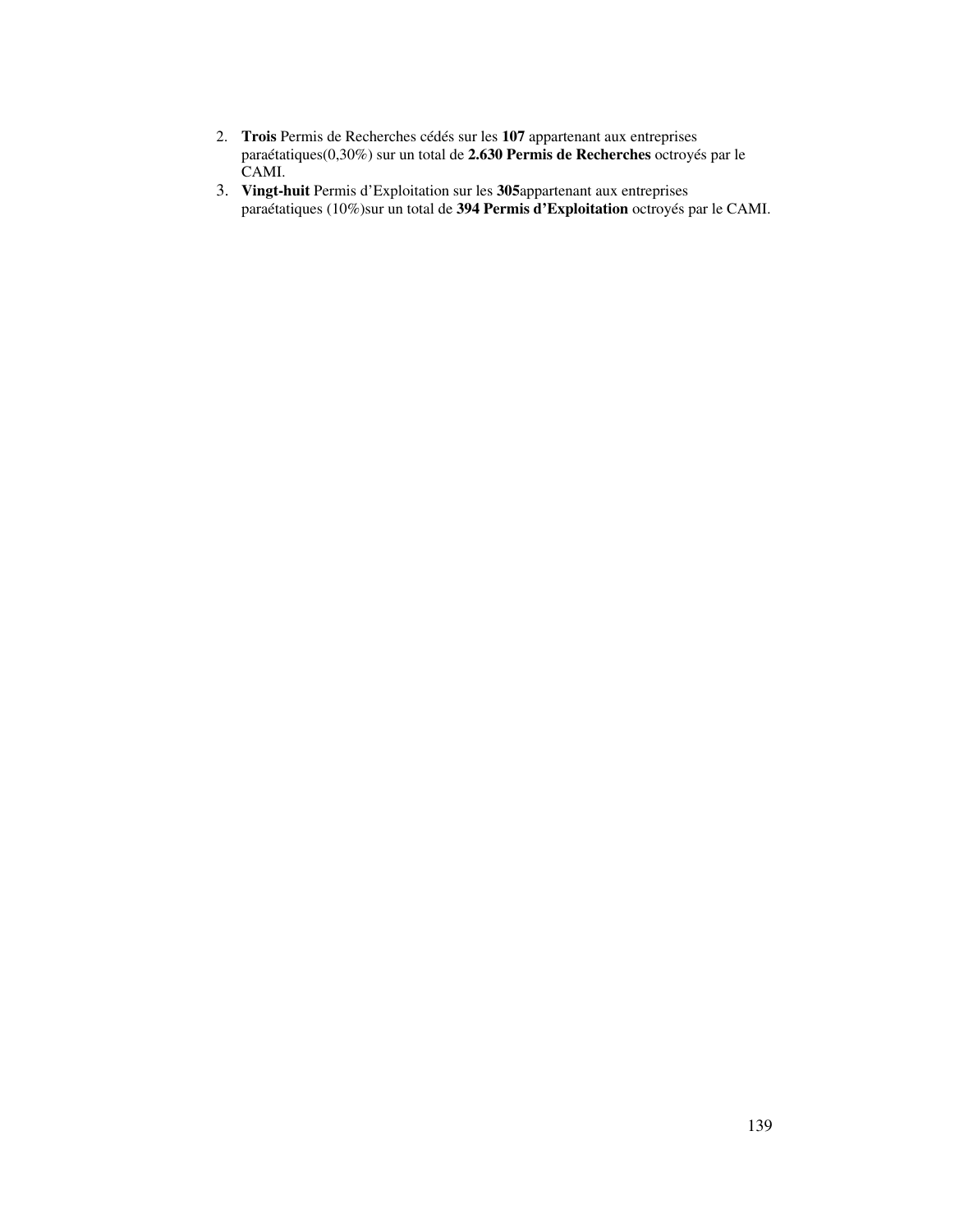2. **Trois** Permis de Recherches cédés sur les **107** appartenant aux entreprises paraétatiques(0,30%) sur un total de **2.630 Permis de Recherches** octroyés par le CAMI.
3. **Vingt-huit** Permis d'Exploitation sur les **305**appartenant aux entreprises paraétatiques (10%)sur un total de **394 Permis d'Exploitation** octroyés par le CAMI.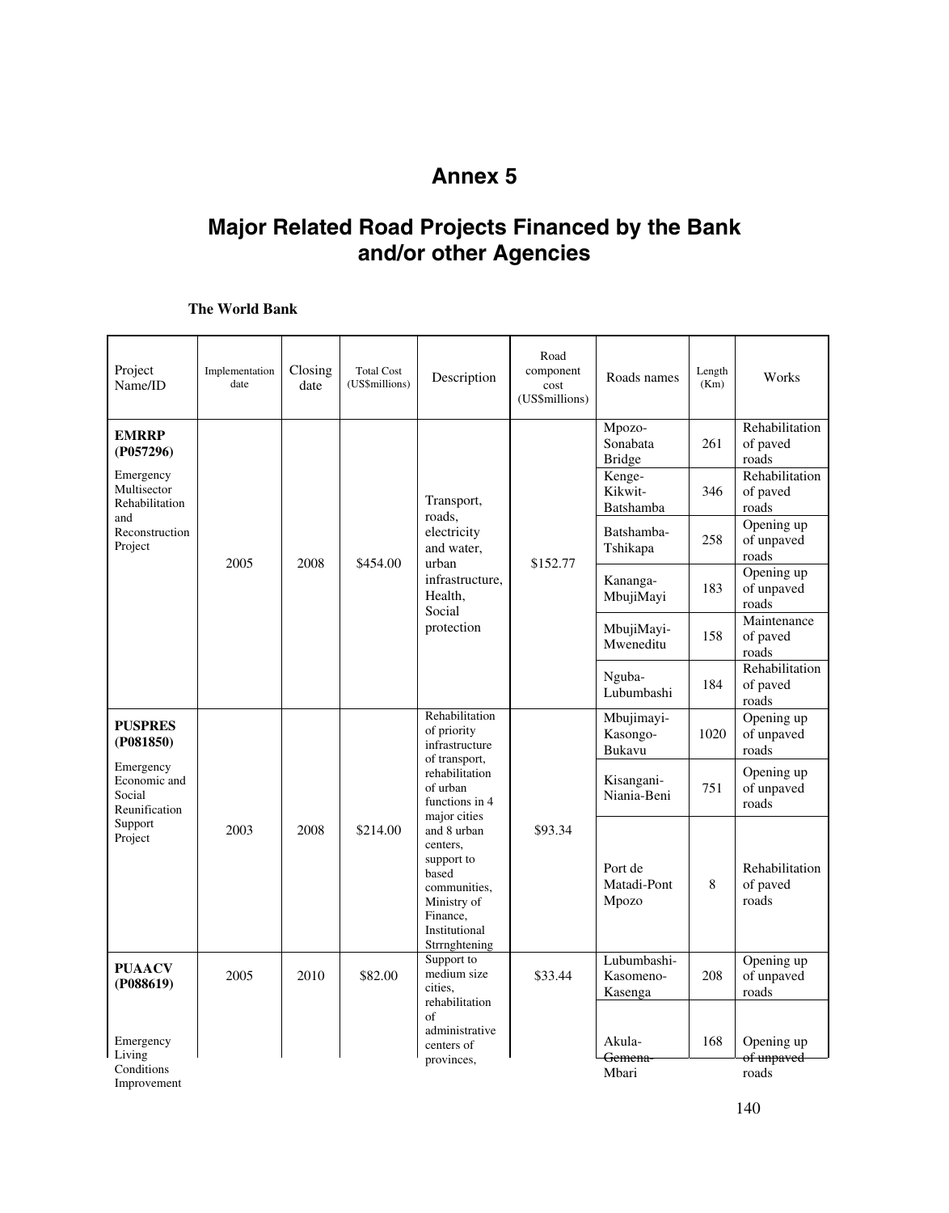# Annex 5

# Major Related Road Projects Financed by the Bank and/or other Agencies

**The World Bank**

| Project Name/ID | Implementation date | Closing date | Total Cost (US$millions) | Description | Road component cost (US$millions) | Roads names | Length (Km) | Works |
|---|---|---|---|---|---|---|---|---|
| **EMRRP (P057296)** Emergency Multisector Rehabilitation and Reconstruction Project | 2005 | 2008 | $454.00 | Transport, roads, electricity and water, urban infrastructure, Health, Social protection | $152.77 | Mpozo-Sonabata Bridge | 261 | Rehabilitation of paved roads |
| | | | | | | Kenge-Kikwit-Batshamba | 346 | Rehabilitation of paved roads |
| | | | | | | Batshamba-Tshikapa | 258 | Opening up of unpaved roads |
| | | | | | | Kananga-MbujiMayi | 183 | Opening up of unpaved roads |
| | | | | | | MbujiMayi-Mweneditu | 158 | Maintenance of paved roads |
| | | | | | | Nguba-Lubumbashi | 184 | Rehabilitation of paved roads |
| **PUSPRES (P081850)** Emergency Economic and Social Reunification Support Project | 2003 | 2008 | $214.00 | Rehabilitation of priority infrastructure of transport, rehabilitation of urban functions in 4 major cities and 8 urban centers, support to based communities, Ministry of Finance, Institutional Strrnghtening | $93.34 | Mbujimayi-Kasongo-Bukavu | 1020 | Opening up of unpaved roads |
| | | | | | | Kisangani-Niania-Beni | 751 | Opening up of unpaved roads |
| | | | | | | Port de Matadi-Pont Mpozo | 8 | Rehabilitation of paved roads |
| **PUAACV (P088619)** Emergency Living Conditions Improvement | 2005 | 2010 | $82.00 | Support to medium size cities, rehabilitation of administrative centers of provinces, | $33.44 | Lubumbashi-Kasomeno-Kasenga | 208 | Opening up of unpaved roads |
| | | | | | | Akula-Gemena-Mbari | 168 | Opening up of unpaved roads |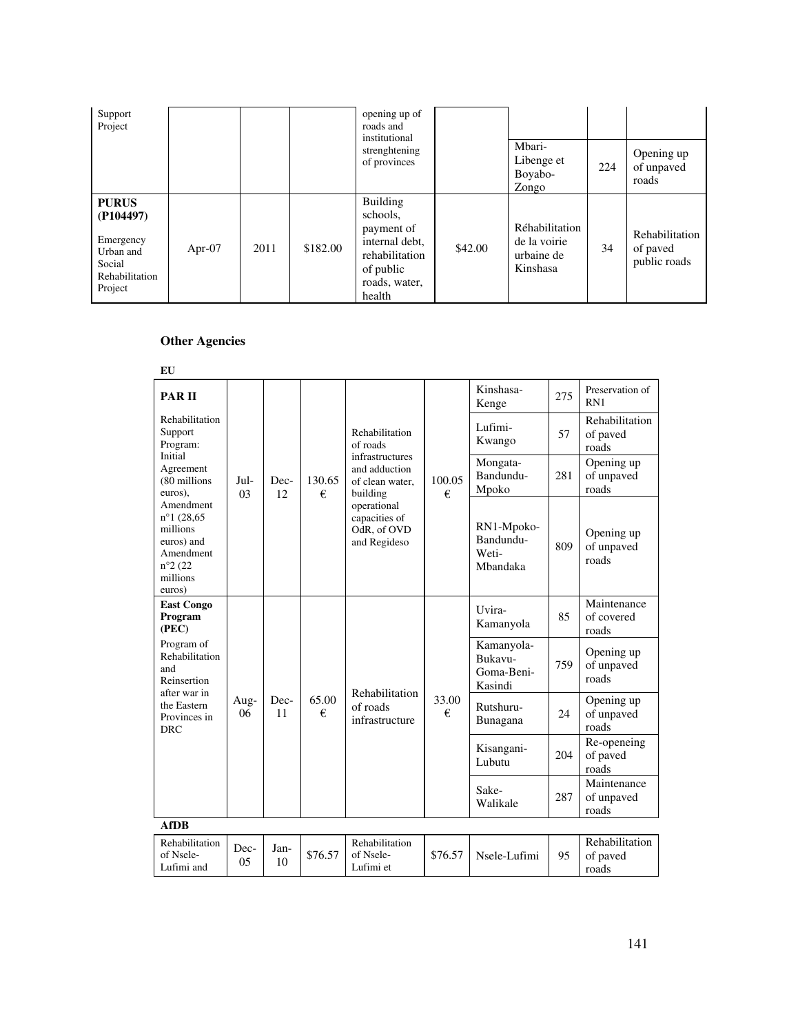| Support Project | | | | opening up of roads and institutional strenghtening of provinces | | | | |
|---|---|---|---|---|---|---|---|---|
| | | | | | | Mbari-Libenge et Boyabo-Zongo | 224 | Opening up of unpaved roads |
| **PURUS (P104497)** Emergency Urban and Social Rehabilitation Project | Apr-07 | 2011 | $182.00 | Building schools, payment of internal debt, rehabilitation of public roads, water, health | $42.00 | Réhabilitation de la voirie urbaine de Kinshasa | 34 | Rehabilitation of paved public roads |

### Other Agencies

**EU**

| | | | | | | | | |
|---|---|---|---|---|---|---|---|---|
| **PAR II** Rehabilitation Support Program: Initial Agreement (80 millions euros), Amendment n°1 (28,65 millions euros) and Amendment n°2 (22 millions euros) | Jul-03 | Dec-12 | 130.65 € | Rehabilitation of roads infrastructures and adduction of clean water, building operational capacities of OdR, of OVD and Regideso | 100.05 € | Kinshasa-Kenge | 275 | Preservation of RN1 |
| | | | | | | Lufimi-Kwango | 57 | Rehabilitation of paved roads |
| | | | | | | Mongata-Bandundu-Mpoko | 281 | Opening up of unpaved roads |
| | | | | | | RN1-Mpoko-Bandundu-Weti-Mbandaka | 809 | Opening up of unpaved roads |
| **East Congo Program (PEC)** Program of Rehabilitation and Reinsertion after war in the Eastern Provinces in DRC | Aug-06 | Dec-11 | 65.00 € | Rehabilitation of roads infrastructure | 33.00 € | Uvira-Kamanyola | 85 | Maintenance of covered roads |
| | | | | | | Kamanyola-Bukavu-Goma-Beni-Kasindi | 759 | Opening up of unpaved roads |
| | | | | | | Rutshuru-Bunagana | 24 | Opening up of unpaved roads |
| | | | | | | Kisangani-Lubutu | 204 | Re-openeing of paved roads |
| | | | | | | Sake-Walikale | 287 | Maintenance of unpaved roads |

**AfDB**

| | | | | | | | | |
|---|---|---|---|---|---|---|---|---|
| Rehabilitation of Nsele-Lufimi and | Dec-05 | Jan-10 | $76.57 | Rehabilitation of Nsele-Lufimi et | $76.57 | Nsele-Lufimi | 95 | Rehabilitation of paved roads |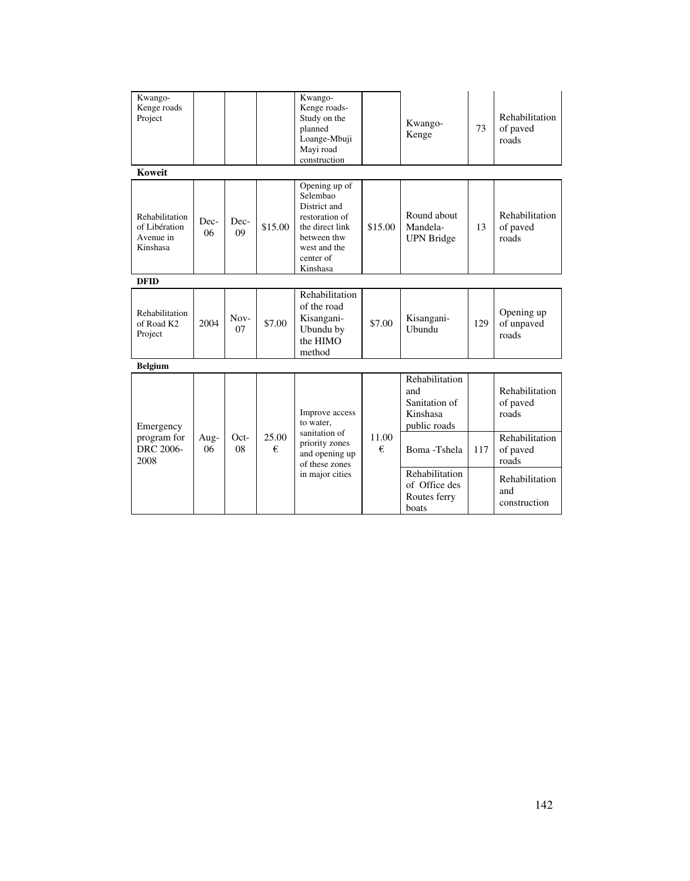| | | | | | | | | |
|---|---|---|---|---|---|---|---|---|
| Kwango-Kenge roads Project | | | | Kwango-Kenge roads-Study on the planned Loange-Mbuji Mayi road construction | | Kwango-Kenge | 73 | Rehabilitation of paved roads |
| **Koweit** | | | | | | | | |
| Rehabilitation of Libération Avenue in Kinshasa | Dec-06 | Dec-09 | $15.00 | Opening up of Selembao District and restoration of the direct link between thw west and the center of Kinshasa | $15.00 | Round about Mandela-UPN Bridge | 13 | Rehabilitation of paved roads |
| **DFID** | | | | | | | | |
| Rehabilitation of Road K2 Project | 2004 | Nov-07 | $7.00 | Rehabilitation of the road Kisangani-Ubundu by the HIMO method | $7.00 | Kisangani-Ubundu | 129 | Opening up of unpaved roads |
| **Belgium** | | | | | | | | |
| Emergency program for DRC 2006-2008 | Aug-06 | Oct-08 | 25.00 € | Improve access to water, sanitation of priority zones and opening up of these zones in major cities | 11.00 € | Rehabilitation and Sanitation of Kinshasa public roads | | Rehabilitation of paved roads |
| | | | | | | Boma -Tshela | 117 | Rehabilitation of paved roads |
| | | | | | | Rehabilitation of Office des Routes ferry boats | | Rehabilitation and construction |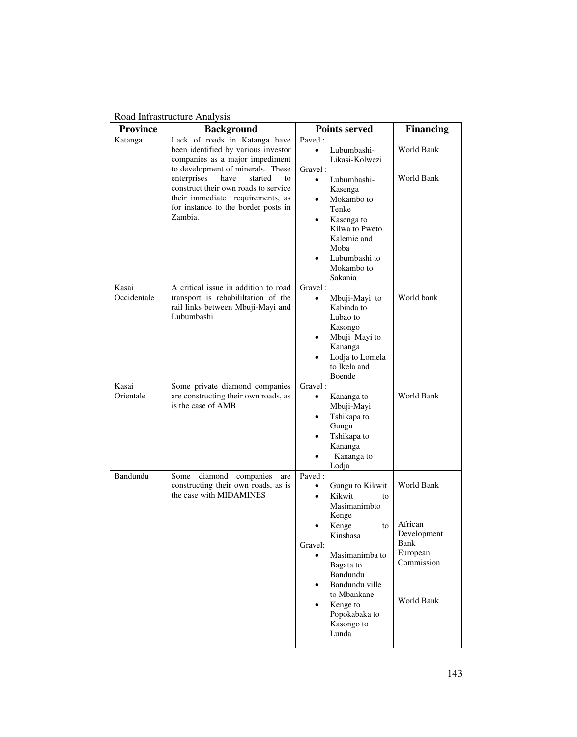Road Infrastructure Analysis

| Province | Background | Points served | Financing |
|---|---|---|---|
| Katanga | Lack of roads in Katanga have been identified by various investor companies as a major impediment to development of minerals. These enterprises have started to construct their own roads to service their immediate requirements, as for instance to the border posts in Zambia. | Paved :<br>• Lubumbashi-Likasi-Kolwezi<br>Gravel :<br>• Lubumbashi-Kasenga<br>• Mokambo to Tenke<br>• Kasenga to Kilwa to Pweto Kalemie and Moba<br>• Lubumbashi to Mokambo to Sakania | World Bank<br><br>World Bank |
| Kasai Occidentale | A critical issue in addition to road transport is rehabililtation of the rail links between Mbuji-Mayi and Lubumbashi | Gravel :<br>• Mbuji-Mayi to Kabinda to Lubao to Kasongo<br>• Mbuji Mayi to Kananga<br>• Lodja to Lomela to Ikela and Boende | World bank |
| Kasai Orientale | Some private diamond companies are constructing their own roads, as is the case of AMB | Gravel :<br>• Kananga to Mbuji-Mayi<br>• Tshikapa to Gungu<br>• Tshikapa to Kananga<br>• Kananga to Lodja | World Bank |
| Bandundu | Some diamond companies are constructing their own roads, as is the case with MIDAMINES | Paved :<br>• Gungu to Kikwit<br>• Kikwit to Masimanimbto Kenge<br>• Kenge to Kinshasa<br>Gravel:<br>• Masimanimba to Bagata to Bandundu<br>• Bandundu ville to Mbankane<br>• Kenge to Popokabaka to Kasongo to Lunda | World Bank<br><br>African Development Bank<br>European Commission<br><br>World Bank |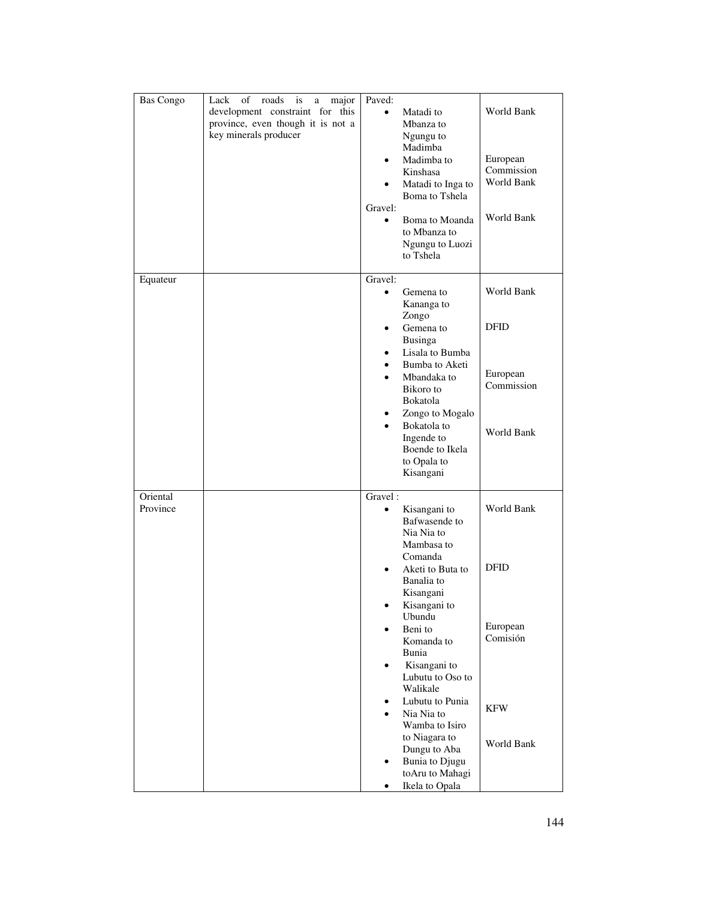| | | | |
|---|---|---|---|
| Bas Congo | Lack of roads is a major development constraint for this province, even though it is not a key minerals producer | Paved:<br>• Matadi to Mbanza to Ngungu to Madimba<br>• Madimba to Kinshasa<br>• Matadi to Inga to Boma to Tshela<br>Gravel:<br>• Boma to Moanda to Mbanza to Ngungu to Luozi to Tshela | World Bank<br><br>European Commission<br>World Bank<br><br>World Bank |
| Equateur | | Gravel:<br>• Gemena to Kananga to Zongo<br>• Gemena to Businga<br>• Lisala to Bumba<br>• Bumba to Aketi<br>• Mbandaka to Bikoro to Bokatola<br>• Zongo to Mogalo<br>• Bokatola to Ingende to Boende to Ikela to Opala to Kisangani | World Bank<br><br>DFID<br><br>European Commission<br><br>World Bank |
| Oriental Province | | Gravel :<br>• Kisangani to Bafwasende to Nia Nia to Mambasa to Comanda<br>• Aketi to Buta to Banalia to Kisangani<br>• Kisangani to Ubundu<br>• Beni to Komanda to Bunia<br>• Kisangani to Lubutu to Oso to Walikale<br>• Lubutu to Punia<br>• Nia Nia to Wamba to Isiro to Niagara to Dungu to Aba<br>• Bunia to Djugu toAru to Mahagi<br>• Ikela to Opala | World Bank<br><br>DFID<br><br>European Comisión<br><br>KFW<br><br>World Bank |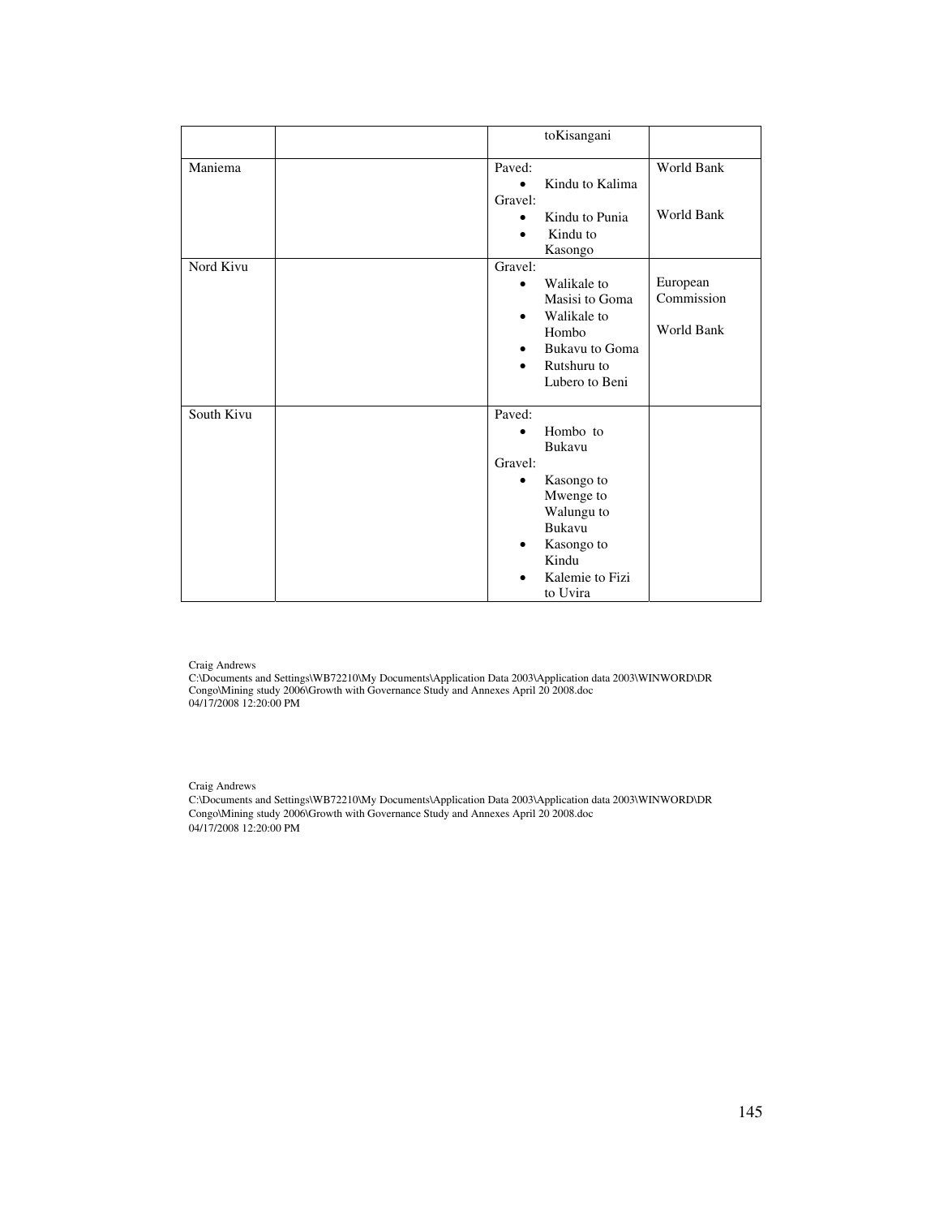| | | | |
|---|---|---|---|
| | | toKisangani | |
| Maniema | | Paved:<br>• Kindu to Kalima<br>Gravel:<br>• Kindu to Punia<br>• Kindu to Kasongo | World Bank<br><br>World Bank |
| Nord Kivu | | Gravel:<br>• Walikale to Masisi to Goma<br>• Walikale to Hombo<br>• Bukavu to Goma<br>• Rutshuru to Lubero to Beni | European Commission<br><br>World Bank |
| South Kivu | | Paved:<br>• Hombo to Bukavu<br>Gravel:<br>• Kasongo to Mwenge to Walungu to Bukavu<br>• Kasongo to Kindu<br>• Kalemie to Fizi to Uvira | |

Craig Andrews
C:\Documents and Settings\WB72210\My Documents\Application Data 2003\Application data 2003\WINWORD\DR Congo\Mining study 2006\Growth with Governance Study and Annexes April 20 2008.doc
04/17/2008 12:20:00 PM

Craig Andrews
C:\Documents and Settings\WB72210\My Documents\Application Data 2003\Application data 2003\WINWORD\DR Congo\Mining study 2006\Growth with Governance Study and Annexes April 20 2008.doc
04/17/2008 12:20:00 PM